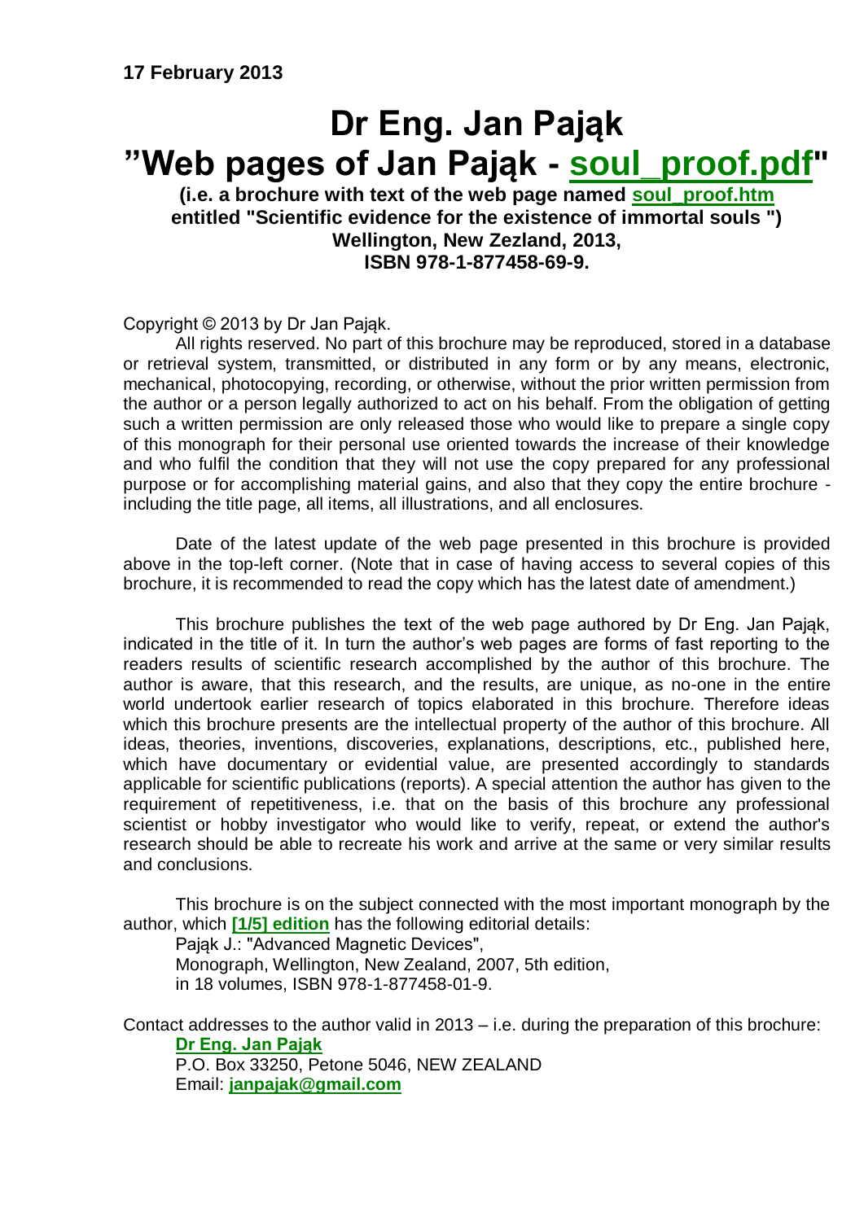**17 February 2013**

# Dr Eng. Jan Pająk
# "Web pages of Jan Pająk - soul_proof.pdf"

**(i.e. a brochure with text of the web page named soul_proof.htm entitled "Scientific evidence for the existence of immortal souls ") Wellington, New Zezland, 2013, ISBN 978-1-877458-69-9.**

Copyright © 2013 by Dr Jan Pająk.

All rights reserved. No part of this brochure may be reproduced, stored in a database or retrieval system, transmitted, or distributed in any form or by any means, electronic, mechanical, photocopying, recording, or otherwise, without the prior written permission from the author or a person legally authorized to act on his behalf. From the obligation of getting such a written permission are only released those who would like to prepare a single copy of this monograph for their personal use oriented towards the increase of their knowledge and who fulfil the condition that they will not use the copy prepared for any professional purpose or for accomplishing material gains, and also that they copy the entire brochure - including the title page, all items, all illustrations, and all enclosures.

Date of the latest update of the web page presented in this brochure is provided above in the top-left corner. (Note that in case of having access to several copies of this brochure, it is recommended to read the copy which has the latest date of amendment.)

This brochure publishes the text of the web page authored by Dr Eng. Jan Pająk, indicated in the title of it. In turn the author's web pages are forms of fast reporting to the readers results of scientific research accomplished by the author of this brochure. The author is aware, that this research, and the results, are unique, as no-one in the entire world undertook earlier research of topics elaborated in this brochure. Therefore ideas which this brochure presents are the intellectual property of the author of this brochure. All ideas, theories, inventions, discoveries, explanations, descriptions, etc., published here, which have documentary or evidential value, are presented accordingly to standards applicable for scientific publications (reports). A special attention the author has given to the requirement of repetitiveness, i.e. that on the basis of this brochure any professional scientist or hobby investigator who would like to verify, repeat, or extend the author's research should be able to recreate his work and arrive at the same or very similar results and conclusions.

This brochure is on the subject connected with the most important monograph by the author, which **[1/5] edition** has the following editorial details:

Pająk J.: "Advanced Magnetic Devices",
Monograph, Wellington, New Zealand, 2007, 5th edition,
in 18 volumes, ISBN 978-1-877458-01-9.

Contact addresses to the author valid in 2013 – i.e. during the preparation of this brochure:

**Dr Eng. Jan Pająk**
P.O. Box 33250, Petone 5046, NEW ZEALAND
Email: **janpajak@gmail.com**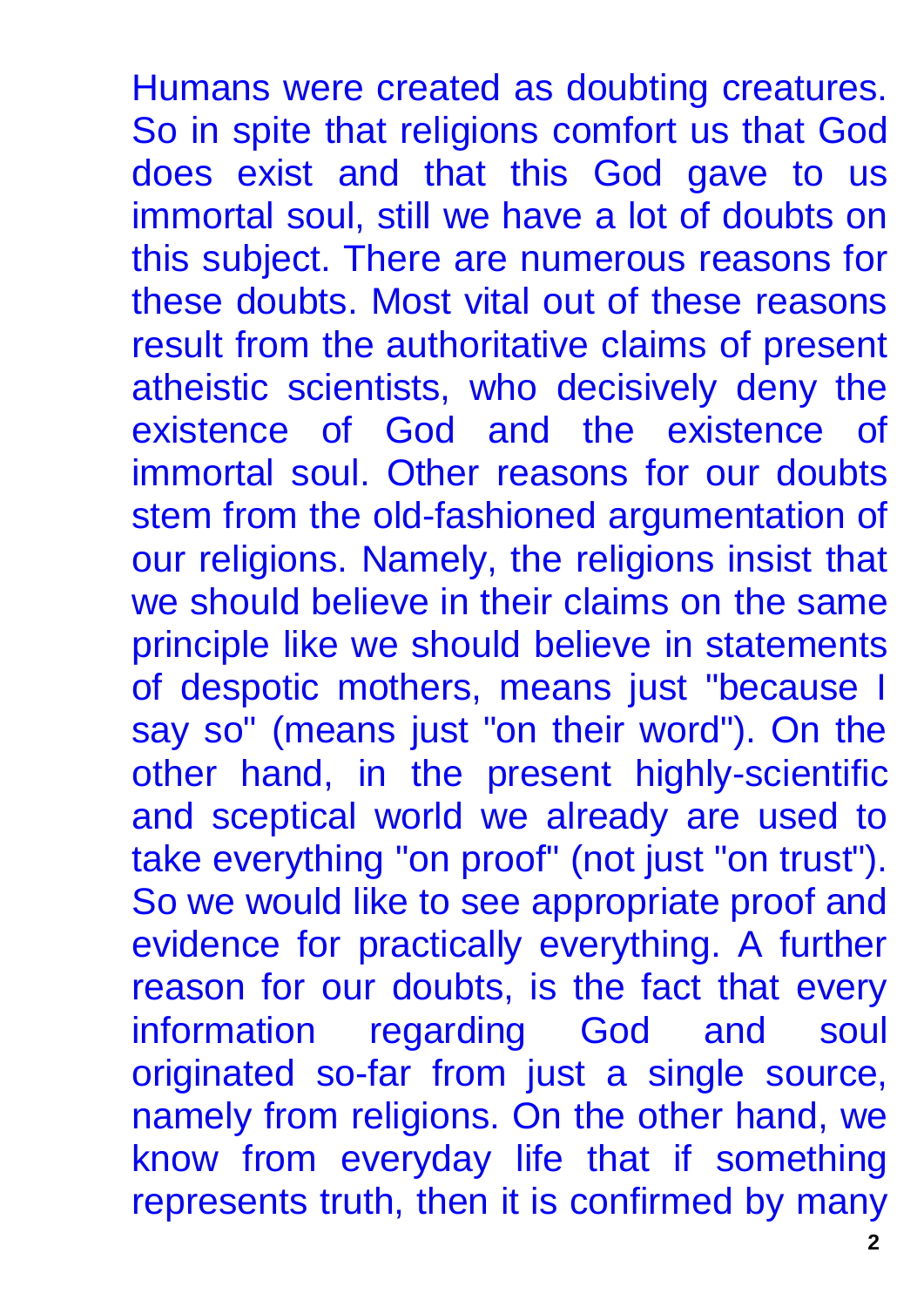Humans were created as doubting creatures. So in spite that religions comfort us that God does exist and that this God gave to us immortal soul, still we have a lot of doubts on this subject. There are numerous reasons for these doubts. Most vital out of these reasons result from the authoritative claims of present atheistic scientists, who decisively deny the existence of God and the existence of immortal soul. Other reasons for our doubts stem from the old-fashioned argumentation of our religions. Namely, the religions insist that we should believe in their claims on the same principle like we should believe in statements of despotic mothers, means just "because I say so" (means just "on their word"). On the other hand, in the present highly-scientific and sceptical world we already are used to take everything "on proof" (not just "on trust"). So we would like to see appropriate proof and evidence for practically everything. A further reason for our doubts, is the fact that every information regarding God and soul originated so-far from just a single source, namely from religions. On the other hand, we know from everyday life that if something represents truth, then it is confirmed by many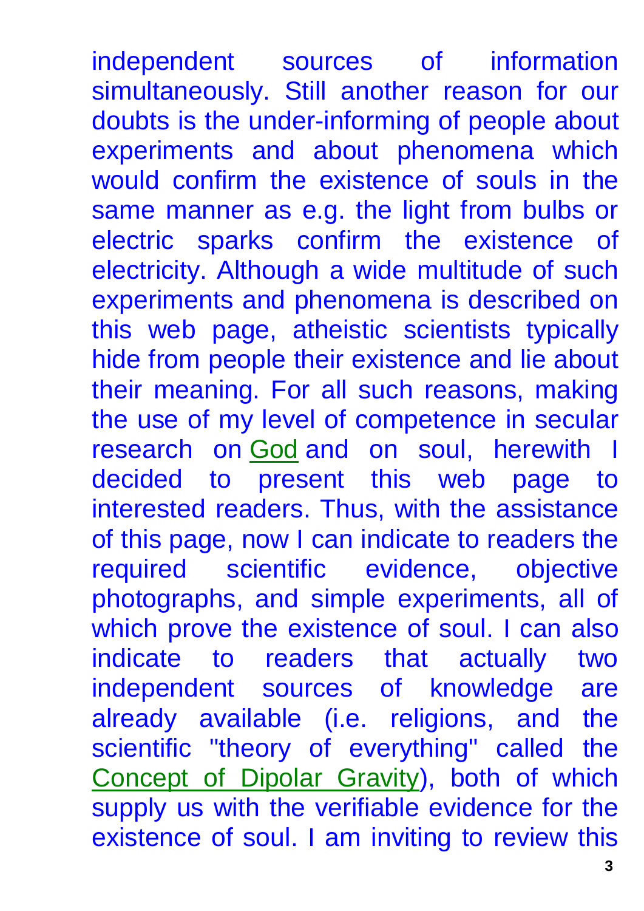independent sources of information simultaneously. Still another reason for our doubts is the under-informing of people about experiments and about phenomena which would confirm the existence of souls in the same manner as e.g. the light from bulbs or electric sparks confirm the existence of electricity. Although a wide multitude of such experiments and phenomena is described on this web page, atheistic scientists typically hide from people their existence and lie about their meaning. For all such reasons, making the use of my level of competence in secular research on God and on soul, herewith I decided to present this web page to interested readers. Thus, with the assistance of this page, now I can indicate to readers the required scientific evidence, objective photographs, and simple experiments, all of which prove the existence of soul. I can also indicate to readers that actually two independent sources of knowledge are already available (i.e. religions, and the scientific "theory of everything" called the Concept of Dipolar Gravity), both of which supply us with the verifiable evidence for the existence of soul. I am inviting to review this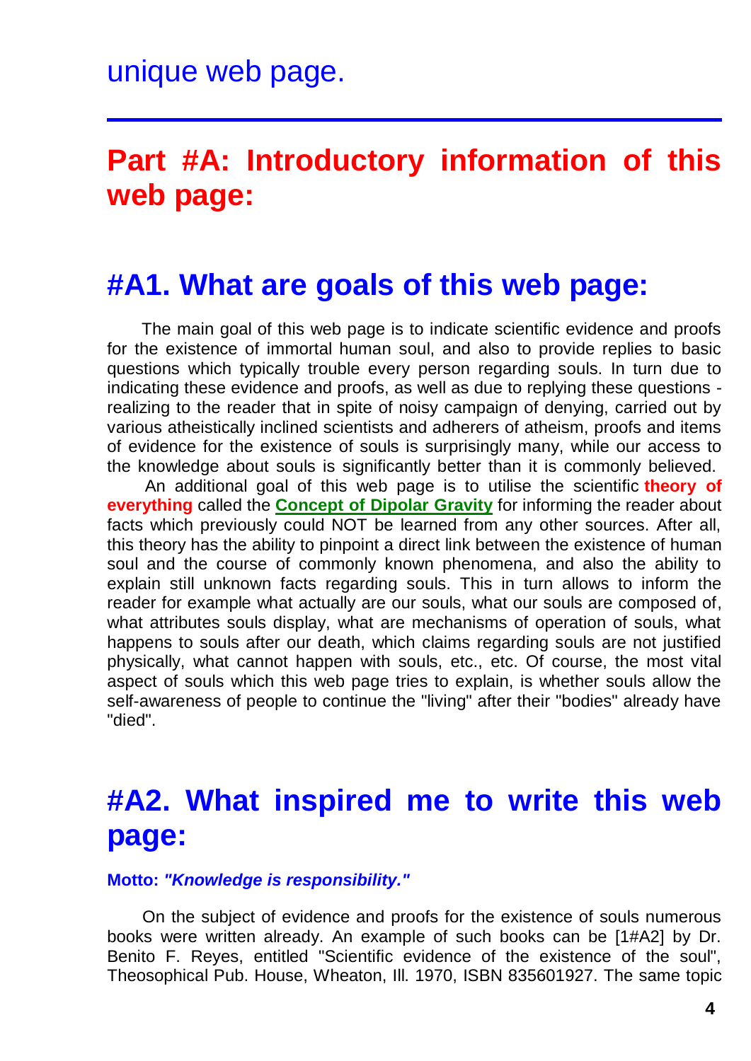unique web page.

---

# Part #A: Introductory information of this web page:

## #A1. What are goals of this web page:

The main goal of this web page is to indicate scientific evidence and proofs for the existence of immortal human soul, and also to provide replies to basic questions which typically trouble every person regarding souls. In turn due to indicating these evidence and proofs, as well as due to replying these questions - realizing to the reader that in spite of noisy campaign of denying, carried out by various atheistically inclined scientists and adherers of atheism, proofs and items of evidence for the existence of souls is surprisingly many, while our access to the knowledge about souls is significantly better than it is commonly believed.

An additional goal of this web page is to utilise the scientific **theory of everything** called the **Concept of Dipolar Gravity** for informing the reader about facts which previously could NOT be learned from any other sources. After all, this theory has the ability to pinpoint a direct link between the existence of human soul and the course of commonly known phenomena, and also the ability to explain still unknown facts regarding souls. This in turn allows to inform the reader for example what actually are our souls, what our souls are composed of, what attributes souls display, what are mechanisms of operation of souls, what happens to souls after our death, which claims regarding souls are not justified physically, what cannot happen with souls, etc., etc. Of course, the most vital aspect of souls which this web page tries to explain, is whether souls allow the self-awareness of people to continue the "living" after their "bodies" already have "died".

## #A2. What inspired me to write this web page:

**Motto:** ***"Knowledge is responsibility."***

On the subject of evidence and proofs for the existence of souls numerous books were written already. An example of such books can be [1#A2] by Dr. Benito F. Reyes, entitled "Scientific evidence of the existence of the soul", Theosophical Pub. House, Wheaton, Ill. 1970, ISBN 835601927. The same topic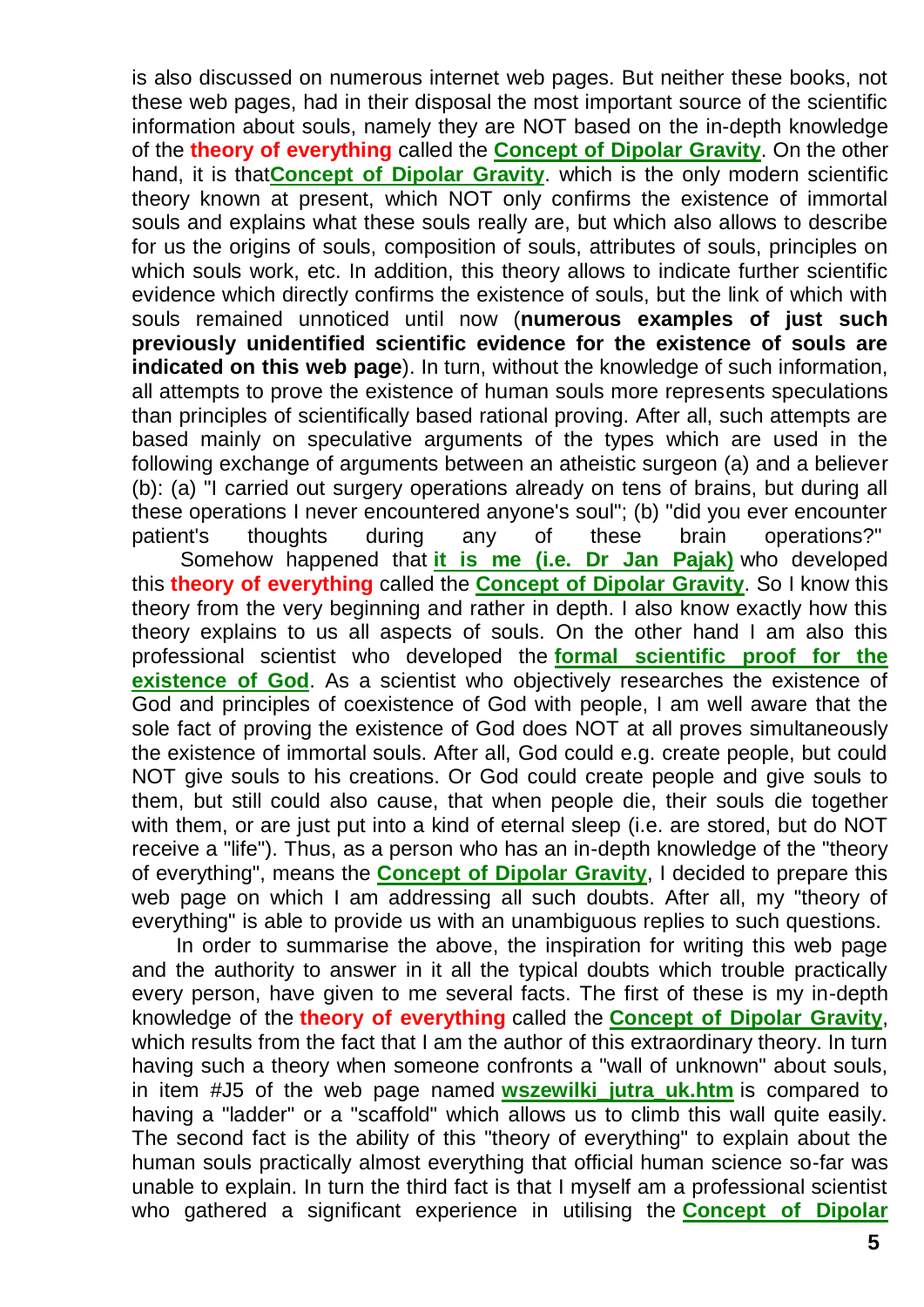is also discussed on numerous internet web pages. But neither these books, not these web pages, had in their disposal the most important source of the scientific information about souls, namely they are NOT based on the in-depth knowledge of the **theory of everything** called the **Concept of Dipolar Gravity**. On the other hand, it is that**Concept of Dipolar Gravity**. which is the only modern scientific theory known at present, which NOT only confirms the existence of immortal souls and explains what these souls really are, but which also allows to describe for us the origins of souls, composition of souls, attributes of souls, principles on which souls work, etc. In addition, this theory allows to indicate further scientific evidence which directly confirms the existence of souls, but the link of which with souls remained unnoticed until now (**numerous examples of just such previously unidentified scientific evidence for the existence of souls are indicated on this web page**). In turn, without the knowledge of such information, all attempts to prove the existence of human souls more represents speculations than principles of scientifically based rational proving. After all, such attempts are based mainly on speculative arguments of the types which are used in the following exchange of arguments between an atheistic surgeon (a) and a believer (b): (a) "I carried out surgery operations already on tens of brains, but during all these operations I never encountered anyone's soul"; (b) "did you ever encounter patient's thoughts during any of these brain operations?"

Somehow happened that **it is me (i.e. Dr Jan Pajak)** who developed this **theory of everything** called the **Concept of Dipolar Gravity**. So I know this theory from the very beginning and rather in depth. I also know exactly how this theory explains to us all aspects of souls. On the other hand I am also this professional scientist who developed the **formal scientific proof for the existence of God**. As a scientist who objectively researches the existence of God and principles of coexistence of God with people, I am well aware that the sole fact of proving the existence of God does NOT at all proves simultaneously the existence of immortal souls. After all, God could e.g. create people, but could NOT give souls to his creations. Or God could create people and give souls to them, but still could also cause, that when people die, their souls die together with them, or are just put into a kind of eternal sleep (i.e. are stored, but do NOT receive a "life"). Thus, as a person who has an in-depth knowledge of the "theory of everything", means the **Concept of Dipolar Gravity**, I decided to prepare this web page on which I am addressing all such doubts. After all, my "theory of everything" is able to provide us with an unambiguous replies to such questions.

In order to summarise the above, the inspiration for writing this web page and the authority to answer in it all the typical doubts which trouble practically every person, have given to me several facts. The first of these is my in-depth knowledge of the **theory of everything** called the **Concept of Dipolar Gravity**, which results from the fact that I am the author of this extraordinary theory. In turn having such a theory when someone confronts a "wall of unknown" about souls, in item #J5 of the web page named **wszewilki_jutra_uk.htm** is compared to having a "ladder" or a "scaffold" which allows us to climb this wall quite easily. The second fact is the ability of this "theory of everything" to explain about the human souls practically almost everything that official human science so-far was unable to explain. In turn the third fact is that I myself am a professional scientist who gathered a significant experience in utilising the **Concept of Dipolar**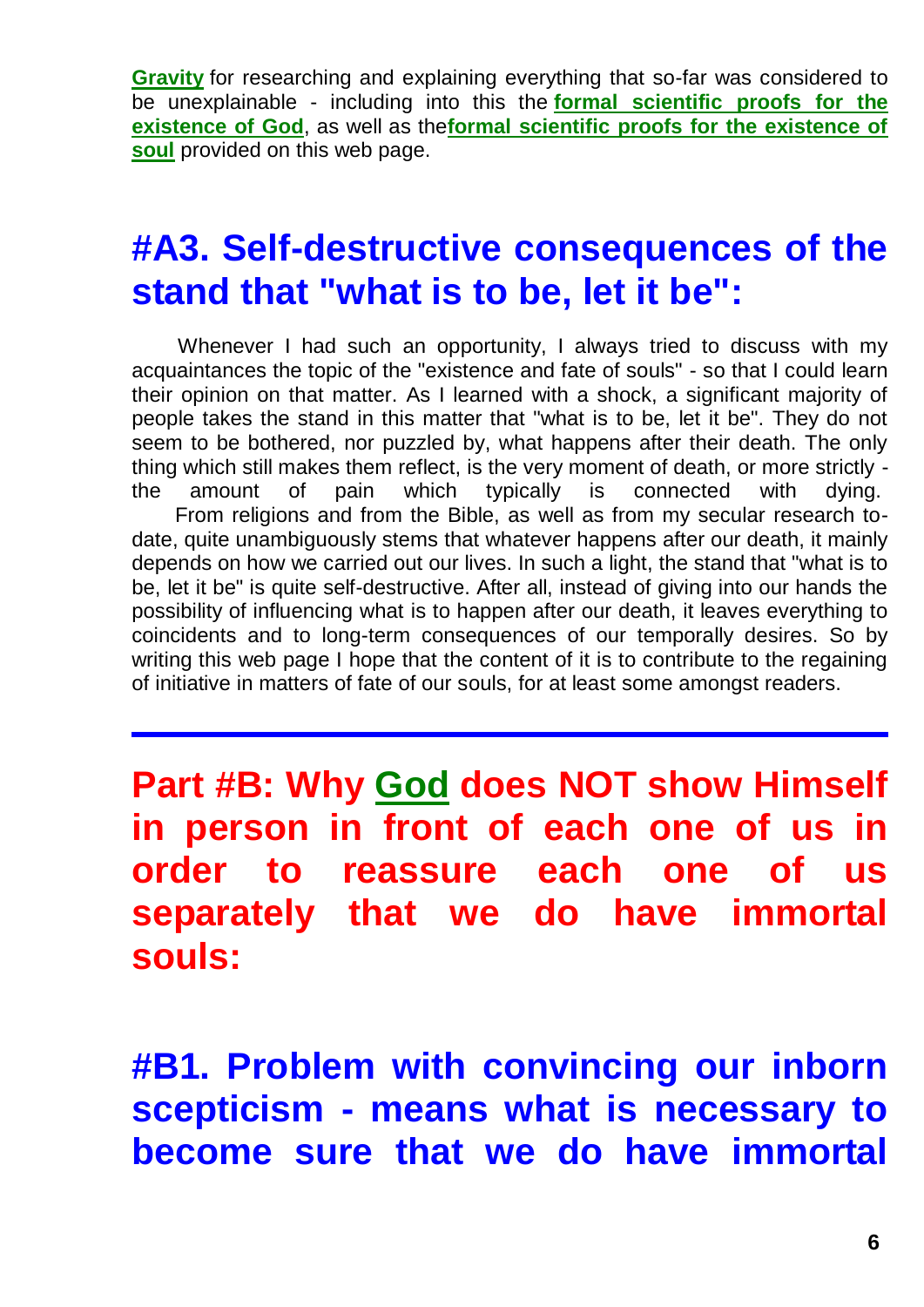**Gravity** for researching and explaining everything that so-far was considered to be unexplainable - including into this the **formal scientific proofs for the existence of God**, as well as the**formal scientific proofs for the existence of soul** provided on this web page.

## #A3. Self-destructive consequences of the stand that "what is to be, let it be":

Whenever I had such an opportunity, I always tried to discuss with my acquaintances the topic of the "existence and fate of souls" - so that I could learn their opinion on that matter. As I learned with a shock, a significant majority of people takes the stand in this matter that "what is to be, let it be". They do not seem to be bothered, nor puzzled by, what happens after their death. The only thing which still makes them reflect, is the very moment of death, or more strictly - the amount of pain which typically is connected with dying.

From religions and from the Bible, as well as from my secular research to-date, quite unambiguously stems that whatever happens after our death, it mainly depends on how we carried out our lives. In such a light, the stand that "what is to be, let it be" is quite self-destructive. After all, instead of giving into our hands the possibility of influencing what is to happen after our death, it leaves everything to coincidents and to long-term consequences of our temporally desires. So by writing this web page I hope that the content of it is to contribute to the regaining of initiative in matters of fate of our souls, for at least some amongst readers.

---

# Part #B: Why God does NOT show Himself in person in front of each one of us in order to reassure each one of us separately that we do have immortal souls:

## #B1. Problem with convincing our inborn scepticism - means what is necessary to become sure that we do have immortal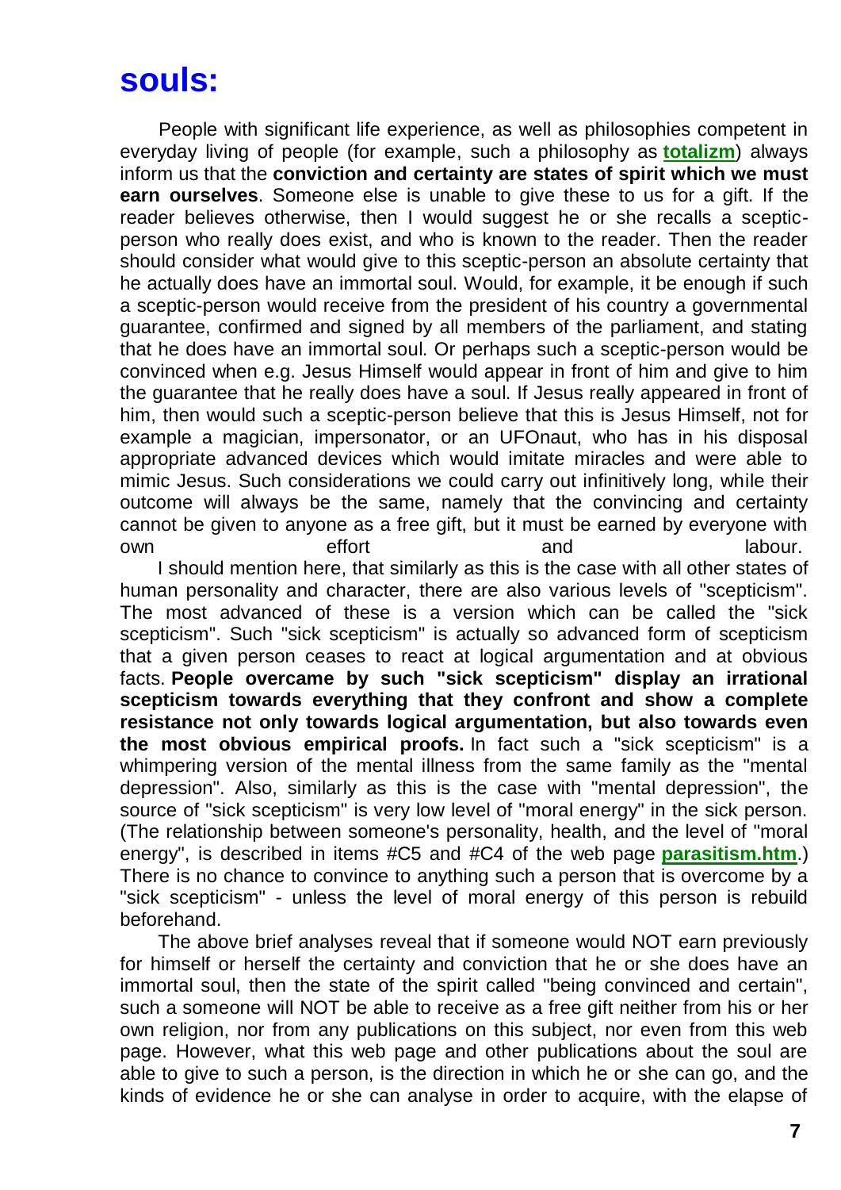# souls:

People with significant life experience, as well as philosophies competent in everyday living of people (for example, such a philosophy as **totalizm**) always inform us that the **conviction and certainty are states of spirit which we must earn ourselves**. Someone else is unable to give these to us for a gift. If the reader believes otherwise, then I would suggest he or she recalls a sceptic-person who really does exist, and who is known to the reader. Then the reader should consider what would give to this sceptic-person an absolute certainty that he actually does have an immortal soul. Would, for example, it be enough if such a sceptic-person would receive from the president of his country a governmental guarantee, confirmed and signed by all members of the parliament, and stating that he does have an immortal soul. Or perhaps such a sceptic-person would be convinced when e.g. Jesus Himself would appear in front of him and give to him the guarantee that he really does have a soul. If Jesus really appeared in front of him, then would such a sceptic-person believe that this is Jesus Himself, not for example a magician, impersonator, or an UFOnaut, who has in his disposal appropriate advanced devices which would imitate miracles and were able to mimic Jesus. Such considerations we could carry out infinitively long, while their outcome will always be the same, namely that the convincing and certainty cannot be given to anyone as a free gift, but it must be earned by everyone with own effort and labour.

I should mention here, that similarly as this is the case with all other states of human personality and character, there are also various levels of "scepticism". The most advanced of these is a version which can be called the "sick scepticism". Such "sick scepticism" is actually so advanced form of scepticism that a given person ceases to react at logical argumentation and at obvious facts. **People overcame by such "sick scepticism" display an irrational scepticism towards everything that they confront and show a complete resistance not only towards logical argumentation, but also towards even the most obvious empirical proofs.** In fact such a "sick scepticism" is a whimpering version of the mental illness from the same family as the "mental depression". Also, similarly as this is the case with "mental depression", the source of "sick scepticism" is very low level of "moral energy" in the sick person. (The relationship between someone's personality, health, and the level of "moral energy", is described in items #C5 and #C4 of the web page **parasitism.htm**.) There is no chance to convince to anything such a person that is overcome by a "sick scepticism" - unless the level of moral energy of this person is rebuild beforehand.

The above brief analyses reveal that if someone would NOT earn previously for himself or herself the certainty and conviction that he or she does have an immortal soul, then the state of the spirit called "being convinced and certain", such a someone will NOT be able to receive as a free gift neither from his or her own religion, nor from any publications on this subject, nor even from this web page. However, what this web page and other publications about the soul are able to give to such a person, is the direction in which he or she can go, and the kinds of evidence he or she can analyse in order to acquire, with the elapse of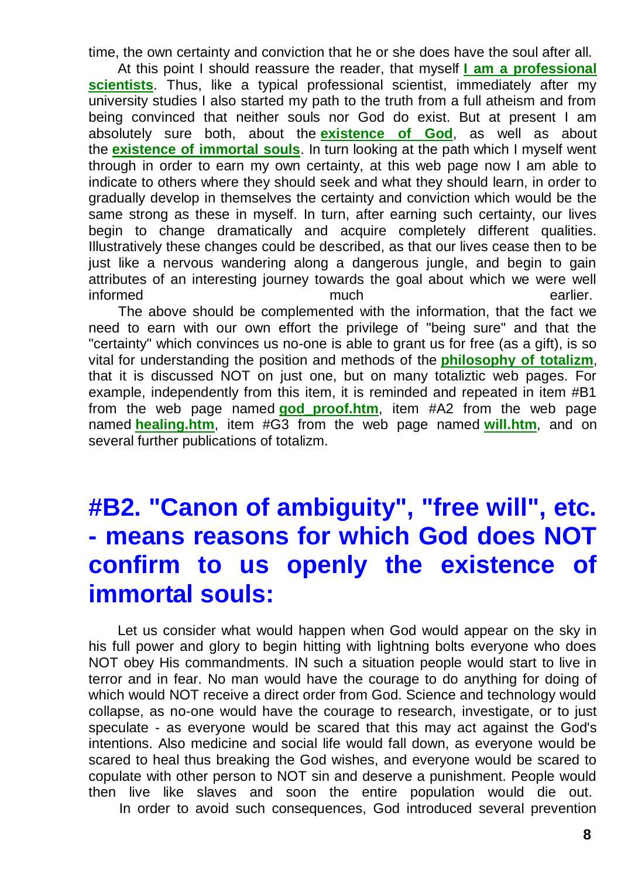time, the own certainty and conviction that he or she does have the soul after all.

At this point I should reassure the reader, that myself **I am a professional scientists**. Thus, like a typical professional scientist, immediately after my university studies I also started my path to the truth from a full atheism and from being convinced that neither souls nor God do exist. But at present I am absolutely sure both, about the **existence of God**, as well as about the **existence of immortal souls**. In turn looking at the path which I myself went through in order to earn my own certainty, at this web page now I am able to indicate to others where they should seek and what they should learn, in order to gradually develop in themselves the certainty and conviction which would be the same strong as these in myself. In turn, after earning such certainty, our lives begin to change dramatically and acquire completely different qualities. Illustratively these changes could be described, as that our lives cease then to be just like a nervous wandering along a dangerous jungle, and begin to gain attributes of an interesting journey towards the goal about which we were well informed much earlier.

The above should be complemented with the information, that the fact we need to earn with our own effort the privilege of "being sure" and that the "certainty" which convinces us no-one is able to grant us for free (as a gift), is so vital for understanding the position and methods of the **philosophy of totalizm**, that it is discussed NOT on just one, but on many totaliztic web pages. For example, independently from this item, it is reminded and repeated in item #B1 from the web page named **god_proof.htm**, item #A2 from the web page named **healing.htm**, item #G3 from the web page named **will.htm**, and on several further publications of totalizm.

## #B2. "Canon of ambiguity", "free will", etc. - means reasons for which God does NOT confirm to us openly the existence of immortal souls:

Let us consider what would happen when God would appear on the sky in his full power and glory to begin hitting with lightning bolts everyone who does NOT obey His commandments. IN such a situation people would start to live in terror and in fear. No man would have the courage to do anything for doing of which would NOT receive a direct order from God. Science and technology would collapse, as no-one would have the courage to research, investigate, or to just speculate - as everyone would be scared that this may act against the God's intentions. Also medicine and social life would fall down, as everyone would be scared to heal thus breaking the God wishes, and everyone would be scared to copulate with other person to NOT sin and deserve a punishment. People would then live like slaves and soon the entire population would die out.

In order to avoid such consequences, God introduced several prevention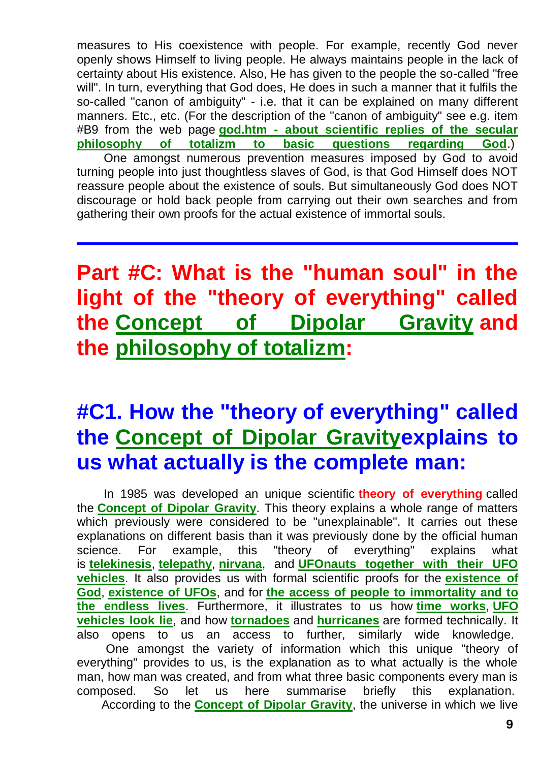measures to His coexistence with people. For example, recently God never openly shows Himself to living people. He always maintains people in the lack of certainty about His existence. Also, He has given to the people the so-called "free will". In turn, everything that God does, He does in such a manner that it fulfils the so-called "canon of ambiguity" - i.e. that it can be explained on many different manners. Etc., etc. (For the description of the "canon of ambiguity" see e.g. item #B9 from the web page **god.htm - about scientific replies of the secular philosophy of totalizm to basic questions regarding God**.)

One amongst numerous prevention measures imposed by God to avoid turning people into just thoughtless slaves of God, is that God Himself does NOT reassure people about the existence of souls. But simultaneously God does NOT discourage or hold back people from carrying out their own searches and from gathering their own proofs for the actual existence of immortal souls.

---

# Part #C: What is the "human soul" in the light of the "theory of everything" called the Concept of Dipolar Gravity and the philosophy of totalizm:

## #C1. How the "theory of everything" called the Concept of Dipolar Gravityexplains to us what actually is the complete man:

In 1985 was developed an unique scientific **theory of everything** called the **Concept of Dipolar Gravity**. This theory explains a whole range of matters which previously were considered to be "unexplainable". It carries out these explanations on different basis than it was previously done by the official human science. For example, this "theory of everything" explains what is **telekinesis**, **telepathy**, **nirvana**, and **UFOnauts together with their UFO vehicles**. It also provides us with formal scientific proofs for the **existence of God**, **existence of UFOs**, and for **the access of people to immortality and to the endless lives**. Furthermore, it illustrates to us how **time works**, **UFO vehicles look lie**, and how **tornadoes** and **hurricanes** are formed technically. It also opens to us an access to further, similarly wide knowledge.

One amongst the variety of information which this unique "theory of everything" provides to us, is the explanation as to what actually is the whole man, how man was created, and from what three basic components every man is composed. So let us here summarise briefly this explanation.

According to the **Concept of Dipolar Gravity**, the universe in which we live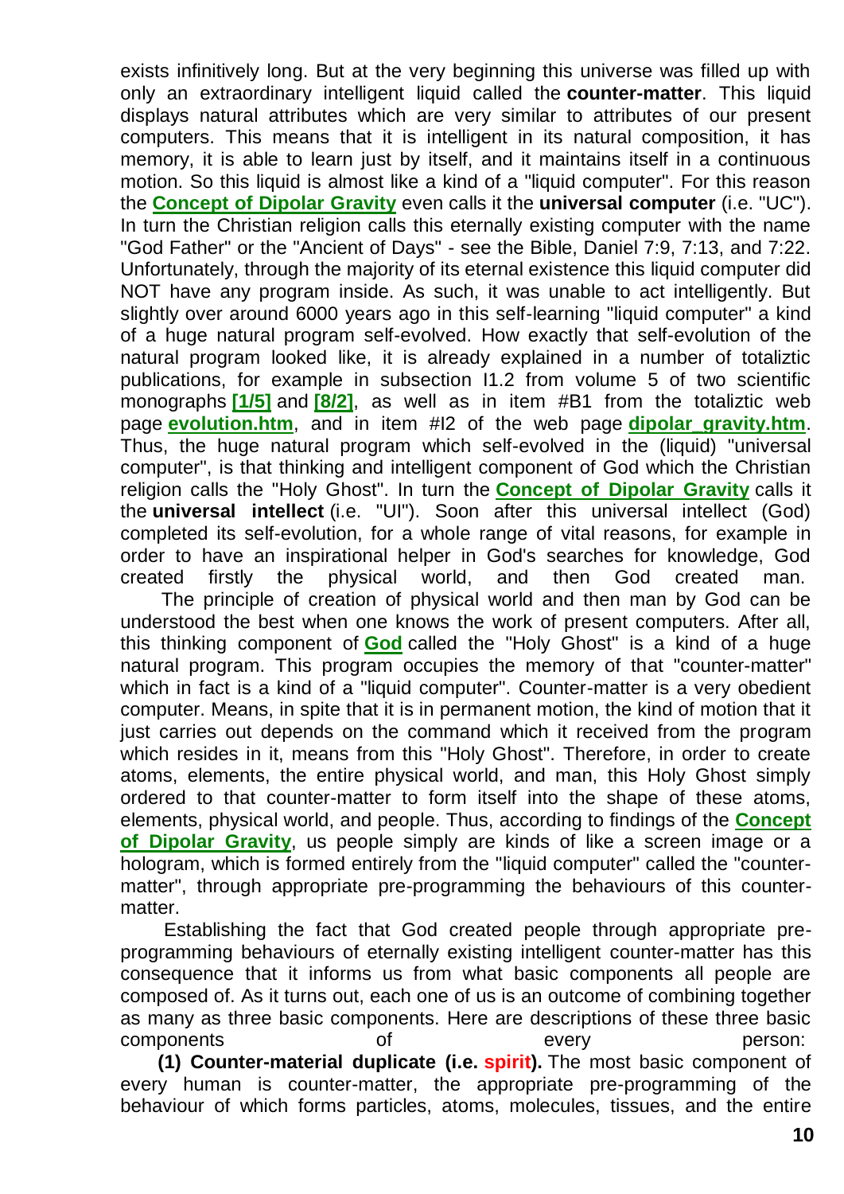exists infinitively long. But at the very beginning this universe was filled up with only an extraordinary intelligent liquid called the **counter-matter**. This liquid displays natural attributes which are very similar to attributes of our present computers. This means that it is intelligent in its natural composition, it has memory, it is able to learn just by itself, and it maintains itself in a continuous motion. So this liquid is almost like a kind of a "liquid computer". For this reason the **Concept of Dipolar Gravity** even calls it the **universal computer** (i.e. "UC"). In turn the Christian religion calls this eternally existing computer with the name "God Father" or the "Ancient of Days" - see the Bible, Daniel 7:9, 7:13, and 7:22. Unfortunately, through the majority of its eternal existence this liquid computer did NOT have any program inside. As such, it was unable to act intelligently. But slightly over around 6000 years ago in this self-learning "liquid computer" a kind of a huge natural program self-evolved. How exactly that self-evolution of the natural program looked like, it is already explained in a number of totaliztic publications, for example in subsection I1.2 from volume 5 of two scientific monographs **[1/5]** and **[8/2]**, as well as in item #B1 from the totaliztic web page **evolution.htm**, and in item #I2 of the web page **dipolar_gravity.htm**. Thus, the huge natural program which self-evolved in the (liquid) "universal computer", is that thinking and intelligent component of God which the Christian religion calls the "Holy Ghost". In turn the **Concept of Dipolar Gravity** calls it the **universal intellect** (i.e. "UI"). Soon after this universal intellect (God) completed its self-evolution, for a whole range of vital reasons, for example in order to have an inspirational helper in God's searches for knowledge, God created firstly the physical world, and then God created man.

The principle of creation of physical world and then man by God can be understood the best when one knows the work of present computers. After all, this thinking component of **God** called the "Holy Ghost" is a kind of a huge natural program. This program occupies the memory of that "counter-matter" which in fact is a kind of a "liquid computer". Counter-matter is a very obedient computer. Means, in spite that it is in permanent motion, the kind of motion that it just carries out depends on the command which it received from the program which resides in it, means from this "Holy Ghost". Therefore, in order to create atoms, elements, the entire physical world, and man, this Holy Ghost simply ordered to that counter-matter to form itself into the shape of these atoms, elements, physical world, and people. Thus, according to findings of the **Concept of Dipolar Gravity**, us people simply are kinds of like a screen image or a hologram, which is formed entirely from the "liquid computer" called the "counter-matter", through appropriate pre-programming the behaviours of this counter-matter.

Establishing the fact that God created people through appropriate pre-programming behaviours of eternally existing intelligent counter-matter has this consequence that it informs us from what basic components all people are composed of. As it turns out, each one of us is an outcome of combining together as many as three basic components. Here are descriptions of these three basic components of every person:

**(1) Counter-material duplicate (i.e. spirit).** The most basic component of every human is counter-matter, the appropriate pre-programming of the behaviour of which forms particles, atoms, molecules, tissues, and the entire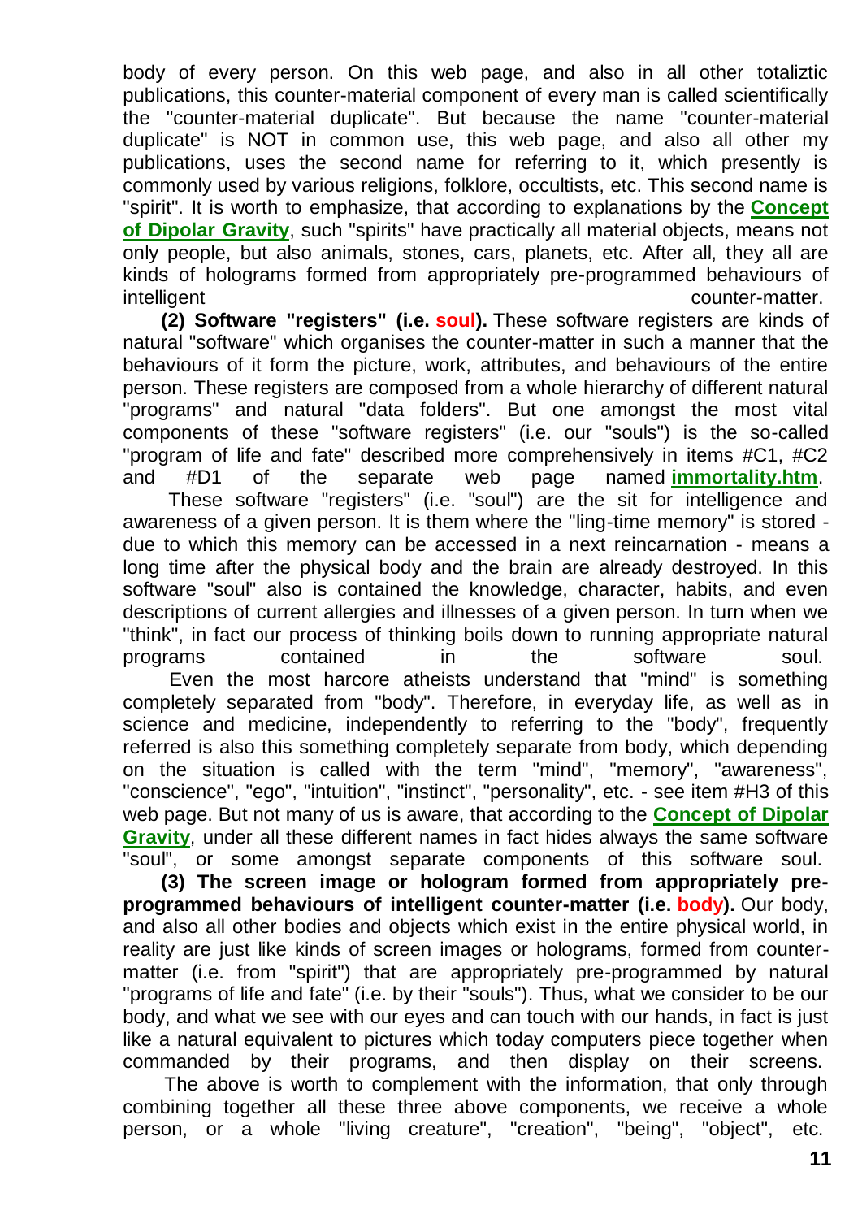body of every person. On this web page, and also in all other totaliztic publications, this counter-material component of every man is called scientifically the "counter-material duplicate". But because the name "counter-material duplicate" is NOT in common use, this web page, and also all other my publications, uses the second name for referring to it, which presently is commonly used by various religions, folklore, occultists, etc. This second name is "spirit". It is worth to emphasize, that according to explanations by the **Concept of Dipolar Gravity**, such "spirits" have practically all material objects, means not only people, but also animals, stones, cars, planets, etc. After all, they all are kinds of holograms formed from appropriately pre-programmed behaviours of intelligent counter-matter.

**(2) Software "registers" (i.e. soul).** These software registers are kinds of natural "software" which organises the counter-matter in such a manner that the behaviours of it form the picture, work, attributes, and behaviours of the entire person. These registers are composed from a whole hierarchy of different natural "programs" and natural "data folders". But one amongst the most vital components of these "software registers" (i.e. our "souls") is the so-called "program of life and fate" described more comprehensively in items #C1, #C2 and #D1 of the separate web page named **immortality.htm**.

These software "registers" (i.e. "soul") are the sit for intelligence and awareness of a given person. It is them where the "ling-time memory" is stored - due to which this memory can be accessed in a next reincarnation - means a long time after the physical body and the brain are already destroyed. In this software "soul" also is contained the knowledge, character, habits, and even descriptions of current allergies and illnesses of a given person. In turn when we "think", in fact our process of thinking boils down to running appropriate natural programs contained in the software soul.

Even the most harcore atheists understand that "mind" is something completely separated from "body". Therefore, in everyday life, as well as in science and medicine, independently to referring to the "body", frequently referred is also this something completely separate from body, which depending on the situation is called with the term "mind", "memory", "awareness", "conscience", "ego", "intuition", "instinct", "personality", etc. - see item #H3 of this web page. But not many of us is aware, that according to the **Concept of Dipolar Gravity**, under all these different names in fact hides always the same software "soul", or some amongst separate components of this software soul.

**(3) The screen image or hologram formed from appropriately pre-programmed behaviours of intelligent counter-matter (i.e. body).** Our body, and also all other bodies and objects which exist in the entire physical world, in reality are just like kinds of screen images or holograms, formed from counter-matter (i.e. from "spirit") that are appropriately pre-programmed by natural "programs of life and fate" (i.e. by their "souls"). Thus, what we consider to be our body, and what we see with our eyes and can touch with our hands, in fact is just like a natural equivalent to pictures which today computers piece together when commanded by their programs, and then display on their screens.

The above is worth to complement with the information, that only through combining together all these three above components, we receive a whole person, or a whole "living creature", "creation", "being", "object", etc.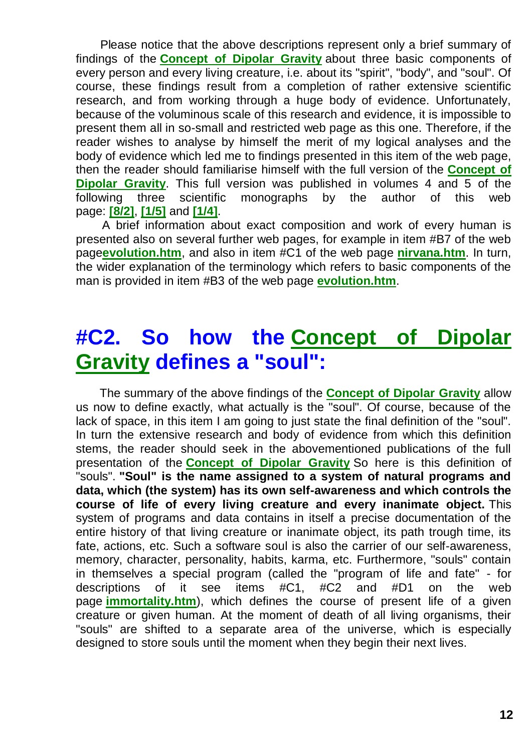Please notice that the above descriptions represent only a brief summary of findings of the **Concept of Dipolar Gravity** about three basic components of every person and every living creature, i.e. about its "spirit", "body", and "soul". Of course, these findings result from a completion of rather extensive scientific research, and from working through a huge body of evidence. Unfortunately, because of the voluminous scale of this research and evidence, it is impossible to present them all in so-small and restricted web page as this one. Therefore, if the reader wishes to analyse by himself the merit of my logical analyses and the body of evidence which led me to findings presented in this item of the web page, then the reader should familiarise himself with the full version of the **Concept of Dipolar Gravity**. This full version was published in volumes 4 and 5 of the following three scientific monographs by the author of this web page: **[8/2]**, **[1/5]** and **[1/4]**.

A brief information about exact composition and work of every human is presented also on several further web pages, for example in item #B7 of the web page**evolution.htm**, and also in item #C1 of the web page **nirvana.htm**. In turn, the wider explanation of the terminology which refers to basic components of the man is provided in item #B3 of the web page **evolution.htm**.

# #C2. So how the Concept of Dipolar Gravity defines a "soul":

The summary of the above findings of the **Concept of Dipolar Gravity** allow us now to define exactly, what actually is the "soul". Of course, because of the lack of space, in this item I am going to just state the final definition of the "soul". In turn the extensive research and body of evidence from which this definition stems, the reader should seek in the abovementioned publications of the full presentation of the **Concept of Dipolar Gravity** So here is this definition of "souls". **"Soul" is the name assigned to a system of natural programs and data, which (the system) has its own self-awareness and which controls the course of life of every living creature and every inanimate object.** This system of programs and data contains in itself a precise documentation of the entire history of that living creature or inanimate object, its path trough time, its fate, actions, etc. Such a software soul is also the carrier of our self-awareness, memory, character, personality, habits, karma, etc. Furthermore, "souls" contain in themselves a special program (called the "program of life and fate" - for descriptions of it see items #C1, #C2 and #D1 on the web page **immortality.htm**), which defines the course of present life of a given creature or given human. At the moment of death of all living organisms, their "souls" are shifted to a separate area of the universe, which is especially designed to store souls until the moment when they begin their next lives.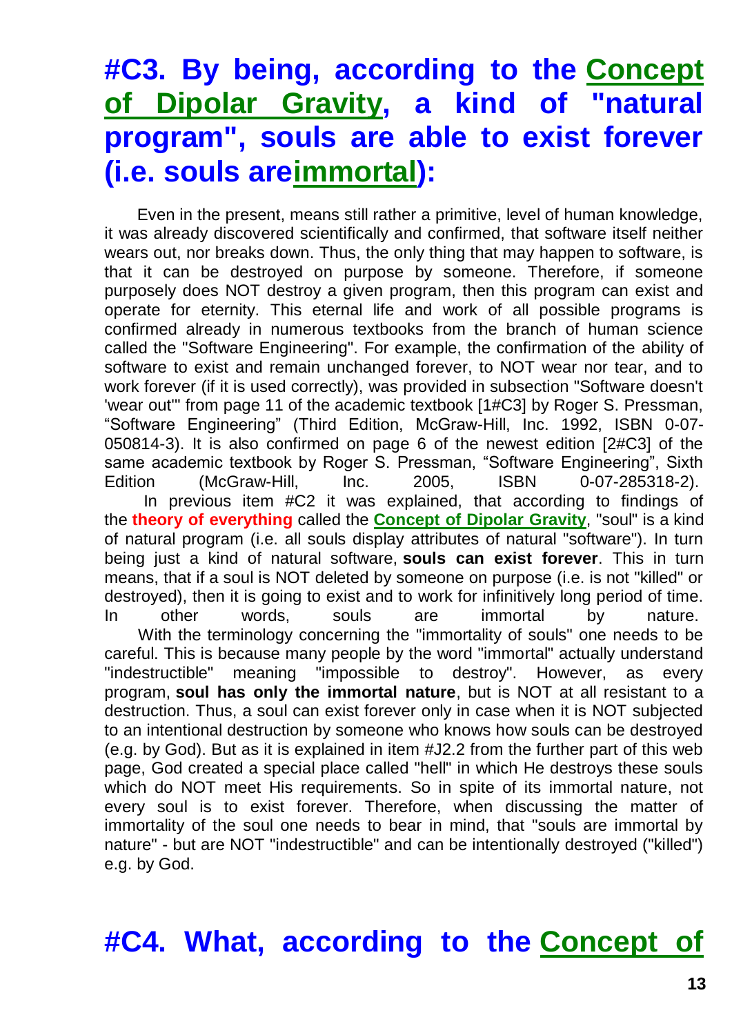## #C3. By being, according to the Concept of Dipolar Gravity, a kind of "natural program", souls are able to exist forever (i.e. souls areimmortal):

Even in the present, means still rather a primitive, level of human knowledge, it was already discovered scientifically and confirmed, that software itself neither wears out, nor breaks down. Thus, the only thing that may happen to software, is that it can be destroyed on purpose by someone. Therefore, if someone purposely does NOT destroy a given program, then this program can exist and operate for eternity. This eternal life and work of all possible programs is confirmed already in numerous textbooks from the branch of human science called the "Software Engineering". For example, the confirmation of the ability of software to exist and remain unchanged forever, to NOT wear nor tear, and to work forever (if it is used correctly), was provided in subsection "Software doesn't 'wear out'" from page 11 of the academic textbook [1#C3] by Roger S. Pressman, "Software Engineering" (Third Edition, McGraw-Hill, Inc. 1992, ISBN 0-07-050814-3). It is also confirmed on page 6 of the newest edition [2#C3] of the same academic textbook by Roger S. Pressman, "Software Engineering", Sixth Edition (McGraw-Hill, Inc. 2005, ISBN 0-07-285318-2).

In previous item #C2 it was explained, that according to findings of the **theory of everything** called the **Concept of Dipolar Gravity**, "soul" is a kind of natural program (i.e. all souls display attributes of natural "software"). In turn being just a kind of natural software, **souls can exist forever**. This in turn means, that if a soul is NOT deleted by someone on purpose (i.e. is not "killed" or destroyed), then it is going to exist and to work for infinitively long period of time. In other words, souls are immortal by nature.

With the terminology concerning the "immortality of souls" one needs to be careful. This is because many people by the word "immortal" actually understand "indestructible" meaning "impossible to destroy". However, as every program, **soul has only the immortal nature**, but is NOT at all resistant to a destruction. Thus, a soul can exist forever only in case when it is NOT subjected to an intentional destruction by someone who knows how souls can be destroyed (e.g. by God). But as it is explained in item #J2.2 from the further part of this web page, God created a special place called "hell" in which He destroys these souls which do NOT meet His requirements. So in spite of its immortal nature, not every soul is to exist forever. Therefore, when discussing the matter of immortality of the soul one needs to bear in mind, that "souls are immortal by nature" - but are NOT "indestructible" and can be intentionally destroyed ("killed") e.g. by God.

## #C4. What, according to the Concept of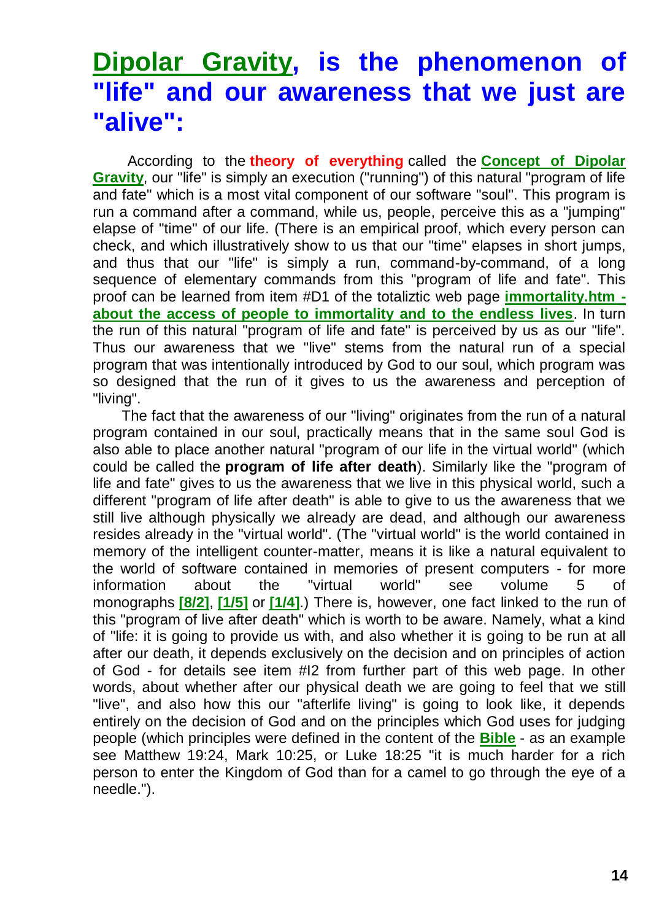# Dipolar Gravity, is the phenomenon of "life" and our awareness that we just are "alive":

According to the **theory of everything** called the **Concept of Dipolar Gravity**, our "life" is simply an execution ("running") of this natural "program of life and fate" which is a most vital component of our software "soul". This program is run a command after a command, while us, people, perceive this as a "jumping" elapse of "time" of our life. (There is an empirical proof, which every person can check, and which illustratively show to us that our "time" elapses in short jumps, and thus that our "life" is simply a run, command-by-command, of a long sequence of elementary commands from this "program of life and fate". This proof can be learned from item #D1 of the totaliztic web page **immortality.htm - about the access of people to immortality and to the endless lives**. In turn the run of this natural "program of life and fate" is perceived by us as our "life". Thus our awareness that we "live" stems from the natural run of a special program that was intentionally introduced by God to our soul, which program was so designed that the run of it gives to us the awareness and perception of "living".

The fact that the awareness of our "living" originates from the run of a natural program contained in our soul, practically means that in the same soul God is also able to place another natural "program of our life in the virtual world" (which could be called the **program of life after death**). Similarly like the "program of life and fate" gives to us the awareness that we live in this physical world, such a different "program of life after death" is able to give to us the awareness that we still live although physically we already are dead, and although our awareness resides already in the "virtual world". (The "virtual world" is the world contained in memory of the intelligent counter-matter, means it is like a natural equivalent to the world of software contained in memories of present computers - for more information about the "virtual world" see volume 5 of monographs **[8/2]**, **[1/5]** or **[1/4]**.) There is, however, one fact linked to the run of this "program of live after death" which is worth to be aware. Namely, what a kind of "life: it is going to provide us with, and also whether it is going to be run at all after our death, it depends exclusively on the decision and on principles of action of God - for details see item #I2 from further part of this web page. In other words, about whether after our physical death we are going to feel that we still "live", and also how this our "afterlife living" is going to look like, it depends entirely on the decision of God and on the principles which God uses for judging people (which principles were defined in the content of the **Bible** - as an example see Matthew 19:24, Mark 10:25, or Luke 18:25 "it is much harder for a rich person to enter the Kingdom of God than for a camel to go through the eye of a needle.").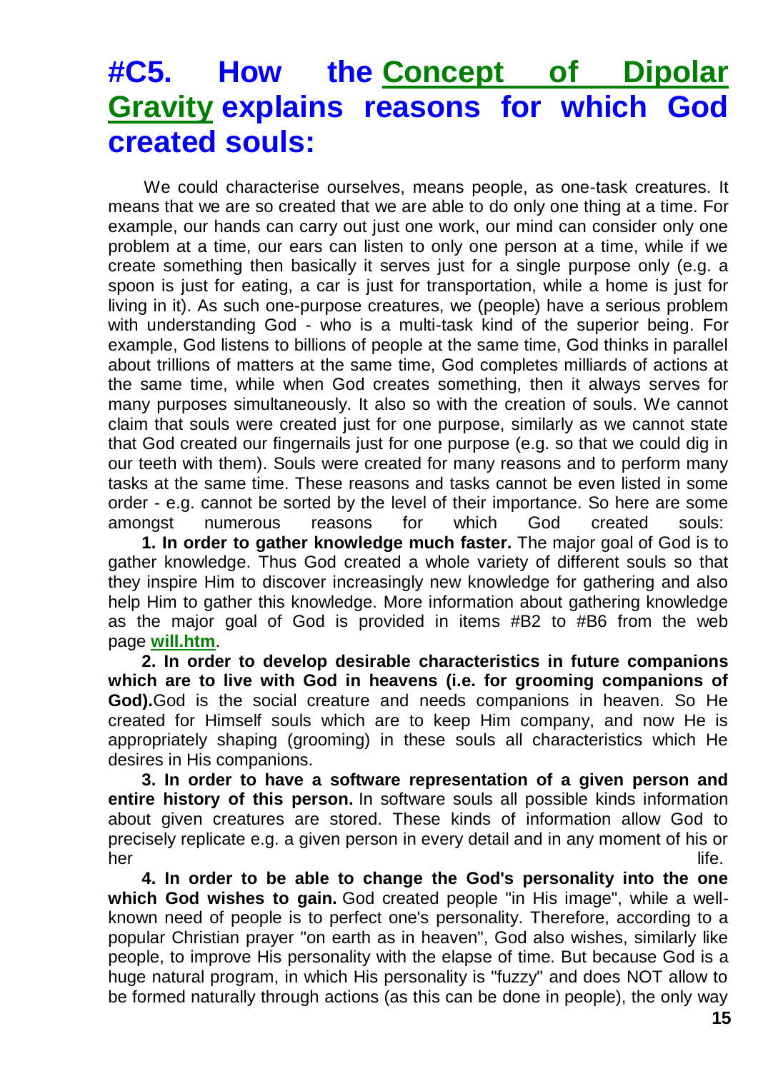# #C5. How the Concept of Dipolar Gravity explains reasons for which God created souls:

We could characterise ourselves, means people, as one-task creatures. It means that we are so created that we are able to do only one thing at a time. For example, our hands can carry out just one work, our mind can consider only one problem at a time, our ears can listen to only one person at a time, while if we create something then basically it serves just for a single purpose only (e.g. a spoon is just for eating, a car is just for transportation, while a home is just for living in it). As such one-purpose creatures, we (people) have a serious problem with understanding God - who is a multi-task kind of the superior being. For example, God listens to billions of people at the same time, God thinks in parallel about trillions of matters at the same time, God completes milliards of actions at the same time, while when God creates something, then it always serves for many purposes simultaneously. It also so with the creation of souls. We cannot claim that souls were created just for one purpose, similarly as we cannot state that God created our fingernails just for one purpose (e.g. so that we could dig in our teeth with them). Souls were created for many reasons and to perform many tasks at the same time. These reasons and tasks cannot be even listed in some order - e.g. cannot be sorted by the level of their importance. So here are some amongst numerous reasons for which God created souls:

**1. In order to gather knowledge much faster.** The major goal of God is to gather knowledge. Thus God created a whole variety of different souls so that they inspire Him to discover increasingly new knowledge for gathering and also help Him to gather this knowledge. More information about gathering knowledge as the major goal of God is provided in items #B2 to #B6 from the web page **will.htm**.

**2. In order to develop desirable characteristics in future companions which are to live with God in heavens (i.e. for grooming companions of God).** God is the social creature and needs companions in heaven. So He created for Himself souls which are to keep Him company, and now He is appropriately shaping (grooming) in these souls all characteristics which He desires in His companions.

**3. In order to have a software representation of a given person and entire history of this person.** In software souls all possible kinds information about given creatures are stored. These kinds of information allow God to precisely replicate e.g. a given person in every detail and in any moment of his or her life.

**4. In order to be able to change the God's personality into the one which God wishes to gain.** God created people "in His image", while a well-known need of people is to perfect one's personality. Therefore, according to a popular Christian prayer "on earth as in heaven", God also wishes, similarly like people, to improve His personality with the elapse of time. But because God is a huge natural program, in which His personality is "fuzzy" and does NOT allow to be formed naturally through actions (as this can be done in people), the only way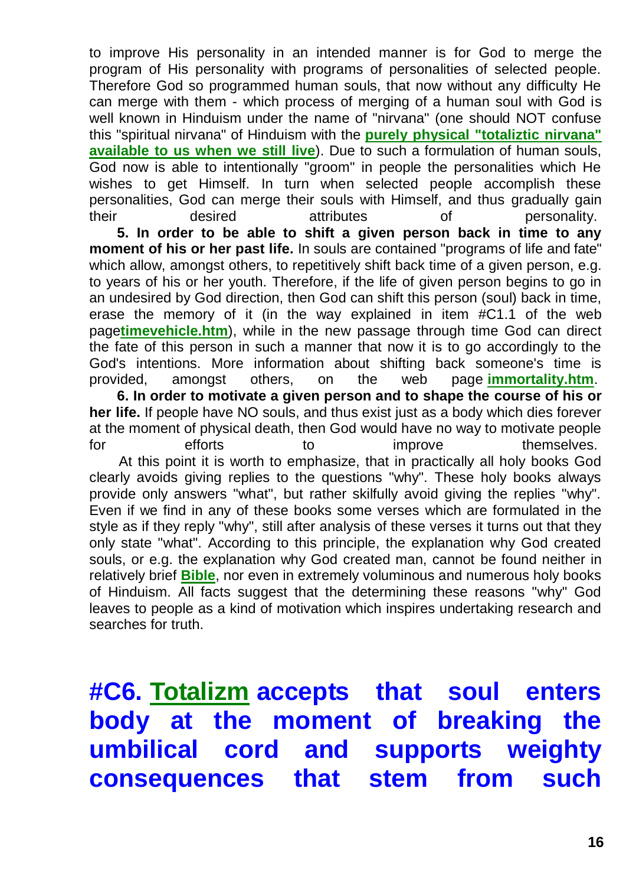to improve His personality in an intended manner is for God to merge the program of His personality with programs of personalities of selected people. Therefore God so programmed human souls, that now without any difficulty He can merge with them - which process of merging of a human soul with God is well known in Hinduism under the name of "nirvana" (one should NOT confuse this "spiritual nirvana" of Hinduism with the **purely physical "totaliztic nirvana" available to us when we still live**). Due to such a formulation of human souls, God now is able to intentionally "groom" in people the personalities which He wishes to get Himself. In turn when selected people accomplish these personalities, God can merge their souls with Himself, and thus gradually gain their desired attributes of personality.

**5. In order to be able to shift a given person back in time to any moment of his or her past life.** In souls are contained "programs of life and fate" which allow, amongst others, to repetitively shift back time of a given person, e.g. to years of his or her youth. Therefore, if the life of given person begins to go in an undesired by God direction, then God can shift this person (soul) back in time, erase the memory of it (in the way explained in item #C1.1 of the web page**timevehicle.htm**), while in the new passage through time God can direct the fate of this person in such a manner that now it is to go accordingly to the God's intentions. More information about shifting back someone's time is provided, amongst others, on the web page **immortality.htm**.

**6. In order to motivate a given person and to shape the course of his or her life.** If people have NO souls, and thus exist just as a body which dies forever at the moment of physical death, then God would have no way to motivate people for efforts to improve themselves.

At this point it is worth to emphasize, that in practically all holy books God clearly avoids giving replies to the questions "why". These holy books always provide only answers "what", but rather skilfully avoid giving the replies "why". Even if we find in any of these books some verses which are formulated in the style as if they reply "why", still after analysis of these verses it turns out that they only state "what". According to this principle, the explanation why God created souls, or e.g. the explanation why God created man, cannot be found neither in relatively brief **Bible**, nor even in extremely voluminous and numerous holy books of Hinduism. All facts suggest that the determining these reasons "why" God leaves to people as a kind of motivation which inspires undertaking research and searches for truth.

# #C6. Totalizm accepts that soul enters body at the moment of breaking the umbilical cord and supports weighty consequences that stem from such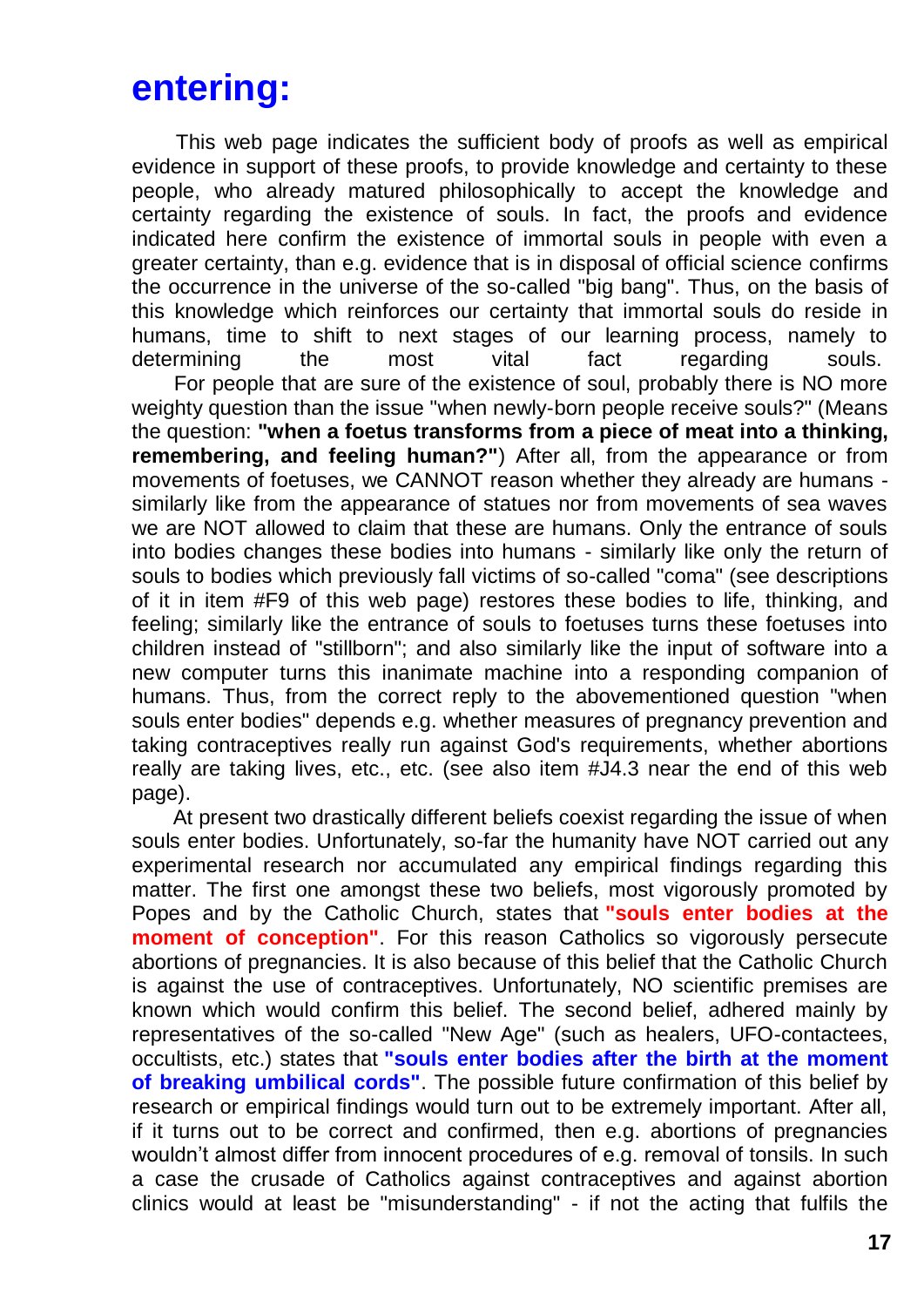# entering:

This web page indicates the sufficient body of proofs as well as empirical evidence in support of these proofs, to provide knowledge and certainty to these people, who already matured philosophically to accept the knowledge and certainty regarding the existence of souls. In fact, the proofs and evidence indicated here confirm the existence of immortal souls in people with even a greater certainty, than e.g. evidence that is in disposal of official science confirms the occurrence in the universe of the so-called "big bang". Thus, on the basis of this knowledge which reinforces our certainty that immortal souls do reside in humans, time to shift to next stages of our learning process, namely to determining the most vital fact regarding souls.

For people that are sure of the existence of soul, probably there is NO more weighty question than the issue "when newly-born people receive souls?" (Means the question: **"when a foetus transforms from a piece of meat into a thinking, remembering, and feeling human?"**) After all, from the appearance or from movements of foetuses, we CANNOT reason whether they already are humans - similarly like from the appearance of statues nor from movements of sea waves we are NOT allowed to claim that these are humans. Only the entrance of souls into bodies changes these bodies into humans - similarly like only the return of souls to bodies which previously fall victims of so-called "coma" (see descriptions of it in item #F9 of this web page) restores these bodies to life, thinking, and feeling; similarly like the entrance of souls to foetuses turns these foetuses into children instead of "stillborn"; and also similarly like the input of software into a new computer turns this inanimate machine into a responding companion of humans. Thus, from the correct reply to the abovementioned question "when souls enter bodies" depends e.g. whether measures of pregnancy prevention and taking contraceptives really run against God's requirements, whether abortions really are taking lives, etc., etc. (see also item #J4.3 near the end of this web page).

At present two drastically different beliefs coexist regarding the issue of when souls enter bodies. Unfortunately, so-far the humanity have NOT carried out any experimental research nor accumulated any empirical findings regarding this matter. The first one amongst these two beliefs, most vigorously promoted by Popes and by the Catholic Church, states that **"souls enter bodies at the moment of conception"**. For this reason Catholics so vigorously persecute abortions of pregnancies. It is also because of this belief that the Catholic Church is against the use of contraceptives. Unfortunately, NO scientific premises are known which would confirm this belief. The second belief, adhered mainly by representatives of the so-called "New Age" (such as healers, UFO-contactees, occultists, etc.) states that **"souls enter bodies after the birth at the moment of breaking umbilical cords"**. The possible future confirmation of this belief by research or empirical findings would turn out to be extremely important. After all, if it turns out to be correct and confirmed, then e.g. abortions of pregnancies wouldn't almost differ from innocent procedures of e.g. removal of tonsils. In such a case the crusade of Catholics against contraceptives and against abortion clinics would at least be "misunderstanding" - if not the acting that fulfils the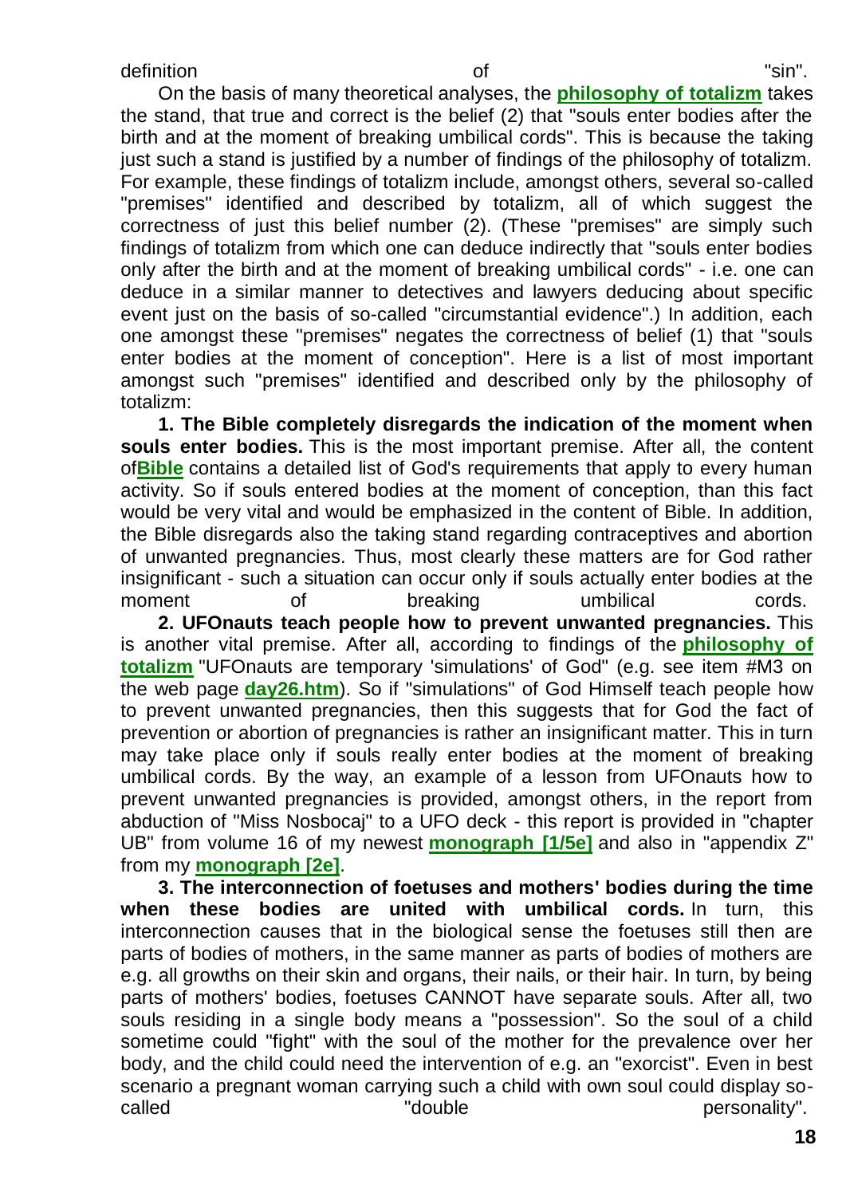definition of "sin".

On the basis of many theoretical analyses, the **philosophy of totalizm** takes the stand, that true and correct is the belief (2) that "souls enter bodies after the birth and at the moment of breaking umbilical cords". This is because the taking just such a stand is justified by a number of findings of the philosophy of totalizm. For example, these findings of totalizm include, amongst others, several so-called "premises" identified and described by totalizm, all of which suggest the correctness of just this belief number (2). (These "premises" are simply such findings of totalizm from which one can deduce indirectly that "souls enter bodies only after the birth and at the moment of breaking umbilical cords" - i.e. one can deduce in a similar manner to detectives and lawyers deducing about specific event just on the basis of so-called "circumstantial evidence".) In addition, each one amongst these "premises" negates the correctness of belief (1) that "souls enter bodies at the moment of conception". Here is a list of most important amongst such "premises" identified and described only by the philosophy of totalizm:

**1. The Bible completely disregards the indication of the moment when souls enter bodies.** This is the most important premise. After all, the content of**Bible** contains a detailed list of God's requirements that apply to every human activity. So if souls entered bodies at the moment of conception, than this fact would be very vital and would be emphasized in the content of Bible. In addition, the Bible disregards also the taking stand regarding contraceptives and abortion of unwanted pregnancies. Thus, most clearly these matters are for God rather insignificant - such a situation can occur only if souls actually enter bodies at the moment of breaking umbilical cords.

**2. UFOnauts teach people how to prevent unwanted pregnancies.** This is another vital premise. After all, according to findings of the **philosophy of totalizm** "UFOnauts are temporary 'simulations' of God" (e.g. see item #M3 on the web page **day26.htm**). So if "simulations" of God Himself teach people how to prevent unwanted pregnancies, then this suggests that for God the fact of prevention or abortion of pregnancies is rather an insignificant matter. This in turn may take place only if souls really enter bodies at the moment of breaking umbilical cords. By the way, an example of a lesson from UFOnauts how to prevent unwanted pregnancies is provided, amongst others, in the report from abduction of "Miss Nosbocaj" to a UFO deck - this report is provided in "chapter UB" from volume 16 of my newest **monograph [1/5e]** and also in "appendix Z" from my **monograph [2e]**.

**3. The interconnection of foetuses and mothers' bodies during the time when these bodies are united with umbilical cords.** In turn, this interconnection causes that in the biological sense the foetuses still then are parts of bodies of mothers, in the same manner as parts of bodies of mothers are e.g. all growths on their skin and organs, their nails, or their hair. In turn, by being parts of mothers' bodies, foetuses CANNOT have separate souls. After all, two souls residing in a single body means a "possession". So the soul of a child sometime could "fight" with the soul of the mother for the prevalence over her body, and the child could need the intervention of e.g. an "exorcist". Even in best scenario a pregnant woman carrying such a child with own soul could display so-called "double personality".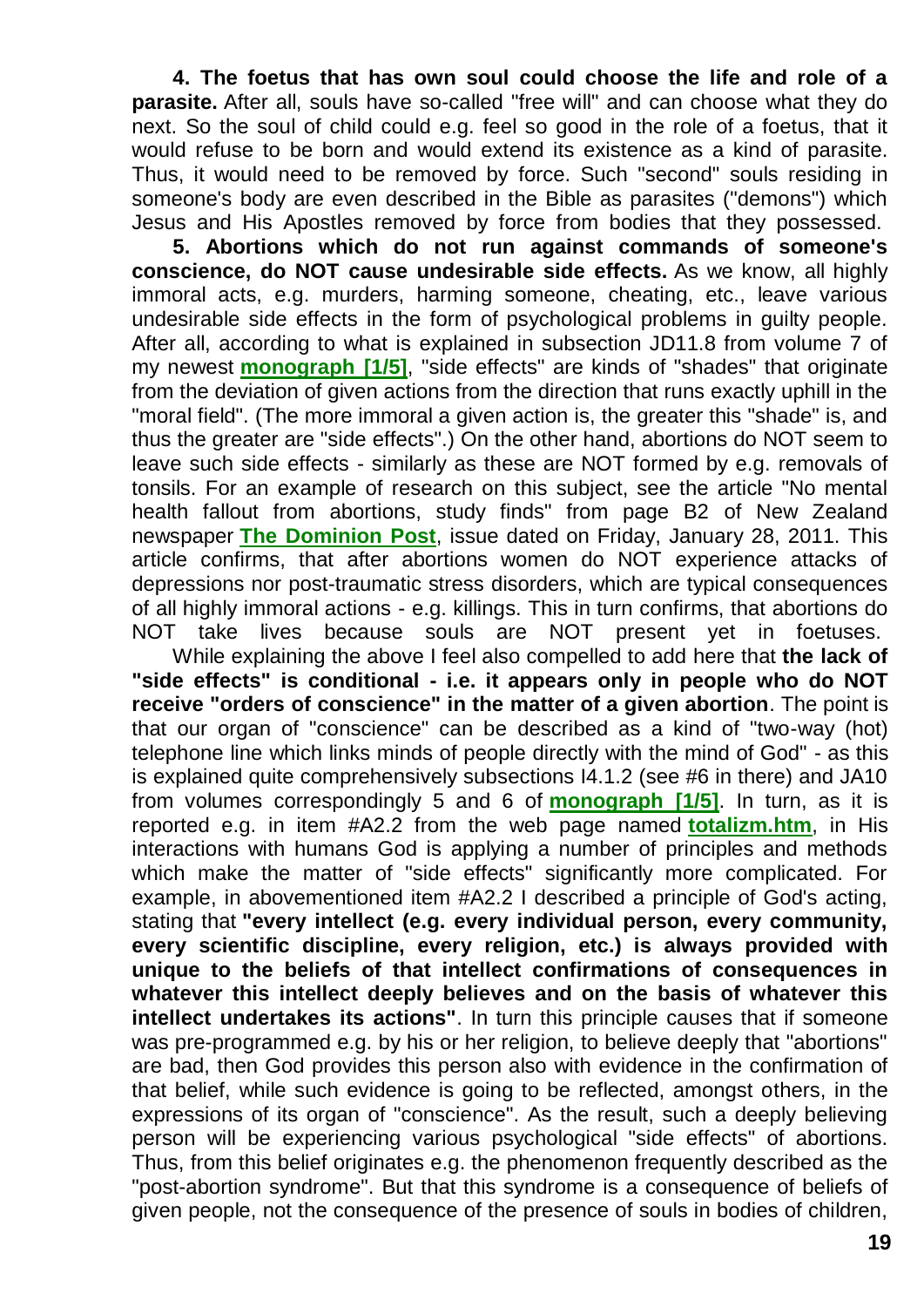**4. The foetus that has own soul could choose the life and role of a parasite.** After all, souls have so-called "free will" and can choose what they do next. So the soul of child could e.g. feel so good in the role of a foetus, that it would refuse to be born and would extend its existence as a kind of parasite. Thus, it would need to be removed by force. Such "second" souls residing in someone's body are even described in the Bible as parasites ("demons") which Jesus and His Apostles removed by force from bodies that they possessed.

**5. Abortions which do not run against commands of someone's conscience, do NOT cause undesirable side effects.** As we know, all highly immoral acts, e.g. murders, harming someone, cheating, etc., leave various undesirable side effects in the form of psychological problems in guilty people. After all, according to what is explained in subsection JD11.8 from volume 7 of my newest **monograph [1/5]**, "side effects" are kinds of "shades" that originate from the deviation of given actions from the direction that runs exactly uphill in the "moral field". (The more immoral a given action is, the greater this "shade" is, and thus the greater are "side effects".) On the other hand, abortions do NOT seem to leave such side effects - similarly as these are NOT formed by e.g. removals of tonsils. For an example of research on this subject, see the article "No mental health fallout from abortions, study finds" from page B2 of New Zealand newspaper **The Dominion Post**, issue dated on Friday, January 28, 2011. This article confirms, that after abortions women do NOT experience attacks of depressions nor post-traumatic stress disorders, which are typical consequences of all highly immoral actions - e.g. killings. This in turn confirms, that abortions do NOT take lives because souls are NOT present yet in foetuses.

While explaining the above I feel also compelled to add here that **the lack of "side effects" is conditional - i.e. it appears only in people who do NOT receive "orders of conscience" in the matter of a given abortion**. The point is that our organ of "conscience" can be described as a kind of "two-way (hot) telephone line which links minds of people directly with the mind of God" - as this is explained quite comprehensively subsections I4.1.2 (see #6 in there) and JA10 from volumes correspondingly 5 and 6 of **monograph [1/5]**. In turn, as it is reported e.g. in item #A2.2 from the web page named **totalizm.htm**, in His interactions with humans God is applying a number of principles and methods which make the matter of "side effects" significantly more complicated. For example, in abovementioned item #A2.2 I described a principle of God's acting, stating that **"every intellect (e.g. every individual person, every community, every scientific discipline, every religion, etc.) is always provided with unique to the beliefs of that intellect confirmations of consequences in whatever this intellect deeply believes and on the basis of whatever this intellect undertakes its actions"**. In turn this principle causes that if someone was pre-programmed e.g. by his or her religion, to believe deeply that "abortions" are bad, then God provides this person also with evidence in the confirmation of that belief, while such evidence is going to be reflected, amongst others, in the expressions of its organ of "conscience". As the result, such a deeply believing person will be experiencing various psychological "side effects" of abortions. Thus, from this belief originates e.g. the phenomenon frequently described as the "post-abortion syndrome". But that this syndrome is a consequence of beliefs of given people, not the consequence of the presence of souls in bodies of children,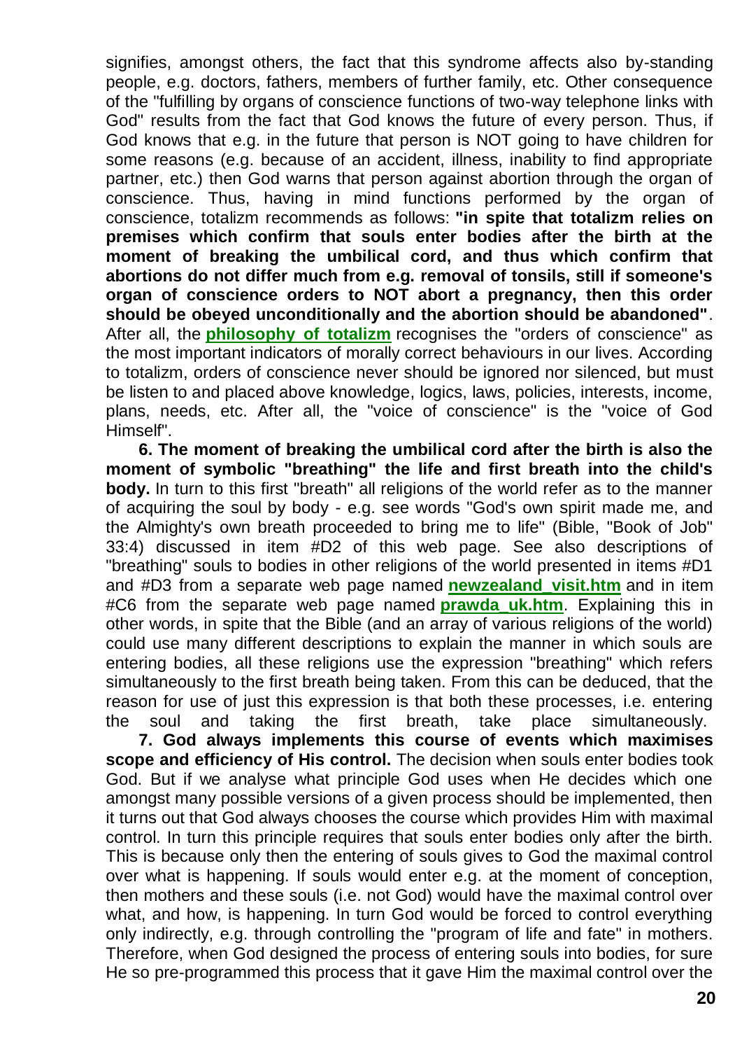signifies, amongst others, the fact that this syndrome affects also by-standing people, e.g. doctors, fathers, members of further family, etc. Other consequence of the "fulfilling by organs of conscience functions of two-way telephone links with God" results from the fact that God knows the future of every person. Thus, if God knows that e.g. in the future that person is NOT going to have children for some reasons (e.g. because of an accident, illness, inability to find appropriate partner, etc.) then God warns that person against abortion through the organ of conscience. Thus, having in mind functions performed by the organ of conscience, totalizm recommends as follows: **"in spite that totalizm relies on premises which confirm that souls enter bodies after the birth at the moment of breaking the umbilical cord, and thus which confirm that abortions do not differ much from e.g. removal of tonsils, still if someone's organ of conscience orders to NOT abort a pregnancy, then this order should be obeyed unconditionally and the abortion should be abandoned"**. After all, the **philosophy of totalizm** recognises the "orders of conscience" as the most important indicators of morally correct behaviours in our lives. According to totalizm, orders of conscience never should be ignored nor silenced, but must be listen to and placed above knowledge, logics, laws, policies, interests, income, plans, needs, etc. After all, the "voice of conscience" is the "voice of God Himself".

**6. The moment of breaking the umbilical cord after the birth is also the moment of symbolic "breathing" the life and first breath into the child's body.** In turn to this first "breath" all religions of the world refer as to the manner of acquiring the soul by body - e.g. see words "God's own spirit made me, and the Almighty's own breath proceeded to bring me to life" (Bible, "Book of Job" 33:4) discussed in item #D2 of this web page. See also descriptions of "breathing" souls to bodies in other religions of the world presented in items #D1 and #D3 from a separate web page named **newzealand_visit.htm** and in item #C6 from the separate web page named **prawda_uk.htm**. Explaining this in other words, in spite that the Bible (and an array of various religions of the world) could use many different descriptions to explain the manner in which souls are entering bodies, all these religions use the expression "breathing" which refers simultaneously to the first breath being taken. From this can be deduced, that the reason for use of just this expression is that both these processes, i.e. entering the soul and taking the first breath, take place simultaneously.

**7. God always implements this course of events which maximises scope and efficiency of His control.** The decision when souls enter bodies took God. But if we analyse what principle God uses when He decides which one amongst many possible versions of a given process should be implemented, then it turns out that God always chooses the course which provides Him with maximal control. In turn this principle requires that souls enter bodies only after the birth. This is because only then the entering of souls gives to God the maximal control over what is happening. If souls would enter e.g. at the moment of conception, then mothers and these souls (i.e. not God) would have the maximal control over what, and how, is happening. In turn God would be forced to control everything only indirectly, e.g. through controlling the "program of life and fate" in mothers. Therefore, when God designed the process of entering souls into bodies, for sure He so pre-programmed this process that it gave Him the maximal control over the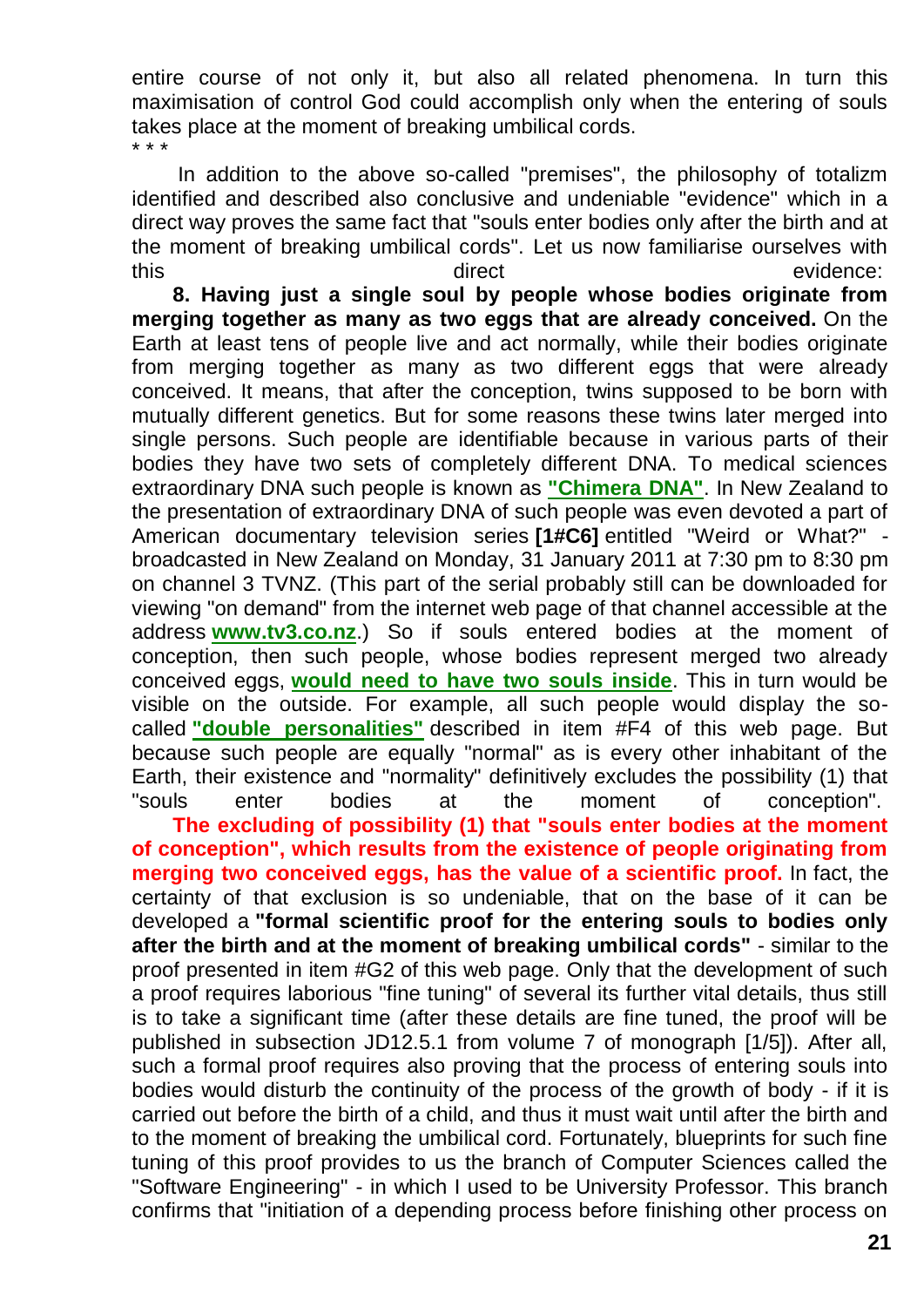entire course of not only it, but also all related phenomena. In turn this maximisation of control God could accomplish only when the entering of souls takes place at the moment of breaking umbilical cords.

\* \* \*

In addition to the above so-called "premises", the philosophy of totalizm identified and described also conclusive and undeniable "evidence" which in a direct way proves the same fact that "souls enter bodies only after the birth and at the moment of breaking umbilical cords". Let us now familiarise ourselves with this direct evidence:

**8. Having just a single soul by people whose bodies originate from merging together as many as two eggs that are already conceived.** On the Earth at least tens of people live and act normally, while their bodies originate from merging together as many as two different eggs that were already conceived. It means, that after the conception, twins supposed to be born with mutually different genetics. But for some reasons these twins later merged into single persons. Such people are identifiable because in various parts of their bodies they have two sets of completely different DNA. To medical sciences extraordinary DNA such people is known as **"Chimera DNA"**. In New Zealand to the presentation of extraordinary DNA of such people was even devoted a part of American documentary television series **[1#C6]** entitled "Weird or What?" - broadcasted in New Zealand on Monday, 31 January 2011 at 7:30 pm to 8:30 pm on channel 3 TVNZ. (This part of the serial probably still can be downloaded for viewing "on demand" from the internet web page of that channel accessible at the address **www.tv3.co.nz**.) So if souls entered bodies at the moment of conception, then such people, whose bodies represent merged two already conceived eggs, **would need to have two souls inside**. This in turn would be visible on the outside. For example, all such people would display the so-called **"double personalities"** described in item #F4 of this web page. But because such people are equally "normal" as is every other inhabitant of the Earth, their existence and "normality" definitively excludes the possibility (1) that "souls enter bodies at the moment of conception".

**The excluding of possibility (1) that "souls enter bodies at the moment of conception", which results from the existence of people originating from merging two conceived eggs, has the value of a scientific proof.** In fact, the certainty of that exclusion is so undeniable, that on the base of it can be developed a **"formal scientific proof for the entering souls to bodies only after the birth and at the moment of breaking umbilical cords"** - similar to the proof presented in item #G2 of this web page. Only that the development of such a proof requires laborious "fine tuning" of several its further vital details, thus still is to take a significant time (after these details are fine tuned, the proof will be published in subsection JD12.5.1 from volume 7 of monograph [1/5]). After all, such a formal proof requires also proving that the process of entering souls into bodies would disturb the continuity of the process of the growth of body - if it is carried out before the birth of a child, and thus it must wait until after the birth and to the moment of breaking the umbilical cord. Fortunately, blueprints for such fine tuning of this proof provides to us the branch of Computer Sciences called the "Software Engineering" - in which I used to be University Professor. This branch confirms that "initiation of a depending process before finishing other process on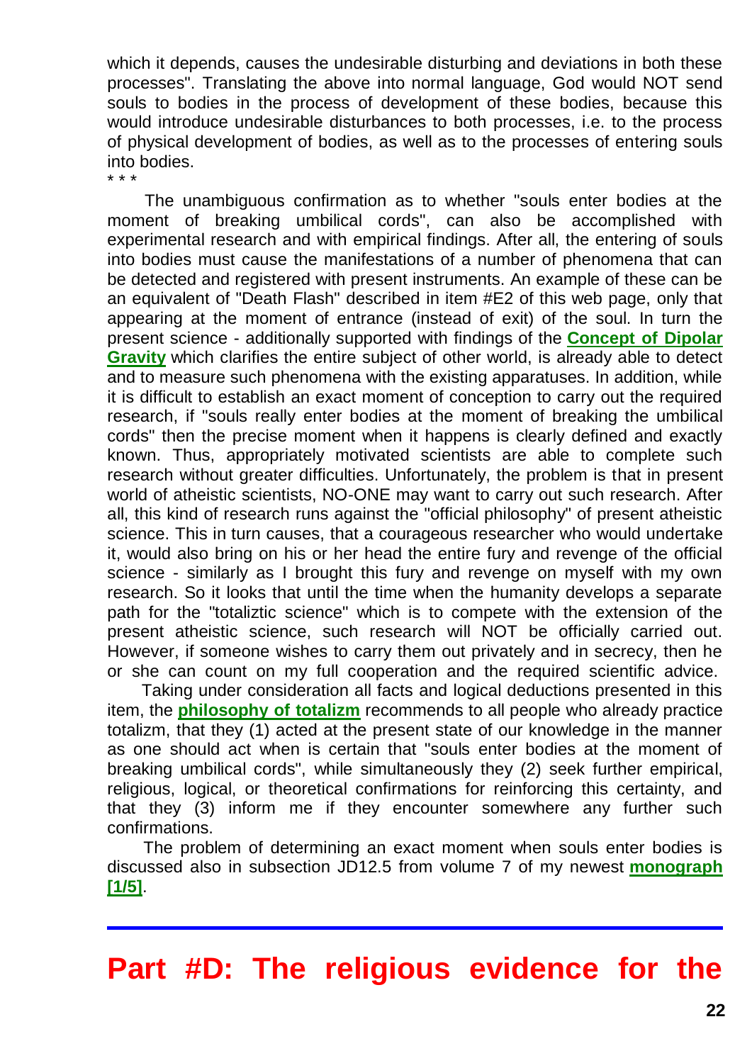which it depends, causes the undesirable disturbing and deviations in both these processes". Translating the above into normal language, God would NOT send souls to bodies in the process of development of these bodies, because this would introduce undesirable disturbances to both processes, i.e. to the process of physical development of bodies, as well as to the processes of entering souls into bodies.

\* \* \*

The unambiguous confirmation as to whether "souls enter bodies at the moment of breaking umbilical cords", can also be accomplished with experimental research and with empirical findings. After all, the entering of souls into bodies must cause the manifestations of a number of phenomena that can be detected and registered with present instruments. An example of these can be an equivalent of "Death Flash" described in item #E2 of this web page, only that appearing at the moment of entrance (instead of exit) of the soul. In turn the present science - additionally supported with findings of the **Concept of Dipolar Gravity** which clarifies the entire subject of other world, is already able to detect and to measure such phenomena with the existing apparatuses. In addition, while it is difficult to establish an exact moment of conception to carry out the required research, if "souls really enter bodies at the moment of breaking the umbilical cords" then the precise moment when it happens is clearly defined and exactly known. Thus, appropriately motivated scientists are able to complete such research without greater difficulties. Unfortunately, the problem is that in present world of atheistic scientists, NO-ONE may want to carry out such research. After all, this kind of research runs against the "official philosophy" of present atheistic science. This in turn causes, that a courageous researcher who would undertake it, would also bring on his or her head the entire fury and revenge of the official science - similarly as I brought this fury and revenge on myself with my own research. So it looks that until the time when the humanity develops a separate path for the "totaliztic science" which is to compete with the extension of the present atheistic science, such research will NOT be officially carried out. However, if someone wishes to carry them out privately and in secrecy, then he or she can count on my full cooperation and the required scientific advice.

Taking under consideration all facts and logical deductions presented in this item, the **philosophy of totalizm** recommends to all people who already practice totalizm, that they (1) acted at the present state of our knowledge in the manner as one should act when is certain that "souls enter bodies at the moment of breaking umbilical cords", while simultaneously they (2) seek further empirical, religious, logical, or theoretical confirmations for reinforcing this certainty, and that they (3) inform me if they encounter somewhere any further such confirmations.

The problem of determining an exact moment when souls enter bodies is discussed also in subsection JD12.5 from volume 7 of my newest **monograph [1/5]**.

---

# Part #D: The religious evidence for the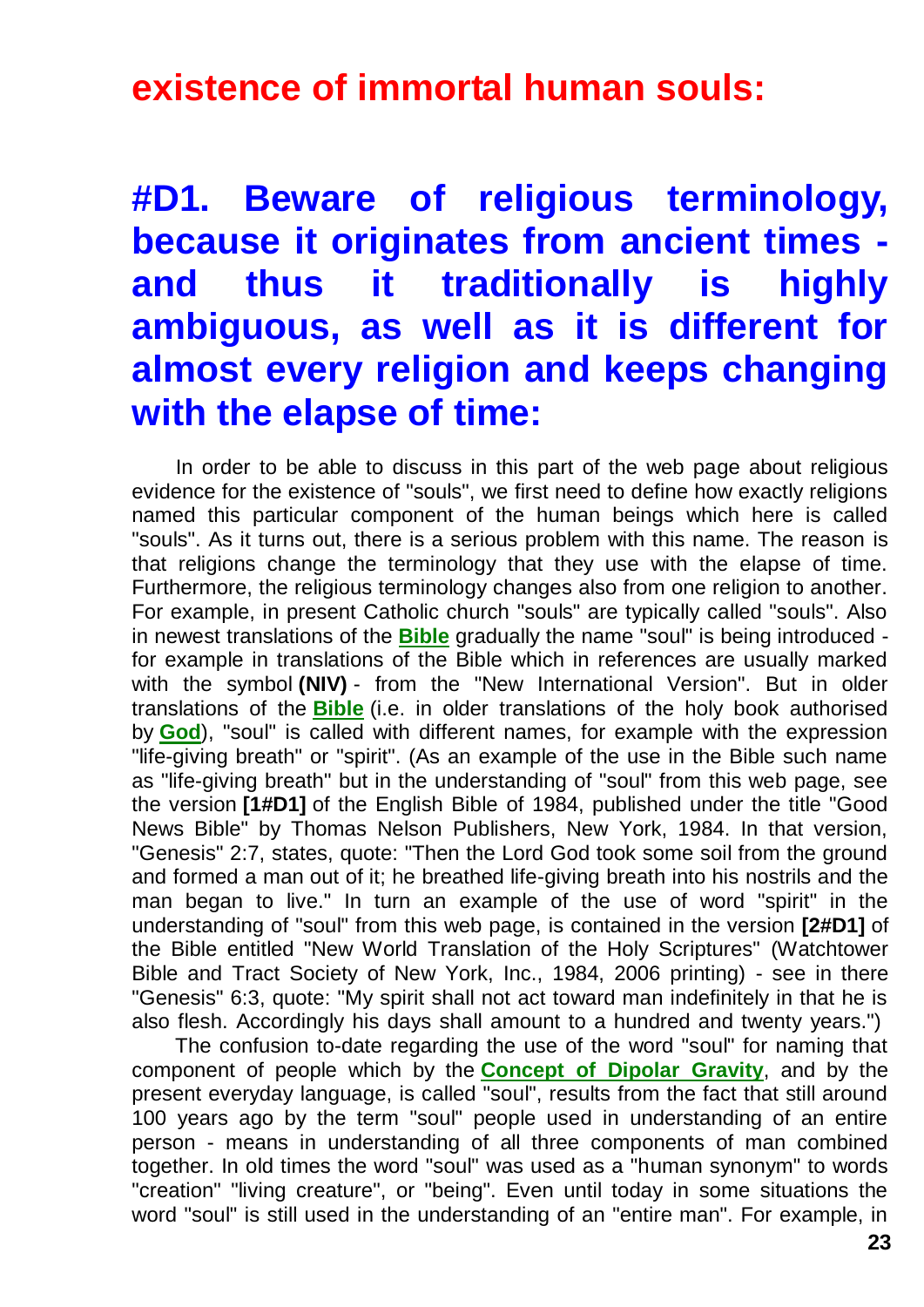## existence of immortal human souls:

## #D1. Beware of religious terminology, because it originates from ancient times - and thus it traditionally is highly ambiguous, as well as it is different for almost every religion and keeps changing with the elapse of time:

In order to be able to discuss in this part of the web page about religious evidence for the existence of "souls", we first need to define how exactly religions named this particular component of the human beings which here is called "souls". As it turns out, there is a serious problem with this name. The reason is that religions change the terminology that they use with the elapse of time. Furthermore, the religious terminology changes also from one religion to another. For example, in present Catholic church "souls" are typically called "souls". Also in newest translations of the **Bible** gradually the name "soul" is being introduced - for example in translations of the Bible which in references are usually marked with the symbol **(NIV)** - from the "New International Version". But in older translations of the **Bible** (i.e. in older translations of the holy book authorised by **God**), "soul" is called with different names, for example with the expression "life-giving breath" or "spirit". (As an example of the use in the Bible such name as "life-giving breath" but in the understanding of "soul" from this web page, see the version **[1#D1]** of the English Bible of 1984, published under the title "Good News Bible" by Thomas Nelson Publishers, New York, 1984. In that version, "Genesis" 2:7, states, quote: "Then the Lord God took some soil from the ground and formed a man out of it; he breathed life-giving breath into his nostrils and the man began to live." In turn an example of the use of word "spirit" in the understanding of "soul" from this web page, is contained in the version **[2#D1]** of the Bible entitled "New World Translation of the Holy Scriptures" (Watchtower Bible and Tract Society of New York, Inc., 1984, 2006 printing) - see in there "Genesis" 6:3, quote: "My spirit shall not act toward man indefinitely in that he is also flesh. Accordingly his days shall amount to a hundred and twenty years.")

The confusion to-date regarding the use of the word "soul" for naming that component of people which by the **Concept of Dipolar Gravity**, and by the present everyday language, is called "soul", results from the fact that still around 100 years ago by the term "soul" people used in understanding of an entire person - means in understanding of all three components of man combined together. In old times the word "soul" was used as a "human synonym" to words "creation" "living creature", or "being". Even until today in some situations the word "soul" is still used in the understanding of an "entire man". For example, in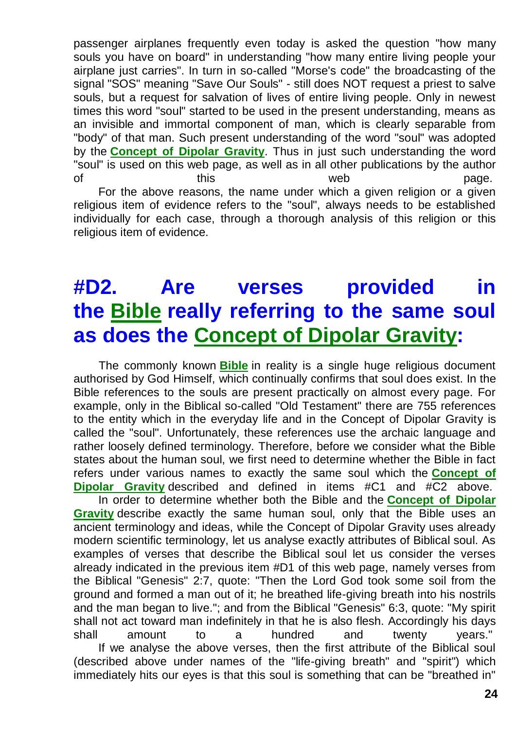passenger airplanes frequently even today is asked the question "how many souls you have on board" in understanding "how many entire living people your airplane just carries". In turn in so-called "Morse's code" the broadcasting of the signal "SOS" meaning "Save Our Souls" - still does NOT request a priest to salve souls, but a request for salvation of lives of entire living people. Only in newest times this word "soul" started to be used in the present understanding, means as an invisible and immortal component of man, which is clearly separable from "body" of that man. Such present understanding of the word "soul" was adopted by the **Concept of Dipolar Gravity**. Thus in just such understanding the word "soul" is used on this web page, as well as in all other publications by the author of this web page.

For the above reasons, the name under which a given religion or a given religious item of evidence refers to the "soul", always needs to be established individually for each case, through a thorough analysis of this religion or this religious item of evidence.

# #D2. Are verses provided in the Bible really referring to the same soul as does the Concept of Dipolar Gravity:

The commonly known **Bible** in reality is a single huge religious document authorised by God Himself, which continually confirms that soul does exist. In the Bible references to the souls are present practically on almost every page. For example, only in the Biblical so-called "Old Testament" there are 755 references to the entity which in the everyday life and in the Concept of Dipolar Gravity is called the "soul". Unfortunately, these references use the archaic language and rather loosely defined terminology. Therefore, before we consider what the Bible states about the human soul, we first need to determine whether the Bible in fact refers under various names to exactly the same soul which the **Concept of Dipolar Gravity** described and defined in items #C1 and #C2 above.

In order to determine whether both the Bible and the **Concept of Dipolar Gravity** describe exactly the same human soul, only that the Bible uses an ancient terminology and ideas, while the Concept of Dipolar Gravity uses already modern scientific terminology, let us analyse exactly attributes of Biblical soul. As examples of verses that describe the Biblical soul let us consider the verses already indicated in the previous item #D1 of this web page, namely verses from the Biblical "Genesis" 2:7, quote: "Then the Lord God took some soil from the ground and formed a man out of it; he breathed life-giving breath into his nostrils and the man began to live."; and from the Biblical "Genesis" 6:3, quote: "My spirit shall not act toward man indefinitely in that he is also flesh. Accordingly his days shall amount to a hundred and twenty years."

If we analyse the above verses, then the first attribute of the Biblical soul (described above under names of the "life-giving breath" and "spirit") which immediately hits our eyes is that this soul is something that can be "breathed in"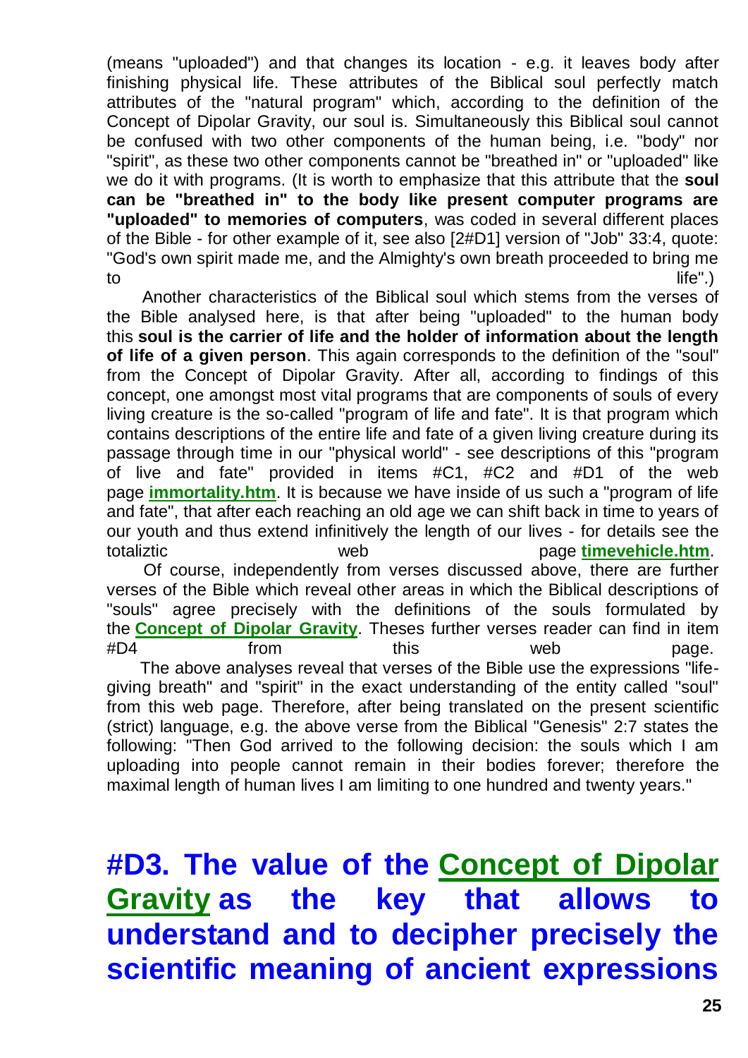(means "uploaded") and that changes its location - e.g. it leaves body after finishing physical life. These attributes of the Biblical soul perfectly match attributes of the "natural program" which, according to the definition of the Concept of Dipolar Gravity, our soul is. Simultaneously this Biblical soul cannot be confused with two other components of the human being, i.e. "body" nor "spirit", as these two other components cannot be "breathed in" or "uploaded" like we do it with programs. (It is worth to emphasize that this attribute that the **soul can be "breathed in" to the body like present computer programs are "uploaded" to memories of computers**, was coded in several different places of the Bible - for other example of it, see also [2#D1] version of "Job" 33:4, quote: "God's own spirit made me, and the Almighty's own breath proceeded to bring me to life".)

Another characteristics of the Biblical soul which stems from the verses of the Bible analysed here, is that after being "uploaded" to the human body this **soul is the carrier of life and the holder of information about the length of life of a given person**. This again corresponds to the definition of the "soul" from the Concept of Dipolar Gravity. After all, according to findings of this concept, one amongst most vital programs that are components of souls of every living creature is the so-called "program of life and fate". It is that program which contains descriptions of the entire life and fate of a given living creature during its passage through time in our "physical world" - see descriptions of this "program of live and fate" provided in items #C1, #C2 and #D1 of the web page **immortality.htm**. It is because we have inside of us such a "program of life and fate", that after each reaching an old age we can shift back in time to years of our youth and thus extend infinitively the length of our lives - for details see the totaliztic web page **timevehicle.htm**.

Of course, independently from verses discussed above, there are further verses of the Bible which reveal other areas in which the Biblical descriptions of "souls" agree precisely with the definitions of the souls formulated by the **Concept of Dipolar Gravity**. Theses further verses reader can find in item #D4 from this web page.

The above analyses reveal that verses of the Bible use the expressions "life-giving breath" and "spirit" in the exact understanding of the entity called "soul" from this web page. Therefore, after being translated on the present scientific (strict) language, e.g. the above verse from the Biblical "Genesis" 2:7 states the following: "Then God arrived to the following decision: the souls which I am uploading into people cannot remain in their bodies forever; therefore the maximal length of human lives I am limiting to one hundred and twenty years."

# #D3. The value of the Concept of Dipolar Gravity as the key that allows to understand and to decipher precisely the scientific meaning of ancient expressions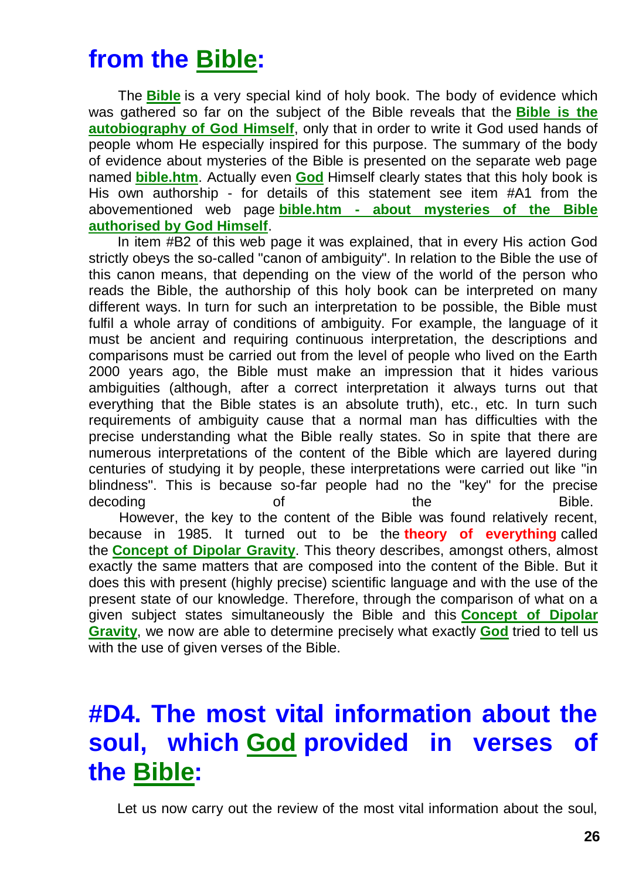## from the **Bible**:

The **Bible** is a very special kind of holy book. The body of evidence which was gathered so far on the subject of the Bible reveals that the **Bible is the autobiography of God Himself**, only that in order to write it God used hands of people whom He especially inspired for this purpose. The summary of the body of evidence about mysteries of the Bible is presented on the separate web page named **bible.htm**. Actually even **God** Himself clearly states that this holy book is His own authorship - for details of this statement see item #A1 from the abovementioned web page **bible.htm - about mysteries of the Bible authorised by God Himself**.

In item #B2 of this web page it was explained, that in every His action God strictly obeys the so-called "canon of ambiguity". In relation to the Bible the use of this canon means, that depending on the view of the world of the person who reads the Bible, the authorship of this holy book can be interpreted on many different ways. In turn for such an interpretation to be possible, the Bible must fulfil a whole array of conditions of ambiguity. For example, the language of it must be ancient and requiring continuous interpretation, the descriptions and comparisons must be carried out from the level of people who lived on the Earth 2000 years ago, the Bible must make an impression that it hides various ambiguities (although, after a correct interpretation it always turns out that everything that the Bible states is an absolute truth), etc., etc. In turn such requirements of ambiguity cause that a normal man has difficulties with the precise understanding what the Bible really states. So in spite that there are numerous interpretations of the content of the Bible which are layered during centuries of studying it by people, these interpretations were carried out like "in blindness". This is because so-far people had no the "key" for the precise decoding of the Bible.

However, the key to the content of the Bible was found relatively recent, because in 1985. It turned out to be the **theory of everything** called the **Concept of Dipolar Gravity**. This theory describes, amongst others, almost exactly the same matters that are composed into the content of the Bible. But it does this with present (highly precise) scientific language and with the use of the present state of our knowledge. Therefore, through the comparison of what on a given subject states simultaneously the Bible and this **Concept of Dipolar Gravity**, we now are able to determine precisely what exactly **God** tried to tell us with the use of given verses of the Bible.

# #D4. The most vital information about the soul, which God provided in verses of the Bible:

Let us now carry out the review of the most vital information about the soul,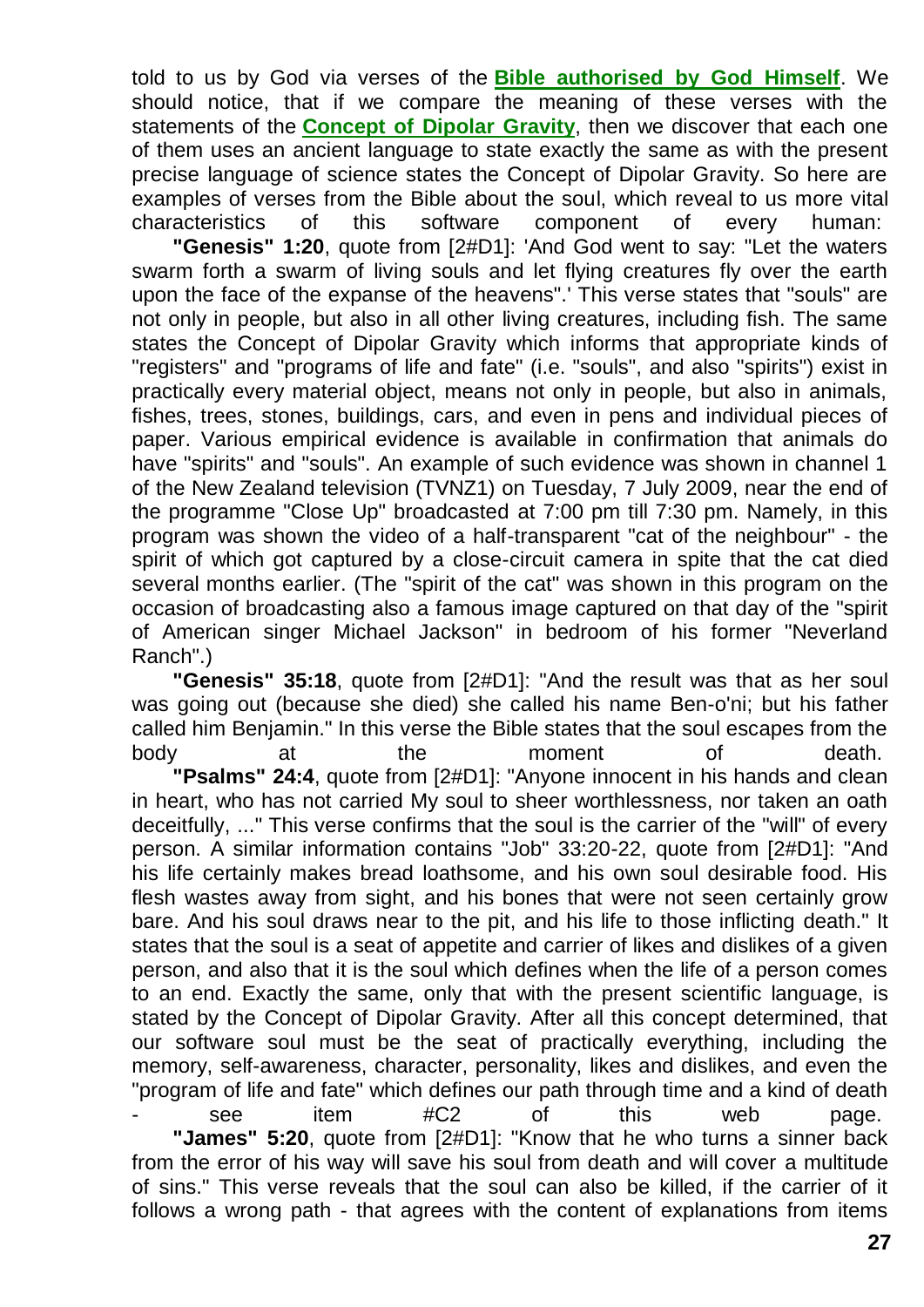told to us by God via verses of the **Bible authorised by God Himself**. We should notice, that if we compare the meaning of these verses with the statements of the **Concept of Dipolar Gravity**, then we discover that each one of them uses an ancient language to state exactly the same as with the present precise language of science states the Concept of Dipolar Gravity. So here are examples of verses from the Bible about the soul, which reveal to us more vital characteristics of this software component of every human:

**"Genesis" 1:20**, quote from [2#D1]: 'And God went to say: "Let the waters swarm forth a swarm of living souls and let flying creatures fly over the earth upon the face of the expanse of the heavens".' This verse states that "souls" are not only in people, but also in all other living creatures, including fish. The same states the Concept of Dipolar Gravity which informs that appropriate kinds of "registers" and "programs of life and fate" (i.e. "souls", and also "spirits") exist in practically every material object, means not only in people, but also in animals, fishes, trees, stones, buildings, cars, and even in pens and individual pieces of paper. Various empirical evidence is available in confirmation that animals do have "spirits" and "souls". An example of such evidence was shown in channel 1 of the New Zealand television (TVNZ1) on Tuesday, 7 July 2009, near the end of the programme "Close Up" broadcasted at 7:00 pm till 7:30 pm. Namely, in this program was shown the video of a half-transparent "cat of the neighbour" - the spirit of which got captured by a close-circuit camera in spite that the cat died several months earlier. (The "spirit of the cat" was shown in this program on the occasion of broadcasting also a famous image captured on that day of the "spirit of American singer Michael Jackson" in bedroom of his former "Neverland Ranch".)

**"Genesis" 35:18**, quote from [2#D1]: "And the result was that as her soul was going out (because she died) she called his name Ben-o'ni; but his father called him Benjamin." In this verse the Bible states that the soul escapes from the body at the moment of death.

**"Psalms" 24:4**, quote from [2#D1]: "Anyone innocent in his hands and clean in heart, who has not carried My soul to sheer worthlessness, nor taken an oath deceitfully, ..." This verse confirms that the soul is the carrier of the "will" of every person. A similar information contains "Job" 33:20-22, quote from [2#D1]: "And his life certainly makes bread loathsome, and his own soul desirable food. His flesh wastes away from sight, and his bones that were not seen certainly grow bare. And his soul draws near to the pit, and his life to those inflicting death." It states that the soul is a seat of appetite and carrier of likes and dislikes of a given person, and also that it is the soul which defines when the life of a person comes to an end. Exactly the same, only that with the present scientific language, is stated by the Concept of Dipolar Gravity. After all this concept determined, that our software soul must be the seat of practically everything, including the memory, self-awareness, character, personality, likes and dislikes, and even the "program of life and fate" which defines our path through time and a kind of death - see item #C2 of this web page.

**"James" 5:20**, quote from [2#D1]: "Know that he who turns a sinner back from the error of his way will save his soul from death and will cover a multitude of sins." This verse reveals that the soul can also be killed, if the carrier of it follows a wrong path - that agrees with the content of explanations from items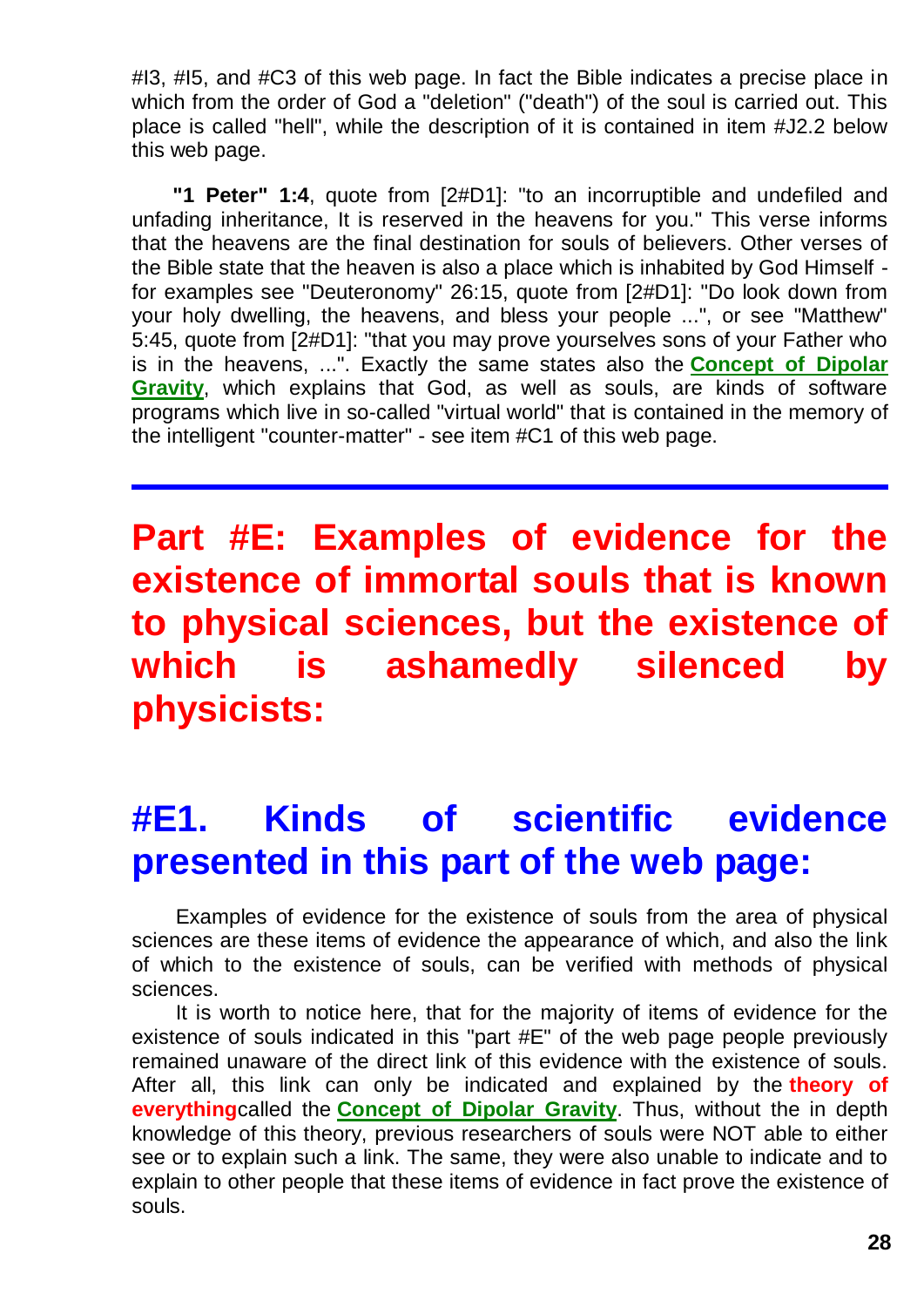#I3, #I5, and #C3 of this web page. In fact the Bible indicates a precise place in which from the order of God a "deletion" ("death") of the soul is carried out. This place is called "hell", while the description of it is contained in item #J2.2 below this web page.

**"1 Peter" 1:4**, quote from [2#D1]: "to an incorruptible and undefiled and unfading inheritance, It is reserved in the heavens for you." This verse informs that the heavens are the final destination for souls of believers. Other verses of the Bible state that the heaven is also a place which is inhabited by God Himself - for examples see "Deuteronomy" 26:15, quote from [2#D1]: "Do look down from your holy dwelling, the heavens, and bless your people ...", or see "Matthew" 5:45, quote from [2#D1]: "that you may prove yourselves sons of your Father who is in the heavens, ...". Exactly the same states also the **Concept of Dipolar Gravity**, which explains that God, as well as souls, are kinds of software programs which live in so-called "virtual world" that is contained in the memory of the intelligent "counter-matter" - see item #C1 of this web page.

---

# Part #E: Examples of evidence for the existence of immortal souls that is known to physical sciences, but the existence of which is ashamedly silenced by physicists:

## #E1. Kinds of scientific evidence presented in this part of the web page:

Examples of evidence for the existence of souls from the area of physical sciences are these items of evidence the appearance of which, and also the link of which to the existence of souls, can be verified with methods of physical sciences.

It is worth to notice here, that for the majority of items of evidence for the existence of souls indicated in this "part #E" of the web page people previously remained unaware of the direct link of this evidence with the existence of souls. After all, this link can only be indicated and explained by the **theory of everything**called the **Concept of Dipolar Gravity**. Thus, without the in depth knowledge of this theory, previous researchers of souls were NOT able to either see or to explain such a link. The same, they were also unable to indicate and to explain to other people that these items of evidence in fact prove the existence of souls.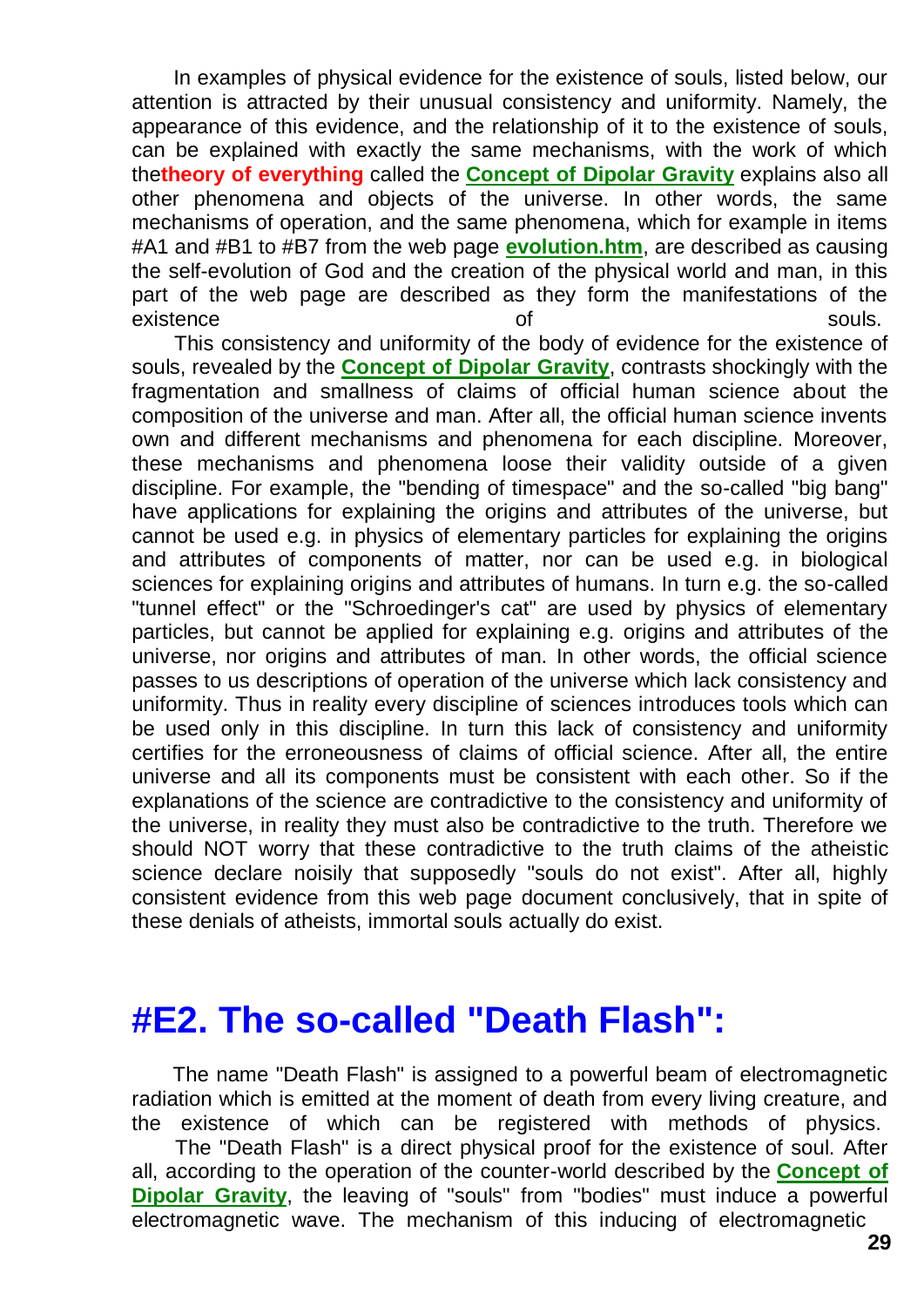In examples of physical evidence for the existence of souls, listed below, our attention is attracted by their unusual consistency and uniformity. Namely, the appearance of this evidence, and the relationship of it to the existence of souls, can be explained with exactly the same mechanisms, with the work of which the**theory of everything** called the **Concept of Dipolar Gravity** explains also all other phenomena and objects of the universe. In other words, the same mechanisms of operation, and the same phenomena, which for example in items #A1 and #B1 to #B7 from the web page **evolution.htm**, are described as causing the self-evolution of God and the creation of the physical world and man, in this part of the web page are described as they form the manifestations of the existence of souls.

This consistency and uniformity of the body of evidence for the existence of souls, revealed by the **Concept of Dipolar Gravity**, contrasts shockingly with the fragmentation and smallness of claims of official human science about the composition of the universe and man. After all, the official human science invents own and different mechanisms and phenomena for each discipline. Moreover, these mechanisms and phenomena loose their validity outside of a given discipline. For example, the "bending of timespace" and the so-called "big bang" have applications for explaining the origins and attributes of the universe, but cannot be used e.g. in physics of elementary particles for explaining the origins and attributes of components of matter, nor can be used e.g. in biological sciences for explaining origins and attributes of humans. In turn e.g. the so-called "tunnel effect" or the "Schroedinger's cat" are used by physics of elementary particles, but cannot be applied for explaining e.g. origins and attributes of the universe, nor origins and attributes of man. In other words, the official science passes to us descriptions of operation of the universe which lack consistency and uniformity. Thus in reality every discipline of sciences introduces tools which can be used only in this discipline. In turn this lack of consistency and uniformity certifies for the erroneousness of claims of official science. After all, the entire universe and all its components must be consistent with each other. So if the explanations of the science are contradictive to the consistency and uniformity of the universe, in reality they must also be contradictive to the truth. Therefore we should NOT worry that these contradictive to the truth claims of the atheistic science declare noisily that supposedly "souls do not exist". After all, highly consistent evidence from this web page document conclusively, that in spite of these denials of atheists, immortal souls actually do exist.

## #E2. The so-called "Death Flash":

The name "Death Flash" is assigned to a powerful beam of electromagnetic radiation which is emitted at the moment of death from every living creature, and the existence of which can be registered with methods of physics.

The "Death Flash" is a direct physical proof for the existence of soul. After all, according to the operation of the counter-world described by the **Concept of Dipolar Gravity**, the leaving of "souls" from "bodies" must induce a powerful electromagnetic wave. The mechanism of this inducing of electromagnetic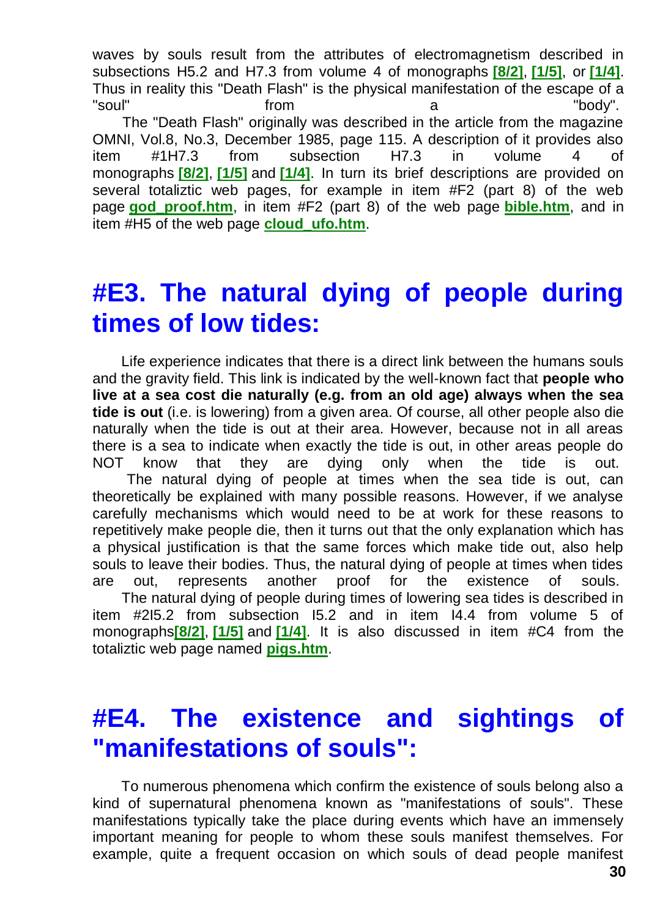waves by souls result from the attributes of electromagnetism described in subsections H5.2 and H7.3 from volume 4 of monographs **[8/2]**, **[1/5]**, or **[1/4]**. Thus in reality this "Death Flash" is the physical manifestation of the escape of a "soul" from a "body".

The "Death Flash" originally was described in the article from the magazine OMNI, Vol.8, No.3, December 1985, page 115. A description of it provides also item #1H7.3 from subsection H7.3 in volume 4 of monographs **[8/2]**, **[1/5]** and **[1/4]**. In turn its brief descriptions are provided on several totaliztic web pages, for example in item #F2 (part 8) of the web page **god_proof.htm**, in item #F2 (part 8) of the web page **bible.htm**, and in item #H5 of the web page **cloud_ufo.htm**.

# #E3. The natural dying of people during times of low tides:

Life experience indicates that there is a direct link between the humans souls and the gravity field. This link is indicated by the well-known fact that **people who live at a sea cost die naturally (e.g. from an old age) always when the sea tide is out** (i.e. is lowering) from a given area. Of course, all other people also die naturally when the tide is out at their area. However, because not in all areas there is a sea to indicate when exactly the tide is out, in other areas people do NOT know that they are dying only when the tide is out.

The natural dying of people at times when the sea tide is out, can theoretically be explained with many possible reasons. However, if we analyse carefully mechanisms which would need to be at work for these reasons to repetitively make people die, then it turns out that the only explanation which has a physical justification is that the same forces which make tide out, also help souls to leave their bodies. Thus, the natural dying of people at times when tides are out, represents another proof for the existence of souls.

The natural dying of people during times of lowering sea tides is described in item #2I5.2 from subsection I5.2 and in item I4.4 from volume 5 of monographs**[8/2]**, **[1/5]** and **[1/4]**. It is also discussed in item #C4 from the totaliztic web page named **pigs.htm**.

# #E4. The existence and sightings of "manifestations of souls":

To numerous phenomena which confirm the existence of souls belong also a kind of supernatural phenomena known as "manifestations of souls". These manifestations typically take the place during events which have an immensely important meaning for people to whom these souls manifest themselves. For example, quite a frequent occasion on which souls of dead people manifest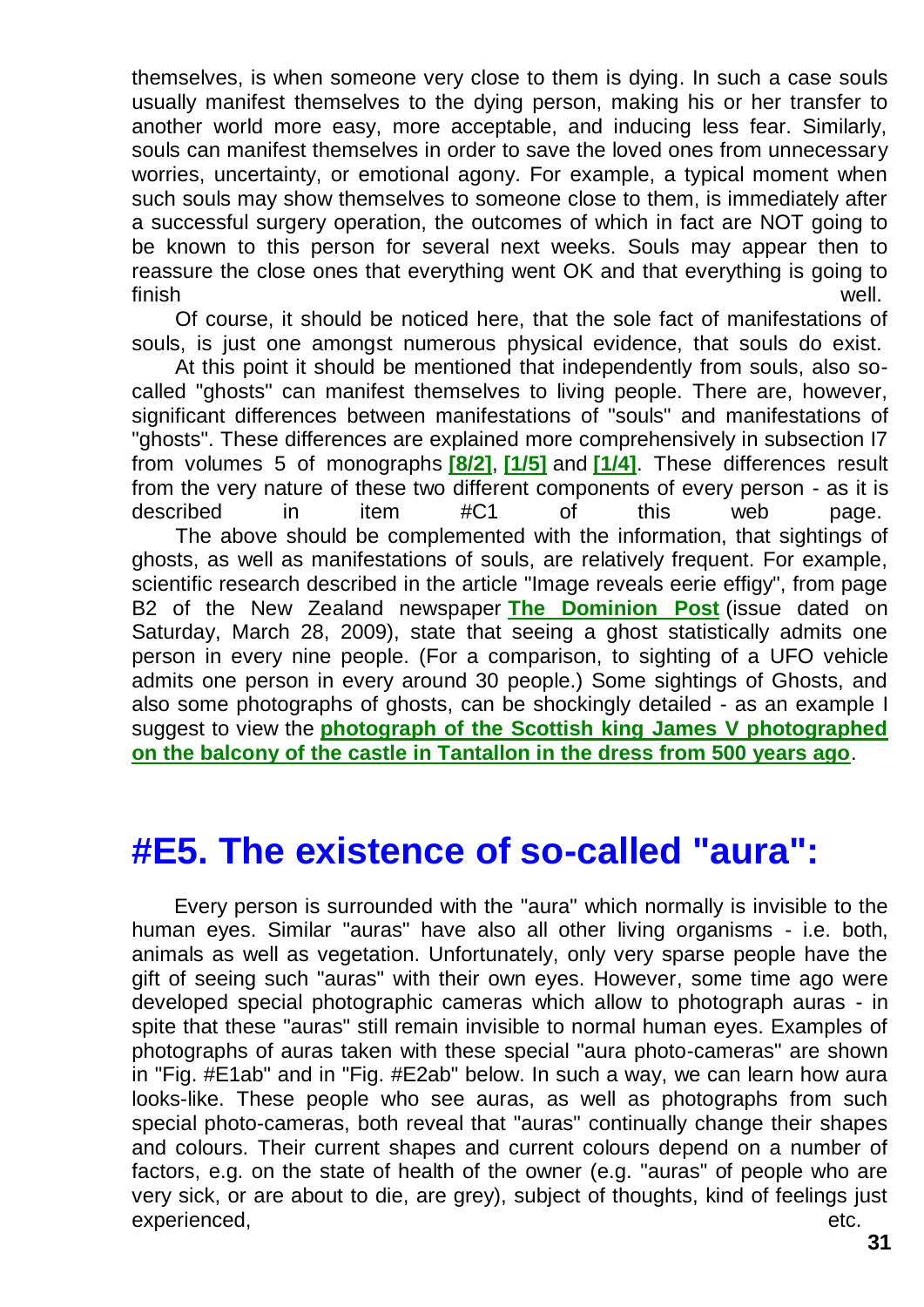themselves, is when someone very close to them is dying. In such a case souls usually manifest themselves to the dying person, making his or her transfer to another world more easy, more acceptable, and inducing less fear. Similarly, souls can manifest themselves in order to save the loved ones from unnecessary worries, uncertainty, or emotional agony. For example, a typical moment when such souls may show themselves to someone close to them, is immediately after a successful surgery operation, the outcomes of which in fact are NOT going to be known to this person for several next weeks. Souls may appear then to reassure the close ones that everything went OK and that everything is going to finish well.

Of course, it should be noticed here, that the sole fact of manifestations of souls, is just one amongst numerous physical evidence, that souls do exist.

At this point it should be mentioned that independently from souls, also so-called "ghosts" can manifest themselves to living people. There are, however, significant differences between manifestations of "souls" and manifestations of "ghosts". These differences are explained more comprehensively in subsection I7 from volumes 5 of monographs **[8/2]**, **[1/5]** and **[1/4]**. These differences result from the very nature of these two different components of every person - as it is described in item #C1 of this web page.

The above should be complemented with the information, that sightings of ghosts, as well as manifestations of souls, are relatively frequent. For example, scientific research described in the article "Image reveals eerie effigy", from page B2 of the New Zealand newspaper **The Dominion Post** (issue dated on Saturday, March 28, 2009), state that seeing a ghost statistically admits one person in every nine people. (For a comparison, to sighting of a UFO vehicle admits one person in every around 30 people.) Some sightings of Ghosts, and also some photographs of ghosts, can be shockingly detailed - as an example I suggest to view the **photograph of the Scottish king James V photographed on the balcony of the castle in Tantallon in the dress from 500 years ago**.

# #E5. The existence of so-called "aura":

Every person is surrounded with the "aura" which normally is invisible to the human eyes. Similar "auras" have also all other living organisms - i.e. both, animals as well as vegetation. Unfortunately, only very sparse people have the gift of seeing such "auras" with their own eyes. However, some time ago were developed special photographic cameras which allow to photograph auras - in spite that these "auras" still remain invisible to normal human eyes. Examples of photographs of auras taken with these special "aura photo-cameras" are shown in "Fig. #E1ab" and in "Fig. #E2ab" below. In such a way, we can learn how aura looks-like. These people who see auras, as well as photographs from such special photo-cameras, both reveal that "auras" continually change their shapes and colours. Their current shapes and current colours depend on a number of factors, e.g. on the state of health of the owner (e.g. "auras" of people who are very sick, or are about to die, are grey), subject of thoughts, kind of feelings just experienced, etc.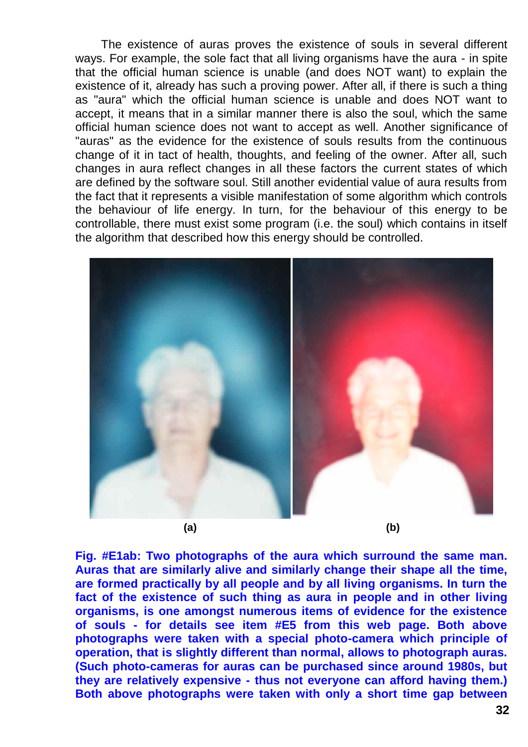The existence of auras proves the existence of souls in several different ways. For example, the sole fact that all living organisms have the aura - in spite that the official human science is unable (and does NOT want) to explain the existence of it, already has such a proving power. After all, if there is such a thing as "aura" which the official human science is unable and does NOT want to accept, it means that in a similar manner there is also the soul, which the same official human science does not want to accept as well. Another significance of "auras" as the evidence for the existence of souls results from the continuous change of it in tact of health, thoughts, and feeling of the owner. After all, such changes in aura reflect changes in all these factors the current states of which are defined by the software soul. Still another evidential value of aura results from the fact that it represents a visible manifestation of some algorithm which controls the behaviour of life energy. In turn, for the behaviour of this energy to be controllable, there must exist some program (i.e. the soul) which contains in itself the algorithm that described how this energy should be controlled.

(a) (b)

**Fig. #E1ab: Two photographs of the aura which surround the same man. Auras that are similarly alive and similarly change their shape all the time, are formed practically by all people and by all living organisms. In turn the fact of the existence of such thing as aura in people and in other living organisms, is one amongst numerous items of evidence for the existence of souls - for details see item #E5 from this web page. Both above photographs were taken with a special photo-camera which principle of operation, that is slightly different than normal, allows to photograph auras. (Such photo-cameras for auras can be purchased since around 1980s, but they are relatively expensive - thus not everyone can afford having them.) Both above photographs were taken with only a short time gap between**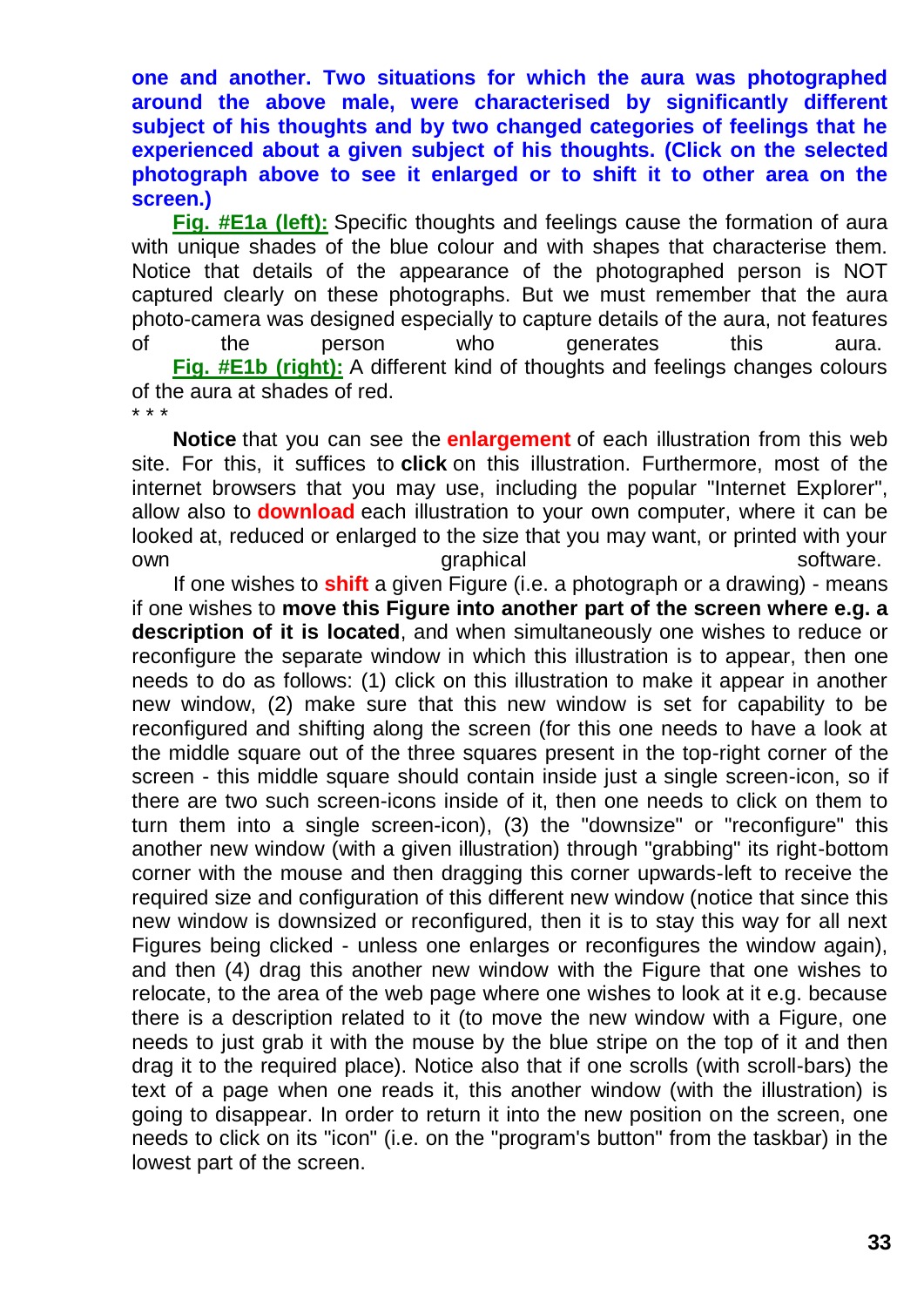**one and another. Two situations for which the aura was photographed around the above male, were characterised by significantly different subject of his thoughts and by two changed categories of feelings that he experienced about a given subject of his thoughts. (Click on the selected photograph above to see it enlarged or to shift it to other area on the screen.)**

**Fig. #E1a (left):** Specific thoughts and feelings cause the formation of aura with unique shades of the blue colour and with shapes that characterise them. Notice that details of the appearance of the photographed person is NOT captured clearly on these photographs. But we must remember that the aura photo-camera was designed especially to capture details of the aura, not features of the person who generates this aura.

**Fig. #E1b (right):** A different kind of thoughts and feelings changes colours of the aura at shades of red.

* * *

**Notice** that you can see the **enlargement** of each illustration from this web site. For this, it suffices to **click** on this illustration. Furthermore, most of the internet browsers that you may use, including the popular "Internet Explorer", allow also to **download** each illustration to your own computer, where it can be looked at, reduced or enlarged to the size that you may want, or printed with your own graphical software.

If one wishes to **shift** a given Figure (i.e. a photograph or a drawing) - means if one wishes to **move this Figure into another part of the screen where e.g. a description of it is located**, and when simultaneously one wishes to reduce or reconfigure the separate window in which this illustration is to appear, then one needs to do as follows: (1) click on this illustration to make it appear in another new window, (2) make sure that this new window is set for capability to be reconfigured and shifting along the screen (for this one needs to have a look at the middle square out of the three squares present in the top-right corner of the screen - this middle square should contain inside just a single screen-icon, so if there are two such screen-icons inside of it, then one needs to click on them to turn them into a single screen-icon), (3) the "downsize" or "reconfigure" this another new window (with a given illustration) through "grabbing" its right-bottom corner with the mouse and then dragging this corner upwards-left to receive the required size and configuration of this different new window (notice that since this new window is downsized or reconfigured, then it is to stay this way for all next Figures being clicked - unless one enlarges or reconfigures the window again), and then (4) drag this another new window with the Figure that one wishes to relocate, to the area of the web page where one wishes to look at it e.g. because there is a description related to it (to move the new window with a Figure, one needs to just grab it with the mouse by the blue stripe on the top of it and then drag it to the required place). Notice also that if one scrolls (with scroll-bars) the text of a page when one reads it, this another window (with the illustration) is going to disappear. In order to return it into the new position on the screen, one needs to click on its "icon" (i.e. on the "program's button" from the taskbar) in the lowest part of the screen.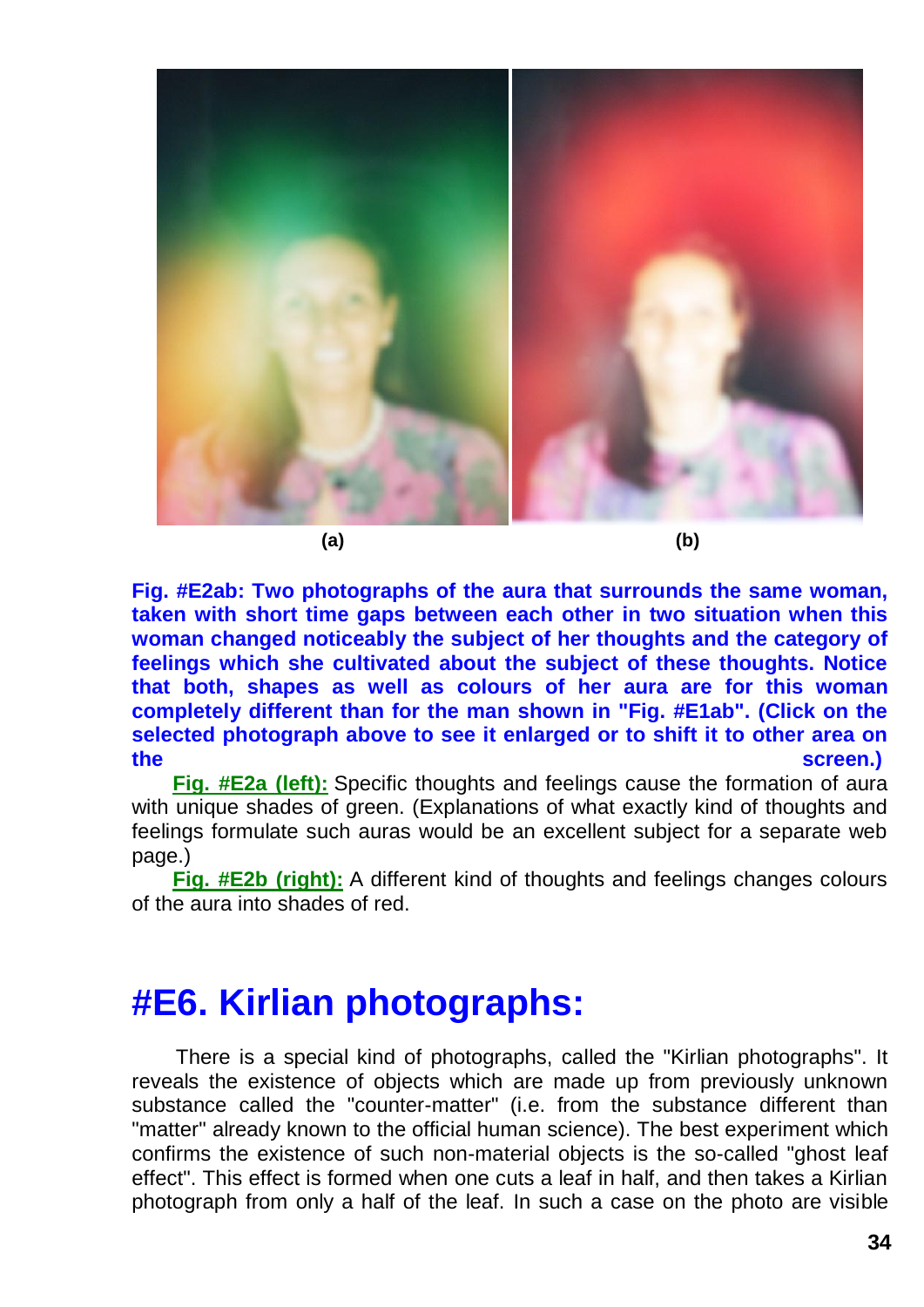(a) (b)

**Fig. #E2ab: Two photographs of the aura that surrounds the same woman, taken with short time gaps between each other in two situation when this woman changed noticeably the subject of her thoughts and the category of feelings which she cultivated about the subject of these thoughts. Notice that both, shapes as well as colours of her aura are for this woman completely different than for the man shown in "Fig. #E1ab". (Click on the selected photograph above to see it enlarged or to shift it to other area on the screen.)**

**Fig. #E2a (left):** Specific thoughts and feelings cause the formation of aura with unique shades of green. (Explanations of what exactly kind of thoughts and feelings formulate such auras would be an excellent subject for a separate web page.)

**Fig. #E2b (right):** A different kind of thoughts and feelings changes colours of the aura into shades of red.

# #E6. Kirlian photographs:

There is a special kind of photographs, called the "Kirlian photographs". It reveals the existence of objects which are made up from previously unknown substance called the "counter-matter" (i.e. from the substance different than "matter" already known to the official human science). The best experiment which confirms the existence of such non-material objects is the so-called "ghost leaf effect". This effect is formed when one cuts a leaf in half, and then takes a Kirlian photograph from only a half of the leaf. In such a case on the photo are visible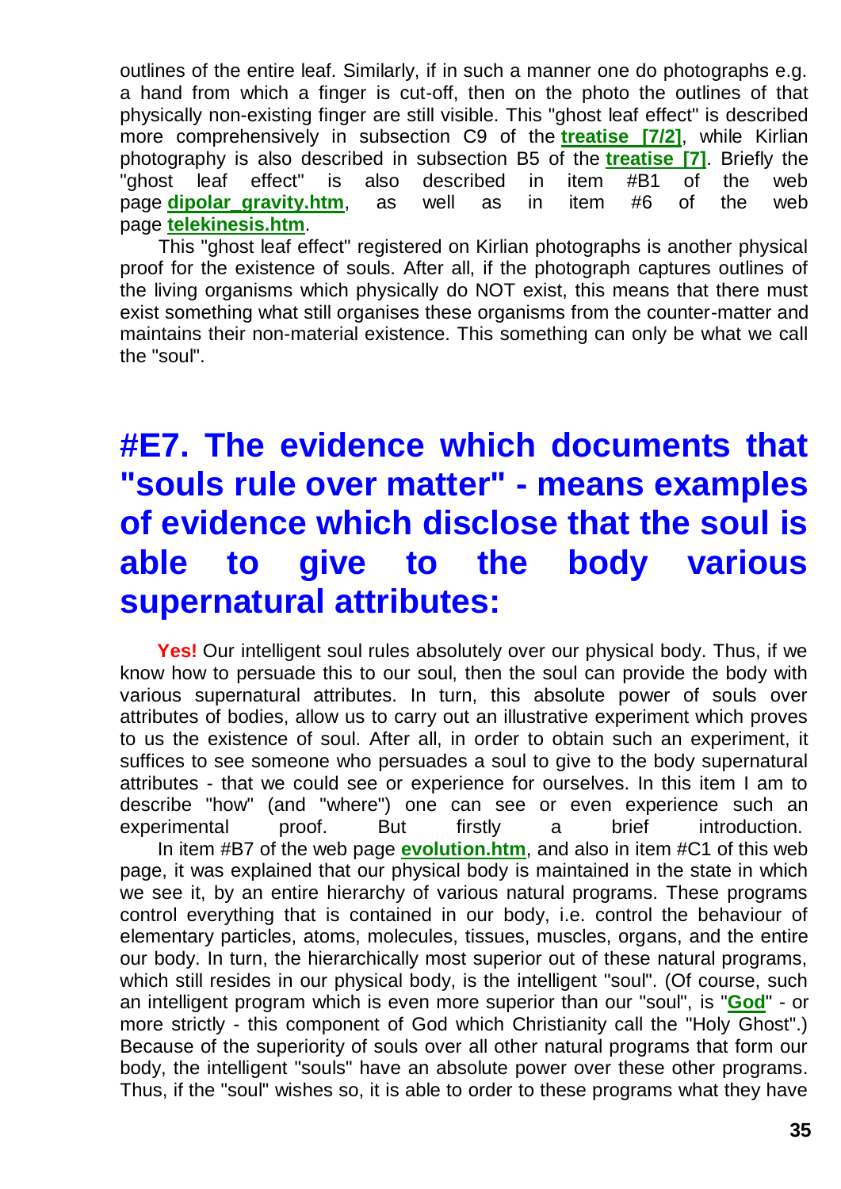outlines of the entire leaf. Similarly, if in such a manner one do photographs e.g. a hand from which a finger is cut-off, then on the photo the outlines of that physically non-existing finger are still visible. This "ghost leaf effect" is described more comprehensively in subsection C9 of the **treatise [7/2]**, while Kirlian photography is also described in subsection B5 of the **treatise [7]**. Briefly the "ghost leaf effect" is also described in item #B1 of the web page **dipolar_gravity.htm**, as well as in item #6 of the web page **telekinesis.htm**.

This "ghost leaf effect" registered on Kirlian photographs is another physical proof for the existence of souls. After all, if the photograph captures outlines of the living organisms which physically do NOT exist, this means that there must exist something what still organises these organisms from the counter-matter and maintains their non-material existence. This something can only be what we call the "soul".

# #E7. The evidence which documents that "souls rule over matter" - means examples of evidence which disclose that the soul is able to give to the body various supernatural attributes:

**Yes!** Our intelligent soul rules absolutely over our physical body. Thus, if we know how to persuade this to our soul, then the soul can provide the body with various supernatural attributes. In turn, this absolute power of souls over attributes of bodies, allow us to carry out an illustrative experiment which proves to us the existence of soul. After all, in order to obtain such an experiment, it suffices to see someone who persuades a soul to give to the body supernatural attributes - that we could see or experience for ourselves. In this item I am to describe "how" (and "where") one can see or even experience such an experimental proof. But firstly a brief introduction.

In item #B7 of the web page **evolution.htm**, and also in item #C1 of this web page, it was explained that our physical body is maintained in the state in which we see it, by an entire hierarchy of various natural programs. These programs control everything that is contained in our body, i.e. control the behaviour of elementary particles, atoms, molecules, tissues, muscles, organs, and the entire our body. In turn, the hierarchically most superior out of these natural programs, which still resides in our physical body, is the intelligent "soul". (Of course, such an intelligent program which is even more superior than our "soul", is "**God**" - or more strictly - this component of God which Christianity call the "Holy Ghost".) Because of the superiority of souls over all other natural programs that form our body, the intelligent "souls" have an absolute power over these other programs. Thus, if the "soul" wishes so, it is able to order to these programs what they have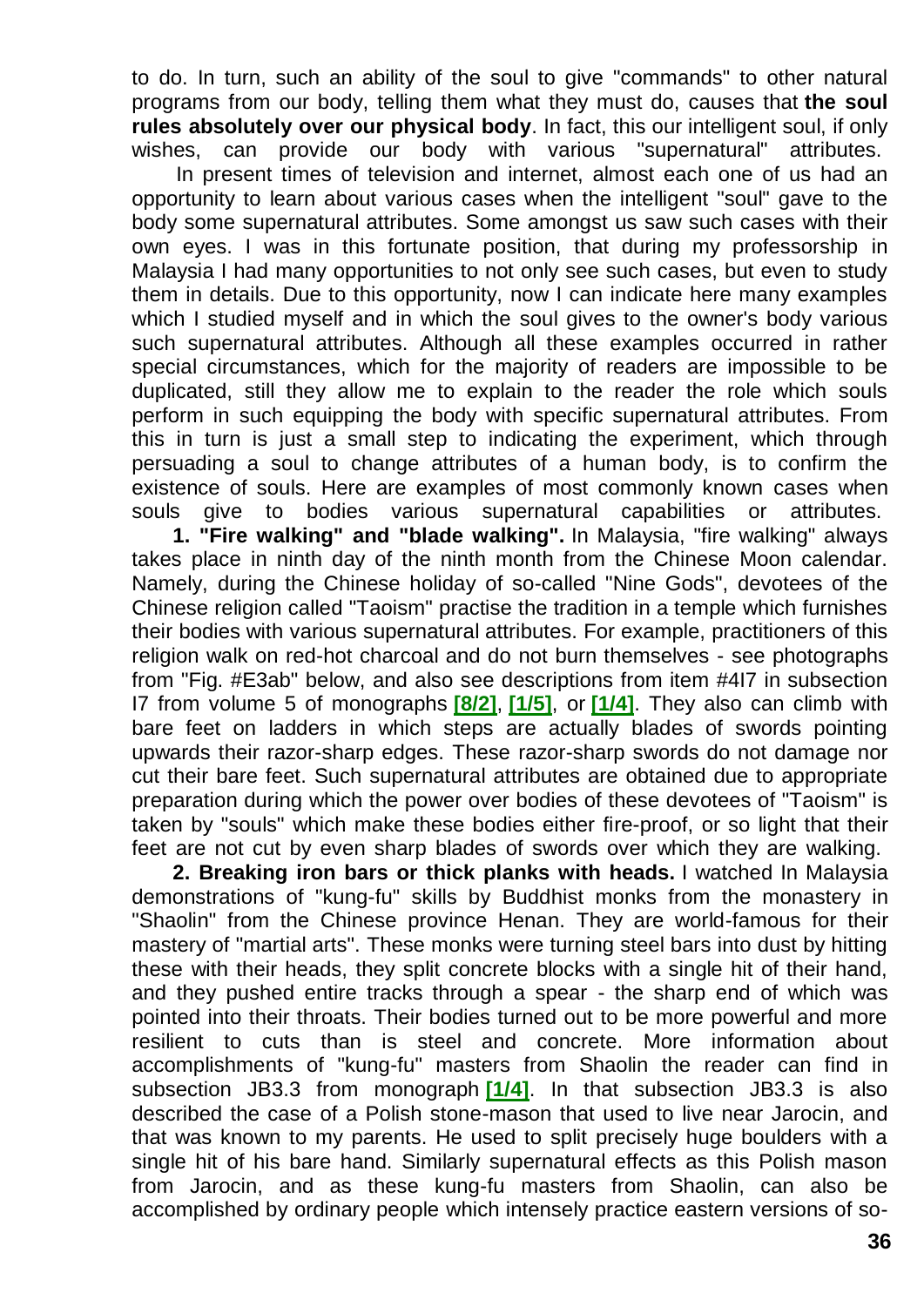to do. In turn, such an ability of the soul to give "commands" to other natural programs from our body, telling them what they must do, causes that **the soul rules absolutely over our physical body**. In fact, this our intelligent soul, if only wishes, can provide our body with various "supernatural" attributes.

In present times of television and internet, almost each one of us had an opportunity to learn about various cases when the intelligent "soul" gave to the body some supernatural attributes. Some amongst us saw such cases with their own eyes. I was in this fortunate position, that during my professorship in Malaysia I had many opportunities to not only see such cases, but even to study them in details. Due to this opportunity, now I can indicate here many examples which I studied myself and in which the soul gives to the owner's body various such supernatural attributes. Although all these examples occurred in rather special circumstances, which for the majority of readers are impossible to be duplicated, still they allow me to explain to the reader the role which souls perform in such equipping the body with specific supernatural attributes. From this in turn is just a small step to indicating the experiment, which through persuading a soul to change attributes of a human body, is to confirm the existence of souls. Here are examples of most commonly known cases when souls give to bodies various supernatural capabilities or attributes.

**1. "Fire walking" and "blade walking".** In Malaysia, "fire walking" always takes place in ninth day of the ninth month from the Chinese Moon calendar. Namely, during the Chinese holiday of so-called "Nine Gods", devotees of the Chinese religion called "Taoism" practise the tradition in a temple which furnishes their bodies with various supernatural attributes. For example, practitioners of this religion walk on red-hot charcoal and do not burn themselves - see photographs from "Fig. #E3ab" below, and also see descriptions from item #4I7 in subsection I7 from volume 5 of monographs **[8/2]**, **[1/5]**, or **[1/4]**. They also can climb with bare feet on ladders in which steps are actually blades of swords pointing upwards their razor-sharp edges. These razor-sharp swords do not damage nor cut their bare feet. Such supernatural attributes are obtained due to appropriate preparation during which the power over bodies of these devotees of "Taoism" is taken by "souls" which make these bodies either fire-proof, or so light that their feet are not cut by even sharp blades of swords over which they are walking.

**2. Breaking iron bars or thick planks with heads.** I watched In Malaysia demonstrations of "kung-fu" skills by Buddhist monks from the monastery in "Shaolin" from the Chinese province Henan. They are world-famous for their mastery of "martial arts". These monks were turning steel bars into dust by hitting these with their heads, they split concrete blocks with a single hit of their hand, and they pushed entire tracks through a spear - the sharp end of which was pointed into their throats. Their bodies turned out to be more powerful and more resilient to cuts than is steel and concrete. More information about accomplishments of "kung-fu" masters from Shaolin the reader can find in subsection JB3.3 from monograph **[1/4]**. In that subsection JB3.3 is also described the case of a Polish stone-mason that used to live near Jarocin, and that was known to my parents. He used to split precisely huge boulders with a single hit of his bare hand. Similarly supernatural effects as this Polish mason from Jarocin, and as these kung-fu masters from Shaolin, can also be accomplished by ordinary people which intensely practice eastern versions of so-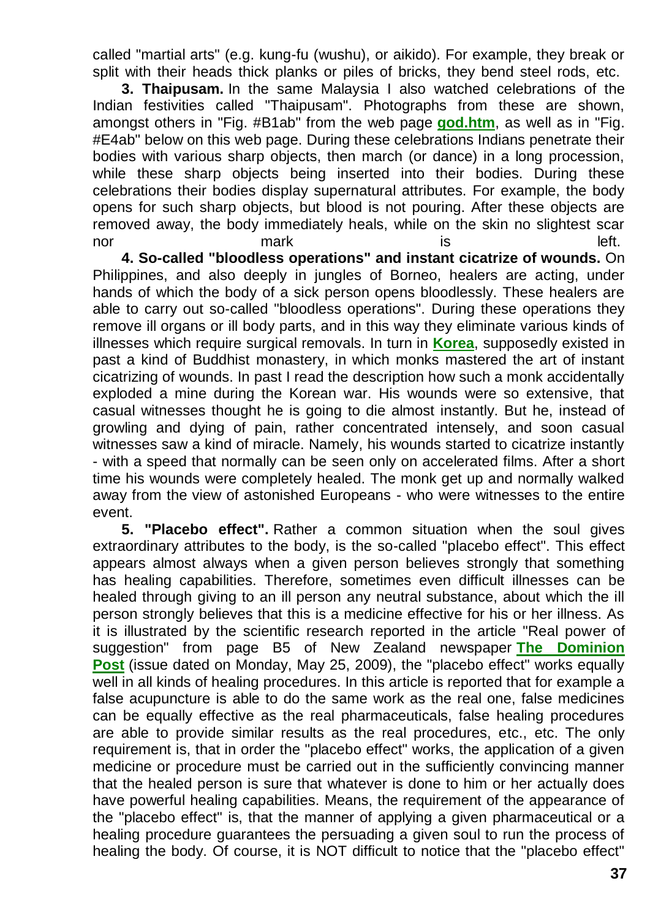called "martial arts" (e.g. kung-fu (wushu), or aikido). For example, they break or split with their heads thick planks or piles of bricks, they bend steel rods, etc.

**3. Thaipusam.** In the same Malaysia I also watched celebrations of the Indian festivities called "Thaipusam". Photographs from these are shown, amongst others in "Fig. #B1ab" from the web page **god.htm**, as well as in "Fig. #E4ab" below on this web page. During these celebrations Indians penetrate their bodies with various sharp objects, then march (or dance) in a long procession, while these sharp objects being inserted into their bodies. During these celebrations their bodies display supernatural attributes. For example, the body opens for such sharp objects, but blood is not pouring. After these objects are removed away, the body immediately heals, while on the skin no slightest scar nor mark is left.

**4. So-called "bloodless operations" and instant cicatrize of wounds.** On Philippines, and also deeply in jungles of Borneo, healers are acting, under hands of which the body of a sick person opens bloodlessly. These healers are able to carry out so-called "bloodless operations". During these operations they remove ill organs or ill body parts, and in this way they eliminate various kinds of illnesses which require surgical removals. In turn in **Korea**, supposedly existed in past a kind of Buddhist monastery, in which monks mastered the art of instant cicatrizing of wounds. In past I read the description how such a monk accidentally exploded a mine during the Korean war. His wounds were so extensive, that casual witnesses thought he is going to die almost instantly. But he, instead of growling and dying of pain, rather concentrated intensely, and soon casual witnesses saw a kind of miracle. Namely, his wounds started to cicatrize instantly - with a speed that normally can be seen only on accelerated films. After a short time his wounds were completely healed. The monk get up and normally walked away from the view of astonished Europeans - who were witnesses to the entire event.

**5. "Placebo effect".** Rather a common situation when the soul gives extraordinary attributes to the body, is the so-called "placebo effect". This effect appears almost always when a given person believes strongly that something has healing capabilities. Therefore, sometimes even difficult illnesses can be healed through giving to an ill person any neutral substance, about which the ill person strongly believes that this is a medicine effective for his or her illness. As it is illustrated by the scientific research reported in the article "Real power of suggestion" from page B5 of New Zealand newspaper **The Dominion Post** (issue dated on Monday, May 25, 2009), the "placebo effect" works equally well in all kinds of healing procedures. In this article is reported that for example a false acupuncture is able to do the same work as the real one, false medicines can be equally effective as the real pharmaceuticals, false healing procedures are able to provide similar results as the real procedures, etc., etc. The only requirement is, that in order the "placebo effect" works, the application of a given medicine or procedure must be carried out in the sufficiently convincing manner that the healed person is sure that whatever is done to him or her actually does have powerful healing capabilities. Means, the requirement of the appearance of the "placebo effect" is, that the manner of applying a given pharmaceutical or a healing procedure guarantees the persuading a given soul to run the process of healing the body. Of course, it is NOT difficult to notice that the "placebo effect"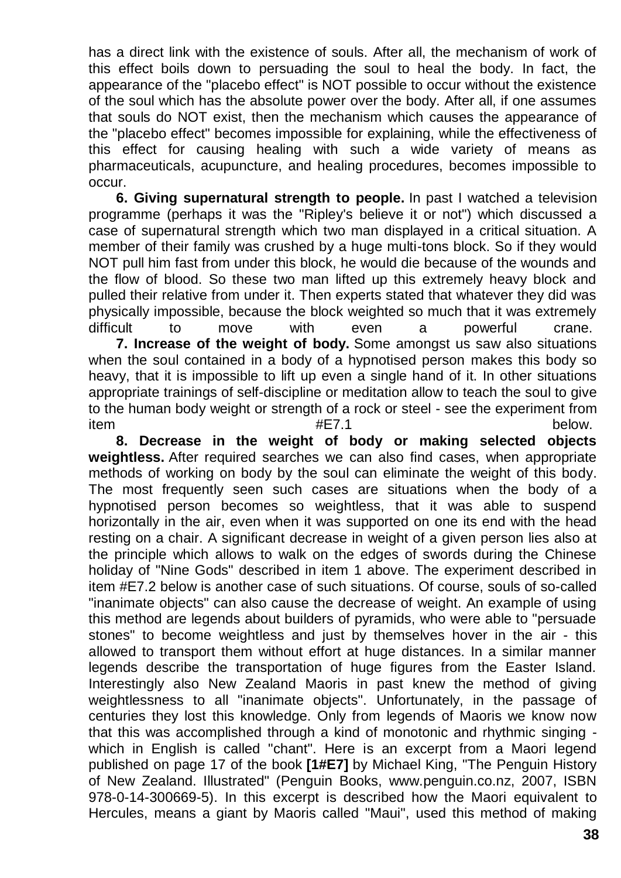has a direct link with the existence of souls. After all, the mechanism of work of this effect boils down to persuading the soul to heal the body. In fact, the appearance of the "placebo effect" is NOT possible to occur without the existence of the soul which has the absolute power over the body. After all, if one assumes that souls do NOT exist, then the mechanism which causes the appearance of the "placebo effect" becomes impossible for explaining, while the effectiveness of this effect for causing healing with such a wide variety of means as pharmaceuticals, acupuncture, and healing procedures, becomes impossible to occur.

**6. Giving supernatural strength to people.** In past I watched a television programme (perhaps it was the "Ripley's believe it or not") which discussed a case of supernatural strength which two man displayed in a critical situation. A member of their family was crushed by a huge multi-tons block. So if they would NOT pull him fast from under this block, he would die because of the wounds and the flow of blood. So these two man lifted up this extremely heavy block and pulled their relative from under it. Then experts stated that whatever they did was physically impossible, because the block weighted so much that it was extremely difficult to move with even a powerful crane.

**7. Increase of the weight of body.** Some amongst us saw also situations when the soul contained in a body of a hypnotised person makes this body so heavy, that it is impossible to lift up even a single hand of it. In other situations appropriate trainings of self-discipline or meditation allow to teach the soul to give to the human body weight or strength of a rock or steel - see the experiment from item #E7.1 below.

**8. Decrease in the weight of body or making selected objects weightless.** After required searches we can also find cases, when appropriate methods of working on body by the soul can eliminate the weight of this body. The most frequently seen such cases are situations when the body of a hypnotised person becomes so weightless, that it was able to suspend horizontally in the air, even when it was supported on one its end with the head resting on a chair. A significant decrease in weight of a given person lies also at the principle which allows to walk on the edges of swords during the Chinese holiday of "Nine Gods" described in item 1 above. The experiment described in item #E7.2 below is another case of such situations. Of course, souls of so-called "inanimate objects" can also cause the decrease of weight. An example of using this method are legends about builders of pyramids, who were able to "persuade stones" to become weightless and just by themselves hover in the air - this allowed to transport them without effort at huge distances. In a similar manner legends describe the transportation of huge figures from the Easter Island. Interestingly also New Zealand Maoris in past knew the method of giving weightlessness to all "inanimate objects". Unfortunately, in the passage of centuries they lost this knowledge. Only from legends of Maoris we know now that this was accomplished through a kind of monotonic and rhythmic singing - which in English is called "chant". Here is an excerpt from a Maori legend published on page 17 of the book **[1#E7]** by Michael King, "The Penguin History of New Zealand. Illustrated" (Penguin Books, www.penguin.co.nz, 2007, ISBN 978-0-14-300669-5). In this excerpt is described how the Maori equivalent to Hercules, means a giant by Maoris called "Maui", used this method of making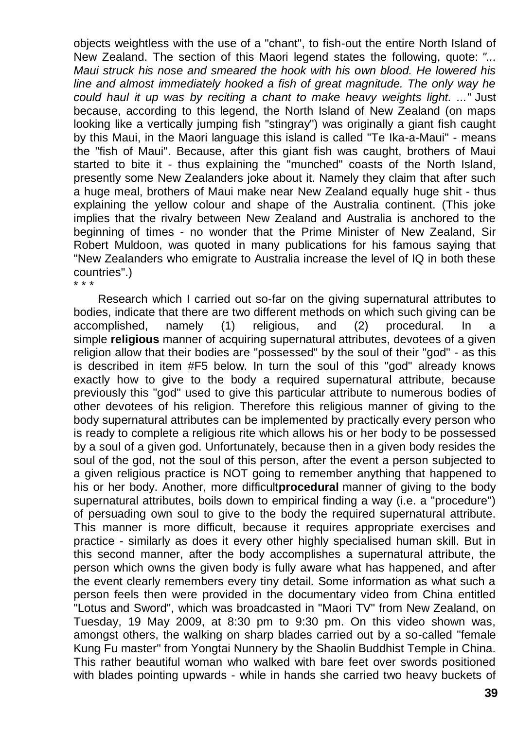objects weightless with the use of a "chant", to fish-out the entire North Island of New Zealand. The section of this Maori legend states the following, quote: *"... Maui struck his nose and smeared the hook with his own blood. He lowered his line and almost immediately hooked a fish of great magnitude. The only way he could haul it up was by reciting a chant to make heavy weights light. ..."* Just because, according to this legend, the North Island of New Zealand (on maps looking like a vertically jumping fish "stingray") was originally a giant fish caught by this Maui, in the Maori language this island is called "Te Ika-a-Maui" - means the "fish of Maui". Because, after this giant fish was caught, brothers of Maui started to bite it - thus explaining the "munched" coasts of the North Island, presently some New Zealanders joke about it. Namely they claim that after such a huge meal, brothers of Maui make near New Zealand equally huge shit - thus explaining the yellow colour and shape of the Australia continent. (This joke implies that the rivalry between New Zealand and Australia is anchored to the beginning of times - no wonder that the Prime Minister of New Zealand, Sir Robert Muldoon, was quoted in many publications for his famous saying that "New Zealanders who emigrate to Australia increase the level of IQ in both these countries".)

\* \* \*

Research which I carried out so-far on the giving supernatural attributes to bodies, indicate that there are two different methods on which such giving can be accomplished, namely (1) religious, and (2) procedural. In a simple **religious** manner of acquiring supernatural attributes, devotees of a given religion allow that their bodies are "possessed" by the soul of their "god" - as this is described in item #F5 below. In turn the soul of this "god" already knows exactly how to give to the body a required supernatural attribute, because previously this "god" used to give this particular attribute to numerous bodies of other devotees of his religion. Therefore this religious manner of giving to the body supernatural attributes can be implemented by practically every person who is ready to complete a religious rite which allows his or her body to be possessed by a soul of a given god. Unfortunately, because then in a given body resides the soul of the god, not the soul of this person, after the event a person subjected to a given religious practice is NOT going to remember anything that happened to his or her body. Another, more difficult **procedural** manner of giving to the body supernatural attributes, boils down to empirical finding a way (i.e. a "procedure") of persuading own soul to give to the body the required supernatural attribute. This manner is more difficult, because it requires appropriate exercises and practice - similarly as does it every other highly specialised human skill. But in this second manner, after the body accomplishes a supernatural attribute, the person which owns the given body is fully aware what has happened, and after the event clearly remembers every tiny detail. Some information as what such a person feels then were provided in the documentary video from China entitled "Lotus and Sword", which was broadcasted in "Maori TV" from New Zealand, on Tuesday, 19 May 2009, at 8:30 pm to 9:30 pm. On this video shown was, amongst others, the walking on sharp blades carried out by a so-called "female Kung Fu master" from Yongtai Nunnery by the Shaolin Buddhist Temple in China. This rather beautiful woman who walked with bare feet over swords positioned with blades pointing upwards - while in hands she carried two heavy buckets of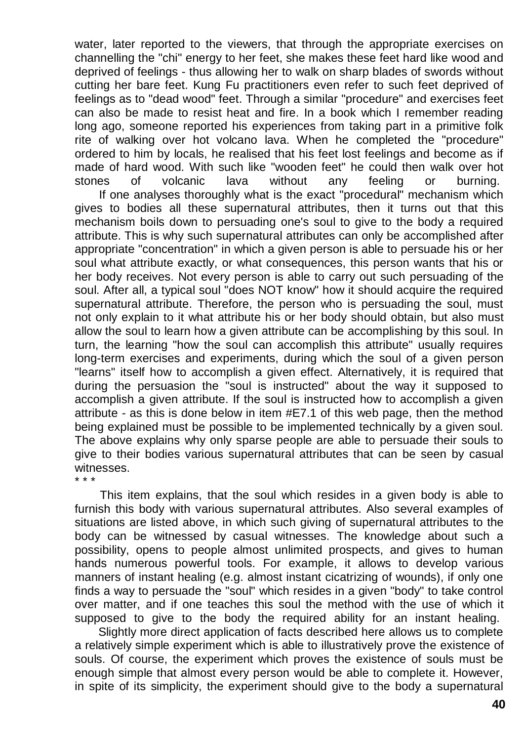water, later reported to the viewers, that through the appropriate exercises on channelling the "chi" energy to her feet, she makes these feet hard like wood and deprived of feelings - thus allowing her to walk on sharp blades of swords without cutting her bare feet. Kung Fu practitioners even refer to such feet deprived of feelings as to "dead wood" feet. Through a similar "procedure" and exercises feet can also be made to resist heat and fire. In a book which I remember reading long ago, someone reported his experiences from taking part in a primitive folk rite of walking over hot volcano lava. When he completed the "procedure" ordered to him by locals, he realised that his feet lost feelings and become as if made of hard wood. With such like "wooden feet" he could then walk over hot stones of volcanic lava without any feeling or burning.

If one analyses thoroughly what is the exact "procedural" mechanism which gives to bodies all these supernatural attributes, then it turns out that this mechanism boils down to persuading one's soul to give to the body a required attribute. This is why such supernatural attributes can only be accomplished after appropriate "concentration" in which a given person is able to persuade his or her soul what attribute exactly, or what consequences, this person wants that his or her body receives. Not every person is able to carry out such persuading of the soul. After all, a typical soul "does NOT know" how it should acquire the required supernatural attribute. Therefore, the person who is persuading the soul, must not only explain to it what attribute his or her body should obtain, but also must allow the soul to learn how a given attribute can be accomplishing by this soul. In turn, the learning "how the soul can accomplish this attribute" usually requires long-term exercises and experiments, during which the soul of a given person "learns" itself how to accomplish a given effect. Alternatively, it is required that during the persuasion the "soul is instructed" about the way it supposed to accomplish a given attribute. If the soul is instructed how to accomplish a given attribute - as this is done below in item #E7.1 of this web page, then the method being explained must be possible to be implemented technically by a given soul. The above explains why only sparse people are able to persuade their souls to give to their bodies various supernatural attributes that can be seen by casual witnesses.

\* \* \*

This item explains, that the soul which resides in a given body is able to furnish this body with various supernatural attributes. Also several examples of situations are listed above, in which such giving of supernatural attributes to the body can be witnessed by casual witnesses. The knowledge about such a possibility, opens to people almost unlimited prospects, and gives to human hands numerous powerful tools. For example, it allows to develop various manners of instant healing (e.g. almost instant cicatrizing of wounds), if only one finds a way to persuade the "soul" which resides in a given "body" to take control over matter, and if one teaches this soul the method with the use of which it supposed to give to the body the required ability for an instant healing.

Slightly more direct application of facts described here allows us to complete a relatively simple experiment which is able to illustratively prove the existence of souls. Of course, the experiment which proves the existence of souls must be enough simple that almost every person would be able to complete it. However, in spite of its simplicity, the experiment should give to the body a supernatural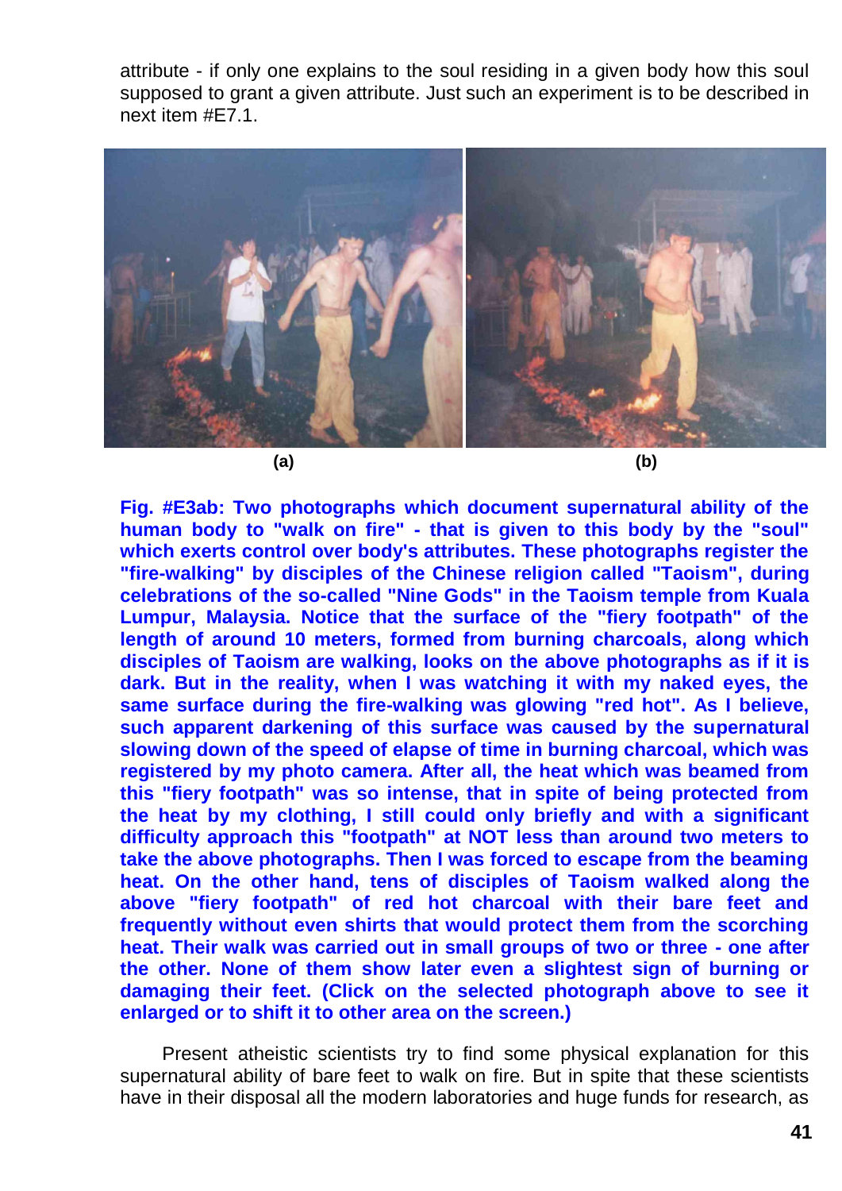attribute - if only one explains to the soul residing in a given body how this soul supposed to grant a given attribute. Just such an experiment is to be described in next item #E7.1.

(a) (b)

**Fig. #E3ab: Two photographs which document supernatural ability of the human body to "walk on fire" - that is given to this body by the "soul" which exerts control over body's attributes. These photographs register the "fire-walking" by disciples of the Chinese religion called "Taoism", during celebrations of the so-called "Nine Gods" in the Taoism temple from Kuala Lumpur, Malaysia. Notice that the surface of the "fiery footpath" of the length of around 10 meters, formed from burning charcoals, along which disciples of Taoism are walking, looks on the above photographs as if it is dark. But in the reality, when I was watching it with my naked eyes, the same surface during the fire-walking was glowing "red hot". As I believe, such apparent darkening of this surface was caused by the supernatural slowing down of the speed of elapse of time in burning charcoal, which was registered by my photo camera. After all, the heat which was beamed from this "fiery footpath" was so intense, that in spite of being protected from the heat by my clothing, I still could only briefly and with a significant difficulty approach this "footpath" at NOT less than around two meters to take the above photographs. Then I was forced to escape from the beaming heat. On the other hand, tens of disciples of Taoism walked along the above "fiery footpath" of red hot charcoal with their bare feet and frequently without even shirts that would protect them from the scorching heat. Their walk was carried out in small groups of two or three - one after the other. None of them show later even a slightest sign of burning or damaging their feet. (Click on the selected photograph above to see it enlarged or to shift it to other area on the screen.)**

Present atheistic scientists try to find some physical explanation for this supernatural ability of bare feet to walk on fire. But in spite that these scientists have in their disposal all the modern laboratories and huge funds for research, as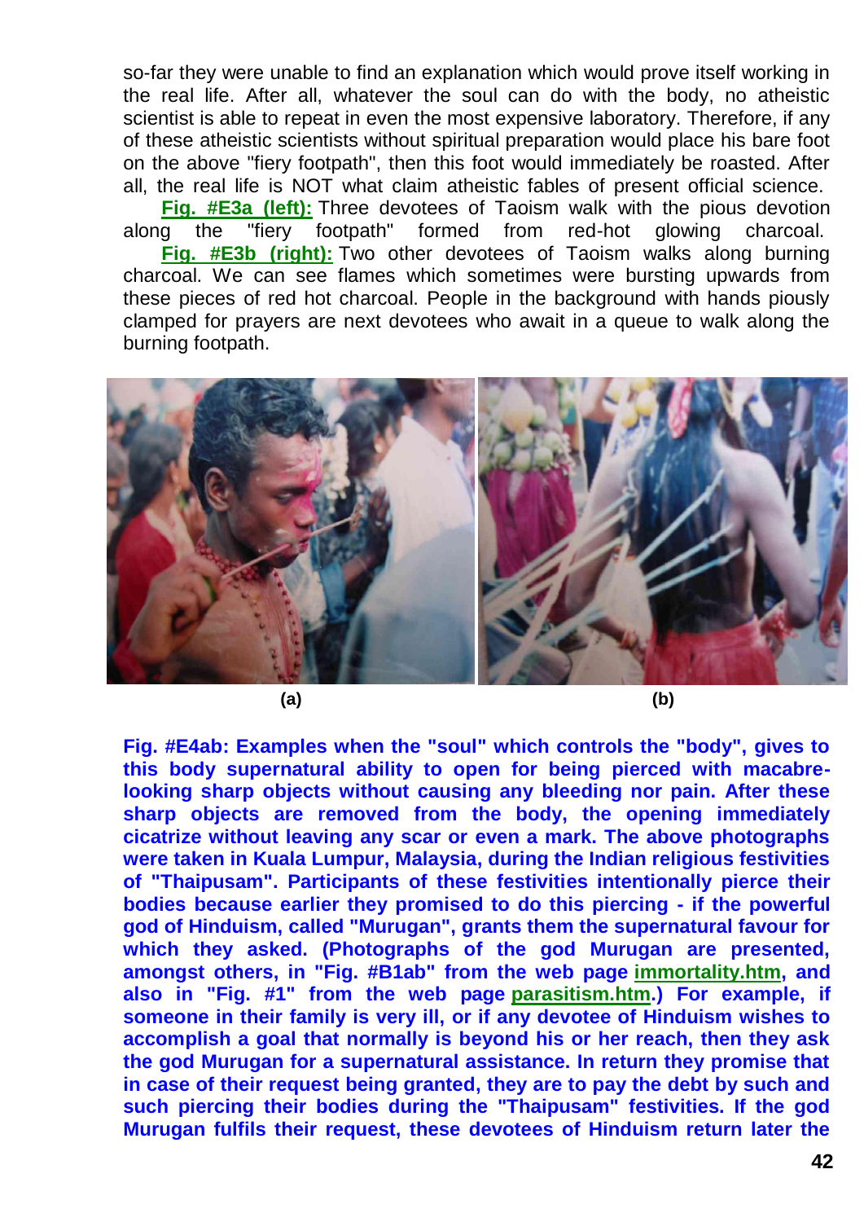so-far they were unable to find an explanation which would prove itself working in the real life. After all, whatever the soul can do with the body, no atheistic scientist is able to repeat in even the most expensive laboratory. Therefore, if any of these atheistic scientists without spiritual preparation would place his bare foot on the above "fiery footpath", then this foot would immediately be roasted. After all, the real life is NOT what claim atheistic fables of present official science.

**Fig. #E3a (left):** Three devotees of Taoism walk with the pious devotion along the "fiery footpath" formed from red-hot glowing charcoal.

**Fig. #E3b (right):** Two other devotees of Taoism walks along burning charcoal. We can see flames which sometimes were bursting upwards from these pieces of red hot charcoal. People in the background with hands piously clamped for prayers are next devotees who await in a queue to walk along the burning footpath.

(a) (b)

**Fig. #E4ab: Examples when the "soul" which controls the "body", gives to this body supernatural ability to open for being pierced with macabre-looking sharp objects without causing any bleeding nor pain. After these sharp objects are removed from the body, the opening immediately cicatrize without leaving any scar or even a mark. The above photographs were taken in Kuala Lumpur, Malaysia, during the Indian religious festivities of "Thaipusam". Participants of these festivities intentionally pierce their bodies because earlier they promised to do this piercing - if the powerful god of Hinduism, called "Murugan", grants them the supernatural favour for which they asked. (Photographs of the god Murugan are presented, amongst others, in "Fig. #B1ab" from the web page immortality.htm, and also in "Fig. #1" from the web page parasitism.htm.) For example, if someone in their family is very ill, or if any devotee of Hinduism wishes to accomplish a goal that normally is beyond his or her reach, then they ask the god Murugan for a supernatural assistance. In return they promise that in case of their request being granted, they are to pay the debt by such and such piercing their bodies during the "Thaipusam" festivities. If the god Murugan fulfils their request, these devotees of Hinduism return later the**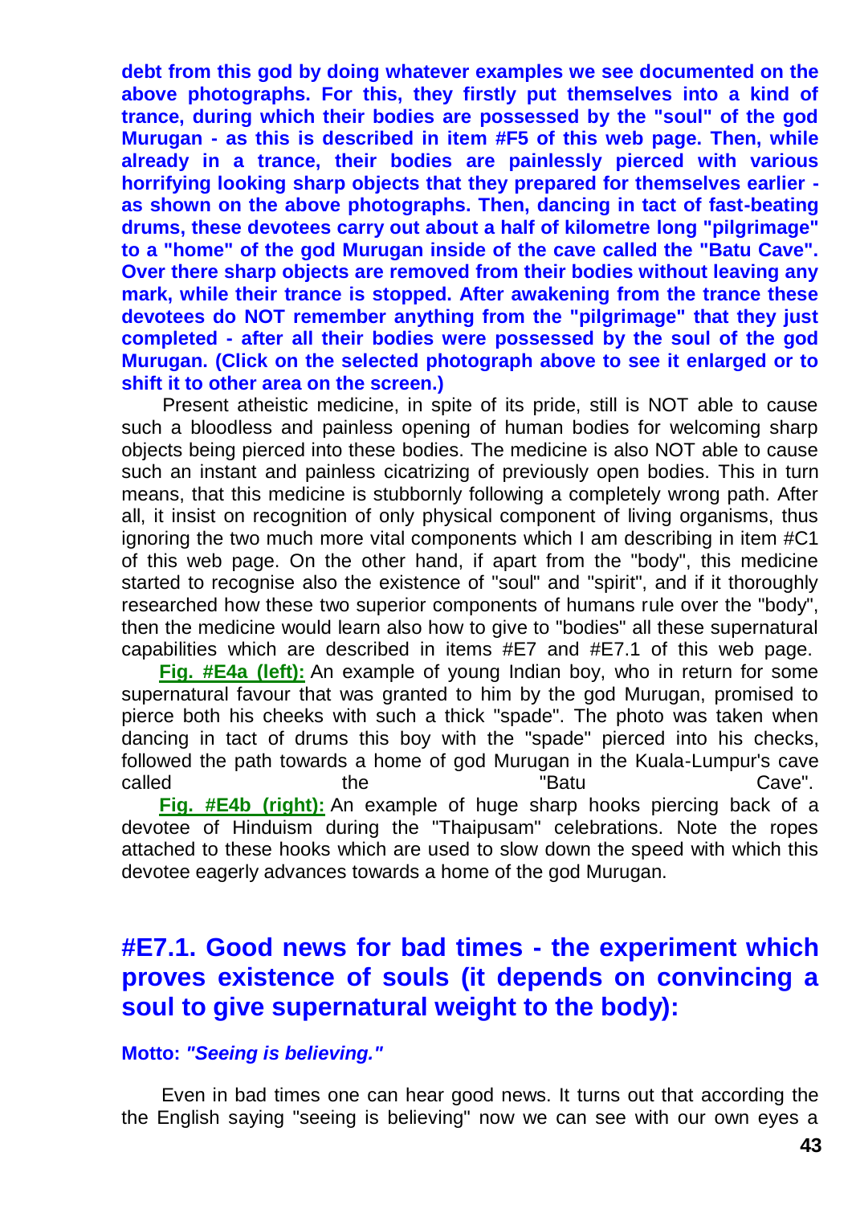**debt from this god by doing whatever examples we see documented on the above photographs. For this, they firstly put themselves into a kind of trance, during which their bodies are possessed by the "soul" of the god Murugan - as this is described in item #F5 of this web page. Then, while already in a trance, their bodies are painlessly pierced with various horrifying looking sharp objects that they prepared for themselves earlier - as shown on the above photographs. Then, dancing in tact of fast-beating drums, these devotees carry out about a half of kilometre long "pilgrimage" to a "home" of the god Murugan inside of the cave called the "Batu Cave". Over there sharp objects are removed from their bodies without leaving any mark, while their trance is stopped. After awakening from the trance these devotees do NOT remember anything from the "pilgrimage" that they just completed - after all their bodies were possessed by the soul of the god Murugan. (Click on the selected photograph above to see it enlarged or to shift it to other area on the screen.)**

Present atheistic medicine, in spite of its pride, still is NOT able to cause such a bloodless and painless opening of human bodies for welcoming sharp objects being pierced into these bodies. The medicine is also NOT able to cause such an instant and painless cicatrizing of previously open bodies. This in turn means, that this medicine is stubbornly following a completely wrong path. After all, it insist on recognition of only physical component of living organisms, thus ignoring the two much more vital components which I am describing in item #C1 of this web page. On the other hand, if apart from the "body", this medicine started to recognise also the existence of "soul" and "spirit", and if it thoroughly researched how these two superior components of humans rule over the "body", then the medicine would learn also how to give to "bodies" all these supernatural capabilities which are described in items #E7 and #E7.1 of this web page.

**Fig. #E4a (left):** An example of young Indian boy, who in return for some supernatural favour that was granted to him by the god Murugan, promised to pierce both his cheeks with such a thick "spade". The photo was taken when dancing in tact of drums this boy with the "spade" pierced into his checks, followed the path towards a home of god Murugan in the Kuala-Lumpur's cave called the "Batu Cave".

**Fig. #E4b (right):** An example of huge sharp hooks piercing back of a devotee of Hinduism during the "Thaipusam" celebrations. Note the ropes attached to these hooks which are used to slow down the speed with which this devotee eagerly advances towards a home of the god Murugan.

## #E7.1. Good news for bad times - the experiment which proves existence of souls (it depends on convincing a soul to give supernatural weight to the body):

**Motto:** ***"Seeing is believing."***

Even in bad times one can hear good news. It turns out that according the the English saying "seeing is believing" now we can see with our own eyes a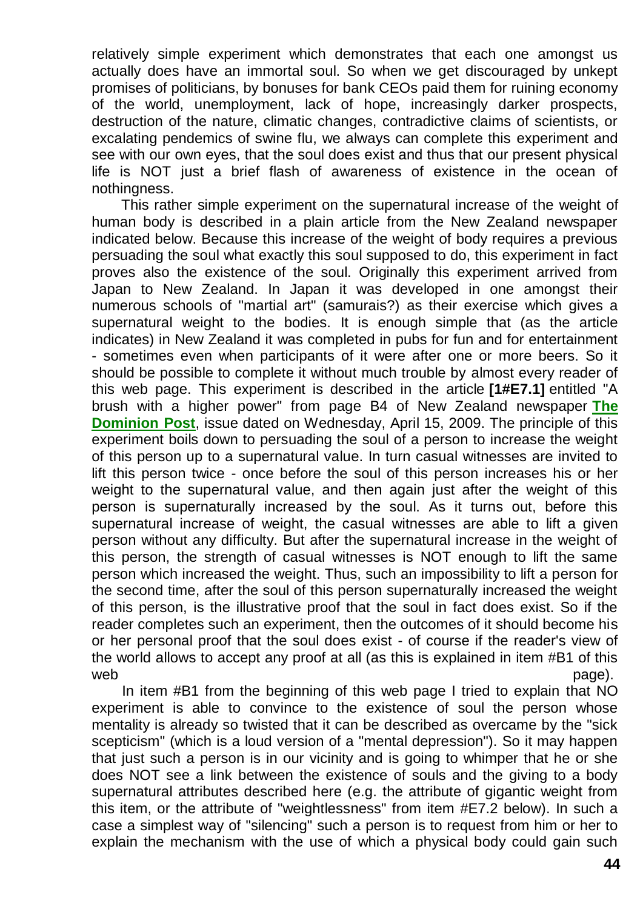relatively simple experiment which demonstrates that each one amongst us actually does have an immortal soul. So when we get discouraged by unkept promises of politicians, by bonuses for bank CEOs paid them for ruining economy of the world, unemployment, lack of hope, increasingly darker prospects, destruction of the nature, climatic changes, contradictive claims of scientists, or excalating pendemics of swine flu, we always can complete this experiment and see with our own eyes, that the soul does exist and thus that our present physical life is NOT just a brief flash of awareness of existence in the ocean of nothingness.

This rather simple experiment on the supernatural increase of the weight of human body is described in a plain article from the New Zealand newspaper indicated below. Because this increase of the weight of body requires a previous persuading the soul what exactly this soul supposed to do, this experiment in fact proves also the existence of the soul. Originally this experiment arrived from Japan to New Zealand. In Japan it was developed in one amongst their numerous schools of "martial art" (samurais?) as their exercise which gives a supernatural weight to the bodies. It is enough simple that (as the article indicates) in New Zealand it was completed in pubs for fun and for entertainment - sometimes even when participants of it were after one or more beers. So it should be possible to complete it without much trouble by almost every reader of this web page. This experiment is described in the article **[1#E7.1]** entitled "A brush with a higher power" from page B4 of New Zealand newspaper **The Dominion Post**, issue dated on Wednesday, April 15, 2009. The principle of this experiment boils down to persuading the soul of a person to increase the weight of this person up to a supernatural value. In turn casual witnesses are invited to lift this person twice - once before the soul of this person increases his or her weight to the supernatural value, and then again just after the weight of this person is supernaturally increased by the soul. As it turns out, before this supernatural increase of weight, the casual witnesses are able to lift a given person without any difficulty. But after the supernatural increase in the weight of this person, the strength of casual witnesses is NOT enough to lift the same person which increased the weight. Thus, such an impossibility to lift a person for the second time, after the soul of this person supernaturally increased the weight of this person, is the illustrative proof that the soul in fact does exist. So if the reader completes such an experiment, then the outcomes of it should become his or her personal proof that the soul does exist - of course if the reader's view of the world allows to accept any proof at all (as this is explained in item #B1 of this web page).

In item #B1 from the beginning of this web page I tried to explain that NO experiment is able to convince to the existence of soul the person whose mentality is already so twisted that it can be described as overcame by the "sick scepticism" (which is a loud version of a "mental depression"). So it may happen that just such a person is in our vicinity and is going to whimper that he or she does NOT see a link between the existence of souls and the giving to a body supernatural attributes described here (e.g. the attribute of gigantic weight from this item, or the attribute of "weightlessness" from item #E7.2 below). In such a case a simplest way of "silencing" such a person is to request from him or her to explain the mechanism with the use of which a physical body could gain such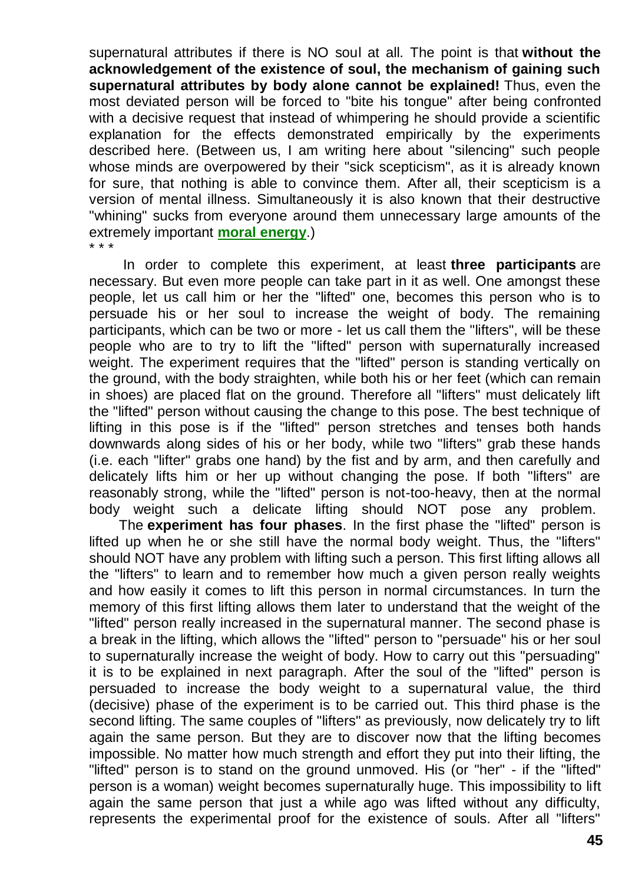supernatural attributes if there is NO soul at all. The point is that **without the acknowledgement of the existence of soul, the mechanism of gaining such supernatural attributes by body alone cannot be explained!** Thus, even the most deviated person will be forced to "bite his tongue" after being confronted with a decisive request that instead of whimpering he should provide a scientific explanation for the effects demonstrated empirically by the experiments described here. (Between us, I am writing here about "silencing" such people whose minds are overpowered by their "sick scepticism", as it is already known for sure, that nothing is able to convince them. After all, their scepticism is a version of mental illness. Simultaneously it is also known that their destructive "whining" sucks from everyone around them unnecessary large amounts of the extremely important **moral energy**.)

\* \* \*

In order to complete this experiment, at least **three participants** are necessary. But even more people can take part in it as well. One amongst these people, let us call him or her the "lifted" one, becomes this person who is to persuade his or her soul to increase the weight of body. The remaining participants, which can be two or more - let us call them the "lifters", will be these people who are to try to lift the "lifted" person with supernaturally increased weight. The experiment requires that the "lifted" person is standing vertically on the ground, with the body straighten, while both his or her feet (which can remain in shoes) are placed flat on the ground. Therefore all "lifters" must delicately lift the "lifted" person without causing the change to this pose. The best technique of lifting in this pose is if the "lifted" person stretches and tenses both hands downwards along sides of his or her body, while two "lifters" grab these hands (i.e. each "lifter" grabs one hand) by the fist and by arm, and then carefully and delicately lifts him or her up without changing the pose. If both "lifters" are reasonably strong, while the "lifted" person is not-too-heavy, then at the normal body weight such a delicate lifting should NOT pose any problem.

The **experiment has four phases**. In the first phase the "lifted" person is lifted up when he or she still have the normal body weight. Thus, the "lifters" should NOT have any problem with lifting such a person. This first lifting allows all the "lifters" to learn and to remember how much a given person really weights and how easily it comes to lift this person in normal circumstances. In turn the memory of this first lifting allows them later to understand that the weight of the "lifted" person really increased in the supernatural manner. The second phase is a break in the lifting, which allows the "lifted" person to "persuade" his or her soul to supernaturally increase the weight of body. How to carry out this "persuading" it is to be explained in next paragraph. After the soul of the "lifted" person is persuaded to increase the body weight to a supernatural value, the third (decisive) phase of the experiment is to be carried out. This third phase is the second lifting. The same couples of "lifters" as previously, now delicately try to lift again the same person. But they are to discover now that the lifting becomes impossible. No matter how much strength and effort they put into their lifting, the "lifted" person is to stand on the ground unmoved. His (or "her" - if the "lifted" person is a woman) weight becomes supernaturally huge. This impossibility to lift again the same person that just a while ago was lifted without any difficulty, represents the experimental proof for the existence of souls. After all "lifters"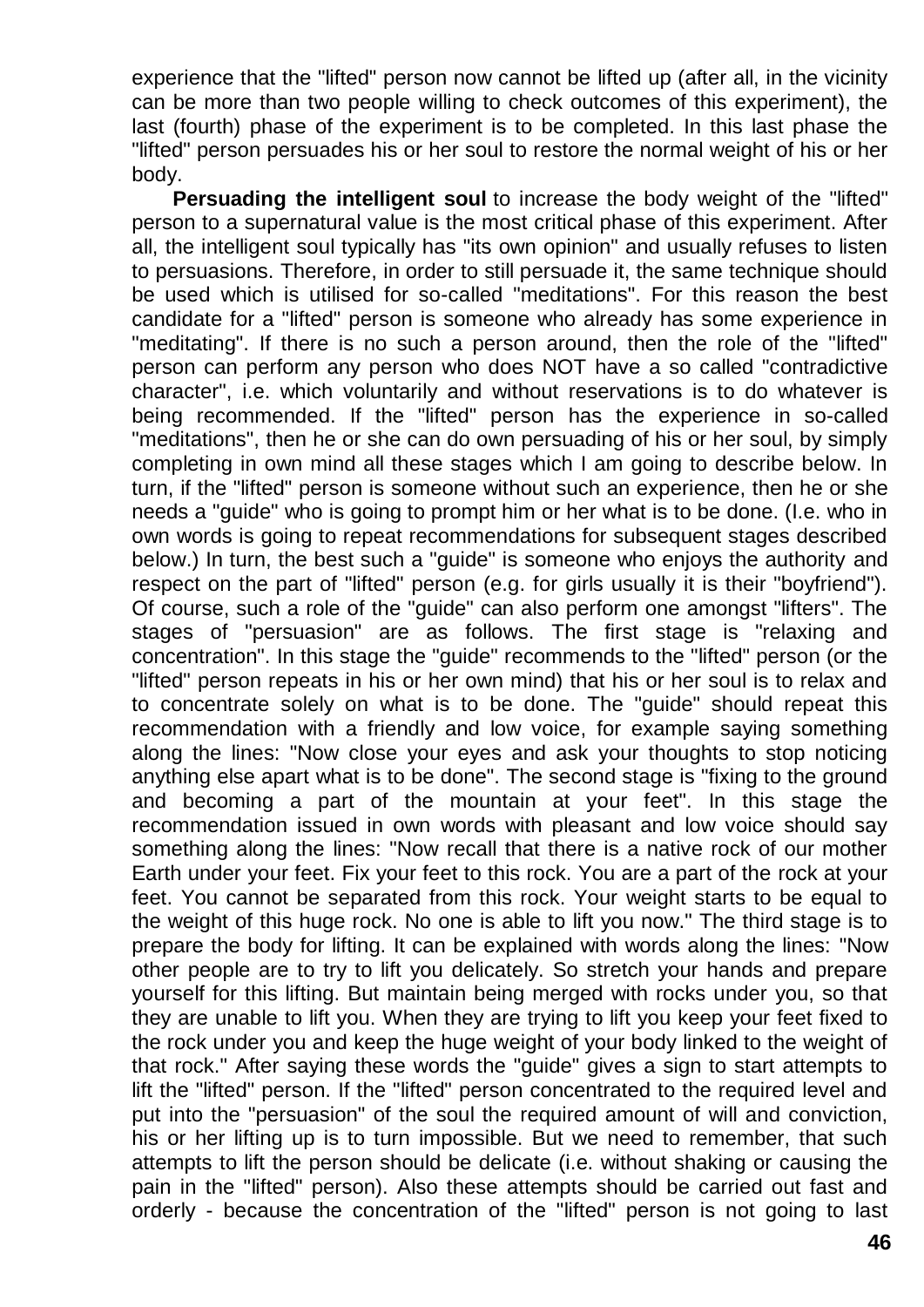experience that the "lifted" person now cannot be lifted up (after all, in the vicinity can be more than two people willing to check outcomes of this experiment), the last (fourth) phase of the experiment is to be completed. In this last phase the "lifted" person persuades his or her soul to restore the normal weight of his or her body.

**Persuading the intelligent soul** to increase the body weight of the "lifted" person to a supernatural value is the most critical phase of this experiment. After all, the intelligent soul typically has "its own opinion" and usually refuses to listen to persuasions. Therefore, in order to still persuade it, the same technique should be used which is utilised for so-called "meditations". For this reason the best candidate for a "lifted" person is someone who already has some experience in "meditating". If there is no such a person around, then the role of the "lifted" person can perform any person who does NOT have a so called "contradictive character", i.e. which voluntarily and without reservations is to do whatever is being recommended. If the "lifted" person has the experience in so-called "meditations", then he or she can do own persuading of his or her soul, by simply completing in own mind all these stages which I am going to describe below. In turn, if the "lifted" person is someone without such an experience, then he or she needs a "guide" who is going to prompt him or her what is to be done. (I.e. who in own words is going to repeat recommendations for subsequent stages described below.) In turn, the best such a "guide" is someone who enjoys the authority and respect on the part of "lifted" person (e.g. for girls usually it is their "boyfriend"). Of course, such a role of the "guide" can also perform one amongst "lifters". The stages of "persuasion" are as follows. The first stage is "relaxing and concentration". In this stage the "guide" recommends to the "lifted" person (or the "lifted" person repeats in his or her own mind) that his or her soul is to relax and to concentrate solely on what is to be done. The "guide" should repeat this recommendation with a friendly and low voice, for example saying something along the lines: "Now close your eyes and ask your thoughts to stop noticing anything else apart what is to be done". The second stage is "fixing to the ground and becoming a part of the mountain at your feet". In this stage the recommendation issued in own words with pleasant and low voice should say something along the lines: "Now recall that there is a native rock of our mother Earth under your feet. Fix your feet to this rock. You are a part of the rock at your feet. You cannot be separated from this rock. Your weight starts to be equal to the weight of this huge rock. No one is able to lift you now." The third stage is to prepare the body for lifting. It can be explained with words along the lines: "Now other people are to try to lift you delicately. So stretch your hands and prepare yourself for this lifting. But maintain being merged with rocks under you, so that they are unable to lift you. When they are trying to lift you keep your feet fixed to the rock under you and keep the huge weight of your body linked to the weight of that rock." After saying these words the "guide" gives a sign to start attempts to lift the "lifted" person. If the "lifted" person concentrated to the required level and put into the "persuasion" of the soul the required amount of will and conviction, his or her lifting up is to turn impossible. But we need to remember, that such attempts to lift the person should be delicate (i.e. without shaking or causing the pain in the "lifted" person). Also these attempts should be carried out fast and orderly - because the concentration of the "lifted" person is not going to last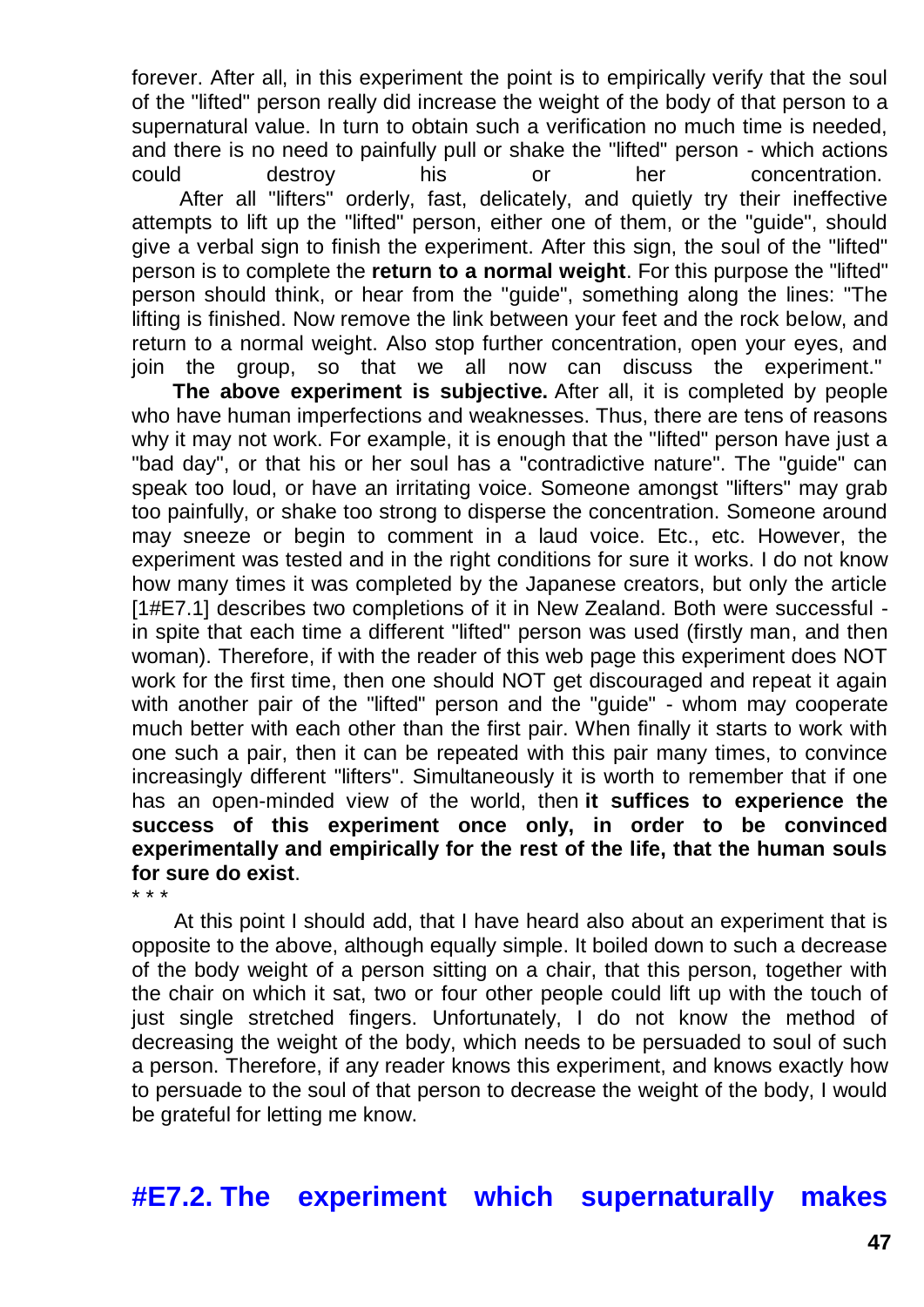forever. After all, in this experiment the point is to empirically verify that the soul of the "lifted" person really did increase the weight of the body of that person to a supernatural value. In turn to obtain such a verification no much time is needed, and there is no need to painfully pull or shake the "lifted" person - which actions could destroy his or her concentration.

After all "lifters" orderly, fast, delicately, and quietly try their ineffective attempts to lift up the "lifted" person, either one of them, or the "guide", should give a verbal sign to finish the experiment. After this sign, the soul of the "lifted" person is to complete the **return to a normal weight**. For this purpose the "lifted" person should think, or hear from the "guide", something along the lines: "The lifting is finished. Now remove the link between your feet and the rock below, and return to a normal weight. Also stop further concentration, open your eyes, and join the group, so that we all now can discuss the experiment."

**The above experiment is subjective.** After all, it is completed by people who have human imperfections and weaknesses. Thus, there are tens of reasons why it may not work. For example, it is enough that the "lifted" person have just a "bad day", or that his or her soul has a "contradictive nature". The "guide" can speak too loud, or have an irritating voice. Someone amongst "lifters" may grab too painfully, or shake too strong to disperse the concentration. Someone around may sneeze or begin to comment in a laud voice. Etc., etc. However, the experiment was tested and in the right conditions for sure it works. I do not know how many times it was completed by the Japanese creators, but only the article [1#E7.1] describes two completions of it in New Zealand. Both were successful - in spite that each time a different "lifted" person was used (firstly man, and then woman). Therefore, if with the reader of this web page this experiment does NOT work for the first time, then one should NOT get discouraged and repeat it again with another pair of the "lifted" person and the "guide" - whom may cooperate much better with each other than the first pair. When finally it starts to work with one such a pair, then it can be repeated with this pair many times, to convince increasingly different "lifters". Simultaneously it is worth to remember that if one has an open-minded view of the world, then **it suffices to experience the success of this experiment once only, in order to be convinced experimentally and empirically for the rest of the life, that the human souls for sure do exist**.

\* \* \*

At this point I should add, that I have heard also about an experiment that is opposite to the above, although equally simple. It boiled down to such a decrease of the body weight of a person sitting on a chair, that this person, together with the chair on which it sat, two or four other people could lift up with the touch of just single stretched fingers. Unfortunately, I do not know the method of decreasing the weight of the body, which needs to be persuaded to soul of such a person. Therefore, if any reader knows this experiment, and knows exactly how to persuade to the soul of that person to decrease the weight of the body, I would be grateful for letting me know.

## #E7.2. The experiment which supernaturally makes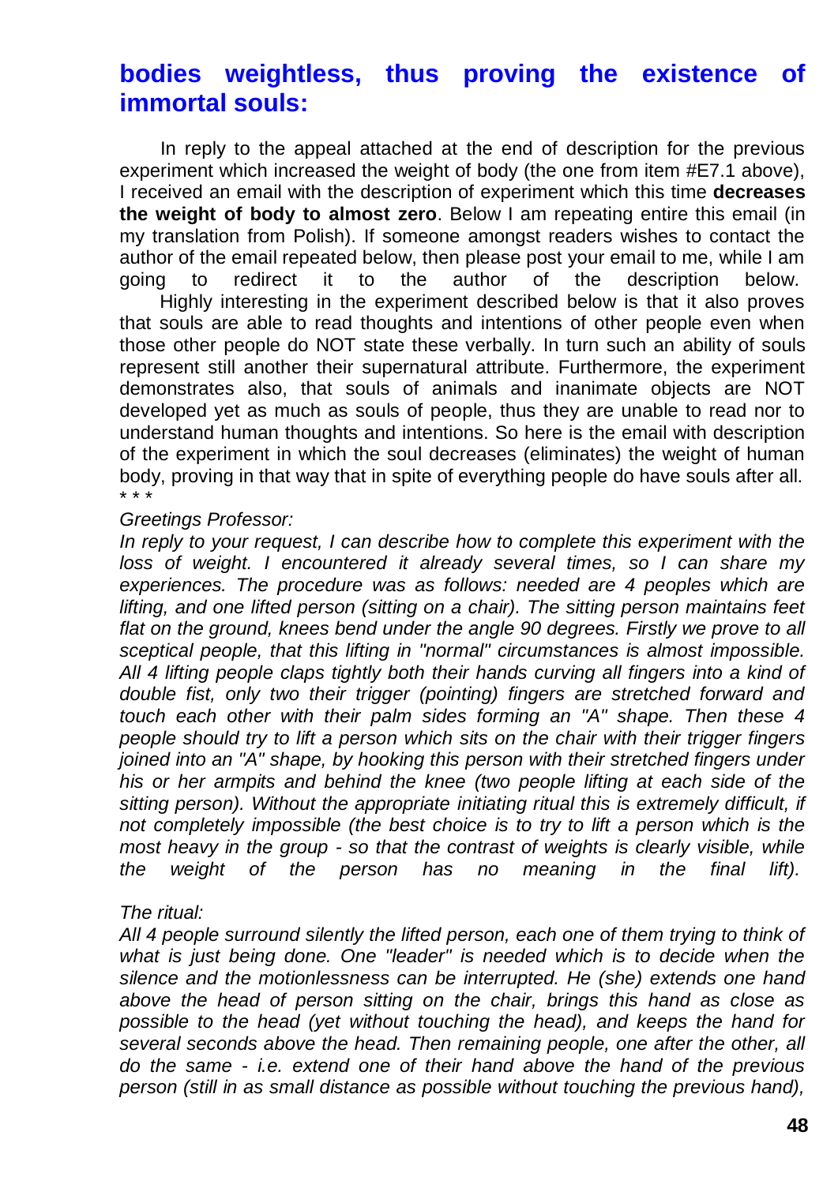## bodies weightless, thus proving the existence of immortal souls:

In reply to the appeal attached at the end of description for the previous experiment which increased the weight of body (the one from item #E7.1 above), I received an email with the description of experiment which this time **decreases the weight of body to almost zero**. Below I am repeating entire this email (in my translation from Polish). If someone amongst readers wishes to contact the author of the email repeated below, then please post your email to me, while I am going to redirect it to the author of the description below.

Highly interesting in the experiment described below is that it also proves that souls are able to read thoughts and intentions of other people even when those other people do NOT state these verbally. In turn such an ability of souls represent still another their supernatural attribute. Furthermore, the experiment demonstrates also, that souls of animals and inanimate objects are NOT developed yet as much as souls of people, thus they are unable to read nor to understand human thoughts and intentions. So here is the email with description of the experiment in which the soul decreases (eliminates) the weight of human body, proving in that way that in spite of everything people do have souls after all.

\* \* \*

*Greetings Professor:*

*In reply to your request, I can describe how to complete this experiment with the loss of weight. I encountered it already several times, so I can share my experiences. The procedure was as follows: needed are 4 peoples which are lifting, and one lifted person (sitting on a chair). The sitting person maintains feet flat on the ground, knees bend under the angle 90 degrees. Firstly we prove to all sceptical people, that this lifting in "normal" circumstances is almost impossible. All 4 lifting people claps tightly both their hands curving all fingers into a kind of double fist, only two their trigger (pointing) fingers are stretched forward and touch each other with their palm sides forming an "A" shape. Then these 4 people should try to lift a person which sits on the chair with their trigger fingers joined into an "A" shape, by hooking this person with their stretched fingers under his or her armpits and behind the knee (two people lifting at each side of the sitting person). Without the appropriate initiating ritual this is extremely difficult, if not completely impossible (the best choice is to try to lift a person which is the most heavy in the group - so that the contrast of weights is clearly visible, while the weight of the person has no meaning in the final lift).*

*The ritual:*

*All 4 people surround silently the lifted person, each one of them trying to think of what is just being done. One "leader" is needed which is to decide when the silence and the motionlessness can be interrupted. He (she) extends one hand above the head of person sitting on the chair, brings this hand as close as possible to the head (yet without touching the head), and keeps the hand for several seconds above the head. Then remaining people, one after the other, all do the same - i.e. extend one of their hand above the hand of the previous person (still in as small distance as possible without touching the previous hand),*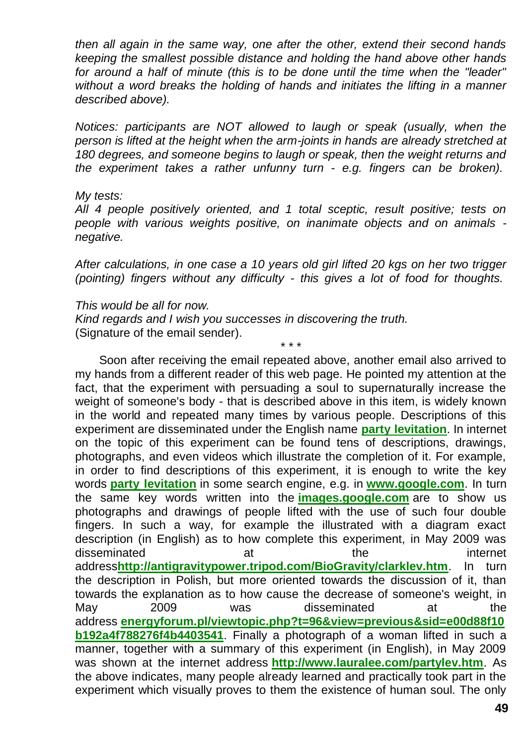*then all again in the same way, one after the other, extend their second hands keeping the smallest possible distance and holding the hand above other hands for around a half of minute (this is to be done until the time when the "leader" without a word breaks the holding of hands and initiates the lifting in a manner described above).*

*Notices: participants are NOT allowed to laugh or speak (usually, when the person is lifted at the height when the arm-joints in hands are already stretched at 180 degrees, and someone begins to laugh or speak, then the weight returns and the experiment takes a rather unfunny turn - e.g. fingers can be broken).*

*My tests:*
*All 4 people positively oriented, and 1 total sceptic, result positive; tests on people with various weights positive, on inanimate objects and on animals - negative.*

*After calculations, in one case a 10 years old girl lifted 20 kgs on her two trigger (pointing) fingers without any difficulty - this gives a lot of food for thoughts.*

*This would be all for now.*
*Kind regards and I wish you successes in discovering the truth.*
(Signature of the email sender).

\* \* \*

Soon after receiving the email repeated above, another email also arrived to my hands from a different reader of this web page. He pointed my attention at the fact, that the experiment with persuading a soul to supernaturally increase the weight of someone's body - that is described above in this item, is widely known in the world and repeated many times by various people. Descriptions of this experiment are disseminated under the English name **party levitation**. In internet on the topic of this experiment can be found tens of descriptions, drawings, photographs, and even videos which illustrate the completion of it. For example, in order to find descriptions of this experiment, it is enough to write the key words **party levitation** in some search engine, e.g. in **www.google.com**. In turn the same key words written into the **images.google.com** are to show us photographs and drawings of people lifted with the use of such four double fingers. In such a way, for example the illustrated with a diagram exact description (in English) as to how complete this experiment, in May 2009 was disseminated at the internet address**http://antigravitypower.tripod.com/BioGravity/clarklev.htm**. In turn the description in Polish, but more oriented towards the discussion of it, than towards the explanation as to how cause the decrease of someone's weight, in May 2009 was disseminated at the address **energyforum.pl/viewtopic.php?t=96&view=previous&sid=e00d88f10b192a4f788276f4b4403541**. Finally a photograph of a woman lifted in such a manner, together with a summary of this experiment (in English), in May 2009 was shown at the internet address **http://www.lauralee.com/partylev.htm**. As the above indicates, many people already learned and practically took part in the experiment which visually proves to them the existence of human soul. The only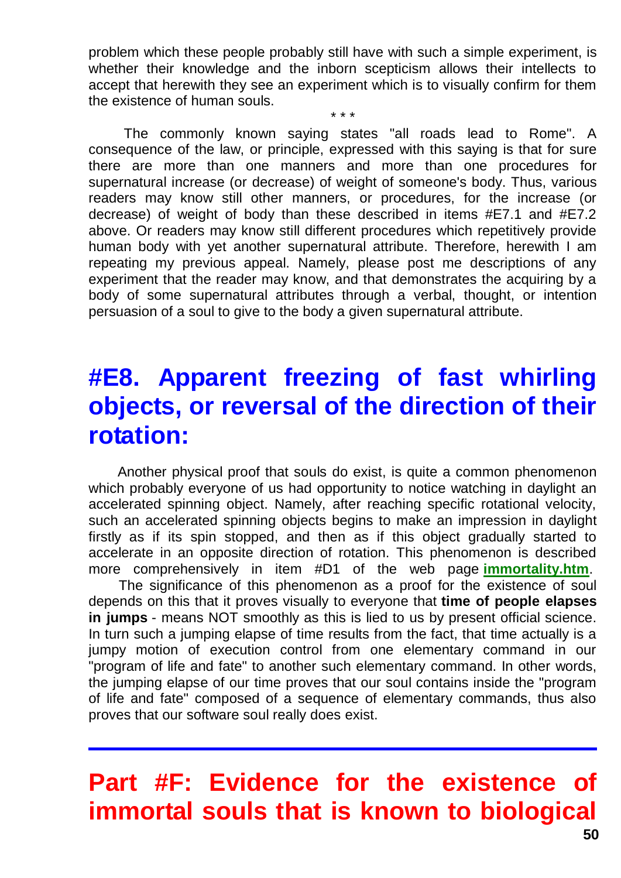problem which these people probably still have with such a simple experiment, is whether their knowledge and the inborn scepticism allows their intellects to accept that herewith they see an experiment which is to visually confirm for them the existence of human souls.

\* \* \*

The commonly known saying states "all roads lead to Rome". A consequence of the law, or principle, expressed with this saying is that for sure there are more than one manners and more than one procedures for supernatural increase (or decrease) of weight of someone's body. Thus, various readers may know still other manners, or procedures, for the increase (or decrease) of weight of body than these described in items #E7.1 and #E7.2 above. Or readers may know still different procedures which repetitively provide human body with yet another supernatural attribute. Therefore, herewith I am repeating my previous appeal. Namely, please post me descriptions of any experiment that the reader may know, and that demonstrates the acquiring by a body of some supernatural attributes through a verbal, thought, or intention persuasion of a soul to give to the body a given supernatural attribute.

## #E8. Apparent freezing of fast whirling objects, or reversal of the direction of their rotation:

Another physical proof that souls do exist, is quite a common phenomenon which probably everyone of us had opportunity to notice watching in daylight an accelerated spinning object. Namely, after reaching specific rotational velocity, such an accelerated spinning objects begins to make an impression in daylight firstly as if its spin stopped, and then as if this object gradually started to accelerate in an opposite direction of rotation. This phenomenon is described more comprehensively in item #D1 of the web page **immortality.htm**.

The significance of this phenomenon as a proof for the existence of soul depends on this that it proves visually to everyone that **time of people elapses in jumps** - means NOT smoothly as this is lied to us by present official science. In turn such a jumping elapse of time results from the fact, that time actually is a jumpy motion of execution control from one elementary command in our "program of life and fate" to another such elementary command. In other words, the jumping elapse of our time proves that our soul contains inside the "program of life and fate" composed of a sequence of elementary commands, thus also proves that our software soul really does exist.

---

# Part #F: Evidence for the existence of immortal souls that is known to biological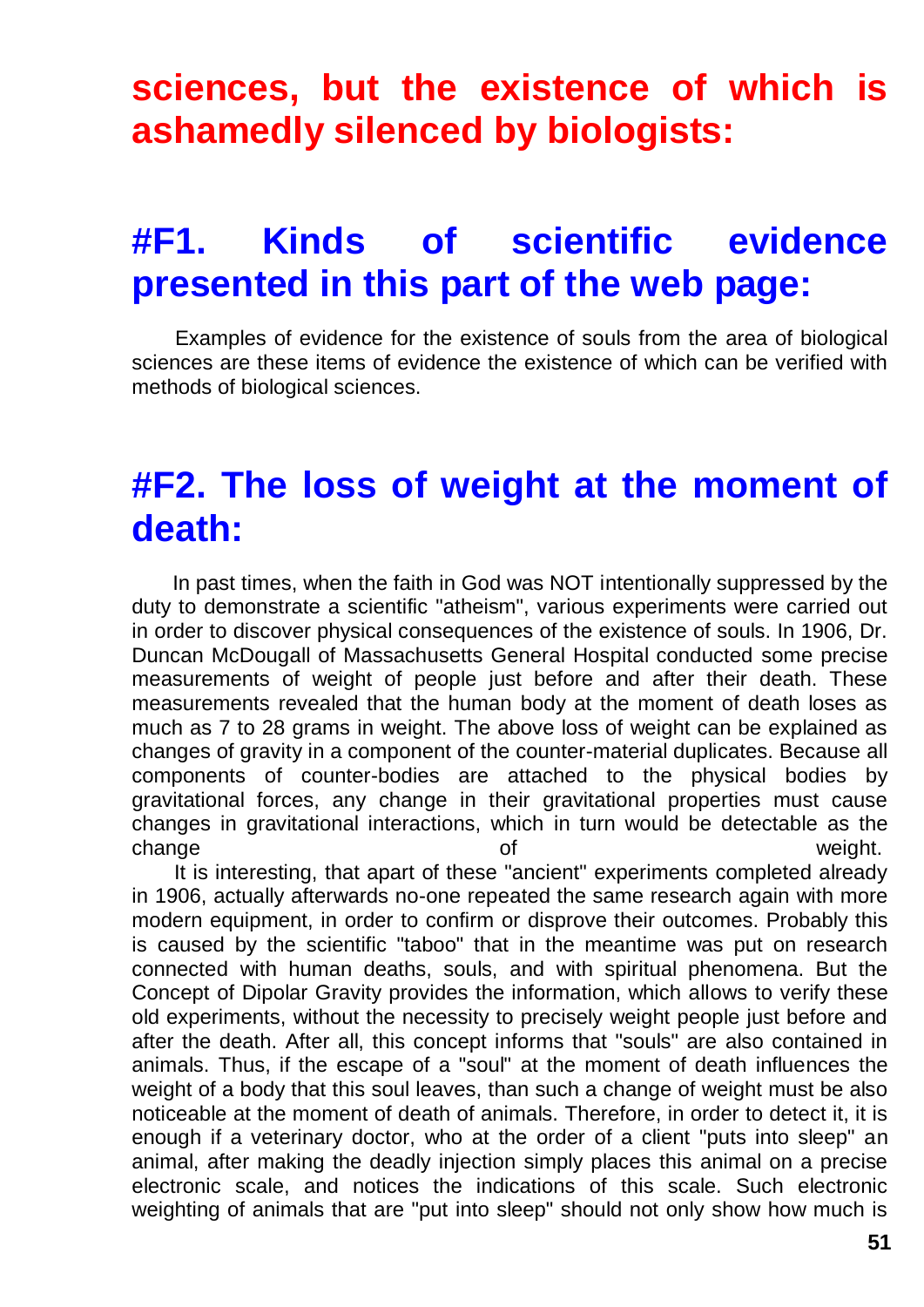**sciences, but the existence of which is ashamedly silenced by biologists:**

## #F1. Kinds of scientific evidence presented in this part of the web page:

Examples of evidence for the existence of souls from the area of biological sciences are these items of evidence the existence of which can be verified with methods of biological sciences.

## #F2. The loss of weight at the moment of death:

In past times, when the faith in God was NOT intentionally suppressed by the duty to demonstrate a scientific "atheism", various experiments were carried out in order to discover physical consequences of the existence of souls. In 1906, Dr. Duncan McDougall of Massachusetts General Hospital conducted some precise measurements of weight of people just before and after their death. These measurements revealed that the human body at the moment of death loses as much as 7 to 28 grams in weight. The above loss of weight can be explained as changes of gravity in a component of the counter-material duplicates. Because all components of counter-bodies are attached to the physical bodies by gravitational forces, any change in their gravitational properties must cause changes in gravitational interactions, which in turn would be detectable as the change of weight.

It is interesting, that apart of these "ancient" experiments completed already in 1906, actually afterwards no-one repeated the same research again with more modern equipment, in order to confirm or disprove their outcomes. Probably this is caused by the scientific "taboo" that in the meantime was put on research connected with human deaths, souls, and with spiritual phenomena. But the Concept of Dipolar Gravity provides the information, which allows to verify these old experiments, without the necessity to precisely weight people just before and after the death. After all, this concept informs that "souls" are also contained in animals. Thus, if the escape of a "soul" at the moment of death influences the weight of a body that this soul leaves, than such a change of weight must be also noticeable at the moment of death of animals. Therefore, in order to detect it, it is enough if a veterinary doctor, who at the order of a client "puts into sleep" an animal, after making the deadly injection simply places this animal on a precise electronic scale, and notices the indications of this scale. Such electronic weighting of animals that are "put into sleep" should not only show how much is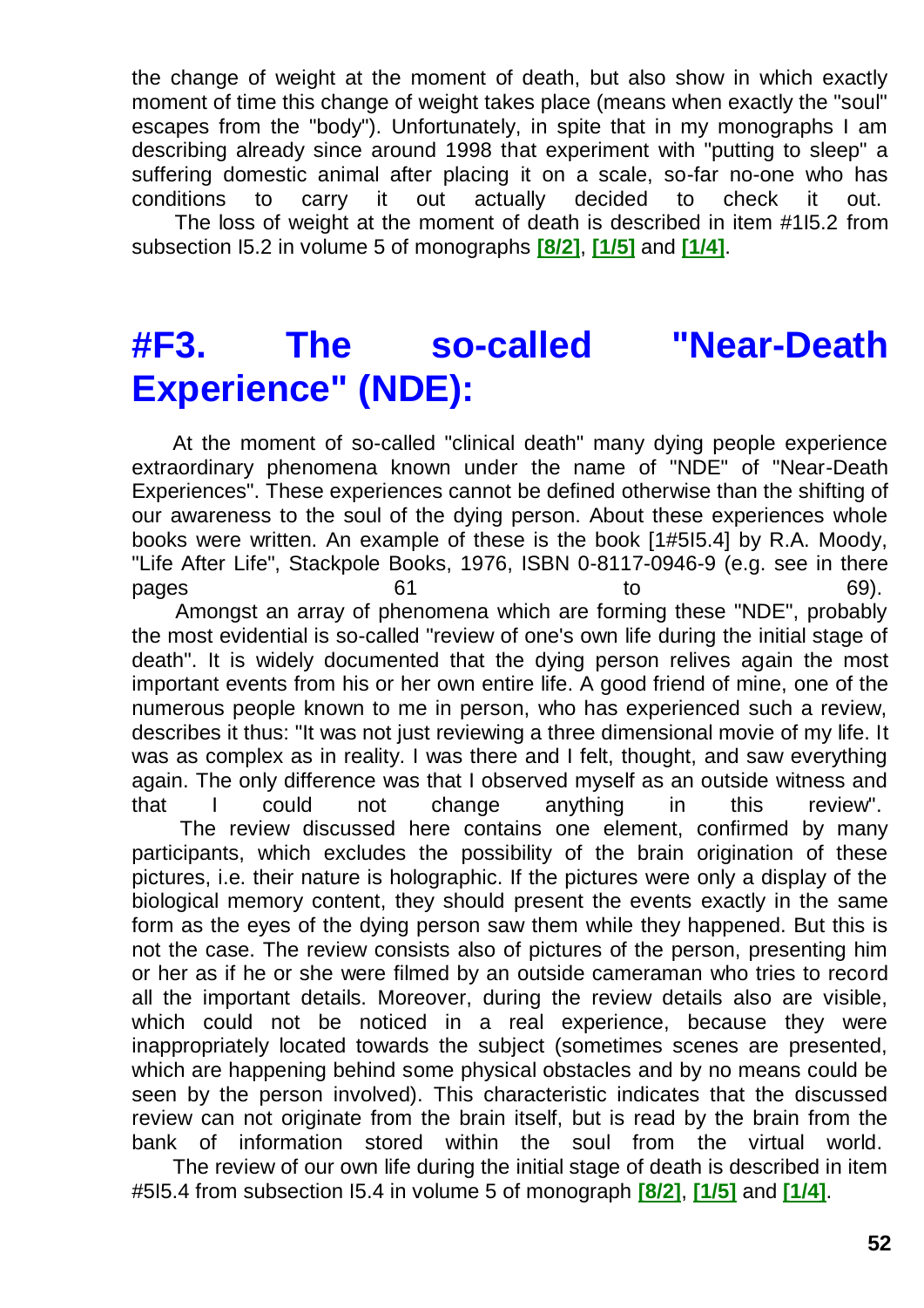the change of weight at the moment of death, but also show in which exactly moment of time this change of weight takes place (means when exactly the "soul" escapes from the "body"). Unfortunately, in spite that in my monographs I am describing already since around 1998 that experiment with "putting to sleep" a suffering domestic animal after placing it on a scale, so-far no-one who has conditions to carry it out actually decided to check it out.

The loss of weight at the moment of death is described in item #1I5.2 from subsection I5.2 in volume 5 of monographs **[8/2]**, **[1/5]** and **[1/4]**.

# #F3. The so-called "Near-Death Experience" (NDE):

At the moment of so-called "clinical death" many dying people experience extraordinary phenomena known under the name of "NDE" of "Near-Death Experiences". These experiences cannot be defined otherwise than the shifting of our awareness to the soul of the dying person. About these experiences whole books were written. An example of these is the book [1#5I5.4] by R.A. Moody, "Life After Life", Stackpole Books, 1976, ISBN 0-8117-0946-9 (e.g. see in there pages 61 to 69).

Amongst an array of phenomena which are forming these "NDE", probably the most evidential is so-called "review of one's own life during the initial stage of death". It is widely documented that the dying person relives again the most important events from his or her own entire life. A good friend of mine, one of the numerous people known to me in person, who has experienced such a review, describes it thus: "It was not just reviewing a three dimensional movie of my life. It was as complex as in reality. I was there and I felt, thought, and saw everything again. The only difference was that I observed myself as an outside witness and that I could not change anything in this review".

The review discussed here contains one element, confirmed by many participants, which excludes the possibility of the brain origination of these pictures, i.e. their nature is holographic. If the pictures were only a display of the biological memory content, they should present the events exactly in the same form as the eyes of the dying person saw them while they happened. But this is not the case. The review consists also of pictures of the person, presenting him or her as if he or she were filmed by an outside cameraman who tries to record all the important details. Moreover, during the review details also are visible, which could not be noticed in a real experience, because they were inappropriately located towards the subject (sometimes scenes are presented, which are happening behind some physical obstacles and by no means could be seen by the person involved). This characteristic indicates that the discussed review can not originate from the brain itself, but is read by the brain from the bank of information stored within the soul from the virtual world.

The review of our own life during the initial stage of death is described in item #5I5.4 from subsection I5.4 in volume 5 of monograph **[8/2]**, **[1/5]** and **[1/4]**.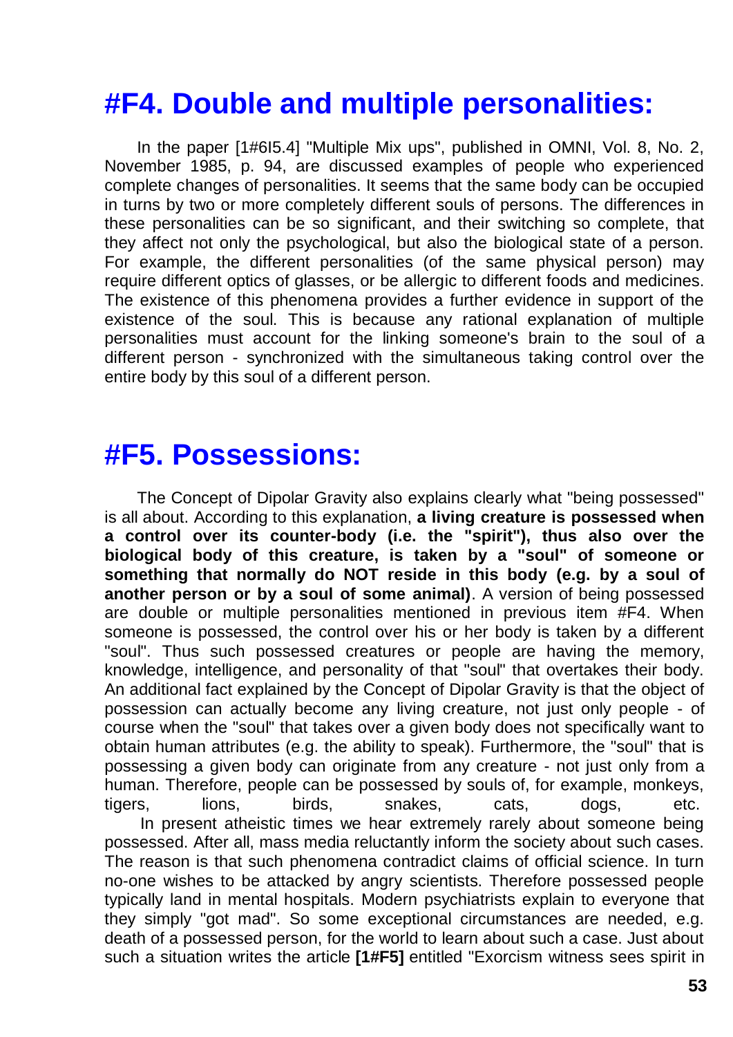# #F4. Double and multiple personalities:

In the paper [1#6I5.4] "Multiple Mix ups", published in OMNI, Vol. 8, No. 2, November 1985, p. 94, are discussed examples of people who experienced complete changes of personalities. It seems that the same body can be occupied in turns by two or more completely different souls of persons. The differences in these personalities can be so significant, and their switching so complete, that they affect not only the psychological, but also the biological state of a person. For example, the different personalities (of the same physical person) may require different optics of glasses, or be allergic to different foods and medicines. The existence of this phenomena provides a further evidence in support of the existence of the soul. This is because any rational explanation of multiple personalities must account for the linking someone's brain to the soul of a different person - synchronized with the simultaneous taking control over the entire body by this soul of a different person.

# #F5. Possessions:

The Concept of Dipolar Gravity also explains clearly what "being possessed" is all about. According to this explanation, **a living creature is possessed when a control over its counter-body (i.e. the "spirit"), thus also over the biological body of this creature, is taken by a "soul" of someone or something that normally do NOT reside in this body (e.g. by a soul of another person or by a soul of some animal)**. A version of being possessed are double or multiple personalities mentioned in previous item #F4. When someone is possessed, the control over his or her body is taken by a different "soul". Thus such possessed creatures or people are having the memory, knowledge, intelligence, and personality of that "soul" that overtakes their body. An additional fact explained by the Concept of Dipolar Gravity is that the object of possession can actually become any living creature, not just only people - of course when the "soul" that takes over a given body does not specifically want to obtain human attributes (e.g. the ability to speak). Furthermore, the "soul" that is possessing a given body can originate from any creature - not just only from a human. Therefore, people can be possessed by souls of, for example, monkeys, tigers, lions, birds, snakes, cats, dogs, etc.

In present atheistic times we hear extremely rarely about someone being possessed. After all, mass media reluctantly inform the society about such cases. The reason is that such phenomena contradict claims of official science. In turn no-one wishes to be attacked by angry scientists. Therefore possessed people typically land in mental hospitals. Modern psychiatrists explain to everyone that they simply "got mad". So some exceptional circumstances are needed, e.g. death of a possessed person, for the world to learn about such a case. Just about such a situation writes the article **[1#F5]** entitled "Exorcism witness sees spirit in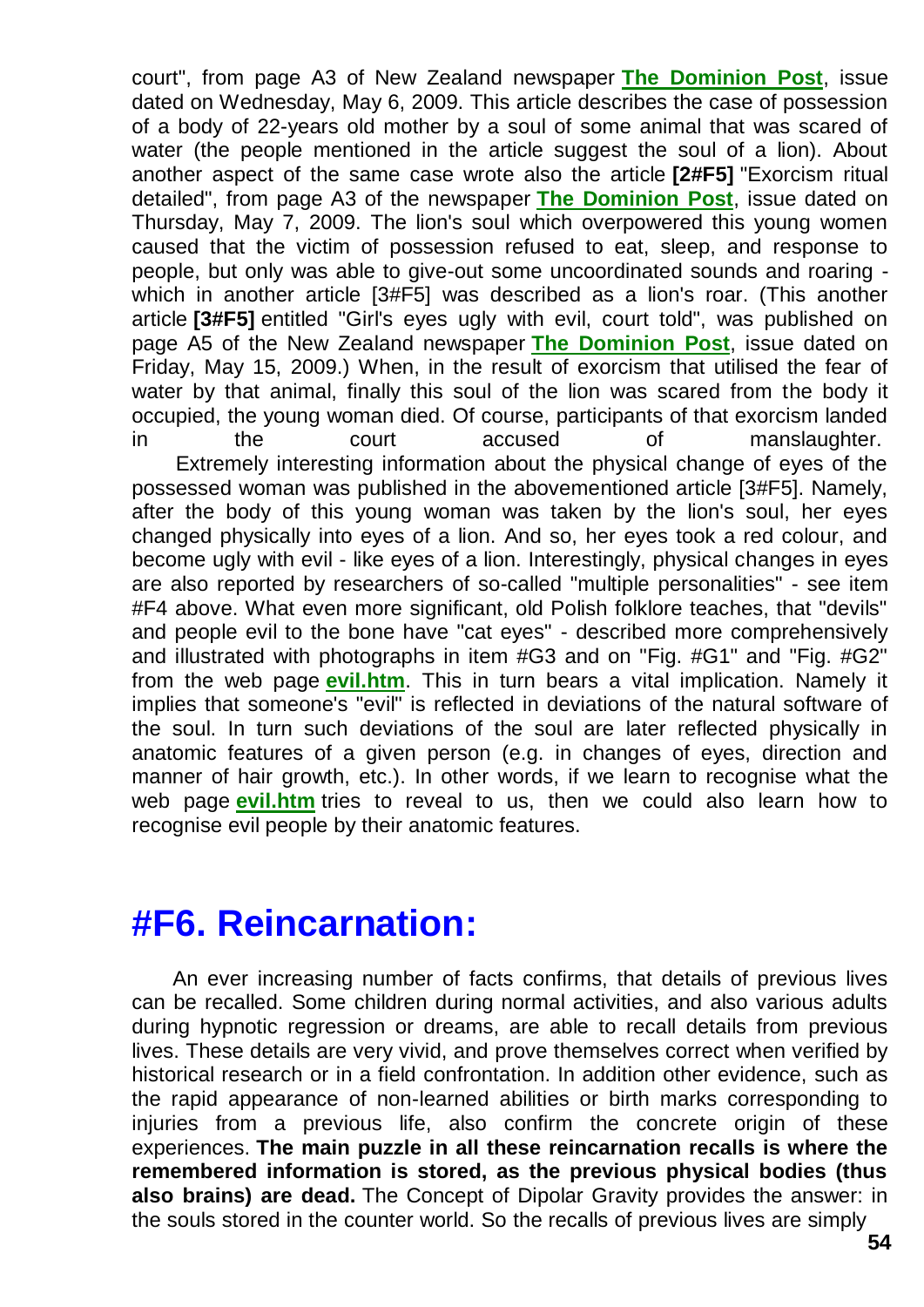court", from page A3 of New Zealand newspaper **The Dominion Post**, issue dated on Wednesday, May 6, 2009. This article describes the case of possession of a body of 22-years old mother by a soul of some animal that was scared of water (the people mentioned in the article suggest the soul of a lion). About another aspect of the same case wrote also the article **[2#F5]** "Exorcism ritual detailed", from page A3 of the newspaper **The Dominion Post**, issue dated on Thursday, May 7, 2009. The lion's soul which overpowered this young women caused that the victim of possession refused to eat, sleep, and response to people, but only was able to give-out some uncoordinated sounds and roaring - which in another article [3#F5] was described as a lion's roar. (This another article **[3#F5]** entitled "Girl's eyes ugly with evil, court told", was published on page A5 of the New Zealand newspaper **The Dominion Post**, issue dated on Friday, May 15, 2009.) When, in the result of exorcism that utilised the fear of water by that animal, finally this soul of the lion was scared from the body it occupied, the young woman died. Of course, participants of that exorcism landed in the court accused of manslaughter.

Extremely interesting information about the physical change of eyes of the possessed woman was published in the abovementioned article [3#F5]. Namely, after the body of this young woman was taken by the lion's soul, her eyes changed physically into eyes of a lion. And so, her eyes took a red colour, and become ugly with evil - like eyes of a lion. Interestingly, physical changes in eyes are also reported by researchers of so-called "multiple personalities" - see item #F4 above. What even more significant, old Polish folklore teaches, that "devils" and people evil to the bone have "cat eyes" - described more comprehensively and illustrated with photographs in item #G3 and on "Fig. #G1" and "Fig. #G2" from the web page **evil.htm**. This in turn bears a vital implication. Namely it implies that someone's "evil" is reflected in deviations of the natural software of the soul. In turn such deviations of the soul are later reflected physically in anatomic features of a given person (e.g. in changes of eyes, direction and manner of hair growth, etc.). In other words, if we learn to recognise what the web page **evil.htm** tries to reveal to us, then we could also learn how to recognise evil people by their anatomic features.

# #F6. Reincarnation:

An ever increasing number of facts confirms, that details of previous lives can be recalled. Some children during normal activities, and also various adults during hypnotic regression or dreams, are able to recall details from previous lives. These details are very vivid, and prove themselves correct when verified by historical research or in a field confrontation. In addition other evidence, such as the rapid appearance of non-learned abilities or birth marks corresponding to injuries from a previous life, also confirm the concrete origin of these experiences. **The main puzzle in all these reincarnation recalls is where the remembered information is stored, as the previous physical bodies (thus also brains) are dead.** The Concept of Dipolar Gravity provides the answer: in the souls stored in the counter world. So the recalls of previous lives are simply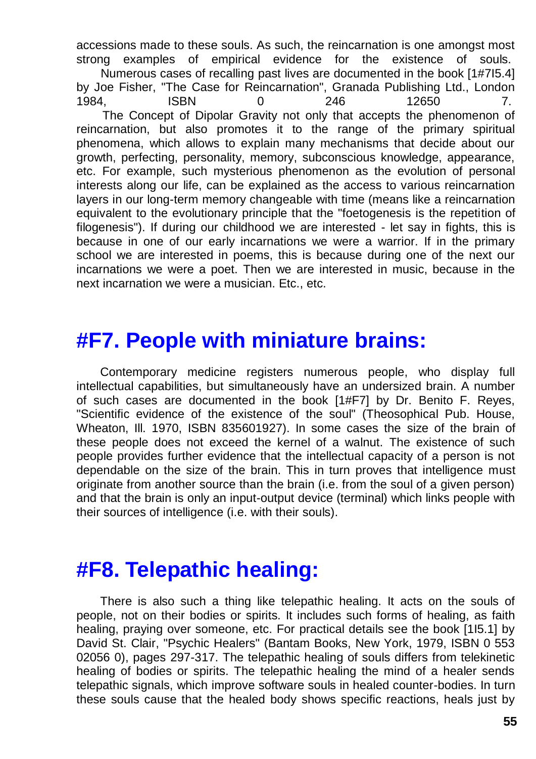accessions made to these souls. As such, the reincarnation is one amongst most strong examples of empirical evidence for the existence of souls.

Numerous cases of recalling past lives are documented in the book [1#7I5.4] by Joe Fisher, "The Case for Reincarnation", Granada Publishing Ltd., London 1984, ISBN 0 246 12650 7.

The Concept of Dipolar Gravity not only that accepts the phenomenon of reincarnation, but also promotes it to the range of the primary spiritual phenomena, which allows to explain many mechanisms that decide about our growth, perfecting, personality, memory, subconscious knowledge, appearance, etc. For example, such mysterious phenomenon as the evolution of personal interests along our life, can be explained as the access to various reincarnation layers in our long-term memory changeable with time (means like a reincarnation equivalent to the evolutionary principle that the "foetogenesis is the repetition of filogenesis"). If during our childhood we are interested - let say in fights, this is because in one of our early incarnations we were a warrior. If in the primary school we are interested in poems, this is because during one of the next our incarnations we were a poet. Then we are interested in music, because in the next incarnation we were a musician. Etc., etc.

# #F7. People with miniature brains:

Contemporary medicine registers numerous people, who display full intellectual capabilities, but simultaneously have an undersized brain. A number of such cases are documented in the book [1#F7] by Dr. Benito F. Reyes, "Scientific evidence of the existence of the soul" (Theosophical Pub. House, Wheaton, Ill. 1970, ISBN 835601927). In some cases the size of the brain of these people does not exceed the kernel of a walnut. The existence of such people provides further evidence that the intellectual capacity of a person is not dependable on the size of the brain. This in turn proves that intelligence must originate from another source than the brain (i.e. from the soul of a given person) and that the brain is only an input-output device (terminal) which links people with their sources of intelligence (i.e. with their souls).

# #F8. Telepathic healing:

There is also such a thing like telepathic healing. It acts on the souls of people, not on their bodies or spirits. It includes such forms of healing, as faith healing, praying over someone, etc. For practical details see the book [1I5.1] by David St. Clair, "Psychic Healers" (Bantam Books, New York, 1979, ISBN 0 553 02056 0), pages 297-317. The telepathic healing of souls differs from telekinetic healing of bodies or spirits. The telepathic healing the mind of a healer sends telepathic signals, which improve software souls in healed counter-bodies. In turn these souls cause that the healed body shows specific reactions, heals just by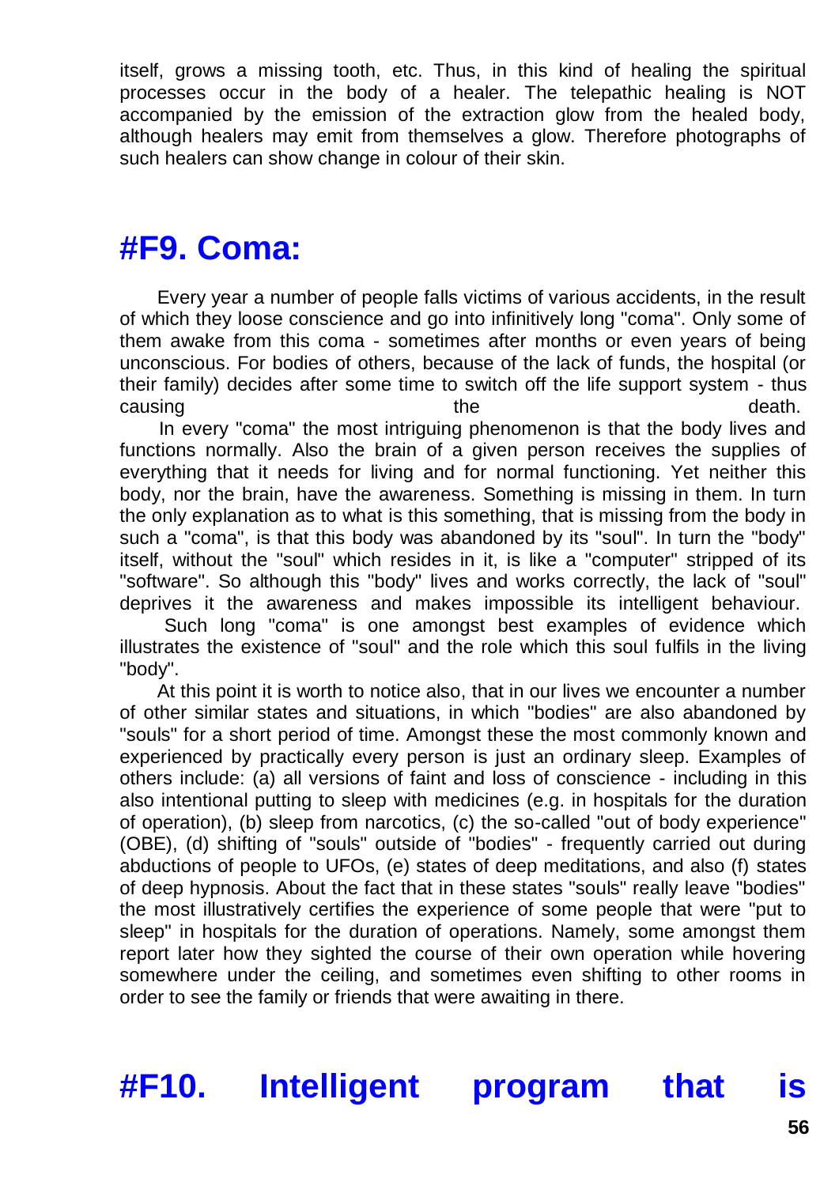itself, grows a missing tooth, etc. Thus, in this kind of healing the spiritual processes occur in the body of a healer. The telepathic healing is NOT accompanied by the emission of the extraction glow from the healed body, although healers may emit from themselves a glow. Therefore photographs of such healers can show change in colour of their skin.

# #F9. Coma:

Every year a number of people falls victims of various accidents, in the result of which they loose conscience and go into infinitively long "coma". Only some of them awake from this coma - sometimes after months or even years of being unconscious. For bodies of others, because of the lack of funds, the hospital (or their family) decides after some time to switch off the life support system - thus causing the death.

In every "coma" the most intriguing phenomenon is that the body lives and functions normally. Also the brain of a given person receives the supplies of everything that it needs for living and for normal functioning. Yet neither this body, nor the brain, have the awareness. Something is missing in them. In turn the only explanation as to what is this something, that is missing from the body in such a "coma", is that this body was abandoned by its "soul". In turn the "body" itself, without the "soul" which resides in it, is like a "computer" stripped of its "software". So although this "body" lives and works correctly, the lack of "soul" deprives it the awareness and makes impossible its intelligent behaviour.

Such long "coma" is one amongst best examples of evidence which illustrates the existence of "soul" and the role which this soul fulfils in the living "body".

At this point it is worth to notice also, that in our lives we encounter a number of other similar states and situations, in which "bodies" are also abandoned by "souls" for a short period of time. Amongst these the most commonly known and experienced by practically every person is just an ordinary sleep. Examples of others include: (a) all versions of faint and loss of conscience - including in this also intentional putting to sleep with medicines (e.g. in hospitals for the duration of operation), (b) sleep from narcotics, (c) the so-called "out of body experience" (OBE), (d) shifting of "souls" outside of "bodies" - frequently carried out during abductions of people to UFOs, (e) states of deep meditations, and also (f) states of deep hypnosis. About the fact that in these states "souls" really leave "bodies" the most illustratively certifies the experience of some people that were "put to sleep" in hospitals for the duration of operations. Namely, some amongst them report later how they sighted the course of their own operation while hovering somewhere under the ceiling, and sometimes even shifting to other rooms in order to see the family or friends that were awaiting in there.

# #F10. Intelligent program that is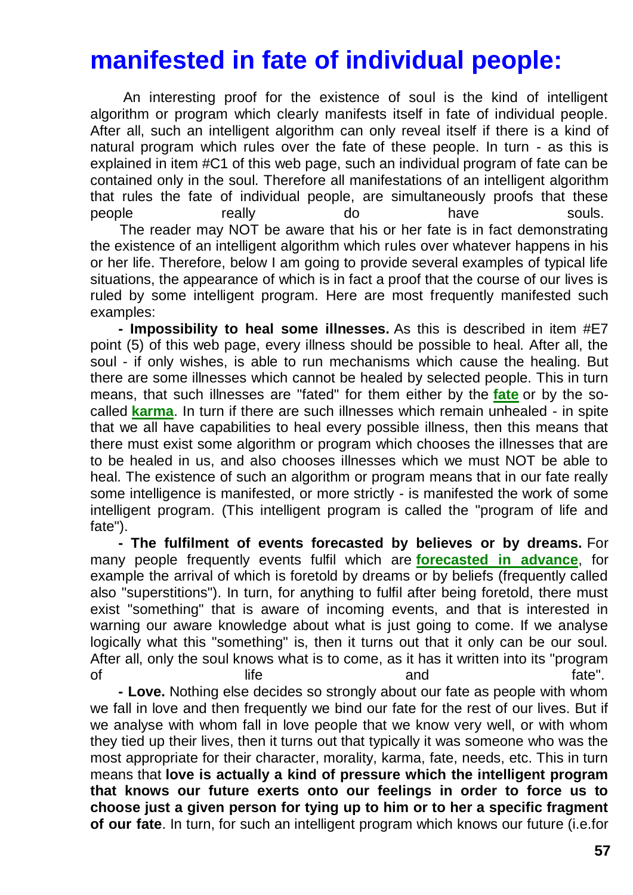## manifested in fate of individual people:

An interesting proof for the existence of soul is the kind of intelligent algorithm or program which clearly manifests itself in fate of individual people. After all, such an intelligent algorithm can only reveal itself if there is a kind of natural program which rules over the fate of these people. In turn - as this is explained in item #C1 of this web page, such an individual program of fate can be contained only in the soul. Therefore all manifestations of an intelligent algorithm that rules the fate of individual people, are simultaneously proofs that these people really do have souls.

The reader may NOT be aware that his or her fate is in fact demonstrating the existence of an intelligent algorithm which rules over whatever happens in his or her life. Therefore, below I am going to provide several examples of typical life situations, the appearance of which is in fact a proof that the course of our lives is ruled by some intelligent program. Here are most frequently manifested such examples:

**- Impossibility to heal some illnesses.** As this is described in item #E7 point (5) of this web page, every illness should be possible to heal. After all, the soul - if only wishes, is able to run mechanisms which cause the healing. But there are some illnesses which cannot be healed by selected people. This in turn means, that such illnesses are "fated" for them either by the **fate** or by the so-called **karma**. In turn if there are such illnesses which remain unhealed - in spite that we all have capabilities to heal every possible illness, then this means that there must exist some algorithm or program which chooses the illnesses that are to be healed in us, and also chooses illnesses which we must NOT be able to heal. The existence of such an algorithm or program means that in our fate really some intelligence is manifested, or more strictly - is manifested the work of some intelligent program. (This intelligent program is called the "program of life and fate").

**- The fulfilment of events forecasted by believes or by dreams.** For many people frequently events fulfil which are **forecasted in advance**, for example the arrival of which is foretold by dreams or by beliefs (frequently called also "superstitions"). In turn, for anything to fulfil after being foretold, there must exist "something" that is aware of incoming events, and that is interested in warning our aware knowledge about what is just going to come. If we analyse logically what this "something" is, then it turns out that it only can be our soul. After all, only the soul knows what is to come, as it has it written into its "program of life and fate".

**- Love.** Nothing else decides so strongly about our fate as people with whom we fall in love and then frequently we bind our fate for the rest of our lives. But if we analyse with whom fall in love people that we know very well, or with whom they tied up their lives, then it turns out that typically it was someone who was the most appropriate for their character, morality, karma, fate, needs, etc. This in turn means that **love is actually a kind of pressure which the intelligent program that knows our future exerts onto our feelings in order to force us to choose just a given person for tying up to him or to her a specific fragment of our fate**. In turn, for such an intelligent program which knows our future (i.e.for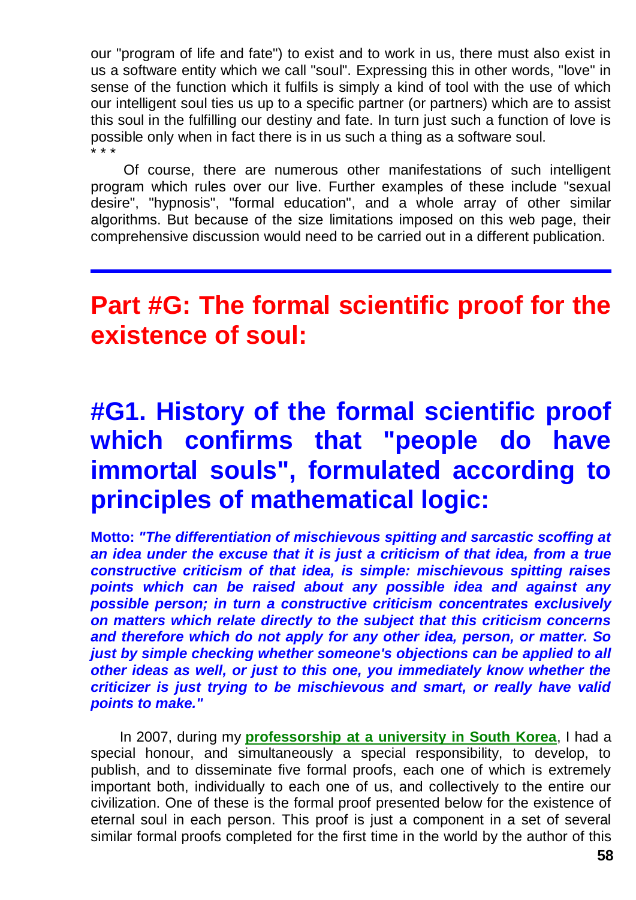our "program of life and fate") to exist and to work in us, there must also exist in us a software entity which we call "soul". Expressing this in other words, "love" in sense of the function which it fulfils is simply a kind of tool with the use of which our intelligent soul ties us up to a specific partner (or partners) which are to assist this soul in the fulfilling our destiny and fate. In turn just such a function of love is possible only when in fact there is in us such a thing as a software soul.

* * *

Of course, there are numerous other manifestations of such intelligent program which rules over our live. Further examples of these include "sexual desire", "hypnosis", "formal education", and a whole array of other similar algorithms. But because of the size limitations imposed on this web page, their comprehensive discussion would need to be carried out in a different publication.

---

# Part #G: The formal scientific proof for the existence of soul:

## #G1. History of the formal scientific proof which confirms that "people do have immortal souls", formulated according to principles of mathematical logic:

**Motto:** ***"The differentiation of mischievous spitting and sarcastic scoffing at an idea under the excuse that it is just a criticism of that idea, from a true constructive criticism of that idea, is simple: mischievous spitting raises points which can be raised about any possible idea and against any possible person; in turn a constructive criticism concentrates exclusively on matters which relate directly to the subject that this criticism concerns and therefore which do not apply for any other idea, person, or matter. So just by simple checking whether someone's objections can be applied to all other ideas as well, or just to this one, you immediately know whether the criticizer is just trying to be mischievous and smart, or really have valid points to make."***

In 2007, during my **professorship at a university in South Korea**, I had a special honour, and simultaneously a special responsibility, to develop, to publish, and to disseminate five formal proofs, each one of which is extremely important both, individually to each one of us, and collectively to the entire our civilization. One of these is the formal proof presented below for the existence of eternal soul in each person. This proof is just a component in a set of several similar formal proofs completed for the first time in the world by the author of this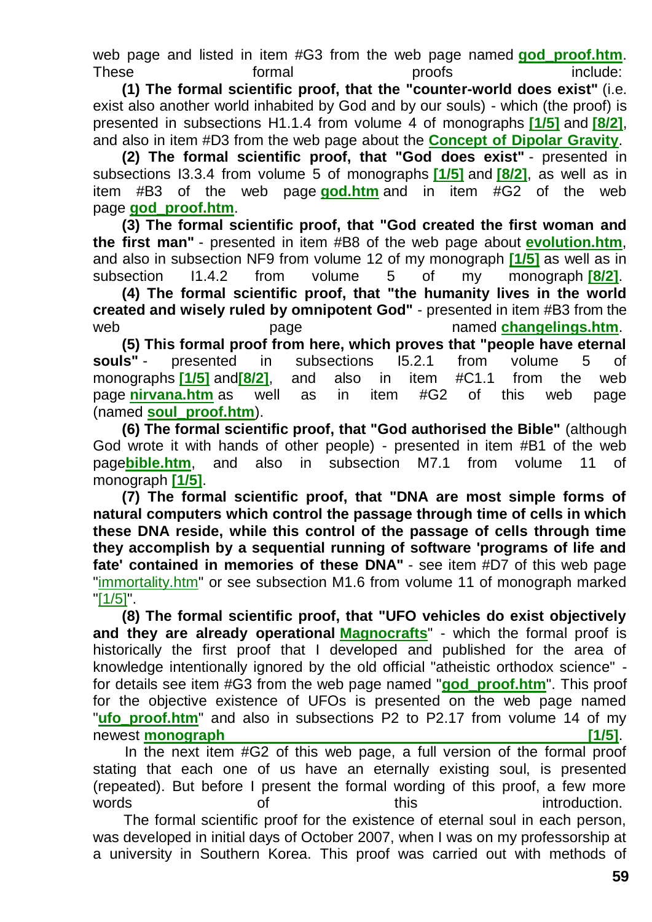web page and listed in item #G3 from the web page named **god_proof.htm**. These formal proofs include:

**(1) The formal scientific proof, that the "counter-world does exist"** (i.e. exist also another world inhabited by God and by our souls) - which (the proof) is presented in subsections H1.1.4 from volume 4 of monographs **[1/5]** and **[8/2]**, and also in item #D3 from the web page about the **Concept of Dipolar Gravity**.

**(2) The formal scientific proof, that "God does exist"** - presented in subsections I3.3.4 from volume 5 of monographs **[1/5]** and **[8/2]**, as well as in item #B3 of the web page **god.htm** and in item #G2 of the web page **god_proof.htm**.

**(3) The formal scientific proof, that "God created the first woman and the first man"** - presented in item #B8 of the web page about **evolution.htm**, and also in subsection NF9 from volume 12 of my monograph **[1/5]** as well as in subsection I1.4.2 from volume 5 of my monograph **[8/2]**.

**(4) The formal scientific proof, that "the humanity lives in the world created and wisely ruled by omnipotent God"** - presented in item #B3 from the web page named **changelings.htm**.

**(5) This formal proof from here, which proves that "people have eternal souls"** - presented in subsections I5.2.1 from volume 5 of monographs **[1/5]** and**[8/2]**, and also in item #C1.1 from the web page **nirvana.htm** as well as in item #G2 of this web page (named **soul_proof.htm**).

**(6) The formal scientific proof, that "God authorised the Bible"** (although God wrote it with hands of other people) - presented in item #B1 of the web page**bible.htm**, and also in subsection M7.1 from volume 11 of monograph **[1/5]**.

**(7) The formal scientific proof, that "DNA are most simple forms of natural computers which control the passage through time of cells in which these DNA reside, while this control of the passage of cells through time they accomplish by a sequential running of software 'programs of life and fate' contained in memories of these DNA"** - see item #D7 of this web page "immortality.htm" or see subsection M1.6 from volume 11 of monograph marked "[1/5]".

**(8) The formal scientific proof, that "UFO vehicles do exist objectively and they are already operational Magnocrafts**" - which the formal proof is historically the first proof that I developed and published for the area of knowledge intentionally ignored by the old official "atheistic orthodox science" - for details see item #G3 from the web page named "**god_proof.htm**". This proof for the objective existence of UFOs is presented on the web page named "**ufo_proof.htm**" and also in subsections P2 to P2.17 from volume 14 of my newest **monograph [1/5]**.

In the next item #G2 of this web page, a full version of the formal proof stating that each one of us have an eternally existing soul, is presented (repeated). But before I present the formal wording of this proof, a few more words of this introduction.

The formal scientific proof for the existence of eternal soul in each person, was developed in initial days of October 2007, when I was on my professorship at a university in Southern Korea. This proof was carried out with methods of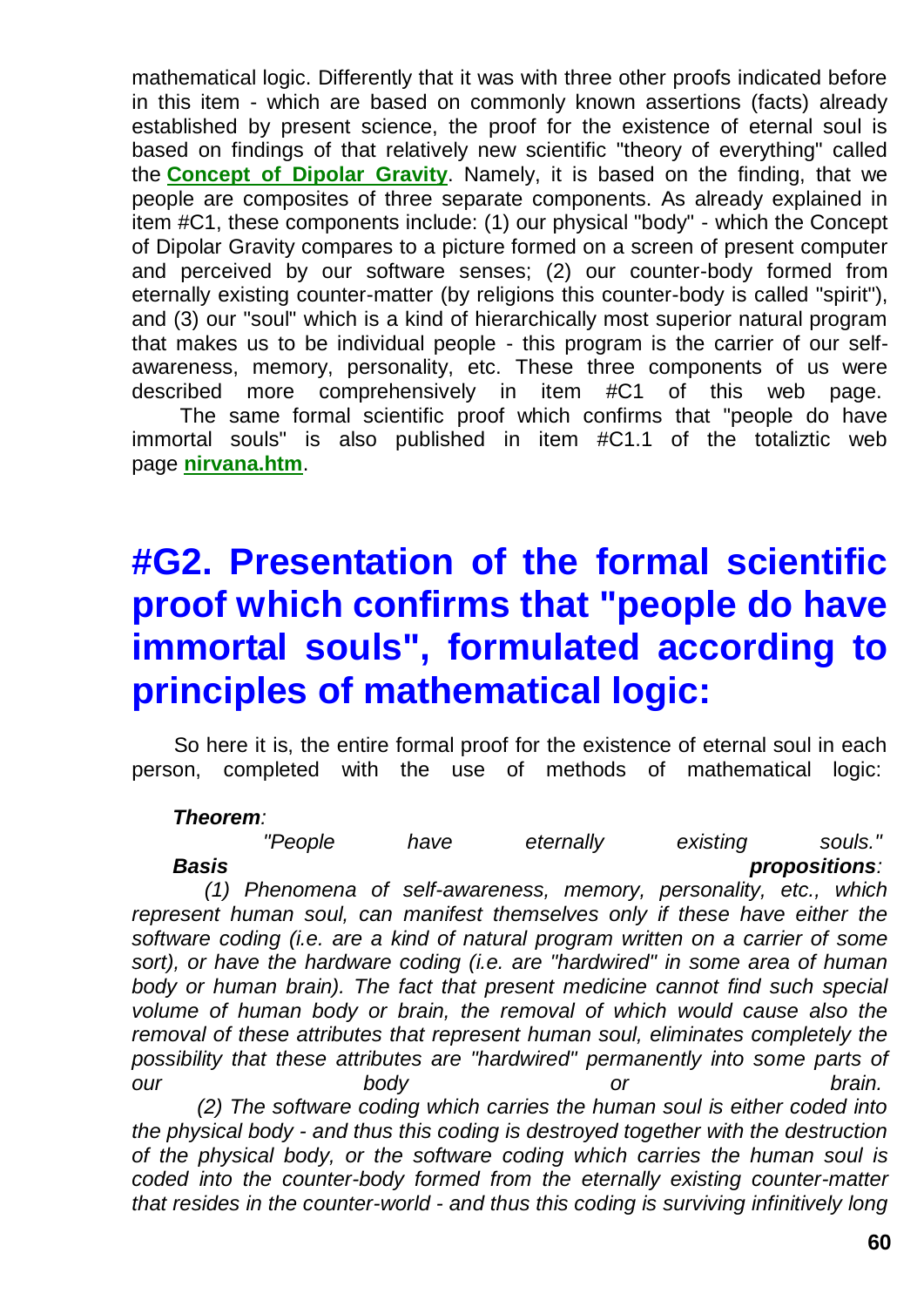mathematical logic. Differently that it was with three other proofs indicated before in this item - which are based on commonly known assertions (facts) already established by present science, the proof for the existence of eternal soul is based on findings of that relatively new scientific "theory of everything" called the **Concept of Dipolar Gravity**. Namely, it is based on the finding, that we people are composites of three separate components. As already explained in item #C1, these components include: (1) our physical "body" - which the Concept of Dipolar Gravity compares to a picture formed on a screen of present computer and perceived by our software senses; (2) our counter-body formed from eternally existing counter-matter (by religions this counter-body is called "spirit"), and (3) our "soul" which is a kind of hierarchically most superior natural program that makes us to be individual people - this program is the carrier of our self-awareness, memory, personality, etc. These three components of us were described more comprehensively in item #C1 of this web page.

The same formal scientific proof which confirms that "people do have immortal souls" is also published in item #C1.1 of the totaliztic web page **nirvana.htm**.

# #G2. Presentation of the formal scientific proof which confirms that "people do have immortal souls", formulated according to principles of mathematical logic:

So here it is, the entire formal proof for the existence of eternal soul in each person, completed with the use of methods of mathematical logic:

***Theorem**:*

*"People have eternally existing souls."*

***Basis propositions**:*

*(1) Phenomena of self-awareness, memory, personality, etc., which represent human soul, can manifest themselves only if these have either the software coding (i.e. are a kind of natural program written on a carrier of some sort), or have the hardware coding (i.e. are "hardwired" in some area of human body or human brain). The fact that present medicine cannot find such special volume of human body or brain, the removal of which would cause also the removal of these attributes that represent human soul, eliminates completely the possibility that these attributes are "hardwired" permanently into some parts of our body or brain.*

*(2) The software coding which carries the human soul is either coded into the physical body - and thus this coding is destroyed together with the destruction of the physical body, or the software coding which carries the human soul is coded into the counter-body formed from the eternally existing counter-matter that resides in the counter-world - and thus this coding is surviving infinitively long*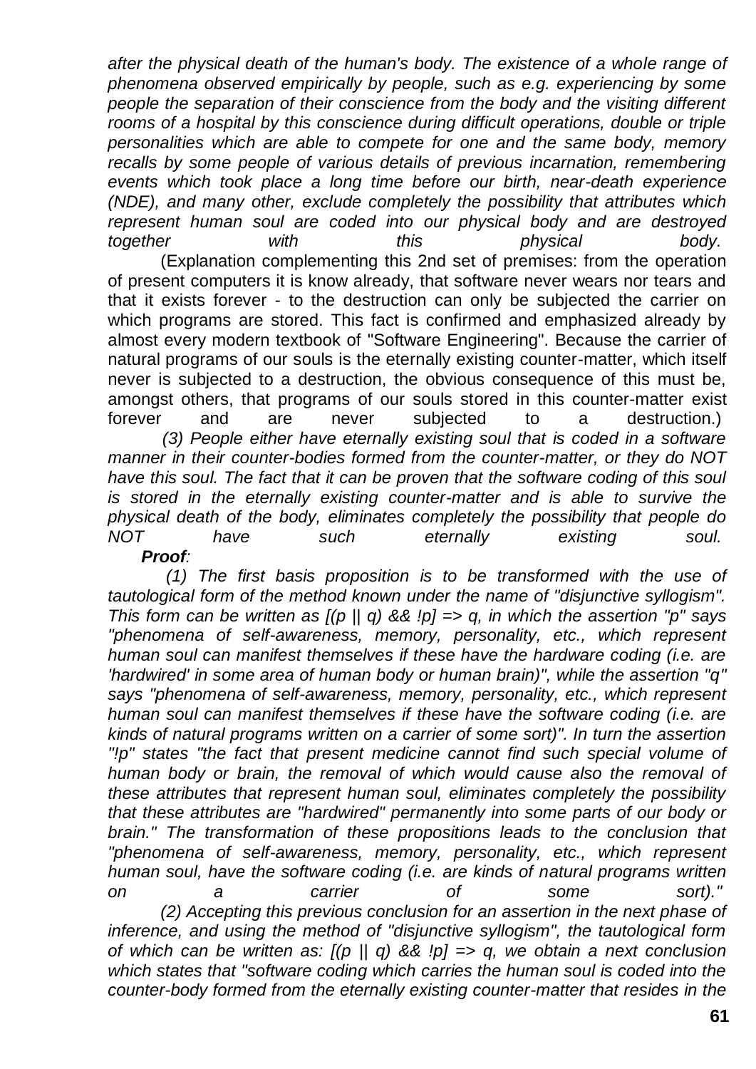*after the physical death of the human's body. The existence of a whole range of phenomena observed empirically by people, such as e.g. experiencing by some people the separation of their conscience from the body and the visiting different rooms of a hospital by this conscience during difficult operations, double or triple personalities which are able to compete for one and the same body, memory recalls by some people of various details of previous incarnation, remembering events which took place a long time before our birth, near-death experience (NDE), and many other, exclude completely the possibility that attributes which represent human soul are coded into our physical body and are destroyed together with this physical body.*

(Explanation complementing this 2nd set of premises: from the operation of present computers it is know already, that software never wears nor tears and that it exists forever - to the destruction can only be subjected the carrier on which programs are stored. This fact is confirmed and emphasized already by almost every modern textbook of "Software Engineering". Because the carrier of natural programs of our souls is the eternally existing counter-matter, which itself never is subjected to a destruction, the obvious consequence of this must be, amongst others, that programs of our souls stored in this counter-matter exist forever and are never subjected to a destruction.)

*(3) People either have eternally existing soul that is coded in a software manner in their counter-bodies formed from the counter-matter, or they do NOT have this soul. The fact that it can be proven that the software coding of this soul is stored in the eternally existing counter-matter and is able to survive the physical death of the body, eliminates completely the possibility that people do NOT have such eternally existing soul.*

***Proof:***

*(1) The first basis proposition is to be transformed with the use of tautological form of the method known under the name of "disjunctive syllogism". This form can be written as [(p || q) && !p] => q, in which the assertion "p" says "phenomena of self-awareness, memory, personality, etc., which represent human soul can manifest themselves if these have the hardware coding (i.e. are 'hardwired' in some area of human body or human brain)", while the assertion "q" says "phenomena of self-awareness, memory, personality, etc., which represent human soul can manifest themselves if these have the software coding (i.e. are kinds of natural programs written on a carrier of some sort)". In turn the assertion "!p" states "the fact that present medicine cannot find such special volume of human body or brain, the removal of which would cause also the removal of these attributes that represent human soul, eliminates completely the possibility that these attributes are "hardwired" permanently into some parts of our body or brain." The transformation of these propositions leads to the conclusion that "phenomena of self-awareness, memory, personality, etc., which represent human soul, have the software coding (i.e. are kinds of natural programs written on a carrier of some sort)."*

*(2) Accepting this previous conclusion for an assertion in the next phase of inference, and using the method of "disjunctive syllogism", the tautological form of which can be written as: [(p || q) && !p] => q, we obtain a next conclusion which states that "software coding which carries the human soul is coded into the counter-body formed from the eternally existing counter-matter that resides in the*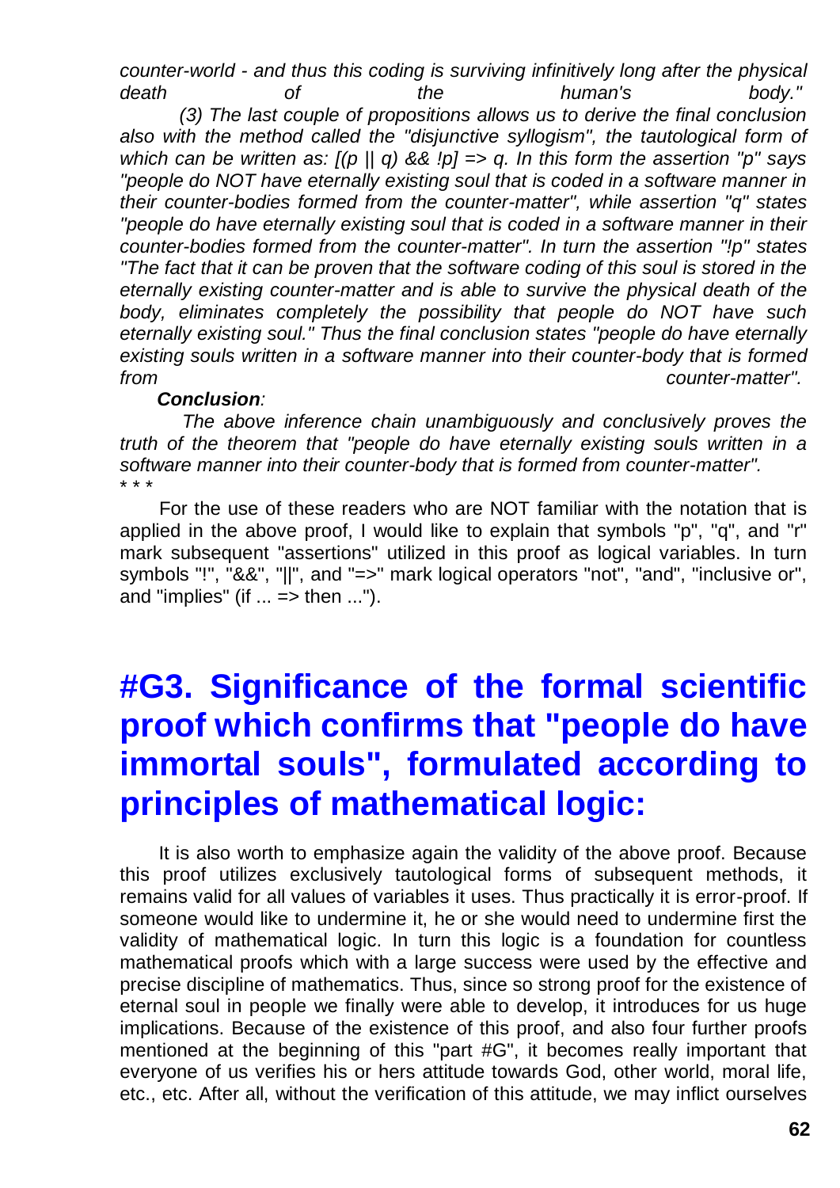*counter-world - and thus this coding is surviving infinitively long after the physical death of the human's body."*

*(3) The last couple of propositions allows us to derive the final conclusion also with the method called the "disjunctive syllogism", the tautological form of which can be written as: [(p || q) && !p] => q. In this form the assertion "p" says "people do NOT have eternally existing soul that is coded in a software manner in their counter-bodies formed from the counter-matter", while assertion "q" states "people do have eternally existing soul that is coded in a software manner in their counter-bodies formed from the counter-matter". In turn the assertion "!p" states "The fact that it can be proven that the software coding of this soul is stored in the eternally existing counter-matter and is able to survive the physical death of the body, eliminates completely the possibility that people do NOT have such eternally existing soul." Thus the final conclusion states "people do have eternally existing souls written in a software manner into their counter-body that is formed from counter-matter".*

***Conclusion**:*

*The above inference chain unambiguously and conclusively proves the truth of the theorem that "people do have eternally existing souls written in a software manner into their counter-body that is formed from counter-matter".*

\* \* \*

For the use of these readers who are NOT familiar with the notation that is applied in the above proof, I would like to explain that symbols "p", "q", and "r" mark subsequent "assertions" utilized in this proof as logical variables. In turn symbols "!", "&&", "||", and "=>" mark logical operators "not", "and", "inclusive or", and "implies" (if ... => then ...").

# #G3. Significance of the formal scientific proof which confirms that "people do have immortal souls", formulated according to principles of mathematical logic:

It is also worth to emphasize again the validity of the above proof. Because this proof utilizes exclusively tautological forms of subsequent methods, it remains valid for all values of variables it uses. Thus practically it is error-proof. If someone would like to undermine it, he or she would need to undermine first the validity of mathematical logic. In turn this logic is a foundation for countless mathematical proofs which with a large success were used by the effective and precise discipline of mathematics. Thus, since so strong proof for the existence of eternal soul in people we finally were able to develop, it introduces for us huge implications. Because of the existence of this proof, and also four further proofs mentioned at the beginning of this "part #G", it becomes really important that everyone of us verifies his or hers attitude towards God, other world, moral life, etc., etc. After all, without the verification of this attitude, we may inflict ourselves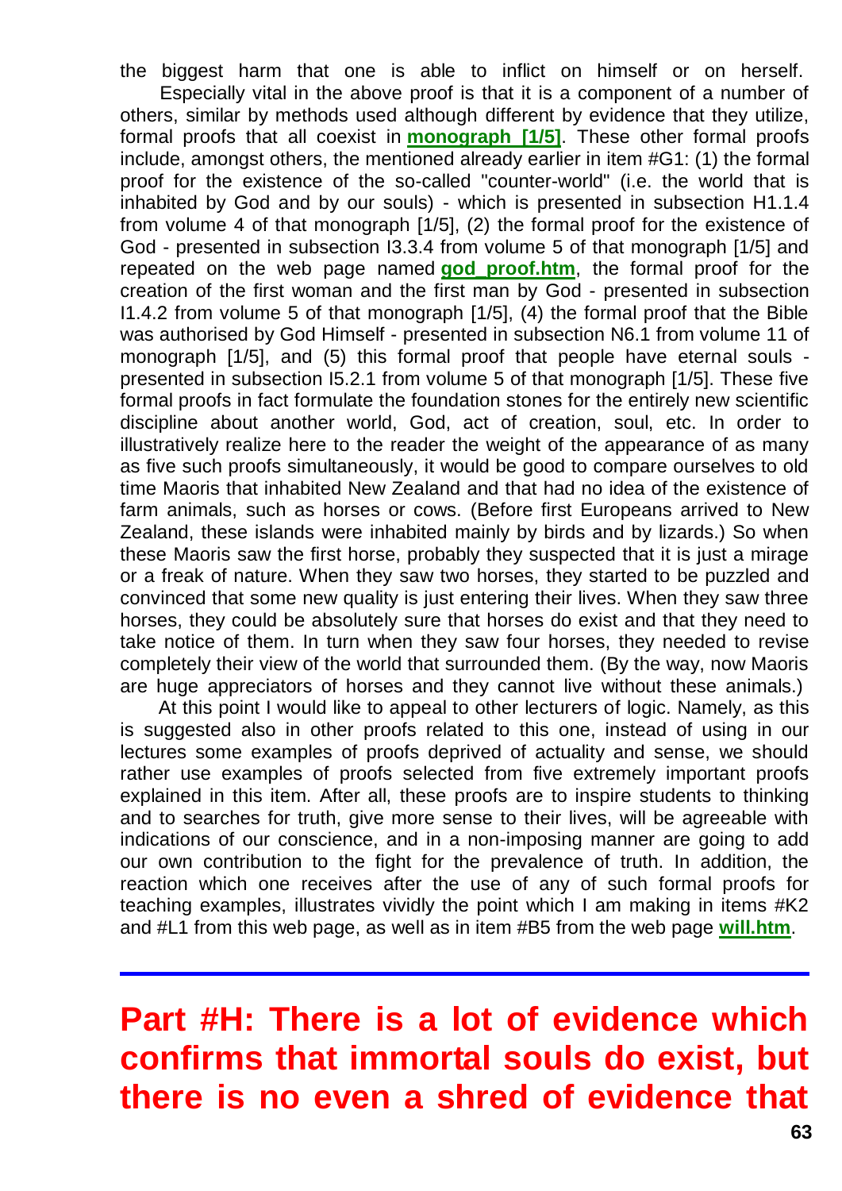the biggest harm that one is able to inflict on himself or on herself.

Especially vital in the above proof is that it is a component of a number of others, similar by methods used although different by evidence that they utilize, formal proofs that all coexist in **monograph [1/5]**. These other formal proofs include, amongst others, the mentioned already earlier in item #G1: (1) the formal proof for the existence of the so-called "counter-world" (i.e. the world that is inhabited by God and by our souls) - which is presented in subsection H1.1.4 from volume 4 of that monograph [1/5], (2) the formal proof for the existence of God - presented in subsection I3.3.4 from volume 5 of that monograph [1/5] and repeated on the web page named **god_proof.htm**, the formal proof for the creation of the first woman and the first man by God - presented in subsection I1.4.2 from volume 5 of that monograph [1/5], (4) the formal proof that the Bible was authorised by God Himself - presented in subsection N6.1 from volume 11 of monograph [1/5], and (5) this formal proof that people have eternal souls - presented in subsection I5.2.1 from volume 5 of that monograph [1/5]. These five formal proofs in fact formulate the foundation stones for the entirely new scientific discipline about another world, God, act of creation, soul, etc. In order to illustratively realize here to the reader the weight of the appearance of as many as five such proofs simultaneously, it would be good to compare ourselves to old time Maoris that inhabited New Zealand and that had no idea of the existence of farm animals, such as horses or cows. (Before first Europeans arrived to New Zealand, these islands were inhabited mainly by birds and by lizards.) So when these Maoris saw the first horse, probably they suspected that it is just a mirage or a freak of nature. When they saw two horses, they started to be puzzled and convinced that some new quality is just entering their lives. When they saw three horses, they could be absolutely sure that horses do exist and that they need to take notice of them. In turn when they saw four horses, they needed to revise completely their view of the world that surrounded them. (By the way, now Maoris are huge appreciators of horses and they cannot live without these animals.)

At this point I would like to appeal to other lecturers of logic. Namely, as this is suggested also in other proofs related to this one, instead of using in our lectures some examples of proofs deprived of actuality and sense, we should rather use examples of proofs selected from five extremely important proofs explained in this item. After all, these proofs are to inspire students to thinking and to searches for truth, give more sense to their lives, will be agreeable with indications of our conscience, and in a non-imposing manner are going to add our own contribution to the fight for the prevalence of truth. In addition, the reaction which one receives after the use of any of such formal proofs for teaching examples, illustrates vividly the point which I am making in items #K2 and #L1 from this web page, as well as in item #B5 from the web page **will.htm**.

---

# Part #H: There is a lot of evidence which confirms that immortal souls do exist, but there is no even a shred of evidence that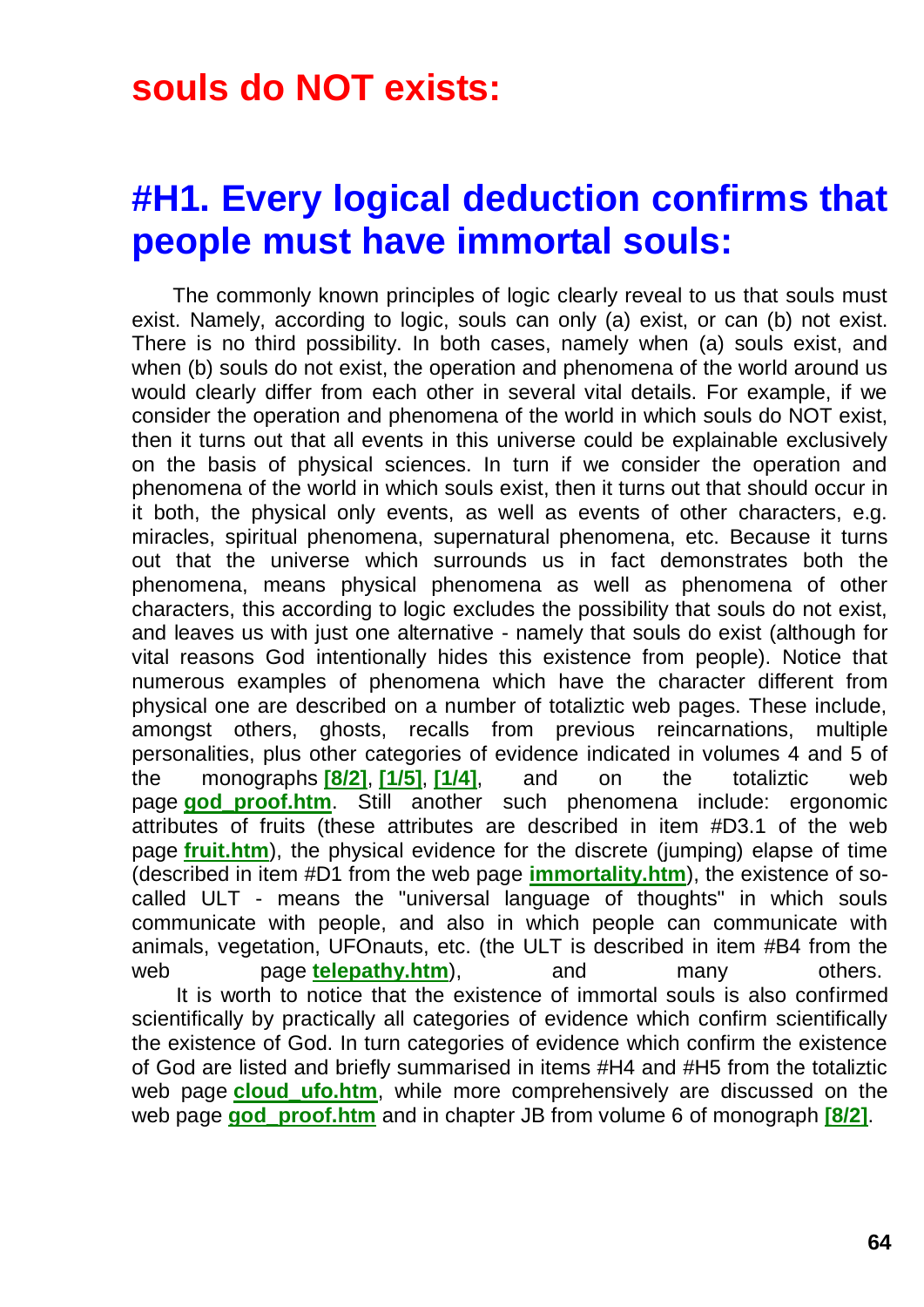# souls do NOT exists:

## #H1. Every logical deduction confirms that people must have immortal souls:

The commonly known principles of logic clearly reveal to us that souls must exist. Namely, according to logic, souls can only (a) exist, or can (b) not exist. There is no third possibility. In both cases, namely when (a) souls exist, and when (b) souls do not exist, the operation and phenomena of the world around us would clearly differ from each other in several vital details. For example, if we consider the operation and phenomena of the world in which souls do NOT exist, then it turns out that all events in this universe could be explainable exclusively on the basis of physical sciences. In turn if we consider the operation and phenomena of the world in which souls exist, then it turns out that should occur in it both, the physical only events, as well as events of other characters, e.g. miracles, spiritual phenomena, supernatural phenomena, etc. Because it turns out that the universe which surrounds us in fact demonstrates both the phenomena, means physical phenomena as well as phenomena of other characters, this according to logic excludes the possibility that souls do not exist, and leaves us with just one alternative - namely that souls do exist (although for vital reasons God intentionally hides this existence from people). Notice that numerous examples of phenomena which have the character different from physical one are described on a number of totaliztic web pages. These include, amongst others, ghosts, recalls from previous reincarnations, multiple personalities, plus other categories of evidence indicated in volumes 4 and 5 of the monographs **[8/2]**, **[1/5]**, **[1/4]**, and on the totaliztic web page **god_proof.htm**. Still another such phenomena include: ergonomic attributes of fruits (these attributes are described in item #D3.1 of the web page **fruit.htm**), the physical evidence for the discrete (jumping) elapse of time (described in item #D1 from the web page **immortality.htm**), the existence of so-called ULT - means the "universal language of thoughts" in which souls communicate with people, and also in which people can communicate with animals, vegetation, UFOnauts, etc. (the ULT is described in item #B4 from the web page **telepathy.htm**), and many others.

It is worth to notice that the existence of immortal souls is also confirmed scientifically by practically all categories of evidence which confirm scientifically the existence of God. In turn categories of evidence which confirm the existence of God are listed and briefly summarised in items #H4 and #H5 from the totaliztic web page **cloud_ufo.htm**, while more comprehensively are discussed on the web page **god_proof.htm** and in chapter JB from volume 6 of monograph **[8/2]**.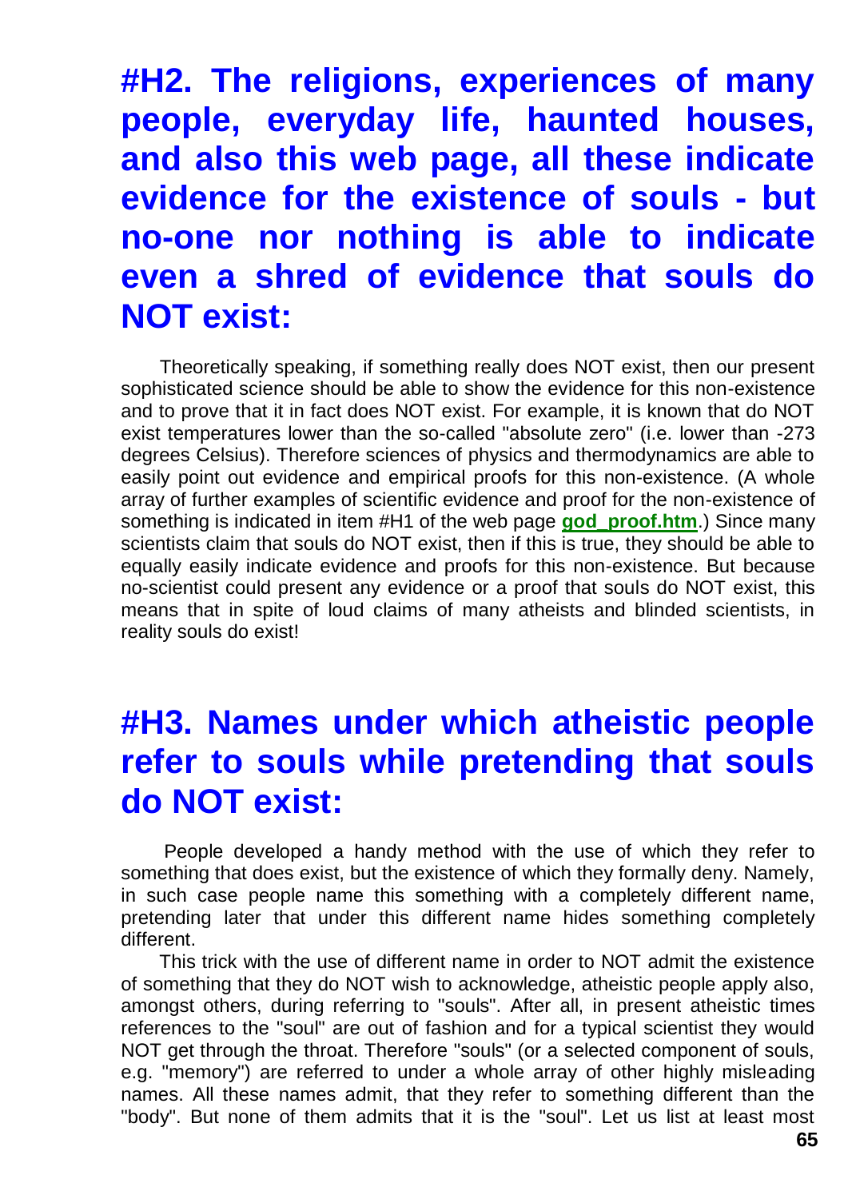## #H2. The religions, experiences of many people, everyday life, haunted houses, and also this web page, all these indicate evidence for the existence of souls - but no-one nor nothing is able to indicate even a shred of evidence that souls do NOT exist:

Theoretically speaking, if something really does NOT exist, then our present sophisticated science should be able to show the evidence for this non-existence and to prove that it in fact does NOT exist. For example, it is known that do NOT exist temperatures lower than the so-called "absolute zero" (i.e. lower than -273 degrees Celsius). Therefore sciences of physics and thermodynamics are able to easily point out evidence and empirical proofs for this non-existence. (A whole array of further examples of scientific evidence and proof for the non-existence of something is indicated in item #H1 of the web page **god_proof.htm**.) Since many scientists claim that souls do NOT exist, then if this is true, they should be able to equally easily indicate evidence and proofs for this non-existence. But because no-scientist could present any evidence or a proof that souls do NOT exist, this means that in spite of loud claims of many atheists and blinded scientists, in reality souls do exist!

## #H3. Names under which atheistic people refer to souls while pretending that souls do NOT exist:

People developed a handy method with the use of which they refer to something that does exist, but the existence of which they formally deny. Namely, in such case people name this something with a completely different name, pretending later that under this different name hides something completely different.

This trick with the use of different name in order to NOT admit the existence of something that they do NOT wish to acknowledge, atheistic people apply also, amongst others, during referring to "souls". After all, in present atheistic times references to the "soul" are out of fashion and for a typical scientist they would NOT get through the throat. Therefore "souls" (or a selected component of souls, e.g. "memory") are referred to under a whole array of other highly misleading names. All these names admit, that they refer to something different than the "body". But none of them admits that it is the "soul". Let us list at least most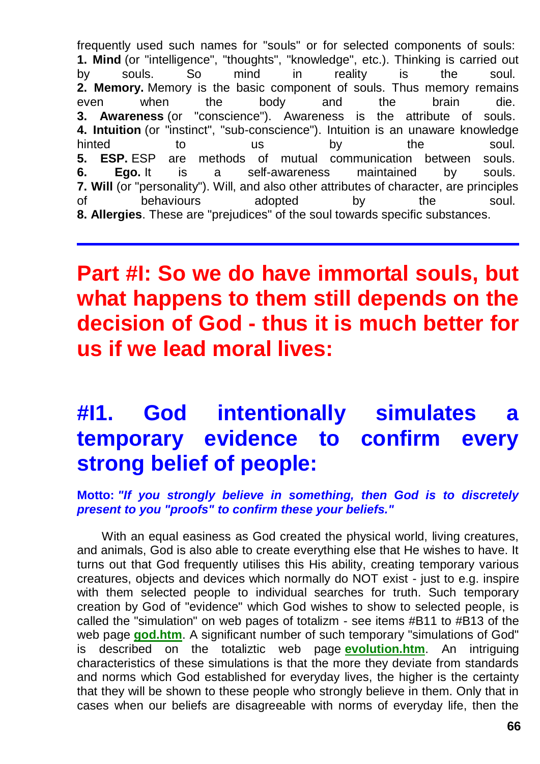frequently used such names for "souls" or for selected components of souls:
**1. Mind** (or "intelligence", "thoughts", "knowledge", etc.). Thinking is carried out by souls. So mind in reality is the soul.
**2. Memory.** Memory is the basic component of souls. Thus memory remains even when the body and the brain die.
**3. Awareness** (or "conscience"). Awareness is the attribute of souls.
**4. Intuition** (or "instinct", "sub-conscience"). Intuition is an unaware knowledge hinted to us by the soul.
**5. ESP.** ESP are methods of mutual communication between souls.
**6. Ego.** It is a self-awareness maintained by souls.
**7. Will** (or "personality"). Will, and also other attributes of character, are principles of behaviours adopted by the soul.
**8. Allergies**. These are "prejudices" of the soul towards specific substances.

---

# Part #I: So we do have immortal souls, but what happens to them still depends on the decision of God - thus it is much better for us if we lead moral lives:

## #I1. God intentionally simulates a temporary evidence to confirm every strong belief of people:

**Motto:** ***"If you strongly believe in something, then God is to discretely present to you "proofs" to confirm these your beliefs."***

With an equal easiness as God created the physical world, living creatures, and animals, God is also able to create everything else that He wishes to have. It turns out that God frequently utilises this His ability, creating temporary various creatures, objects and devices which normally do NOT exist - just to e.g. inspire with them selected people to individual searches for truth. Such temporary creation by God of "evidence" which God wishes to show to selected people, is called the "simulation" on web pages of totalizm - see items #B11 to #B13 of the web page **god.htm**. A significant number of such temporary "simulations of God" is described on the totaliztic web page **evolution.htm**. An intriguing characteristics of these simulations is that the more they deviate from standards and norms which God established for everyday lives, the higher is the certainty that they will be shown to these people who strongly believe in them. Only that in cases when our beliefs are disagreeable with norms of everyday life, then the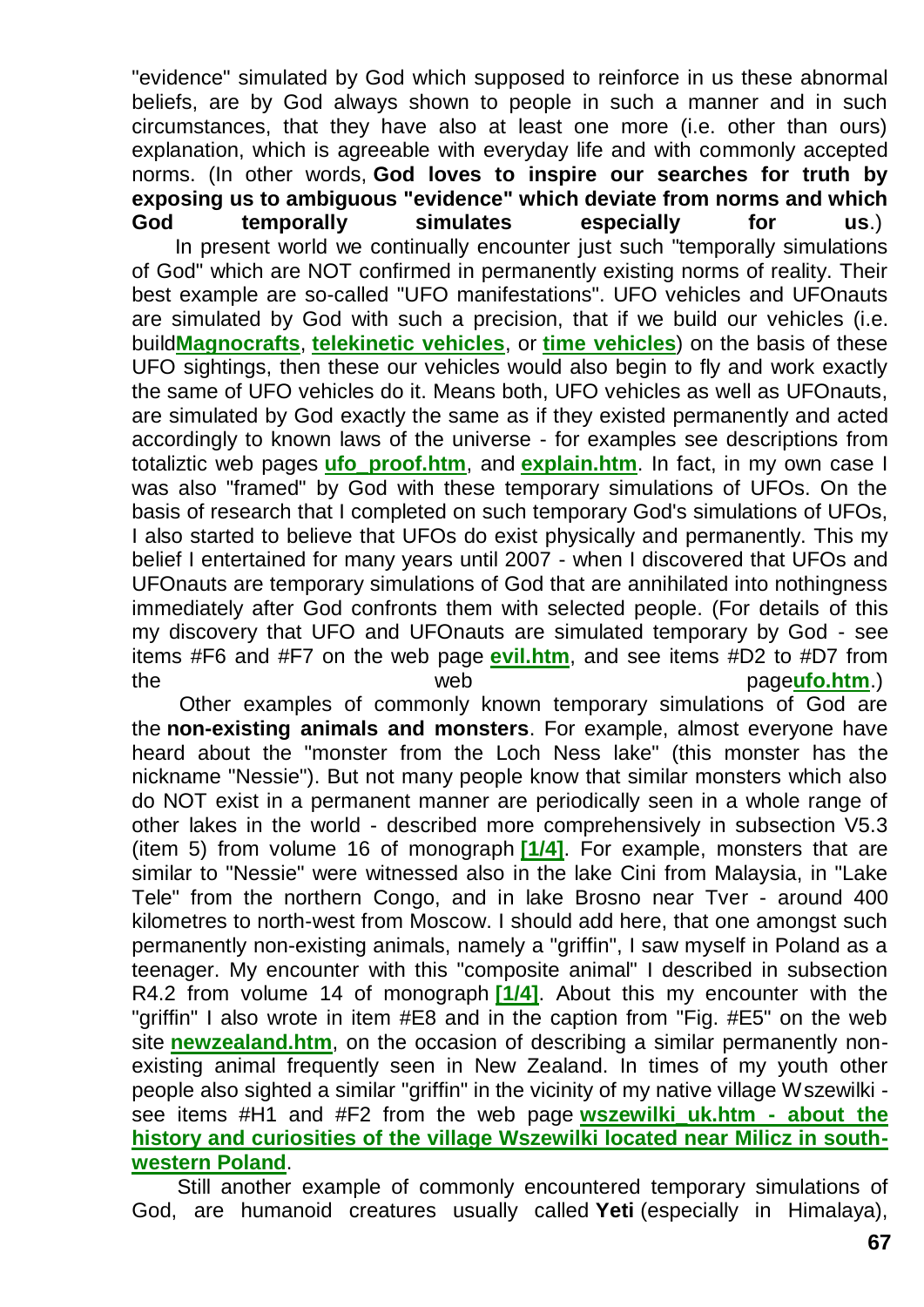"evidence" simulated by God which supposed to reinforce in us these abnormal beliefs, are by God always shown to people in such a manner and in such circumstances, that they have also at least one more (i.e. other than ours) explanation, which is agreeable with everyday life and with commonly accepted norms. (In other words, **God loves to inspire our searches for truth by exposing us to ambiguous "evidence" which deviate from norms and which God temporally simulates especially for us**.)

In present world we continually encounter just such "temporally simulations of God" which are NOT confirmed in permanently existing norms of reality. Their best example are so-called "UFO manifestations". UFO vehicles and UFOnauts are simulated by God with such a precision, that if we build our vehicles (i.e. build**Magnocrafts**, **telekinetic vehicles**, or **time vehicles**) on the basis of these UFO sightings, then these our vehicles would also begin to fly and work exactly the same of UFO vehicles do it. Means both, UFO vehicles as well as UFOnauts, are simulated by God exactly the same as if they existed permanently and acted accordingly to known laws of the universe - for examples see descriptions from totaliztic web pages **ufo_proof.htm**, and **explain.htm**. In fact, in my own case I was also "framed" by God with these temporary simulations of UFOs. On the basis of research that I completed on such temporary God's simulations of UFOs, I also started to believe that UFOs do exist physically and permanently. This my belief I entertained for many years until 2007 - when I discovered that UFOs and UFOnauts are temporary simulations of God that are annihilated into nothingness immediately after God confronts them with selected people. (For details of this my discovery that UFO and UFOnauts are simulated temporary by God - see items #F6 and #F7 on the web page **evil.htm**, and see items #D2 to #D7 from the web page**ufo.htm**.)

Other examples of commonly known temporary simulations of God are the **non-existing animals and monsters**. For example, almost everyone have heard about the "monster from the Loch Ness lake" (this monster has the nickname "Nessie"). But not many people know that similar monsters which also do NOT exist in a permanent manner are periodically seen in a whole range of other lakes in the world - described more comprehensively in subsection V5.3 (item 5) from volume 16 of monograph **[1/4]**. For example, monsters that are similar to "Nessie" were witnessed also in the lake Cini from Malaysia, in "Lake Tele" from the northern Congo, and in lake Brosno near Tver - around 400 kilometres to north-west from Moscow. I should add here, that one amongst such permanently non-existing animals, namely a "griffin", I saw myself in Poland as a teenager. My encounter with this "composite animal" I described in subsection R4.2 from volume 14 of monograph **[1/4]**. About this my encounter with the "griffin" I also wrote in item #E8 and in the caption from "Fig. #E5" on the web site **newzealand.htm**, on the occasion of describing a similar permanently non-existing animal frequently seen in New Zealand. In times of my youth other people also sighted a similar "griffin" in the vicinity of my native village Wszewilki - see items #H1 and #F2 from the web page **wszewilki_uk.htm - about the history and curiosities of the village Wszewilki located near Milicz in south-western Poland**.

Still another example of commonly encountered temporary simulations of God, are humanoid creatures usually called **Yeti** (especially in Himalaya),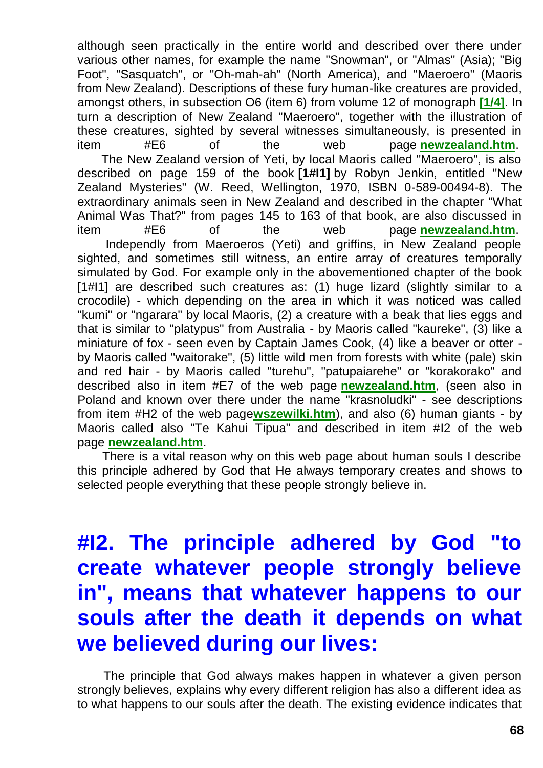although seen practically in the entire world and described over there under various other names, for example the name "Snowman", or "Almas" (Asia); "Big Foot", "Sasquatch", or "Oh-mah-ah" (North America), and "Maeroero" (Maoris from New Zealand). Descriptions of these fury human-like creatures are provided, amongst others, in subsection O6 (item 6) from volume 12 of monograph **[1/4]**. In turn a description of New Zealand "Maeroero", together with the illustration of these creatures, sighted by several witnesses simultaneously, is presented in item #E6 of the web page **newzealand.htm**.

The New Zealand version of Yeti, by local Maoris called "Maeroero", is also described on page 159 of the book **[1#I1]** by Robyn Jenkin, entitled "New Zealand Mysteries" (W. Reed, Wellington, 1970, ISBN 0-589-00494-8). The extraordinary animals seen in New Zealand and described in the chapter "What Animal Was That?" from pages 145 to 163 of that book, are also discussed in item #E6 of the web page **newzealand.htm**.

Independly from Maeroeros (Yeti) and griffins, in New Zealand people sighted, and sometimes still witness, an entire array of creatures temporally simulated by God. For example only in the abovementioned chapter of the book [1#I1] are described such creatures as: (1) huge lizard (slightly similar to a crocodile) - which depending on the area in which it was noticed was called "kumi" or "ngarara" by local Maoris, (2) a creature with a beak that lies eggs and that is similar to "platypus" from Australia - by Maoris called "kaureke", (3) like a miniature of fox - seen even by Captain James Cook, (4) like a beaver or otter - by Maoris called "waitorake", (5) little wild men from forests with white (pale) skin and red hair - by Maoris called "turehu", "patupaiarehe" or "korakorako" and described also in item #E7 of the web page **newzealand.htm**, (seen also in Poland and known over there under the name "krasnoludki" - see descriptions from item #H2 of the web page**wszewilki.htm**), and also (6) human giants - by Maoris called also "Te Kahui Tipua" and described in item #I2 of the web page **newzealand.htm**.

There is a vital reason why on this web page about human souls I describe this principle adhered by God that He always temporary creates and shows to selected people everything that these people strongly believe in.

# #I2. The principle adhered by God "to create whatever people strongly believe in", means that whatever happens to our souls after the death it depends on what we believed during our lives:

The principle that God always makes happen in whatever a given person strongly believes, explains why every different religion has also a different idea as to what happens to our souls after the death. The existing evidence indicates that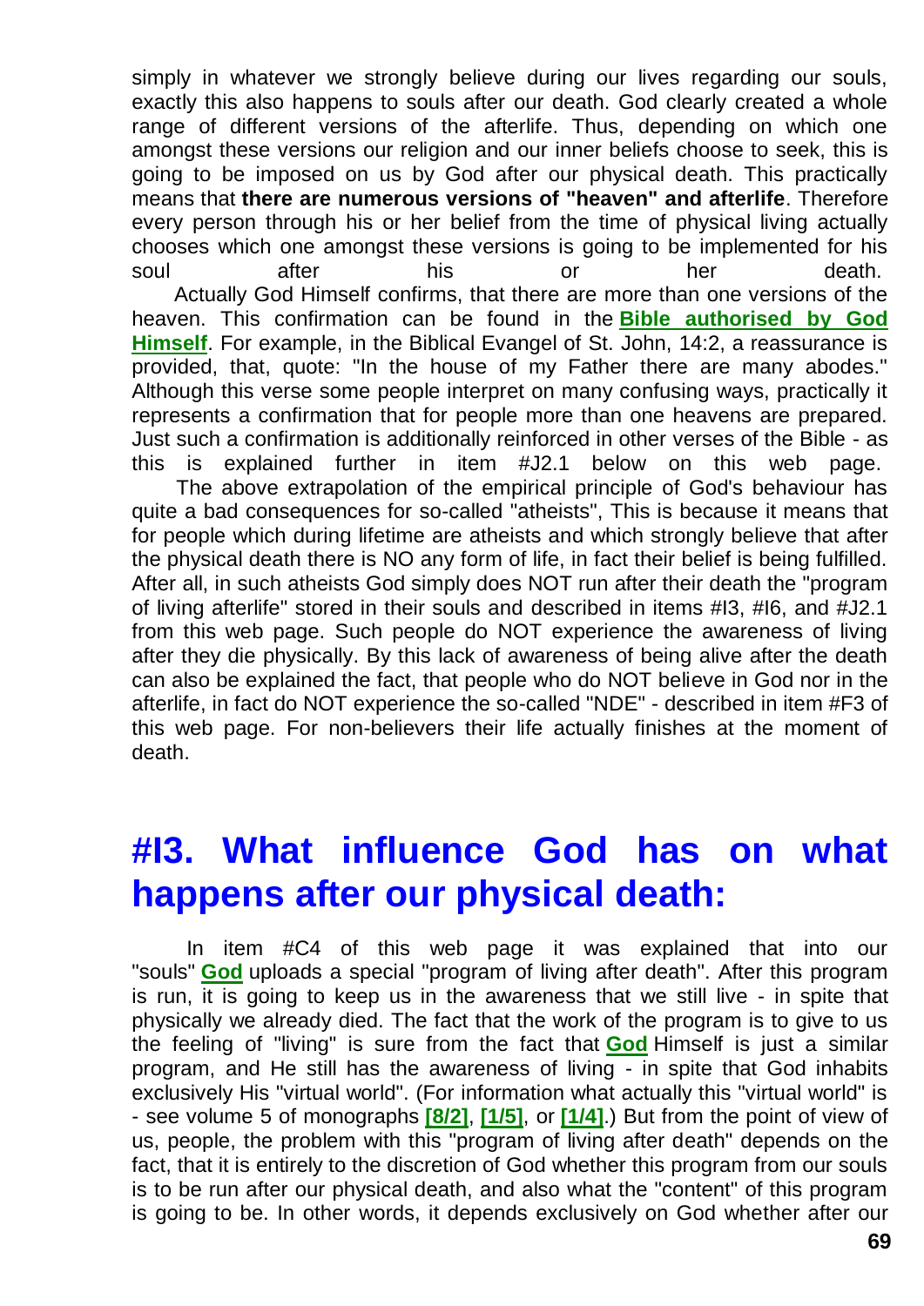simply in whatever we strongly believe during our lives regarding our souls, exactly this also happens to souls after our death. God clearly created a whole range of different versions of the afterlife. Thus, depending on which one amongst these versions our religion and our inner beliefs choose to seek, this is going to be imposed on us by God after our physical death. This practically means that **there are numerous versions of "heaven" and afterlife**. Therefore every person through his or her belief from the time of physical living actually chooses which one amongst these versions is going to be implemented for his soul after his or her death.

Actually God Himself confirms, that there are more than one versions of the heaven. This confirmation can be found in the **Bible authorised by God Himself**. For example, in the Biblical Evangel of St. John, 14:2, a reassurance is provided, that, quote: "In the house of my Father there are many abodes." Although this verse some people interpret on many confusing ways, practically it represents a confirmation that for people more than one heavens are prepared. Just such a confirmation is additionally reinforced in other verses of the Bible - as this is explained further in item #J2.1 below on this web page.

The above extrapolation of the empirical principle of God's behaviour has quite a bad consequences for so-called "atheists", This is because it means that for people which during lifetime are atheists and which strongly believe that after the physical death there is NO any form of life, in fact their belief is being fulfilled. After all, in such atheists God simply does NOT run after their death the "program of living afterlife" stored in their souls and described in items #I3, #I6, and #J2.1 from this web page. Such people do NOT experience the awareness of living after they die physically. By this lack of awareness of being alive after the death can also be explained the fact, that people who do NOT believe in God nor in the afterlife, in fact do NOT experience the so-called "NDE" - described in item #F3 of this web page. For non-believers their life actually finishes at the moment of death.

# #I3. What influence God has on what happens after our physical death:

In item #C4 of this web page it was explained that into our "souls" **God** uploads a special "program of living after death". After this program is run, it is going to keep us in the awareness that we still live - in spite that physically we already died. The fact that the work of the program is to give to us the feeling of "living" is sure from the fact that **God** Himself is just a similar program, and He still has the awareness of living - in spite that God inhabits exclusively His "virtual world". (For information what actually this "virtual world" is - see volume 5 of monographs **[8/2]**, **[1/5]**, or **[1/4]**.) But from the point of view of us, people, the problem with this "program of living after death" depends on the fact, that it is entirely to the discretion of God whether this program from our souls is to be run after our physical death, and also what the "content" of this program is going to be. In other words, it depends exclusively on God whether after our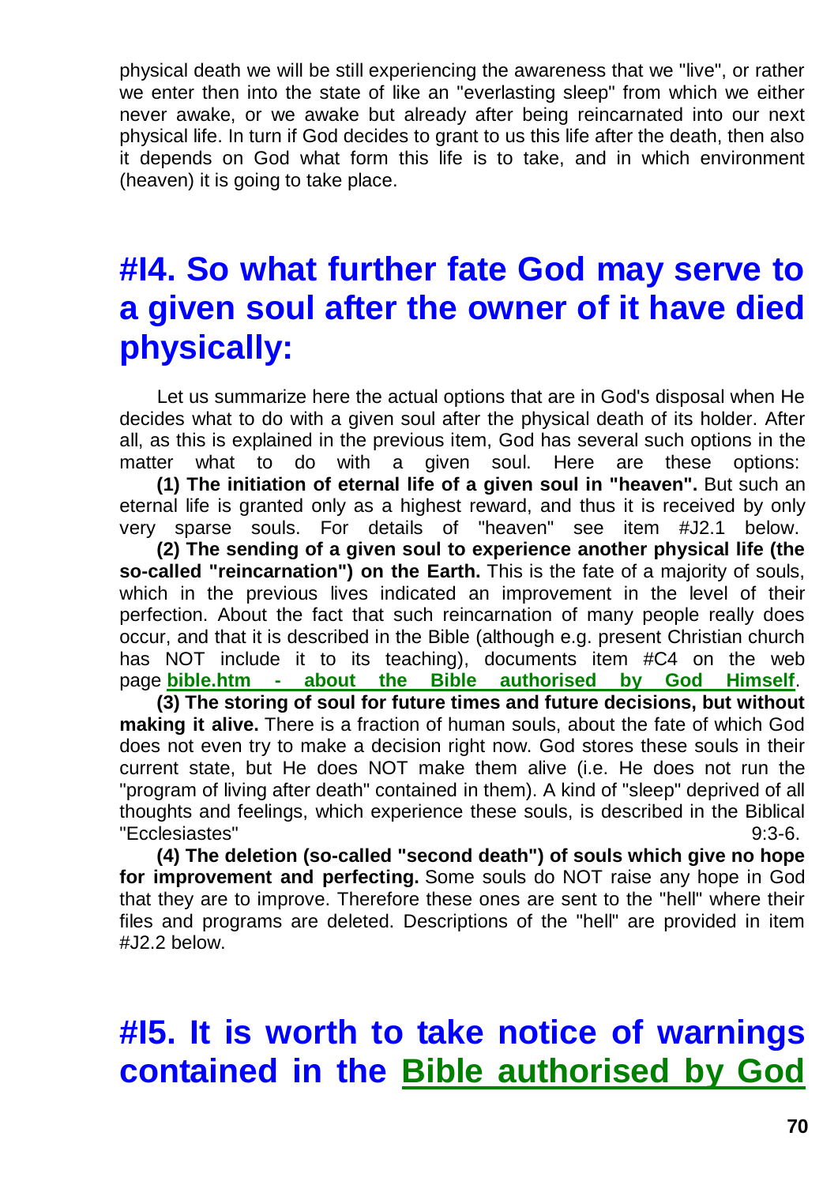physical death we will be still experiencing the awareness that we "live", or rather we enter then into the state of like an "everlasting sleep" from which we either never awake, or we awake but already after being reincarnated into our next physical life. In turn if God decides to grant to us this life after the death, then also it depends on God what form this life is to take, and in which environment (heaven) it is going to take place.

# #I4. So what further fate God may serve to a given soul after the owner of it have died physically:

Let us summarize here the actual options that are in God's disposal when He decides what to do with a given soul after the physical death of its holder. After all, as this is explained in the previous item, God has several such options in the matter what to do with a given soul. Here are these options:

**(1) The initiation of eternal life of a given soul in "heaven".** But such an eternal life is granted only as a highest reward, and thus it is received by only very sparse souls. For details of "heaven" see item #J2.1 below.

**(2) The sending of a given soul to experience another physical life (the so-called "reincarnation") on the Earth.** This is the fate of a majority of souls, which in the previous lives indicated an improvement in the level of their perfection. About the fact that such reincarnation of many people really does occur, and that it is described in the Bible (although e.g. present Christian church has NOT include it to its teaching), documents item #C4 on the web page **bible.htm - about the Bible authorised by God Himself**.

**(3) The storing of soul for future times and future decisions, but without making it alive.** There is a fraction of human souls, about the fate of which God does not even try to make a decision right now. God stores these souls in their current state, but He does NOT make them alive (i.e. He does not run the "program of living after death" contained in them). A kind of "sleep" deprived of all thoughts and feelings, which experience these souls, is described in the Biblical "Ecclesiastes" 9:3-6.

**(4) The deletion (so-called "second death") of souls which give no hope for improvement and perfecting.** Some souls do NOT raise any hope in God that they are to improve. Therefore these ones are sent to the "hell" where their files and programs are deleted. Descriptions of the "hell" are provided in item #J2.2 below.

# #I5. It is worth to take notice of warnings contained in the Bible authorised by God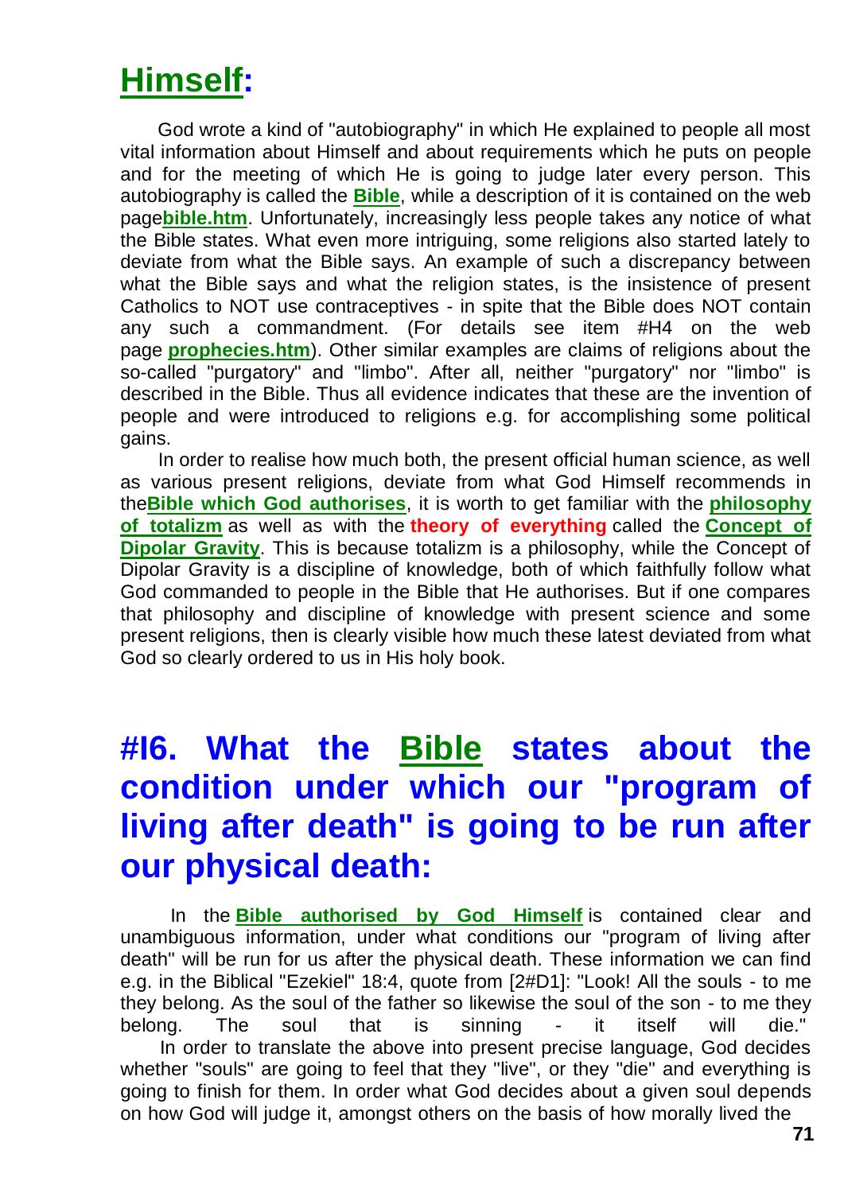## **Himself:**

God wrote a kind of "autobiography" in which He explained to people all most vital information about Himself and about requirements which he puts on people and for the meeting of which He is going to judge later every person. This autobiography is called the **Bible**, while a description of it is contained on the web page**bible.htm**. Unfortunately, increasingly less people takes any notice of what the Bible states. What even more intriguing, some religions also started lately to deviate from what the Bible says. An example of such a discrepancy between what the Bible says and what the religion states, is the insistence of present Catholics to NOT use contraceptives - in spite that the Bible does NOT contain any such a commandment. (For details see item #H4 on the web page **prophecies.htm**). Other similar examples are claims of religions about the so-called "purgatory" and "limbo". After all, neither "purgatory" nor "limbo" is described in the Bible. Thus all evidence indicates that these are the invention of people and were introduced to religions e.g. for accomplishing some political gains.

In order to realise how much both, the present official human science, as well as various present religions, deviate from what God Himself recommends in the**Bible which God authorises**, it is worth to get familiar with the **philosophy of totalizm** as well as with the **theory of everything** called the **Concept of Dipolar Gravity**. This is because totalizm is a philosophy, while the Concept of Dipolar Gravity is a discipline of knowledge, both of which faithfully follow what God commanded to people in the Bible that He authorises. But if one compares that philosophy and discipline of knowledge with present science and some present religions, then is clearly visible how much these latest deviated from what God so clearly ordered to us in His holy book.

# #I6. What the Bible states about the condition under which our "program of living after death" is going to be run after our physical death:

In the **Bible authorised by God Himself** is contained clear and unambiguous information, under what conditions our "program of living after death" will be run for us after the physical death. These information we can find e.g. in the Biblical "Ezekiel" 18:4, quote from [2#D1]: "Look! All the souls - to me they belong. As the soul of the father so likewise the soul of the son - to me they belong. The soul that is sinning - it itself will die."

In order to translate the above into present precise language, God decides whether "souls" are going to feel that they "live", or they "die" and everything is going to finish for them. In order what God decides about a given soul depends on how God will judge it, amongst others on the basis of how morally lived the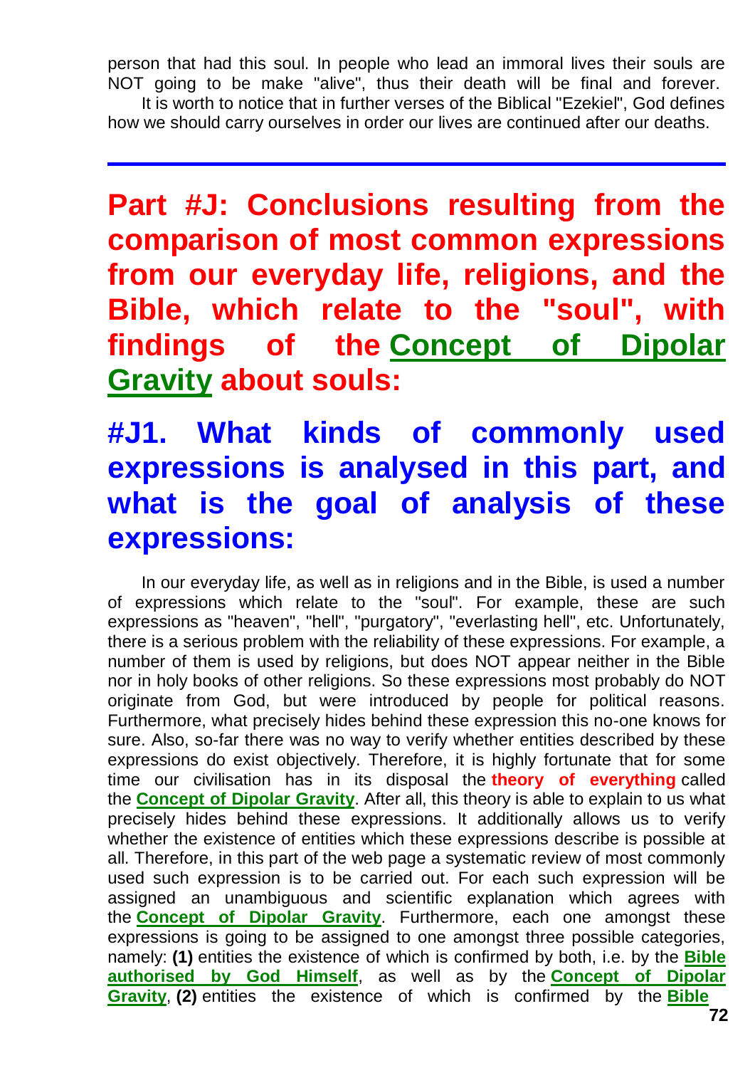person that had this soul. In people who lead an immoral lives their souls are NOT going to be make "alive", thus their death will be final and forever.

It is worth to notice that in further verses of the Biblical "Ezekiel", God defines how we should carry ourselves in order our lives are continued after our deaths.

---

# Part #J: Conclusions resulting from the comparison of most common expressions from our everyday life, religions, and the Bible, which relate to the "soul", with findings of the Concept of Dipolar Gravity about souls:

## #J1. What kinds of commonly used expressions is analysed in this part, and what is the goal of analysis of these expressions:

In our everyday life, as well as in religions and in the Bible, is used a number of expressions which relate to the "soul". For example, these are such expressions as "heaven", "hell", "purgatory", "everlasting hell", etc. Unfortunately, there is a serious problem with the reliability of these expressions. For example, a number of them is used by religions, but does NOT appear neither in the Bible nor in holy books of other religions. So these expressions most probably do NOT originate from God, but were introduced by people for political reasons. Furthermore, what precisely hides behind these expression this no-one knows for sure. Also, so-far there was no way to verify whether entities described by these expressions do exist objectively. Therefore, it is highly fortunate that for some time our civilisation has in its disposal the **theory of everything** called the **Concept of Dipolar Gravity**. After all, this theory is able to explain to us what precisely hides behind these expressions. It additionally allows us to verify whether the existence of entities which these expressions describe is possible at all. Therefore, in this part of the web page a systematic review of most commonly used such expression is to be carried out. For each such expression will be assigned an unambiguous and scientific explanation which agrees with the **Concept of Dipolar Gravity**. Furthermore, each one amongst these expressions is going to be assigned to one amongst three possible categories, namely: **(1)** entities the existence of which is confirmed by both, i.e. by the **Bible authorised by God Himself**, as well as by the **Concept of Dipolar Gravity**, **(2)** entities the existence of which is confirmed by the **Bible**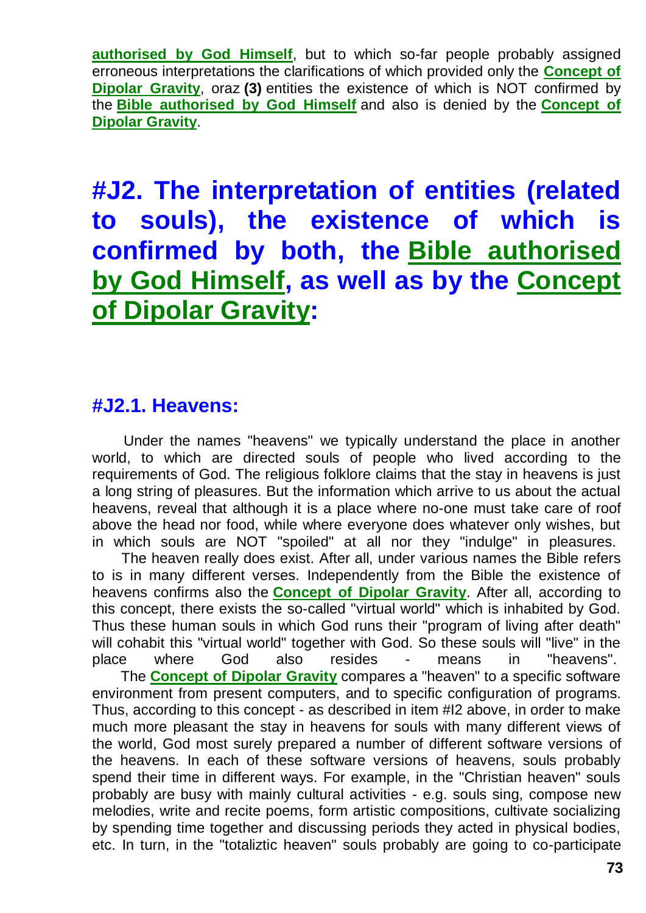**authorised by God Himself**, but to which so-far people probably assigned erroneous interpretations the clarifications of which provided only the **Concept of Dipolar Gravity**, oraz **(3)** entities the existence of which is NOT confirmed by the **Bible authorised by God Himself** and also is denied by the **Concept of Dipolar Gravity**.

# #J2. The interpretation of entities (related to souls), the existence of which is confirmed by both, the Bible authorised by God Himself, as well as by the Concept of Dipolar Gravity:

## #J2.1. Heavens:

Under the names "heavens" we typically understand the place in another world, to which are directed souls of people who lived according to the requirements of God. The religious folklore claims that the stay in heavens is just a long string of pleasures. But the information which arrive to us about the actual heavens, reveal that although it is a place where no-one must take care of roof above the head nor food, while where everyone does whatever only wishes, but in which souls are NOT "spoiled" at all nor they "indulge" in pleasures.

The heaven really does exist. After all, under various names the Bible refers to is in many different verses. Independently from the Bible the existence of heavens confirms also the **Concept of Dipolar Gravity**. After all, according to this concept, there exists the so-called "virtual world" which is inhabited by God. Thus these human souls in which God runs their "program of living after death" will cohabit this "virtual world" together with God. So these souls will "live" in the place where God also resides - means in "heavens".

The **Concept of Dipolar Gravity** compares a "heaven" to a specific software environment from present computers, and to specific configuration of programs. Thus, according to this concept - as described in item #I2 above, in order to make much more pleasant the stay in heavens for souls with many different views of the world, God most surely prepared a number of different software versions of the heavens. In each of these software versions of heavens, souls probably spend their time in different ways. For example, in the "Christian heaven" souls probably are busy with mainly cultural activities - e.g. souls sing, compose new melodies, write and recite poems, form artistic compositions, cultivate socializing by spending time together and discussing periods they acted in physical bodies, etc. In turn, in the "totaliztic heaven" souls probably are going to co-participate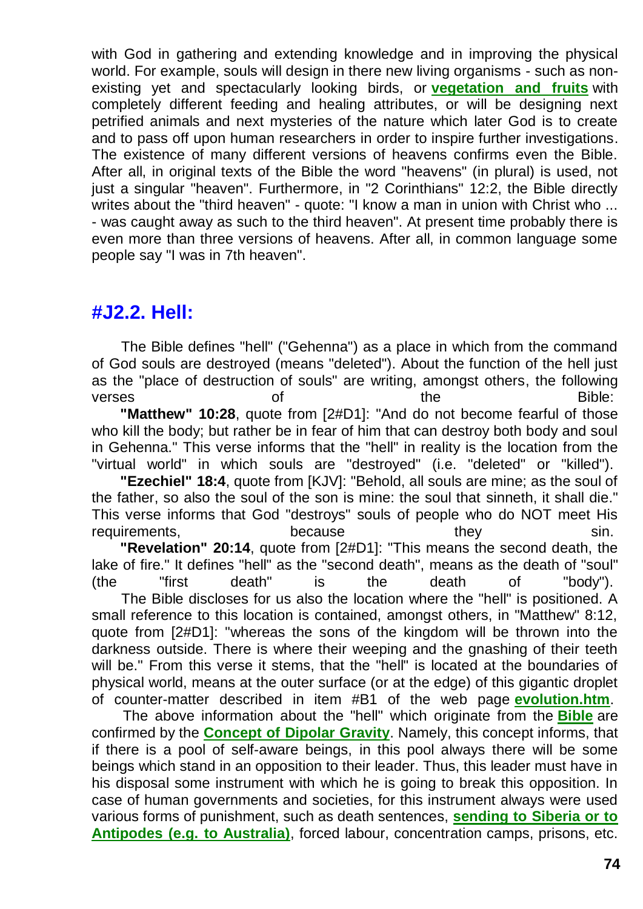with God in gathering and extending knowledge and in improving the physical world. For example, souls will design in there new living organisms - such as non-existing yet and spectacularly looking birds, or **vegetation and fruits** with completely different feeding and healing attributes, or will be designing next petrified animals and next mysteries of the nature which later God is to create and to pass off upon human researchers in order to inspire further investigations. The existence of many different versions of heavens confirms even the Bible. After all, in original texts of the Bible the word "heavens" (in plural) is used, not just a singular "heaven". Furthermore, in "2 Corinthians" 12:2, the Bible directly writes about the "third heaven" - quote: "I know a man in union with Christ who ... - was caught away as such to the third heaven". At present time probably there is even more than three versions of heavens. After all, in common language some people say "I was in 7th heaven".

## #J2.2. Hell:

The Bible defines "hell" ("Gehenna") as a place in which from the command of God souls are destroyed (means "deleted"). About the function of the hell just as the "place of destruction of souls" are writing, amongst others, the following verses of the Bible:

**"Matthew" 10:28**, quote from [2#D1]: "And do not become fearful of those who kill the body; but rather be in fear of him that can destroy both body and soul in Gehenna." This verse informs that the "hell" in reality is the location from the "virtual world" in which souls are "destroyed" (i.e. "deleted" or "killed").

**"Ezechiel" 18:4**, quote from [KJV]: "Behold, all souls are mine; as the soul of the father, so also the soul of the son is mine: the soul that sinneth, it shall die." This verse informs that God "destroys" souls of people who do NOT meet His requirements, because they sin.

**"Revelation" 20:14**, quote from [2#D1]: "This means the second death, the lake of fire." It defines "hell" as the "second death", means as the death of "soul" (the "first death" is the death of "body").

The Bible discloses for us also the location where the "hell" is positioned. A small reference to this location is contained, amongst others, in "Matthew" 8:12, quote from [2#D1]: "whereas the sons of the kingdom will be thrown into the darkness outside. There is where their weeping and the gnashing of their teeth will be." From this verse it stems, that the "hell" is located at the boundaries of physical world, means at the outer surface (or at the edge) of this gigantic droplet of counter-matter described in item #B1 of the web page **evolution.htm**.

The above information about the "hell" which originate from the **Bible** are confirmed by the **Concept of Dipolar Gravity**. Namely, this concept informs, that if there is a pool of self-aware beings, in this pool always there will be some beings which stand in an opposition to their leader. Thus, this leader must have in his disposal some instrument with which he is going to break this opposition. In case of human governments and societies, for this instrument always were used various forms of punishment, such as death sentences, **sending to Siberia or to Antipodes (e.g. to Australia)**, forced labour, concentration camps, prisons, etc.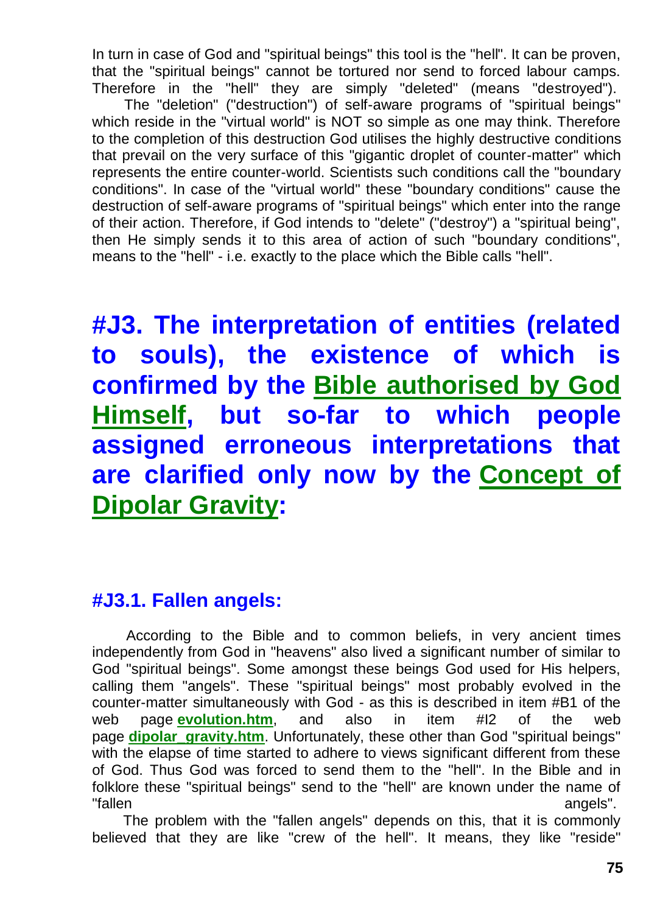In turn in case of God and "spiritual beings" this tool is the "hell". It can be proven, that the "spiritual beings" cannot be tortured nor send to forced labour camps. Therefore in the "hell" they are simply "deleted" (means "destroyed").

The "deletion" ("destruction") of self-aware programs of "spiritual beings" which reside in the "virtual world" is NOT so simple as one may think. Therefore to the completion of this destruction God utilises the highly destructive conditions that prevail on the very surface of this "gigantic droplet of counter-matter" which represents the entire counter-world. Scientists such conditions call the "boundary conditions". In case of the "virtual world" these "boundary conditions" cause the destruction of self-aware programs of "spiritual beings" which enter into the range of their action. Therefore, if God intends to "delete" ("destroy") a "spiritual being", then He simply sends it to this area of action of such "boundary conditions", means to the "hell" - i.e. exactly to the place which the Bible calls "hell".

# #J3. The interpretation of entities (related to souls), the existence of which is confirmed by the Bible authorised by God Himself, but so-far to which people assigned erroneous interpretations that are clarified only now by the Concept of Dipolar Gravity:

## #J3.1. Fallen angels:

According to the Bible and to common beliefs, in very ancient times independently from God in "heavens" also lived a significant number of similar to God "spiritual beings". Some amongst these beings God used for His helpers, calling them "angels". These "spiritual beings" most probably evolved in the counter-matter simultaneously with God - as this is described in item #B1 of the web page **evolution.htm**, and also in item #I2 of the web page **dipolar_gravity.htm**. Unfortunately, these other than God "spiritual beings" with the elapse of time started to adhere to views significant different from these of God. Thus God was forced to send them to the "hell". In the Bible and in folklore these "spiritual beings" send to the "hell" are known under the name of "fallen angels".

The problem with the "fallen angels" depends on this, that it is commonly believed that they are like "crew of the hell". It means, they like "reside"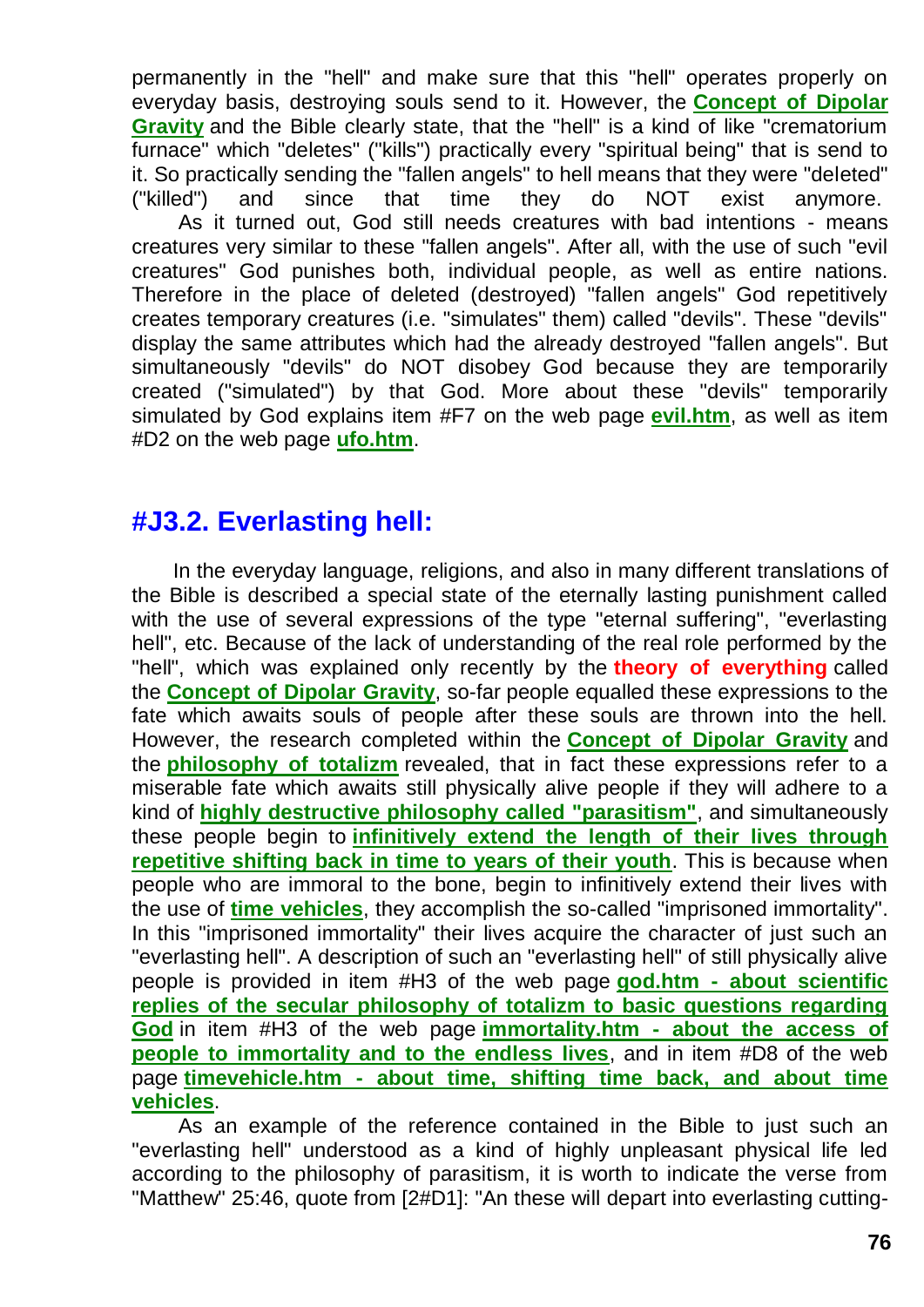permanently in the "hell" and make sure that this "hell" operates properly on everyday basis, destroying souls send to it. However, the **Concept of Dipolar Gravity** and the Bible clearly state, that the "hell" is a kind of like "crematorium furnace" which "deletes" ("kills") practically every "spiritual being" that is send to it. So practically sending the "fallen angels" to hell means that they were "deleted" ("killed") and since that time they do NOT exist anymore.

As it turned out, God still needs creatures with bad intentions - means creatures very similar to these "fallen angels". After all, with the use of such "evil creatures" God punishes both, individual people, as well as entire nations. Therefore in the place of deleted (destroyed) "fallen angels" God repetitively creates temporary creatures (i.e. "simulates" them) called "devils". These "devils" display the same attributes which had the already destroyed "fallen angels". But simultaneously "devils" do NOT disobey God because they are temporarily created ("simulated") by that God. More about these "devils" temporarily simulated by God explains item #F7 on the web page **evil.htm**, as well as item #D2 on the web page **ufo.htm**.

## #J3.2. Everlasting hell:

In the everyday language, religions, and also in many different translations of the Bible is described a special state of the eternally lasting punishment called with the use of several expressions of the type "eternal suffering", "everlasting hell", etc. Because of the lack of understanding of the real role performed by the "hell", which was explained only recently by the **theory of everything** called the **Concept of Dipolar Gravity**, so-far people equalled these expressions to the fate which awaits souls of people after these souls are thrown into the hell. However, the research completed within the **Concept of Dipolar Gravity** and the **philosophy of totalizm** revealed, that in fact these expressions refer to a miserable fate which awaits still physically alive people if they will adhere to a kind of **highly destructive philosophy called "parasitism"**, and simultaneously these people begin to **infinitively extend the length of their lives through repetitive shifting back in time to years of their youth**. This is because when people who are immoral to the bone, begin to infinitively extend their lives with the use of **time vehicles**, they accomplish the so-called "imprisoned immortality". In this "imprisoned immortality" their lives acquire the character of just such an "everlasting hell". A description of such an "everlasting hell" of still physically alive people is provided in item #H3 of the web page **god.htm - about scientific replies of the secular philosophy of totalizm to basic questions regarding God** in item #H3 of the web page **immortality.htm - about the access of people to immortality and to the endless lives**, and in item #D8 of the web page **timevehicle.htm - about time, shifting time back, and about time vehicles**.

As an example of the reference contained in the Bible to just such an "everlasting hell" understood as a kind of highly unpleasant physical life led according to the philosophy of parasitism, it is worth to indicate the verse from "Matthew" 25:46, quote from [2#D1]: "An these will depart into everlasting cutting-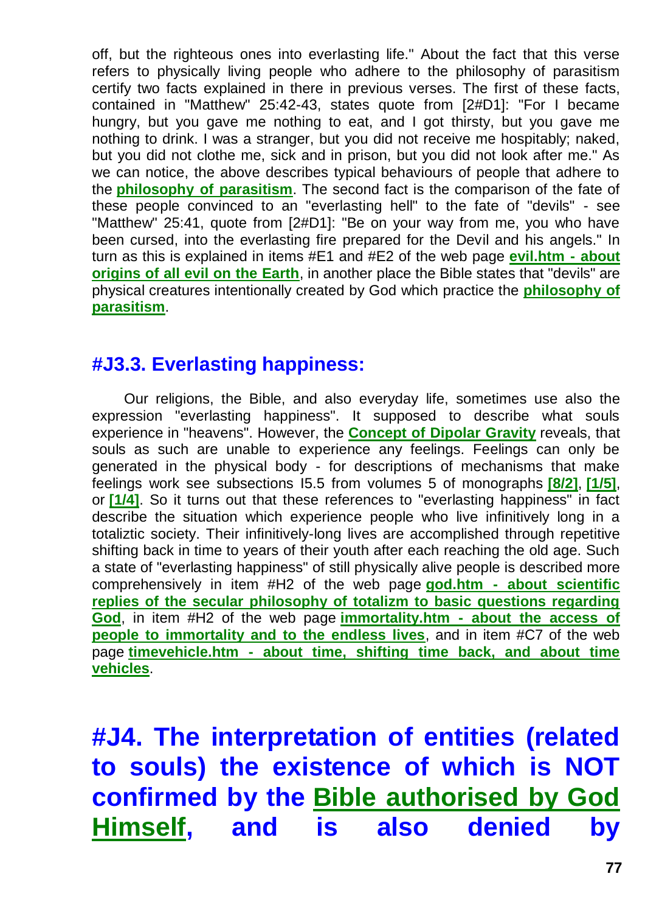off, but the righteous ones into everlasting life." About the fact that this verse refers to physically living people who adhere to the philosophy of parasitism certify two facts explained in there in previous verses. The first of these facts, contained in "Matthew" 25:42-43, states quote from [2#D1]: "For I became hungry, but you gave me nothing to eat, and I got thirsty, but you gave me nothing to drink. I was a stranger, but you did not receive me hospitably; naked, but you did not clothe me, sick and in prison, but you did not look after me." As we can notice, the above describes typical behaviours of people that adhere to the **philosophy of parasitism**. The second fact is the comparison of the fate of these people convinced to an "everlasting hell" to the fate of "devils" - see "Matthew" 25:41, quote from [2#D1]: "Be on your way from me, you who have been cursed, into the everlasting fire prepared for the Devil and his angels." In turn as this is explained in items #E1 and #E2 of the web page **evil.htm - about origins of all evil on the Earth**, in another place the Bible states that "devils" are physical creatures intentionally created by God which practice the **philosophy of parasitism**.

### #J3.3. Everlasting happiness:

Our religions, the Bible, and also everyday life, sometimes use also the expression "everlasting happiness". It supposed to describe what souls experience in "heavens". However, the **Concept of Dipolar Gravity** reveals, that souls as such are unable to experience any feelings. Feelings can only be generated in the physical body - for descriptions of mechanisms that make feelings work see subsections I5.5 from volumes 5 of monographs **[8/2]**, **[1/5]**, or **[1/4]**. So it turns out that these references to "everlasting happiness" in fact describe the situation which experience people who live infinitively long in a totaliztic society. Their infinitively-long lives are accomplished through repetitive shifting back in time to years of their youth after each reaching the old age. Such a state of "everlasting happiness" of still physically alive people is described more comprehensively in item #H2 of the web page **god.htm - about scientific replies of the secular philosophy of totalizm to basic questions regarding God**, in item #H2 of the web page **immortality.htm - about the access of people to immortality and to the endless lives**, and in item #C7 of the web page **timevehicle.htm - about time, shifting time back, and about time vehicles**.

## #J4. The interpretation of entities (related to souls) the existence of which is NOT confirmed by the Bible authorised by God Himself, and is also denied by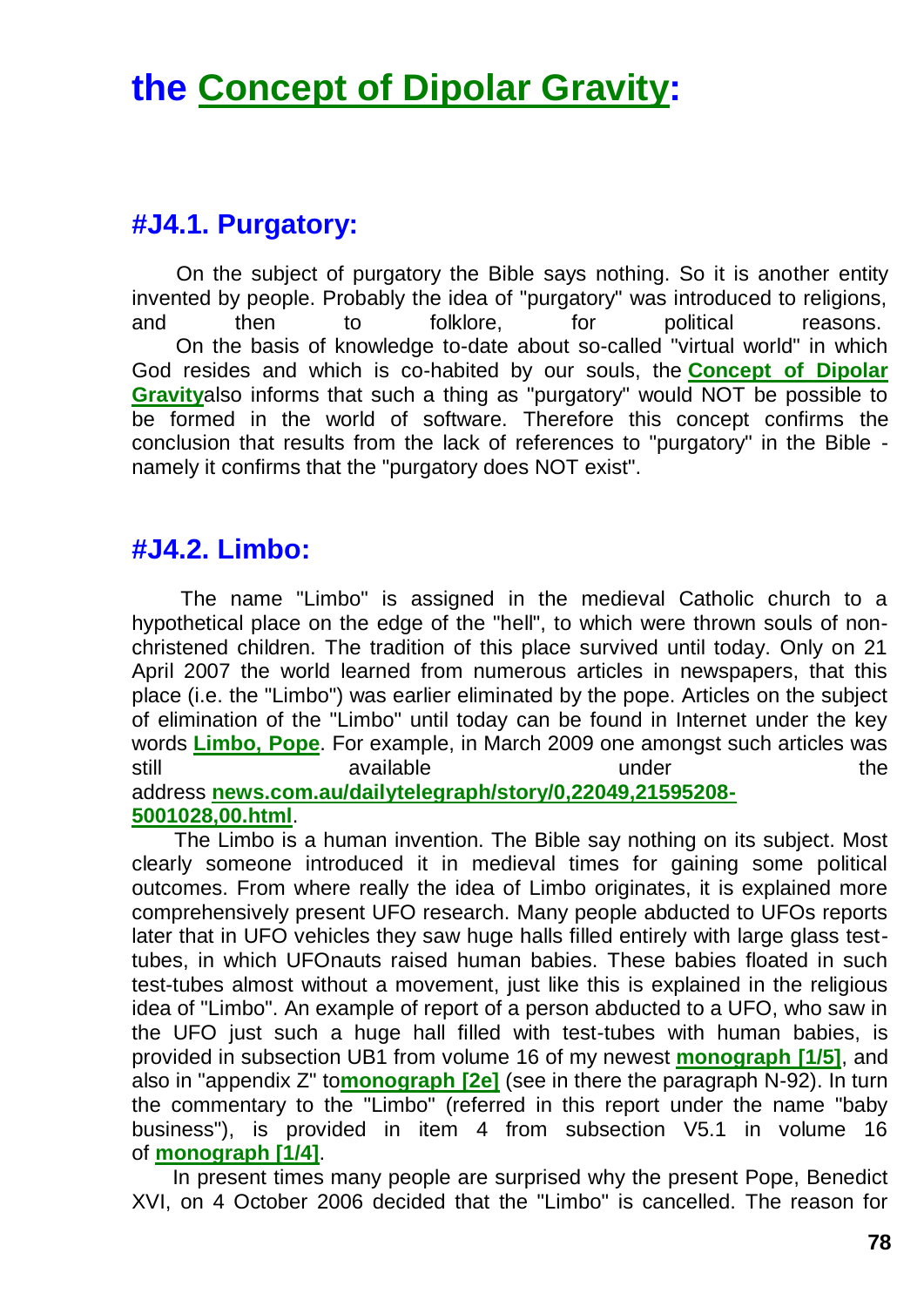# the Concept of Dipolar Gravity:

## #J4.1. Purgatory:

On the subject of purgatory the Bible says nothing. So it is another entity invented by people. Probably the idea of "purgatory" was introduced to religions, and then to folklore, for political reasons.

On the basis of knowledge to-date about so-called "virtual world" in which God resides and which is co-habited by our souls, the **Concept of Dipolar Gravity**also informs that such a thing as "purgatory" would NOT be possible to be formed in the world of software. Therefore this concept confirms the conclusion that results from the lack of references to "purgatory" in the Bible - namely it confirms that the "purgatory does NOT exist".

## #J4.2. Limbo:

The name "Limbo" is assigned in the medieval Catholic church to a hypothetical place on the edge of the "hell", to which were thrown souls of non-christened children. The tradition of this place survived until today. Only on 21 April 2007 the world learned from numerous articles in newspapers, that this place (i.e. the "Limbo") was earlier eliminated by the pope. Articles on the subject of elimination of the "Limbo" until today can be found in Internet under the key words **Limbo, Pope**. For example, in March 2009 one amongst such articles was still available under the address **news.com.au/dailytelegraph/story/0,22049,21595208-5001028,00.html**.

The Limbo is a human invention. The Bible say nothing on its subject. Most clearly someone introduced it in medieval times for gaining some political outcomes. From where really the idea of Limbo originates, it is explained more comprehensively present UFO research. Many people abducted to UFOs reports later that in UFO vehicles they saw huge halls filled entirely with large glass test-tubes, in which UFOnauts raised human babies. These babies floated in such test-tubes almost without a movement, just like this is explained in the religious idea of "Limbo". An example of report of a person abducted to a UFO, who saw in the UFO just such a huge hall filled with test-tubes with human babies, is provided in subsection UB1 from volume 16 of my newest **monograph [1/5]**, and also in "appendix Z" to**monograph [2e]** (see in there the paragraph N-92). In turn the commentary to the "Limbo" (referred in this report under the name "baby business"), is provided in item 4 from subsection V5.1 in volume 16 of **monograph [1/4]**.

In present times many people are surprised why the present Pope, Benedict XVI, on 4 October 2006 decided that the "Limbo" is cancelled. The reason for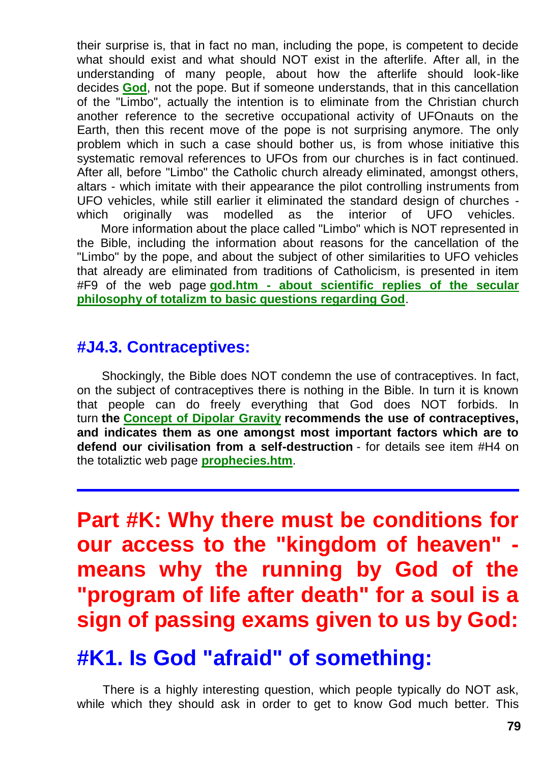their surprise is, that in fact no man, including the pope, is competent to decide what should exist and what should NOT exist in the afterlife. After all, in the understanding of many people, about how the afterlife should look-like decides **God**, not the pope. But if someone understands, that in this cancellation of the "Limbo", actually the intention is to eliminate from the Christian church another reference to the secretive occupational activity of UFOnauts on the Earth, then this recent move of the pope is not surprising anymore. The only problem which in such a case should bother us, is from whose initiative this systematic removal references to UFOs from our churches is in fact continued. After all, before "Limbo" the Catholic church already eliminated, amongst others, altars - which imitate with their appearance the pilot controlling instruments from UFO vehicles, while still earlier it eliminated the standard design of churches - which originally was modelled as the interior of UFO vehicles.

More information about the place called "Limbo" which is NOT represented in the Bible, including the information about reasons for the cancellation of the "Limbo" by the pope, and about the subject of other similarities to UFO vehicles that already are eliminated from traditions of Catholicism, is presented in item #F9 of the web page **god.htm - about scientific replies of the secular philosophy of totalizm to basic questions regarding God**.

### #J4.3. Contraceptives:

Shockingly, the Bible does NOT condemn the use of contraceptives. In fact, on the subject of contraceptives there is nothing in the Bible. In turn it is known that people can do freely everything that God does NOT forbids. In turn **the Concept of Dipolar Gravity recommends the use of contraceptives, and indicates them as one amongst most important factors which are to defend our civilisation from a self-destruction** - for details see item #H4 on the totaliztic web page **prophecies.htm**.

---

# Part #K: Why there must be conditions for our access to the "kingdom of heaven" - means why the running by God of the "program of life after death" for a soul is a sign of passing exams given to us by God:

## #K1. Is God "afraid" of something:

There is a highly interesting question, which people typically do NOT ask, while which they should ask in order to get to know God much better. This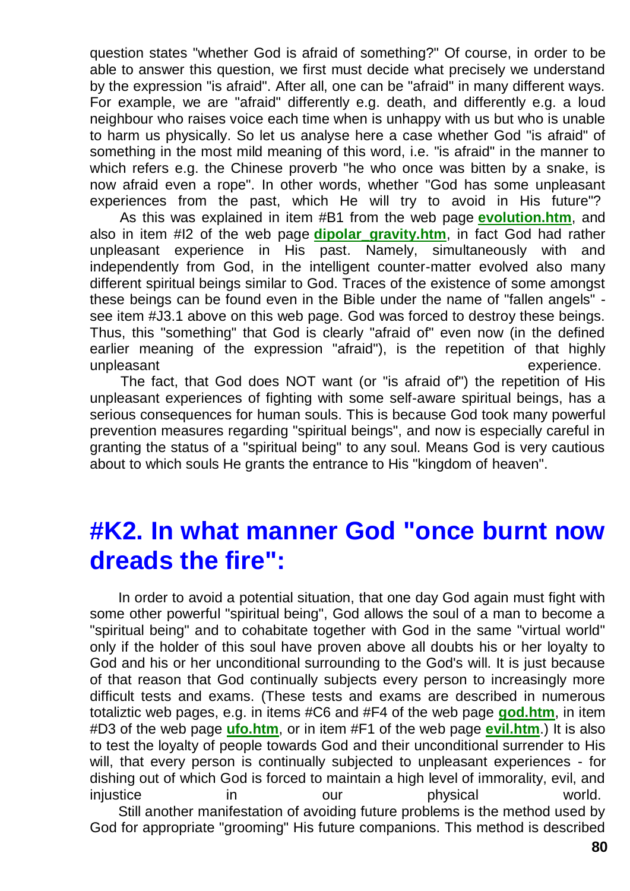question states "whether God is afraid of something?" Of course, in order to be able to answer this question, we first must decide what precisely we understand by the expression "is afraid". After all, one can be "afraid" in many different ways. For example, we are "afraid" differently e.g. death, and differently e.g. a loud neighbour who raises voice each time when is unhappy with us but who is unable to harm us physically. So let us analyse here a case whether God "is afraid" of something in the most mild meaning of this word, i.e. "is afraid" in the manner to which refers e.g. the Chinese proverb "he who once was bitten by a snake, is now afraid even a rope". In other words, whether "God has some unpleasant experiences from the past, which He will try to avoid in His future"?

As this was explained in item #B1 from the web page **evolution.htm**, and also in item #I2 of the web page **dipolar_gravity.htm**, in fact God had rather unpleasant experience in His past. Namely, simultaneously with and independently from God, in the intelligent counter-matter evolved also many different spiritual beings similar to God. Traces of the existence of some amongst these beings can be found even in the Bible under the name of "fallen angels" - see item #J3.1 above on this web page. God was forced to destroy these beings. Thus, this "something" that God is clearly "afraid of" even now (in the defined earlier meaning of the expression "afraid"), is the repetition of that highly unpleasant experience.

The fact, that God does NOT want (or "is afraid of") the repetition of His unpleasant experiences of fighting with some self-aware spiritual beings, has a serious consequences for human souls. This is because God took many powerful prevention measures regarding "spiritual beings", and now is especially careful in granting the status of a "spiritual being" to any soul. Means God is very cautious about to which souls He grants the entrance to His "kingdom of heaven".

# #K2. In what manner God "once burnt now dreads the fire":

In order to avoid a potential situation, that one day God again must fight with some other powerful "spiritual being", God allows the soul of a man to become a "spiritual being" and to cohabitate together with God in the same "virtual world" only if the holder of this soul have proven above all doubts his or her loyalty to God and his or her unconditional surrounding to the God's will. It is just because of that reason that God continually subjects every person to increasingly more difficult tests and exams. (These tests and exams are described in numerous totaliztic web pages, e.g. in items #C6 and #F4 of the web page **god.htm**, in item #D3 of the web page **ufo.htm**, or in item #F1 of the web page **evil.htm**.) It is also to test the loyalty of people towards God and their unconditional surrender to His will, that every person is continually subjected to unpleasant experiences - for dishing out of which God is forced to maintain a high level of immorality, evil, and injustice in our physical world.

Still another manifestation of avoiding future problems is the method used by God for appropriate "grooming" His future companions. This method is described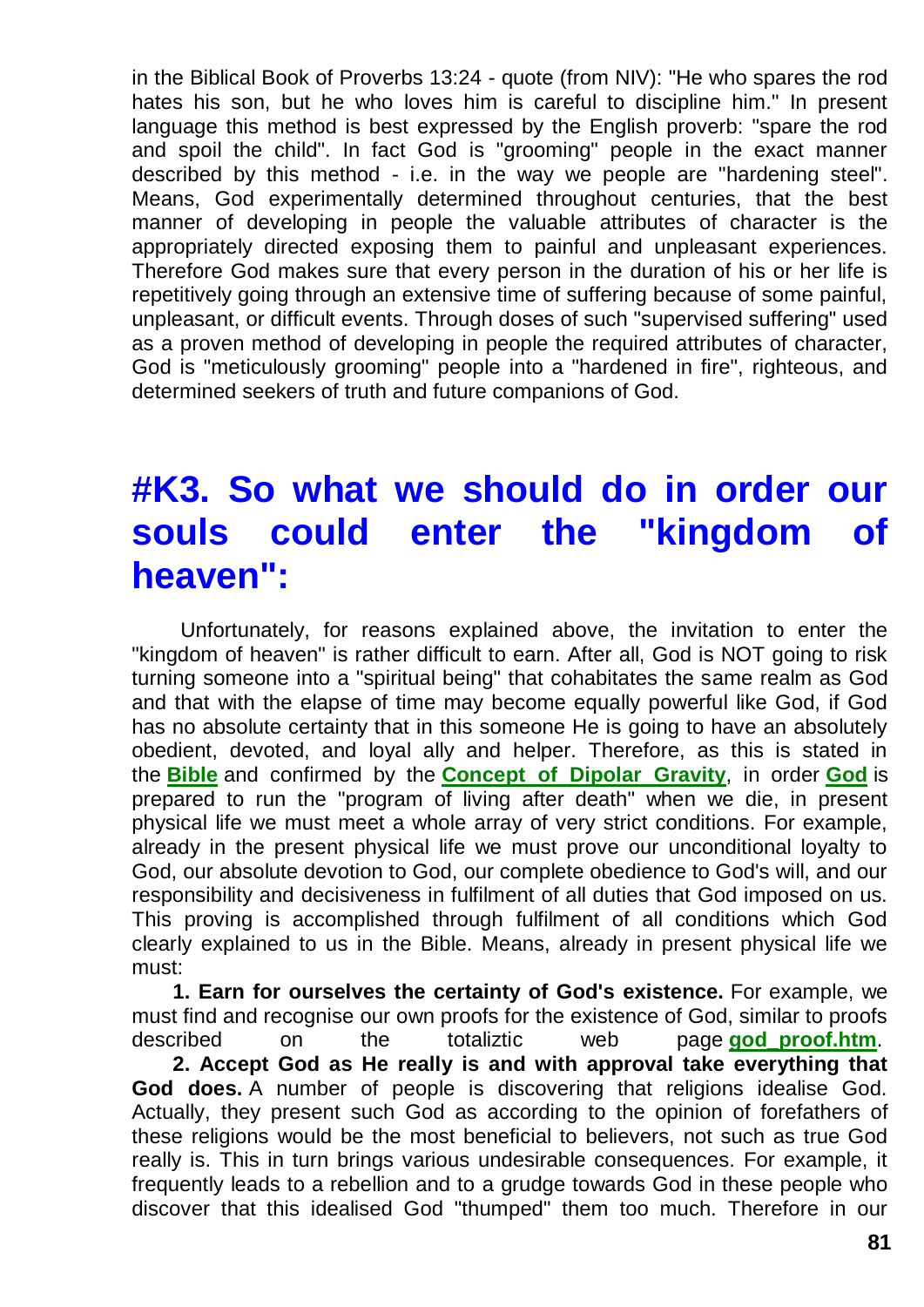in the Biblical Book of Proverbs 13:24 - quote (from NIV): "He who spares the rod hates his son, but he who loves him is careful to discipline him." In present language this method is best expressed by the English proverb: "spare the rod and spoil the child". In fact God is "grooming" people in the exact manner described by this method - i.e. in the way we people are "hardening steel". Means, God experimentally determined throughout centuries, that the best manner of developing in people the valuable attributes of character is the appropriately directed exposing them to painful and unpleasant experiences. Therefore God makes sure that every person in the duration of his or her life is repetitively going through an extensive time of suffering because of some painful, unpleasant, or difficult events. Through doses of such "supervised suffering" used as a proven method of developing in people the required attributes of character, God is "meticulously grooming" people into a "hardened in fire", righteous, and determined seekers of truth and future companions of God.

# #K3. So what we should do in order our souls could enter the "kingdom of heaven":

Unfortunately, for reasons explained above, the invitation to enter the "kingdom of heaven" is rather difficult to earn. After all, God is NOT going to risk turning someone into a "spiritual being" that cohabitates the same realm as God and that with the elapse of time may become equally powerful like God, if God has no absolute certainty that in this someone He is going to have an absolutely obedient, devoted, and loyal ally and helper. Therefore, as this is stated in the **Bible** and confirmed by the **Concept of Dipolar Gravity**, in order **God** is prepared to run the "program of living after death" when we die, in present physical life we must meet a whole array of very strict conditions. For example, already in the present physical life we must prove our unconditional loyalty to God, our absolute devotion to God, our complete obedience to God's will, and our responsibility and decisiveness in fulfilment of all duties that God imposed on us. This proving is accomplished through fulfilment of all conditions which God clearly explained to us in the Bible. Means, already in present physical life we must:

**1. Earn for ourselves the certainty of God's existence.** For example, we must find and recognise our own proofs for the existence of God, similar to proofs described on the totaliztic web page **god_proof.htm**.

**2. Accept God as He really is and with approval take everything that God does.** A number of people is discovering that religions idealise God. Actually, they present such God as according to the opinion of forefathers of these religions would be the most beneficial to believers, not such as true God really is. This in turn brings various undesirable consequences. For example, it frequently leads to a rebellion and to a grudge towards God in these people who discover that this idealised God "thumped" them too much. Therefore in our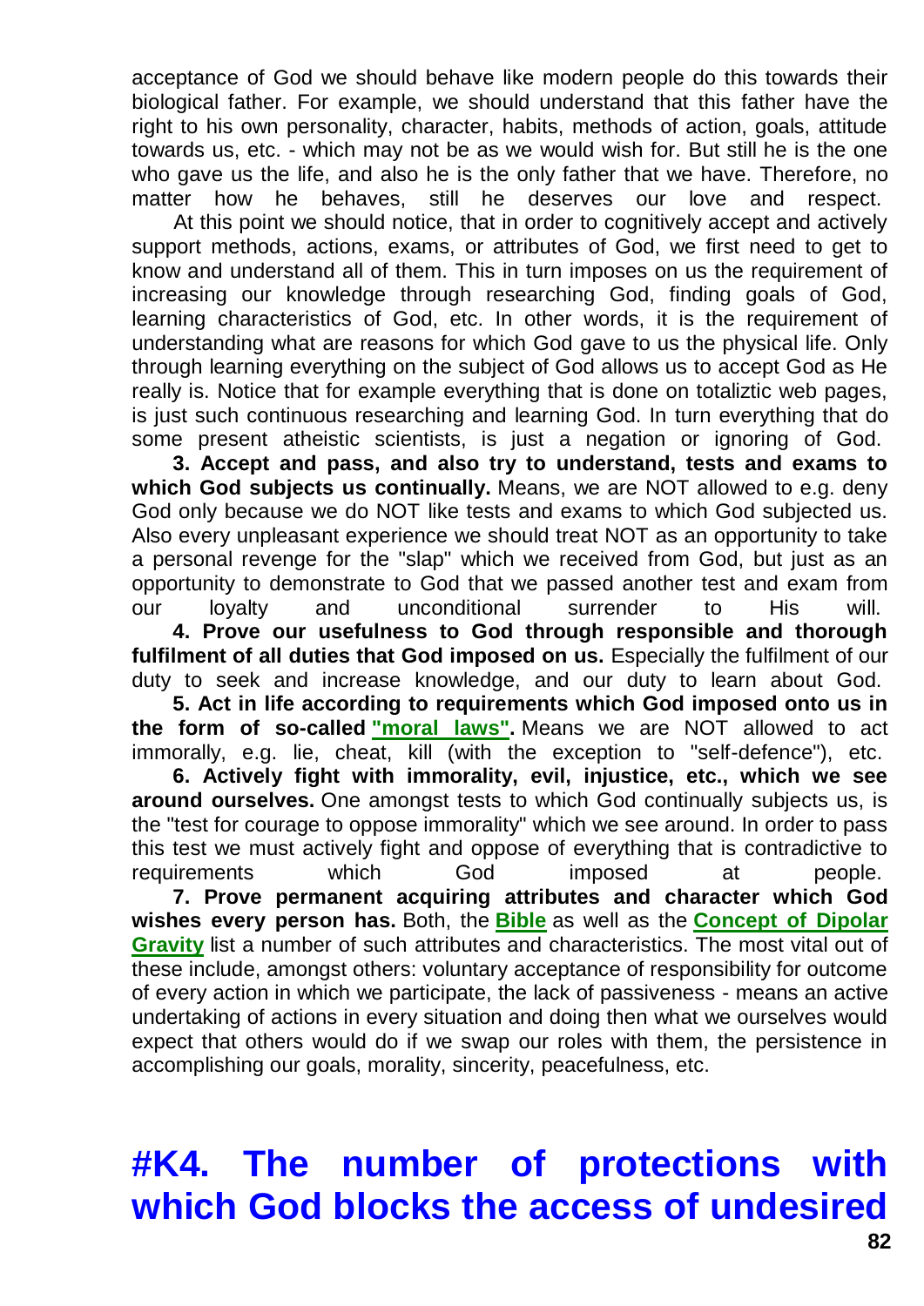acceptance of God we should behave like modern people do this towards their biological father. For example, we should understand that this father have the right to his own personality, character, habits, methods of action, goals, attitude towards us, etc. - which may not be as we would wish for. But still he is the one who gave us the life, and also he is the only father that we have. Therefore, no matter how he behaves, still he deserves our love and respect.

At this point we should notice, that in order to cognitively accept and actively support methods, actions, exams, or attributes of God, we first need to get to know and understand all of them. This in turn imposes on us the requirement of increasing our knowledge through researching God, finding goals of God, learning characteristics of God, etc. In other words, it is the requirement of understanding what are reasons for which God gave to us the physical life. Only through learning everything on the subject of God allows us to accept God as He really is. Notice that for example everything that is done on totaliztic web pages, is just such continuous researching and learning God. In turn everything that do some present atheistic scientists, is just a negation or ignoring of God.

**3. Accept and pass, and also try to understand, tests and exams to which God subjects us continually.** Means, we are NOT allowed to e.g. deny God only because we do NOT like tests and exams to which God subjected us. Also every unpleasant experience we should treat NOT as an opportunity to take a personal revenge for the "slap" which we received from God, but just as an opportunity to demonstrate to God that we passed another test and exam from our loyalty and unconditional surrender to His will.

**4. Prove our usefulness to God through responsible and thorough fulfilment of all duties that God imposed on us.** Especially the fulfilment of our duty to seek and increase knowledge, and our duty to learn about God.

**5. Act in life according to requirements which God imposed onto us in the form of so-called "moral laws".** Means we are NOT allowed to act immorally, e.g. lie, cheat, kill (with the exception to "self-defence"), etc.

**6. Actively fight with immorality, evil, injustice, etc., which we see around ourselves.** One amongst tests to which God continually subjects us, is the "test for courage to oppose immorality" which we see around. In order to pass this test we must actively fight and oppose of everything that is contradictive to requirements which God imposed at people.

**7. Prove permanent acquiring attributes and character which God wishes every person has.** Both, the **Bible** as well as the **Concept of Dipolar Gravity** list a number of such attributes and characteristics. The most vital out of these include, amongst others: voluntary acceptance of responsibility for outcome of every action in which we participate, the lack of passiveness - means an active undertaking of actions in every situation and doing then what we ourselves would expect that others would do if we swap our roles with them, the persistence in accomplishing our goals, morality, sincerity, peacefulness, etc.

# #K4. The number of protections with which God blocks the access of undesired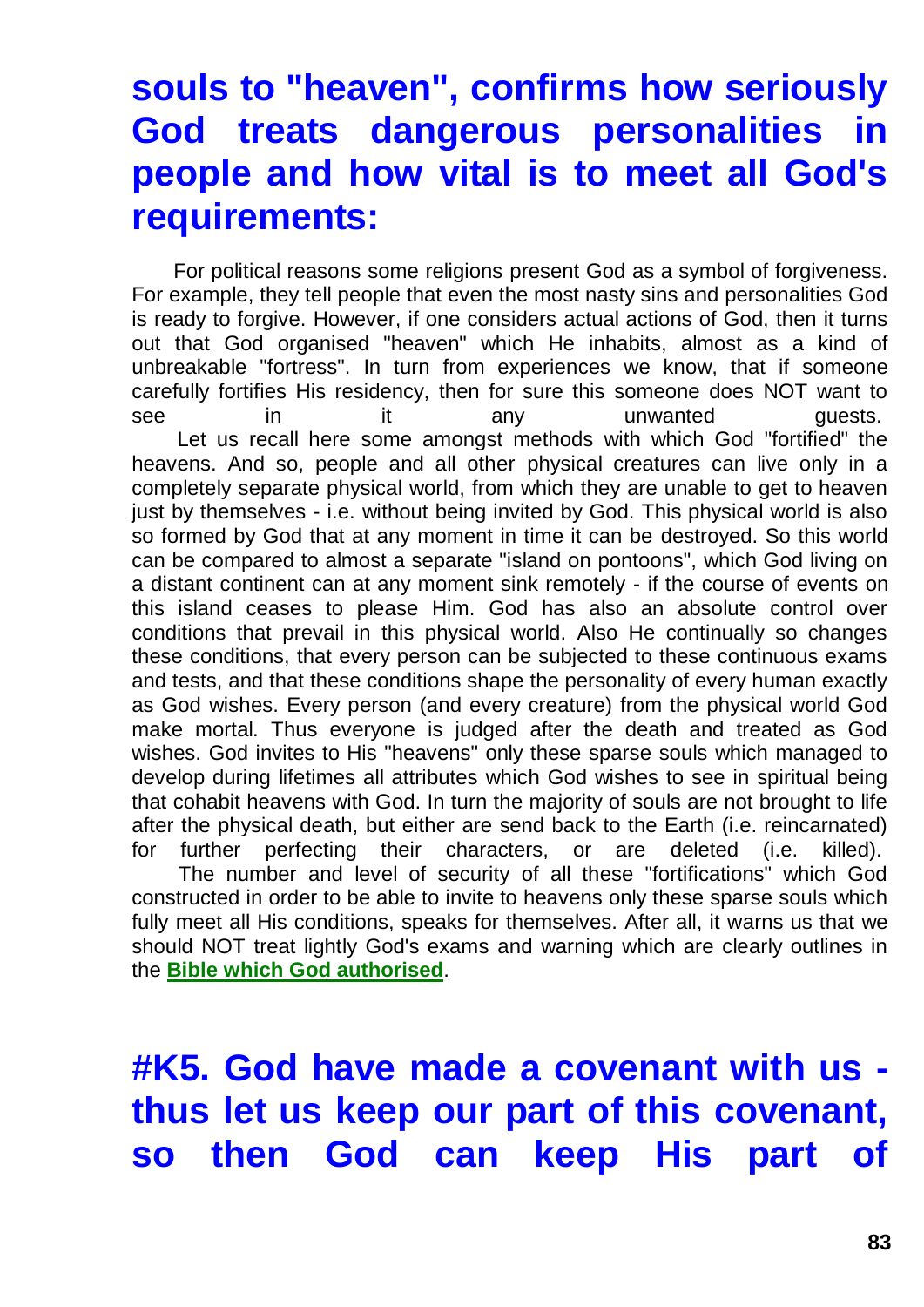## souls to "heaven", confirms how seriously God treats dangerous personalities in people and how vital is to meet all God's requirements:

For political reasons some religions present God as a symbol of forgiveness. For example, they tell people that even the most nasty sins and personalities God is ready to forgive. However, if one considers actual actions of God, then it turns out that God organised "heaven" which He inhabits, almost as a kind of unbreakable "fortress". In turn from experiences we know, that if someone carefully fortifies His residency, then for sure this someone does NOT want to see in it any unwanted guests.

Let us recall here some amongst methods with which God "fortified" the heavens. And so, people and all other physical creatures can live only in a completely separate physical world, from which they are unable to get to heaven just by themselves - i.e. without being invited by God. This physical world is also so formed by God that at any moment in time it can be destroyed. So this world can be compared to almost a separate "island on pontoons", which God living on a distant continent can at any moment sink remotely - if the course of events on this island ceases to please Him. God has also an absolute control over conditions that prevail in this physical world. Also He continually so changes these conditions, that every person can be subjected to these continuous exams and tests, and that these conditions shape the personality of every human exactly as God wishes. Every person (and every creature) from the physical world God make mortal. Thus everyone is judged after the death and treated as God wishes. God invites to His "heavens" only these sparse souls which managed to develop during lifetimes all attributes which God wishes to see in spiritual being that cohabit heavens with God. In turn the majority of souls are not brought to life after the physical death, but either are send back to the Earth (i.e. reincarnated) for further perfecting their characters, or are deleted (i.e. killed).

The number and level of security of all these "fortifications" which God constructed in order to be able to invite to heavens only these sparse souls which fully meet all His conditions, speaks for themselves. After all, it warns us that we should NOT treat lightly God's exams and warning which are clearly outlines in the **Bible which God authorised**.

## #K5. God have made a covenant with us - thus let us keep our part of this covenant, so then God can keep His part of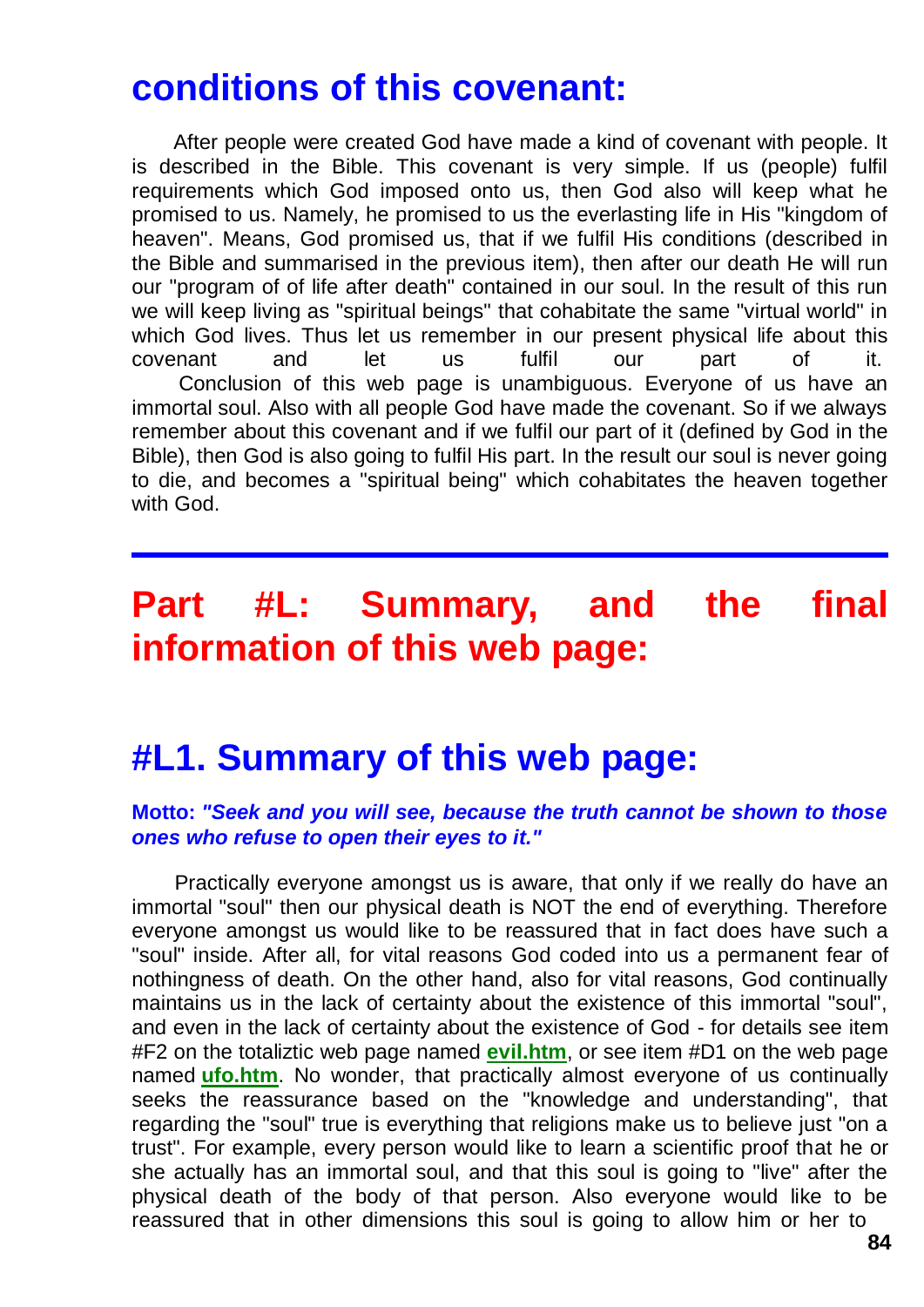## conditions of this covenant:

After people were created God have made a kind of covenant with people. It is described in the Bible. This covenant is very simple. If us (people) fulfil requirements which God imposed onto us, then God also will keep what he promised to us. Namely, he promised to us the everlasting life in His "kingdom of heaven". Means, God promised us, that if we fulfil His conditions (described in the Bible and summarised in the previous item), then after our death He will run our "program of of life after death" contained in our soul. In the result of this run we will keep living as "spiritual beings" that cohabitate the same "virtual world" in which God lives. Thus let us remember in our present physical life about this covenant and let us fulfil our part of it.

Conclusion of this web page is unambiguous. Everyone of us have an immortal soul. Also with all people God have made the covenant. So if we always remember about this covenant and if we fulfil our part of it (defined by God in the Bible), then God is also going to fulfil His part. In the result our soul is never going to die, and becomes a "spiritual being" which cohabitates the heaven together with God.

---

# Part #L: Summary, and the final information of this web page:

## #L1. Summary of this web page:

**Motto:** ***"Seek and you will see, because the truth cannot be shown to those ones who refuse to open their eyes to it."***

Practically everyone amongst us is aware, that only if we really do have an immortal "soul" then our physical death is NOT the end of everything. Therefore everyone amongst us would like to be reassured that in fact does have such a "soul" inside. After all, for vital reasons God coded into us a permanent fear of nothingness of death. On the other hand, also for vital reasons, God continually maintains us in the lack of certainty about the existence of this immortal "soul", and even in the lack of certainty about the existence of God - for details see item #F2 on the totaliztic web page named **evil.htm**, or see item #D1 on the web page named **ufo.htm**. No wonder, that practically almost everyone of us continually seeks the reassurance based on the "knowledge and understanding", that regarding the "soul" true is everything that religions make us to believe just "on a trust". For example, every person would like to learn a scientific proof that he or she actually has an immortal soul, and that this soul is going to "live" after the physical death of the body of that person. Also everyone would like to be reassured that in other dimensions this soul is going to allow him or her to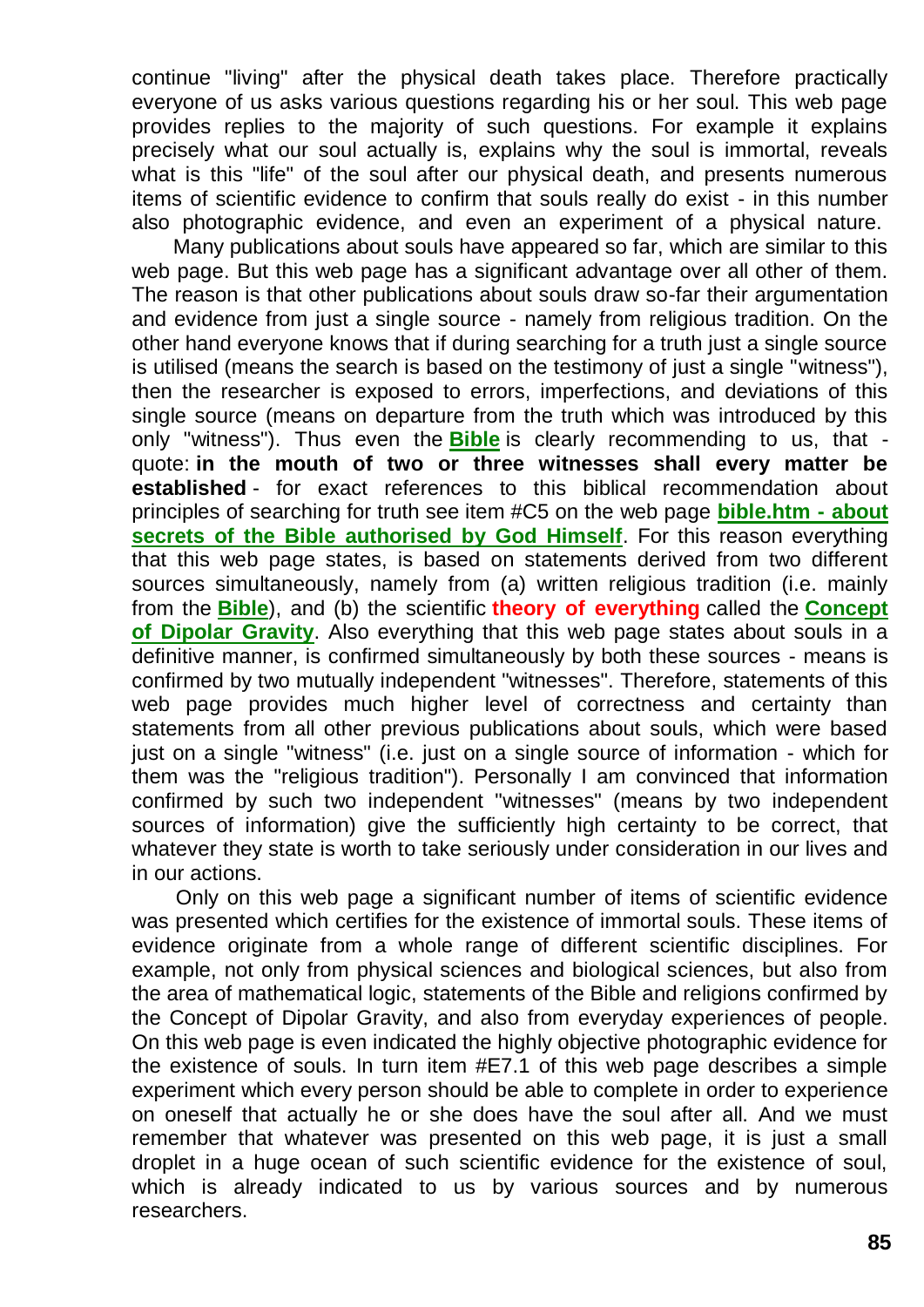continue "living" after the physical death takes place. Therefore practically everyone of us asks various questions regarding his or her soul. This web page provides replies to the majority of such questions. For example it explains precisely what our soul actually is, explains why the soul is immortal, reveals what is this "life" of the soul after our physical death, and presents numerous items of scientific evidence to confirm that souls really do exist - in this number also photographic evidence, and even an experiment of a physical nature.

Many publications about souls have appeared so far, which are similar to this web page. But this web page has a significant advantage over all other of them. The reason is that other publications about souls draw so-far their argumentation and evidence from just a single source - namely from religious tradition. On the other hand everyone knows that if during searching for a truth just a single source is utilised (means the search is based on the testimony of just a single "witness"), then the researcher is exposed to errors, imperfections, and deviations of this single source (means on departure from the truth which was introduced by this only "witness"). Thus even the **Bible** is clearly recommending to us, that - quote: **in the mouth of two or three witnesses shall every matter be established** - for exact references to this biblical recommendation about principles of searching for truth see item #C5 on the web page **bible.htm - about secrets of the Bible authorised by God Himself**. For this reason everything that this web page states, is based on statements derived from two different sources simultaneously, namely from (a) written religious tradition (i.e. mainly from the **Bible**), and (b) the scientific **theory of everything** called the **Concept of Dipolar Gravity**. Also everything that this web page states about souls in a definitive manner, is confirmed simultaneously by both these sources - means is confirmed by two mutually independent "witnesses". Therefore, statements of this web page provides much higher level of correctness and certainty than statements from all other previous publications about souls, which were based just on a single "witness" (i.e. just on a single source of information - which for them was the "religious tradition"). Personally I am convinced that information confirmed by such two independent "witnesses" (means by two independent sources of information) give the sufficiently high certainty to be correct, that whatever they state is worth to take seriously under consideration in our lives and in our actions.

Only on this web page a significant number of items of scientific evidence was presented which certifies for the existence of immortal souls. These items of evidence originate from a whole range of different scientific disciplines. For example, not only from physical sciences and biological sciences, but also from the area of mathematical logic, statements of the Bible and religions confirmed by the Concept of Dipolar Gravity, and also from everyday experiences of people. On this web page is even indicated the highly objective photographic evidence for the existence of souls. In turn item #E7.1 of this web page describes a simple experiment which every person should be able to complete in order to experience on oneself that actually he or she does have the soul after all. And we must remember that whatever was presented on this web page, it is just a small droplet in a huge ocean of such scientific evidence for the existence of soul, which is already indicated to us by various sources and by numerous researchers.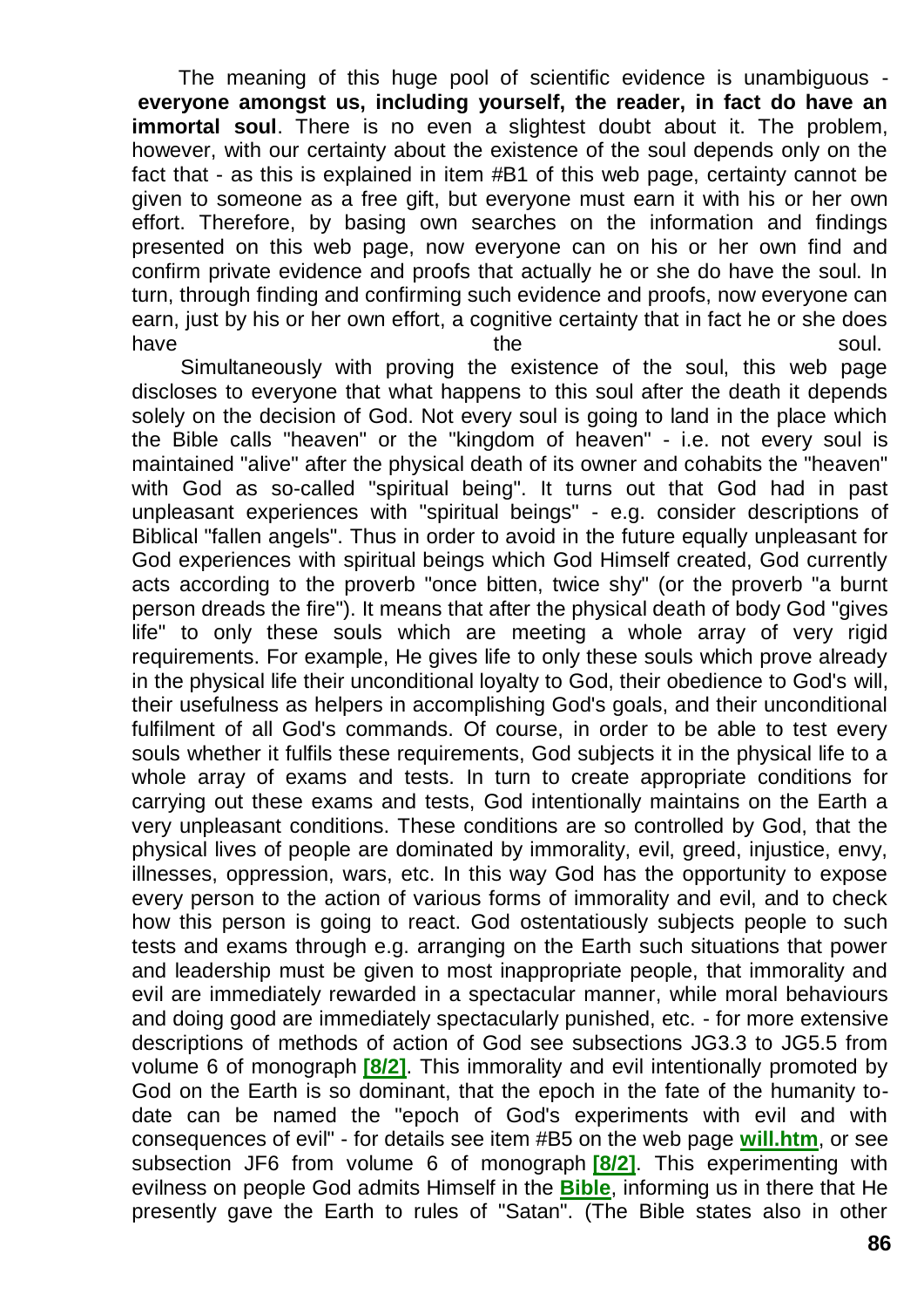The meaning of this huge pool of scientific evidence is unambiguous - **everyone amongst us, including yourself, the reader, in fact do have an immortal soul**. There is no even a slightest doubt about it. The problem, however, with our certainty about the existence of the soul depends only on the fact that - as this is explained in item #B1 of this web page, certainty cannot be given to someone as a free gift, but everyone must earn it with his or her own effort. Therefore, by basing own searches on the information and findings presented on this web page, now everyone can on his or her own find and confirm private evidence and proofs that actually he or she do have the soul. In turn, through finding and confirming such evidence and proofs, now everyone can earn, just by his or her own effort, a cognitive certainty that in fact he or she does have the soul.

Simultaneously with proving the existence of the soul, this web page discloses to everyone that what happens to this soul after the death it depends solely on the decision of God. Not every soul is going to land in the place which the Bible calls "heaven" or the "kingdom of heaven" - i.e. not every soul is maintained "alive" after the physical death of its owner and cohabits the "heaven" with God as so-called "spiritual being". It turns out that God had in past unpleasant experiences with "spiritual beings" - e.g. consider descriptions of Biblical "fallen angels". Thus in order to avoid in the future equally unpleasant for God experiences with spiritual beings which God Himself created, God currently acts according to the proverb "once bitten, twice shy" (or the proverb "a burnt person dreads the fire"). It means that after the physical death of body God "gives life" to only these souls which are meeting a whole array of very rigid requirements. For example, He gives life to only these souls which prove already in the physical life their unconditional loyalty to God, their obedience to God's will, their usefulness as helpers in accomplishing God's goals, and their unconditional fulfilment of all God's commands. Of course, in order to be able to test every souls whether it fulfils these requirements, God subjects it in the physical life to a whole array of exams and tests. In turn to create appropriate conditions for carrying out these exams and tests, God intentionally maintains on the Earth a very unpleasant conditions. These conditions are so controlled by God, that the physical lives of people are dominated by immorality, evil, greed, injustice, envy, illnesses, oppression, wars, etc. In this way God has the opportunity to expose every person to the action of various forms of immorality and evil, and to check how this person is going to react. God ostentatiously subjects people to such tests and exams through e.g. arranging on the Earth such situations that power and leadership must be given to most inappropriate people, that immorality and evil are immediately rewarded in a spectacular manner, while moral behaviours and doing good are immediately spectacularly punished, etc. - for more extensive descriptions of methods of action of God see subsections JG3.3 to JG5.5 from volume 6 of monograph **[8/2]**. This immorality and evil intentionally promoted by God on the Earth is so dominant, that the epoch in the fate of the humanity to-date can be named the "epoch of God's experiments with evil and with consequences of evil" - for details see item #B5 on the web page **will.htm**, or see subsection JF6 from volume 6 of monograph **[8/2]**. This experimenting with evilness on people God admits Himself in the **Bible**, informing us in there that He presently gave the Earth to rules of "Satan". (The Bible states also in other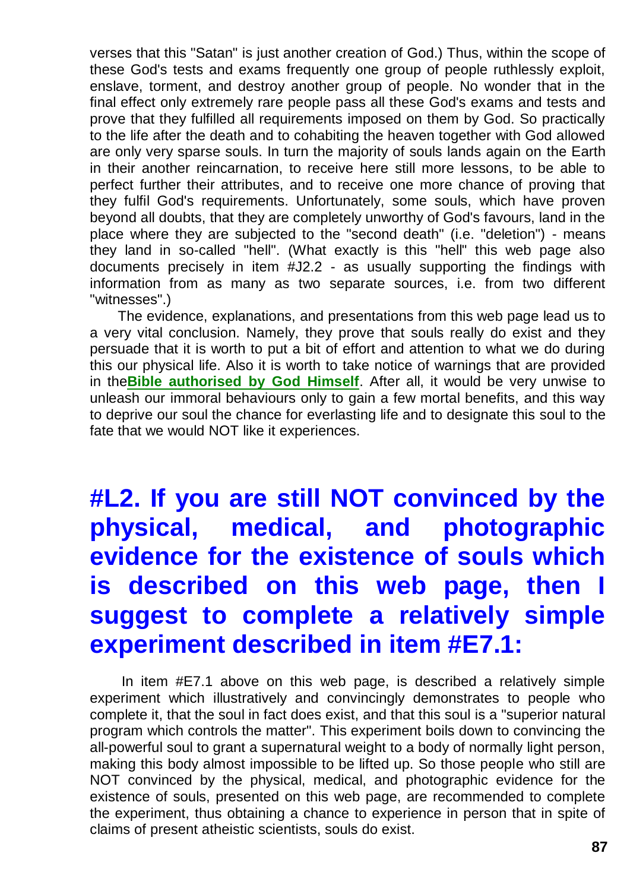verses that this "Satan" is just another creation of God.) Thus, within the scope of these God's tests and exams frequently one group of people ruthlessly exploit, enslave, torment, and destroy another group of people. No wonder that in the final effect only extremely rare people pass all these God's exams and tests and prove that they fulfilled all requirements imposed on them by God. So practically to the life after the death and to cohabiting the heaven together with God allowed are only very sparse souls. In turn the majority of souls lands again on the Earth in their another reincarnation, to receive here still more lessons, to be able to perfect further their attributes, and to receive one more chance of proving that they fulfil God's requirements. Unfortunately, some souls, which have proven beyond all doubts, that they are completely unworthy of God's favours, land in the place where they are subjected to the "second death" (i.e. "deletion") - means they land in so-called "hell". (What exactly is this "hell" this web page also documents precisely in item #J2.2 - as usually supporting the findings with information from as many as two separate sources, i.e. from two different "witnesses".)

The evidence, explanations, and presentations from this web page lead us to a very vital conclusion. Namely, they prove that souls really do exist and they persuade that it is worth to put a bit of effort and attention to what we do during this our physical life. Also it is worth to take notice of warnings that are provided in the**Bible authorised by God Himself**. After all, it would be very unwise to unleash our immoral behaviours only to gain a few mortal benefits, and this way to deprive our soul the chance for everlasting life and to designate this soul to the fate that we would NOT like it experiences.

# #L2. If you are still NOT convinced by the physical, medical, and photographic evidence for the existence of souls which is described on this web page, then I suggest to complete a relatively simple experiment described in item #E7.1:

In item #E7.1 above on this web page, is described a relatively simple experiment which illustratively and convincingly demonstrates to people who complete it, that the soul in fact does exist, and that this soul is a "superior natural program which controls the matter". This experiment boils down to convincing the all-powerful soul to grant a supernatural weight to a body of normally light person, making this body almost impossible to be lifted up. So those people who still are NOT convinced by the physical, medical, and photographic evidence for the existence of souls, presented on this web page, are recommended to complete the experiment, thus obtaining a chance to experience in person that in spite of claims of present atheistic scientists, souls do exist.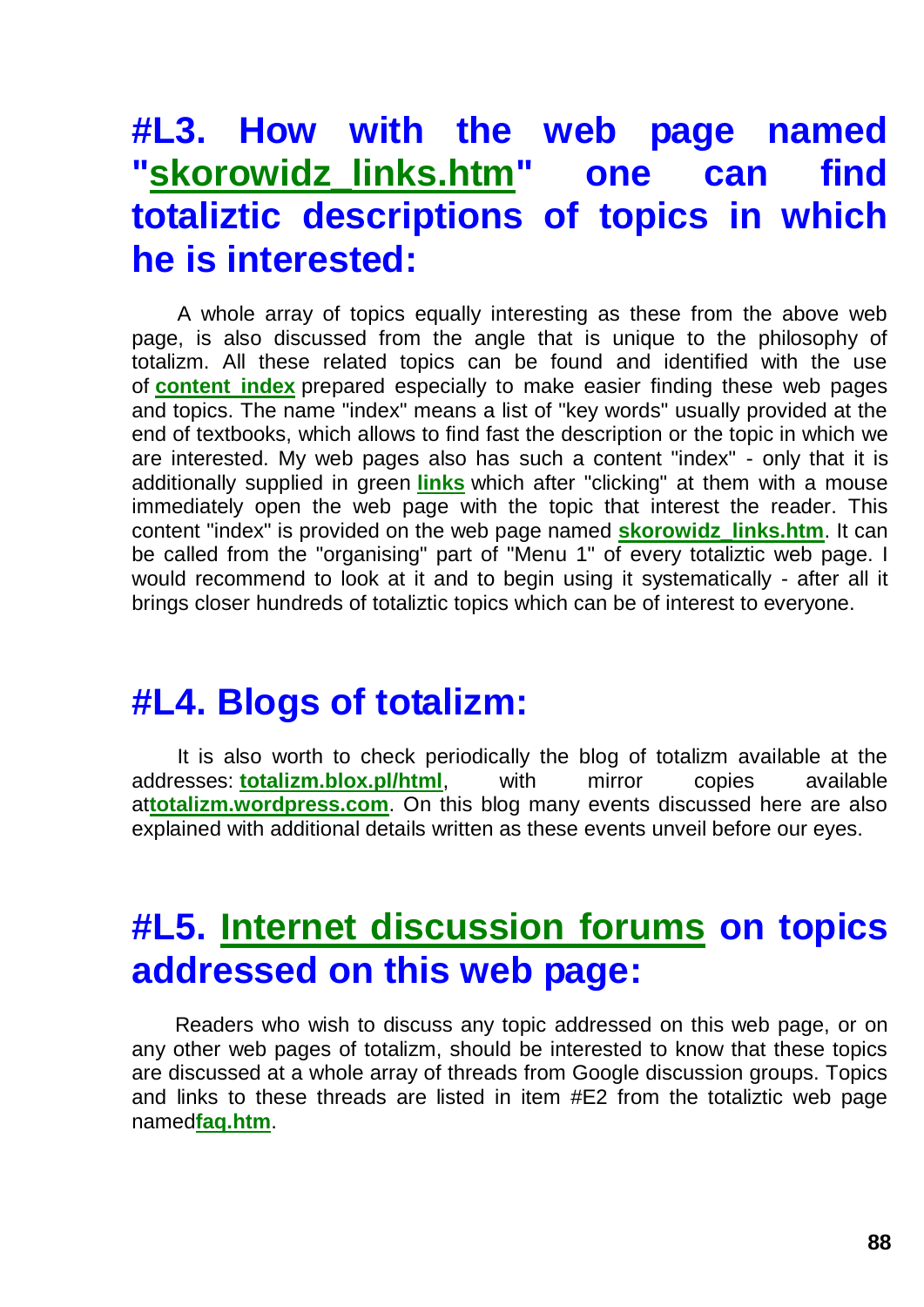# #L3. How with the web page named "skorowidz_links.htm" one can find totaliztic descriptions of topics in which he is interested:

A whole array of topics equally interesting as these from the above web page, is also discussed from the angle that is unique to the philosophy of totalizm. All these related topics can be found and identified with the use of **content index** prepared especially to make easier finding these web pages and topics. The name "index" means a list of "key words" usually provided at the end of textbooks, which allows to find fast the description or the topic in which we are interested. My web pages also has such a content "index" - only that it is additionally supplied in green **links** which after "clicking" at them with a mouse immediately open the web page with the topic that interest the reader. This content "index" is provided on the web page named **skorowidz_links.htm**. It can be called from the "organising" part of "Menu 1" of every totaliztic web page. I would recommend to look at it and to begin using it systematically - after all it brings closer hundreds of totaliztic topics which can be of interest to everyone.

# #L4. Blogs of totalizm:

It is also worth to check periodically the blog of totalizm available at the addresses: **totalizm.blox.pl/html**, with mirror copies available at**totalizm.wordpress.com**. On this blog many events discussed here are also explained with additional details written as these events unveil before our eyes.

# #L5. Internet discussion forums on topics addressed on this web page:

Readers who wish to discuss any topic addressed on this web page, or on any other web pages of totalizm, should be interested to know that these topics are discussed at a whole array of threads from Google discussion groups. Topics and links to these threads are listed in item #E2 from the totaliztic web page named**faq.htm**.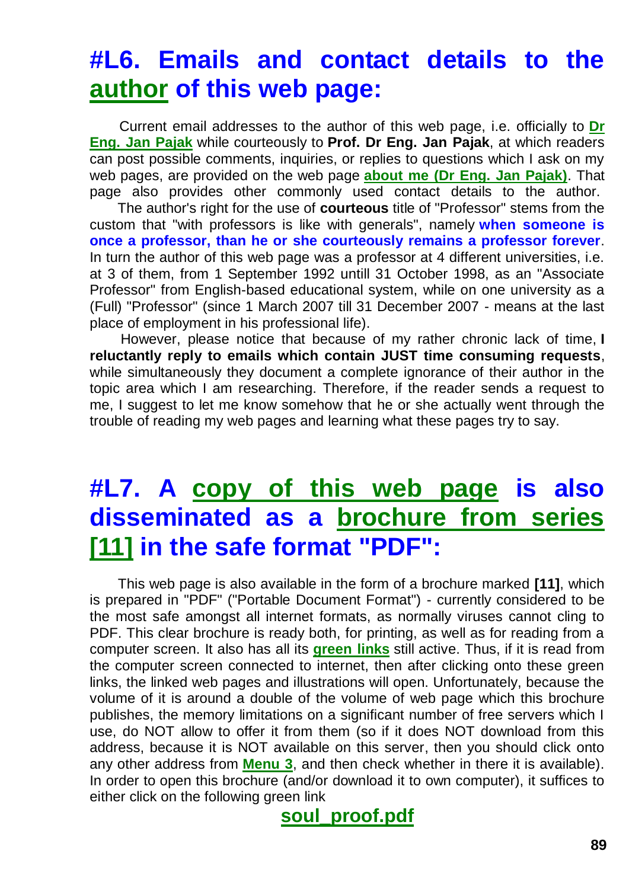# #L6. Emails and contact details to the author of this web page:

Current email addresses to the author of this web page, i.e. officially to **Dr Eng. Jan Pajak** while courteously to **Prof. Dr Eng. Jan Pajak**, at which readers can post possible comments, inquiries, or replies to questions which I ask on my web pages, are provided on the web page **about me (Dr Eng. Jan Pajak)**. That page also provides other commonly used contact details to the author.

The author's right for the use of **courteous** title of "Professor" stems from the custom that "with professors is like with generals", namely **when someone is once a professor, than he or she courteously remains a professor forever**. In turn the author of this web page was a professor at 4 different universities, i.e. at 3 of them, from 1 September 1992 untill 31 October 1998, as an "Associate Professor" from English-based educational system, while on one university as a (Full) "Professor" (since 1 March 2007 till 31 December 2007 - means at the last place of employment in his professional life).

However, please notice that because of my rather chronic lack of time, **I reluctantly reply to emails which contain JUST time consuming requests**, while simultaneously they document a complete ignorance of their author in the topic area which I am researching. Therefore, if the reader sends a request to me, I suggest to let me know somehow that he or she actually went through the trouble of reading my web pages and learning what these pages try to say.

# #L7. A copy of this web page is also disseminated as a brochure from series [11] in the safe format "PDF":

This web page is also available in the form of a brochure marked **[11]**, which is prepared in "PDF" ("Portable Document Format") - currently considered to be the most safe amongst all internet formats, as normally viruses cannot cling to PDF. This clear brochure is ready both, for printing, as well as for reading from a computer screen. It also has all its **green links** still active. Thus, if it is read from the computer screen connected to internet, then after clicking onto these green links, the linked web pages and illustrations will open. Unfortunately, because the volume of it is around a double of the volume of web page which this brochure publishes, the memory limitations on a significant number of free servers which I use, do NOT allow to offer it from them (so if it does NOT download from this address, because it is NOT available on this server, then you should click onto any other address from **Menu 3**, and then check whether in there it is available). In order to open this brochure (and/or download it to own computer), it suffices to either click on the following green link

**soul_proof.pdf**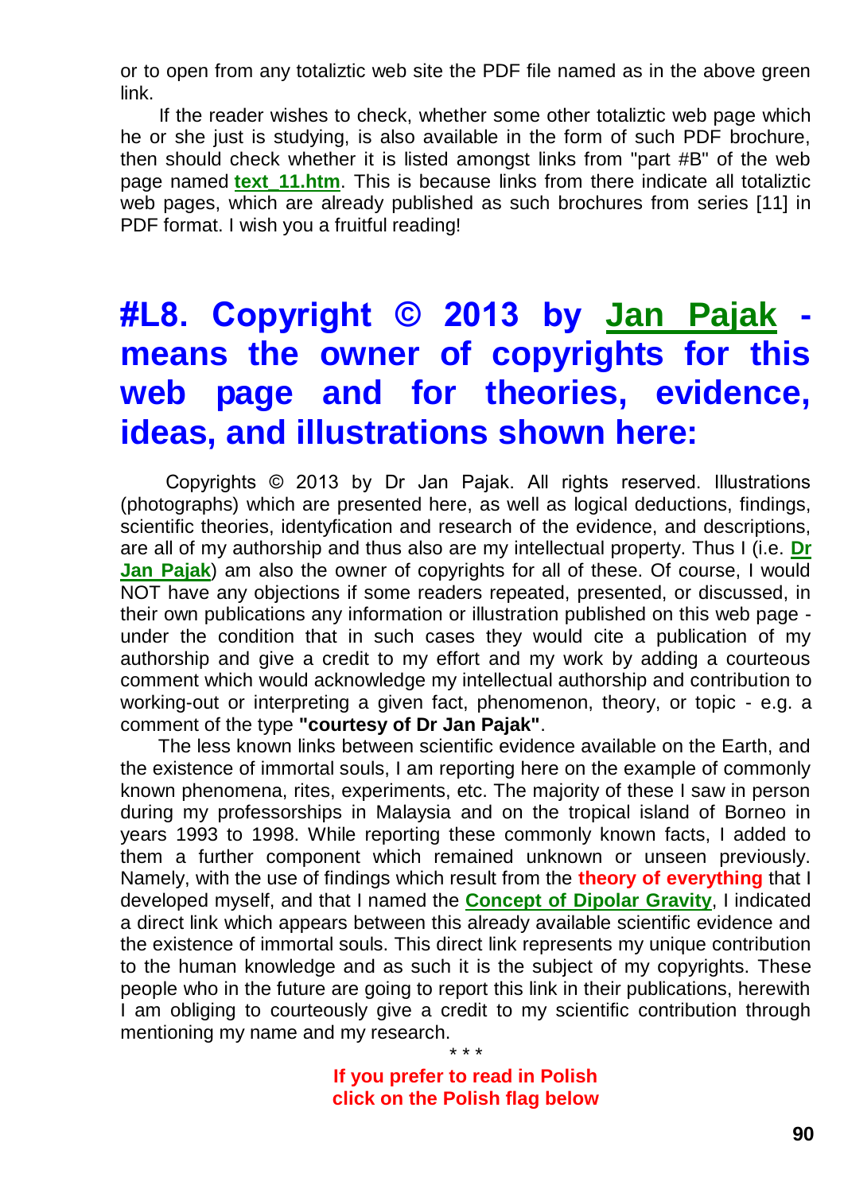or to open from any totaliztic web site the PDF file named as in the above green link.

If the reader wishes to check, whether some other totaliztic web page which he or she just is studying, is also available in the form of such PDF brochure, then should check whether it is listed amongst links from "part #B" of the web page named **text_11.htm**. This is because links from there indicate all totaliztic web pages, which are already published as such brochures from series [11] in PDF format. I wish you a fruitful reading!

# #L8. Copyright © 2013 by Jan Pajak - means the owner of copyrights for this web page and for theories, evidence, ideas, and illustrations shown here:

Copyrights © 2013 by Dr Jan Pajak. All rights reserved. Illustrations (photographs) which are presented here, as well as logical deductions, findings, scientific theories, identyfication and research of the evidence, and descriptions, are all of my authorship and thus also are my intellectual property. Thus I (i.e. **Dr Jan Pajak**) am also the owner of copyrights for all of these. Of course, I would NOT have any objections if some readers repeated, presented, or discussed, in their own publications any information or illustration published on this web page - under the condition that in such cases they would cite a publication of my authorship and give a credit to my effort and my work by adding a courteous comment which would acknowledge my intellectual authorship and contribution to working-out or interpreting a given fact, phenomenon, theory, or topic - e.g. a comment of the type **"courtesy of Dr Jan Pajak"**.

The less known links between scientific evidence available on the Earth, and the existence of immortal souls, I am reporting here on the example of commonly known phenomena, rites, experiments, etc. The majority of these I saw in person during my professorships in Malaysia and on the tropical island of Borneo in years 1993 to 1998. While reporting these commonly known facts, I added to them a further component which remained unknown or unseen previously. Namely, with the use of findings which result from the **theory of everything** that I developed myself, and that I named the **Concept of Dipolar Gravity**, I indicated a direct link which appears between this already available scientific evidence and the existence of immortal souls. This direct link represents my unique contribution to the human knowledge and as such it is the subject of my copyrights. These people who in the future are going to report this link in their publications, herewith I am obliging to courteously give a credit to my scientific contribution through mentioning my name and my research.

\* \* \*

**If you prefer to read in Polish click on the Polish flag below**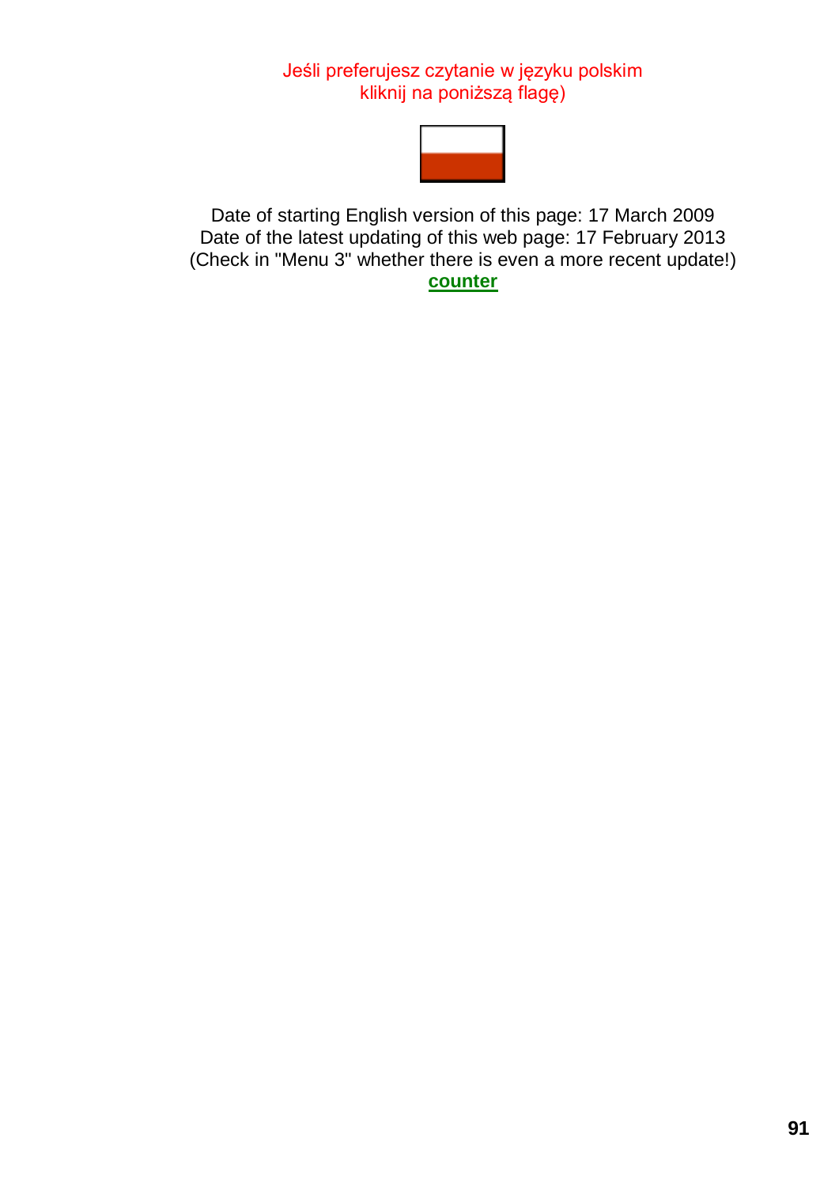Jeśli preferujesz czytanie w języku polskim
kliknij na poniższą flagę)

Date of starting English version of this page: 17 March 2009
Date of the latest updating of this web page: 17 February 2013
(Check in "Menu 3" whether there is even a more recent update!)

**counter**